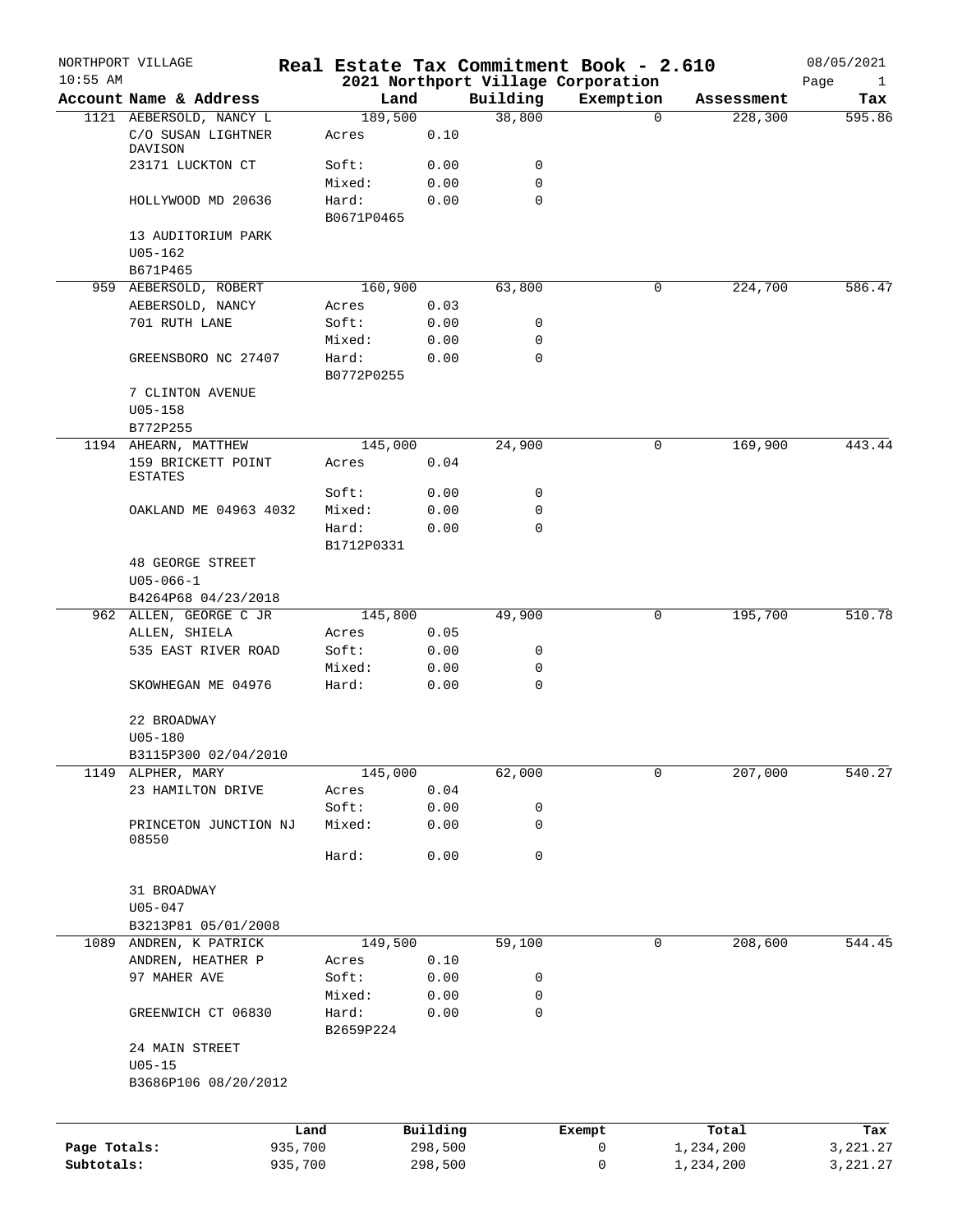NORTHPORT VILLAGE
10:55 AM

# Real Estate Tax Commitment Book - 2.610

## 2021 Northport Village Corporation

08/05/2021

| Account Name & Address | Land | | Building | Exemption | Assessment | Tax |
|---|---|---|---|---|---|---|
| 1121 AEBERSOLD, NANCY L | 189,500 | | 38,800 | 0 | 228,300 | 595.86 |
| C/O SUSAN LIGHTNER DAVISON | Acres | 0.10 | | | | |
| 23171 LUCKTON CT | Soft: | 0.00 | 0 | | | |
| | Mixed: | 0.00 | 0 | | | |
| HOLLYWOOD MD 20636 | Hard: | 0.00 | 0 | | | |
| | B0671P0465 | | | | | |
| 13 AUDITORIUM PARK | | | | | | |
| U05-162 | | | | | | |
| B671P465 | | | | | | |
| 959 AEBERSOLD, ROBERT | 160,900 | | 63,800 | 0 | 224,700 | 586.47 |
| AEBERSOLD, NANCY | Acres | 0.03 | | | | |
| 701 RUTH LANE | Soft: | 0.00 | 0 | | | |
| | Mixed: | 0.00 | 0 | | | |
| GREENSBORO NC 27407 | Hard: | 0.00 | 0 | | | |
| | B0772P0255 | | | | | |
| 7 CLINTON AVENUE | | | | | | |
| U05-158 | | | | | | |
| B772P255 | | | | | | |
| 1194 AHEARN, MATTHEW | 145,000 | | 24,900 | 0 | 169,900 | 443.44 |
| 159 BRICKETT POINT ESTATES | Acres | 0.04 | | | | |
| | Soft: | 0.00 | 0 | | | |
| OAKLAND ME 04963 4032 | Mixed: | 0.00 | 0 | | | |
| | Hard: | 0.00 | 0 | | | |
| | B1712P0331 | | | | | |
| 48 GEORGE STREET | | | | | | |
| U05-066-1 | | | | | | |
| B4264P68 04/23/2018 | | | | | | |
| 962 ALLEN, GEORGE C JR | 145,800 | | 49,900 | 0 | 195,700 | 510.78 |
| ALLEN, SHIELA | Acres | 0.05 | | | | |
| 535 EAST RIVER ROAD | Soft: | 0.00 | 0 | | | |
| | Mixed: | 0.00 | 0 | | | |
| SKOWHEGAN ME 04976 | Hard: | 0.00 | 0 | | | |
| 22 BROADWAY | | | | | | |
| U05-180 | | | | | | |
| B3115P300 02/04/2010 | | | | | | |
| 1149 ALPHER, MARY | 145,000 | | 62,000 | 0 | 207,000 | 540.27 |
| 23 HAMILTON DRIVE | Acres | 0.04 | | | | |
| | Soft: | 0.00 | 0 | | | |
| PRINCETON JUNCTION NJ 08550 | Mixed: | 0.00 | 0 | | | |
| | Hard: | 0.00 | 0 | | | |
| 31 BROADWAY | | | | | | |
| U05-047 | | | | | | |
| B3213P81 05/01/2008 | | | | | | |
| 1089 ANDREN, K PATRICK | 149,500 | | 59,100 | 0 | 208,600 | 544.45 |
| ANDREN, HEATHER P | Acres | 0.10 | | | | |
| 97 MAHER AVE | Soft: | 0.00 | 0 | | | |
| | Mixed: | 0.00 | 0 | | | |
| GREENWICH CT 06830 | Hard: | 0.00 | 0 | | | |
| | B2659P224 | | | | | |
| 24 MAIN STREET | | | | | | |
| U05-15 | | | | | | |
| B3686P106 08/20/2012 | | | | | | |

| | Land | Building | Exempt | Total | Tax |
|---|---|---|---|---|---|
| Page Totals: | 935,700 | 298,500 | 0 | 1,234,200 | 3,221.27 |
| Subtotals: | 935,700 | 298,500 | 0 | 1,234,200 | 3,221.27 |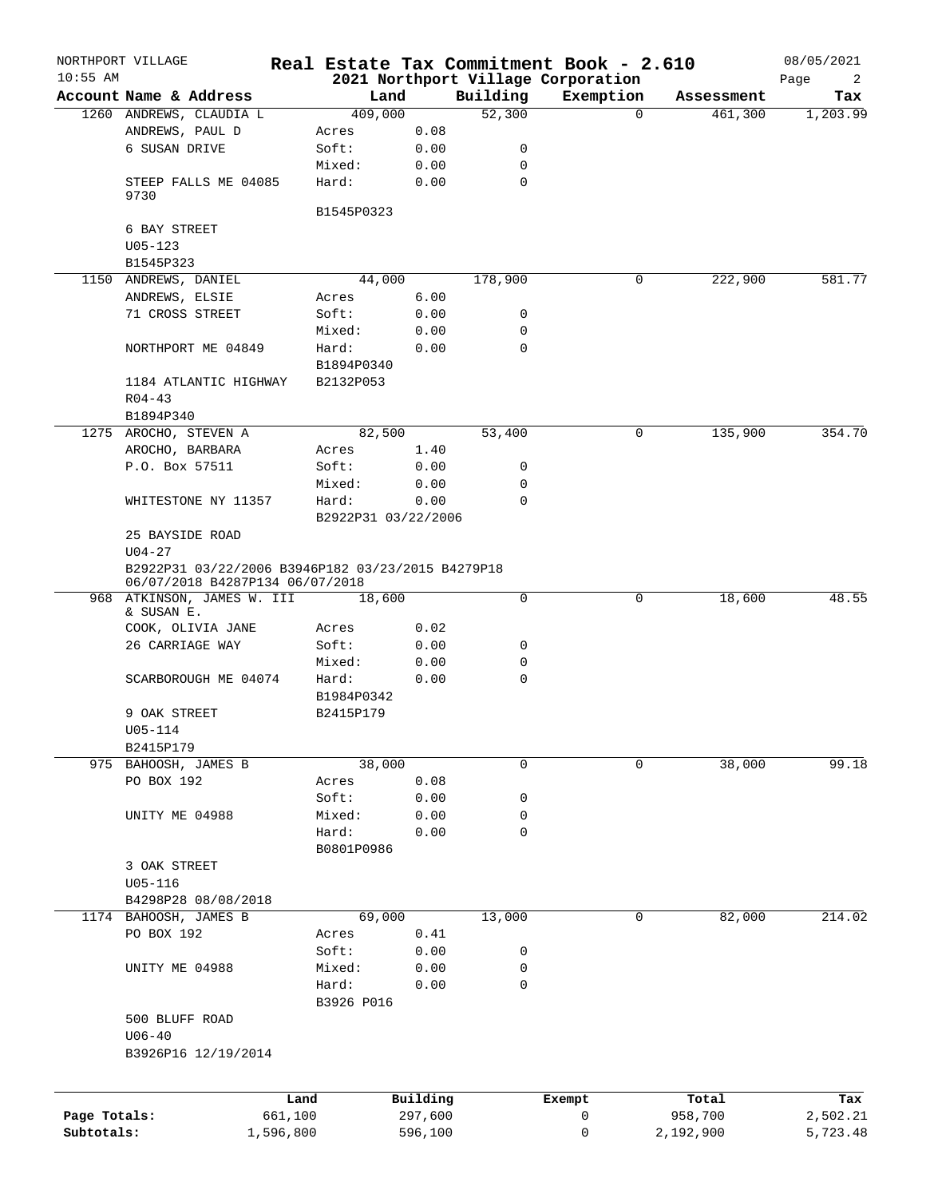NORTHPORT VILLAGE
10:55 AM

# Real Estate Tax Commitment Book - 2.610
## 2021 Northport Village Corporation

08/05/2021

| Account Name & Address | Land | | Building | Exemption | Assessment | Tax |
|---|---|---|---|---|---|---|
| 1260 ANDREWS, CLAUDIA L | 409,000 | | 52,300 | 0 | 461,300 | 1,203.99 |
| ANDREWS, PAUL D | Acres | 0.08 | | | | |
| 6 SUSAN DRIVE | Soft: | 0.00 | 0 | | | |
| | Mixed: | 0.00 | 0 | | | |
| STEEP FALLS ME 04085 9730 | Hard: | 0.00 | 0 | | | |
| | B1545P0323 | | | | | |
| 6 BAY STREET | | | | | | |
| U05-123 | | | | | | |
| B1545P323 | | | | | | |
| 1150 ANDREWS, DANIEL | 44,000 | | 178,900 | 0 | 222,900 | 581.77 |
| ANDREWS, ELSIE | Acres | 6.00 | | | | |
| 71 CROSS STREET | Soft: | 0.00 | 0 | | | |
| | Mixed: | 0.00 | 0 | | | |
| NORTHPORT ME 04849 | Hard: | 0.00 | 0 | | | |
| | B1894P0340 | | | | | |
| 1184 ATLANTIC HIGHWAY | B2132P053 | | | | | |
| R04-43 | | | | | | |
| B1894P340 | | | | | | |
| 1275 AROCHO, STEVEN A | 82,500 | | 53,400 | 0 | 135,900 | 354.70 |
| AROCHO, BARBARA | Acres | 1.40 | | | | |
| P.O. Box 57511 | Soft: | 0.00 | 0 | | | |
| | Mixed: | 0.00 | 0 | | | |
| WHITESTONE NY 11357 | Hard: | 0.00 | 0 | | | |
| | B2922P31 03/22/2006 | | | | | |
| 25 BAYSIDE ROAD | | | | | | |
| U04-27 | | | | | | |
| B2922P31 03/22/2006 B3946P182 03/23/2015 B4279P18 06/07/2018 B4287P134 06/07/2018 | | | | | | |
| 968 ATKINSON, JAMES W. III & SUSAN E. | 18,600 | | 0 | 0 | 18,600 | 48.55 |
| COOK, OLIVIA JANE | Acres | 0.02 | | | | |
| 26 CARRIAGE WAY | Soft: | 0.00 | 0 | | | |
| | Mixed: | 0.00 | 0 | | | |
| SCARBOROUGH ME 04074 | Hard: | 0.00 | 0 | | | |
| | B1984P0342 | | | | | |
| 9 OAK STREET | B2415P179 | | | | | |
| U05-114 | | | | | | |
| B2415P179 | | | | | | |
| 975 BAHOOSH, JAMES B | 38,000 | | 0 | 0 | 38,000 | 99.18 |
| PO BOX 192 | Acres | 0.08 | | | | |
| | Soft: | 0.00 | 0 | | | |
| UNITY ME 04988 | Mixed: | 0.00 | 0 | | | |
| | Hard: | 0.00 | 0 | | | |
| | B0801P0986 | | | | | |
| 3 OAK STREET | | | | | | |
| U05-116 | | | | | | |
| B4298P28 08/08/2018 | | | | | | |
| 1174 BAHOOSH, JAMES B | 69,000 | | 13,000 | 0 | 82,000 | 214.02 |
| PO BOX 192 | Acres | 0.41 | | | | |
| | Soft: | 0.00 | 0 | | | |
| UNITY ME 04988 | Mixed: | 0.00 | 0 | | | |
| | Hard: | 0.00 | 0 | | | |
| | B3926 P016 | | | | | |
| 500 BLUFF ROAD | | | | | | |
| U06-40 | | | | | | |
| B3926P16 12/19/2014 | | | | | | |

| | Land | Building | Exempt | Total | Tax |
|---|---|---|---|---|---|
| Page Totals: | 661,100 | 297,600 | 0 | 958,700 | 2,502.21 |
| Subtotals: | 1,596,800 | 596,100 | 0 | 2,192,900 | 5,723.48 |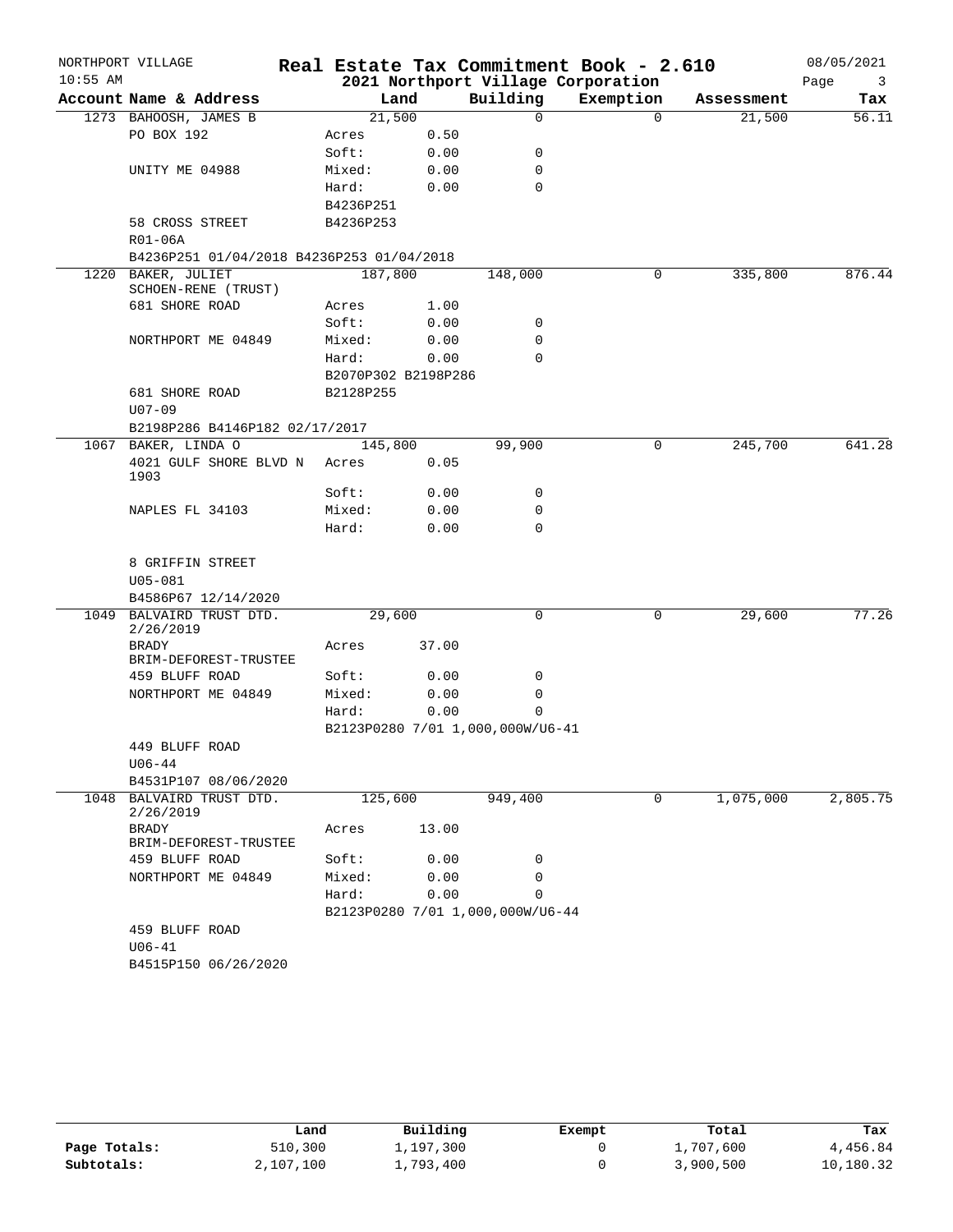NORTHPORT VILLAGE
10:55 AM

# Real Estate Tax Commitment Book - 2.610
## 2021 Northport Village Corporation

08/05/2021

| Account Name & Address | Land | | Building | Exemption | Assessment | Tax |
|---|---|---|---|---|---|---|
| 1273 BAHOOSH, JAMES B | 21,500 | | 0 | 0 | 21,500 | 56.11 |
| PO BOX 192 | Acres | 0.50 | | | | |
| | Soft: | 0.00 | 0 | | | |
| UNITY ME 04988 | Mixed: | 0.00 | 0 | | | |
| | Hard: | 0.00 | 0 | | | |
| | B4236P251 | | | | | |
| 58 CROSS STREET | B4236P253 | | | | | |
| R01-06A | | | | | | |
| B4236P251 01/04/2018 B4236P253 01/04/2018 | | | | | | |
| 1220 BAKER, JULIET SCHOEN-RENE (TRUST) | 187,800 | | 148,000 | 0 | 335,800 | 876.44 |
| 681 SHORE ROAD | Acres | 1.00 | | | | |
| | Soft: | 0.00 | 0 | | | |
| NORTHPORT ME 04849 | Mixed: | 0.00 | 0 | | | |
| | Hard: | 0.00 | 0 | | | |
| | B2070P302 B2198P286 | | | | | |
| 681 SHORE ROAD | B2128P255 | | | | | |
| U07-09 | | | | | | |
| B2198P286 B4146P182 02/17/2017 | | | | | | |
| 1067 BAKER, LINDA O | 145,800 | | 99,900 | 0 | 245,700 | 641.28 |
| 4021 GULF SHORE BLVD N 1903 | Acres | 0.05 | | | | |
| | Soft: | 0.00 | 0 | | | |
| NAPLES FL 34103 | Mixed: | 0.00 | 0 | | | |
| | Hard: | 0.00 | 0 | | | |
| 8 GRIFFIN STREET | | | | | | |
| U05-081 | | | | | | |
| B4586P67 12/14/2020 | | | | | | |
| 1049 BALVAIRD TRUST DTD. 2/26/2019 | 29,600 | | 0 | 0 | 29,600 | 77.26 |
| BRADY BRIM-DEFOREST-TRUSTEE | Acres | 37.00 | | | | |
| 459 BLUFF ROAD | Soft: | 0.00 | 0 | | | |
| NORTHPORT ME 04849 | Mixed: | 0.00 | 0 | | | |
| | Hard: | 0.00 | 0 | | | |
| | B2123P0280 7/01 1,000,000W/U6-41 | | | | | |
| 449 BLUFF ROAD | | | | | | |
| U06-44 | | | | | | |
| B4531P107 08/06/2020 | | | | | | |
| 1048 BALVAIRD TRUST DTD. 2/26/2019 | 125,600 | | 949,400 | 0 | 1,075,000 | 2,805.75 |
| BRADY BRIM-DEFOREST-TRUSTEE | Acres | 13.00 | | | | |
| 459 BLUFF ROAD | Soft: | 0.00 | 0 | | | |
| NORTHPORT ME 04849 | Mixed: | 0.00 | 0 | | | |
| | Hard: | 0.00 | 0 | | | |
| | B2123P0280 7/01 1,000,000W/U6-44 | | | | | |
| 459 BLUFF ROAD | | | | | | |
| U06-41 | | | | | | |
| B4515P150 06/26/2020 | | | | | | |

| | Land | Building | Exempt | Total | Tax |
|---|---|---|---|---|---|
| Page Totals: | 510,300 | 1,197,300 | 0 | 1,707,600 | 4,456.84 |
| Subtotals: | 2,107,100 | 1,793,400 | 0 | 3,900,500 | 10,180.32 |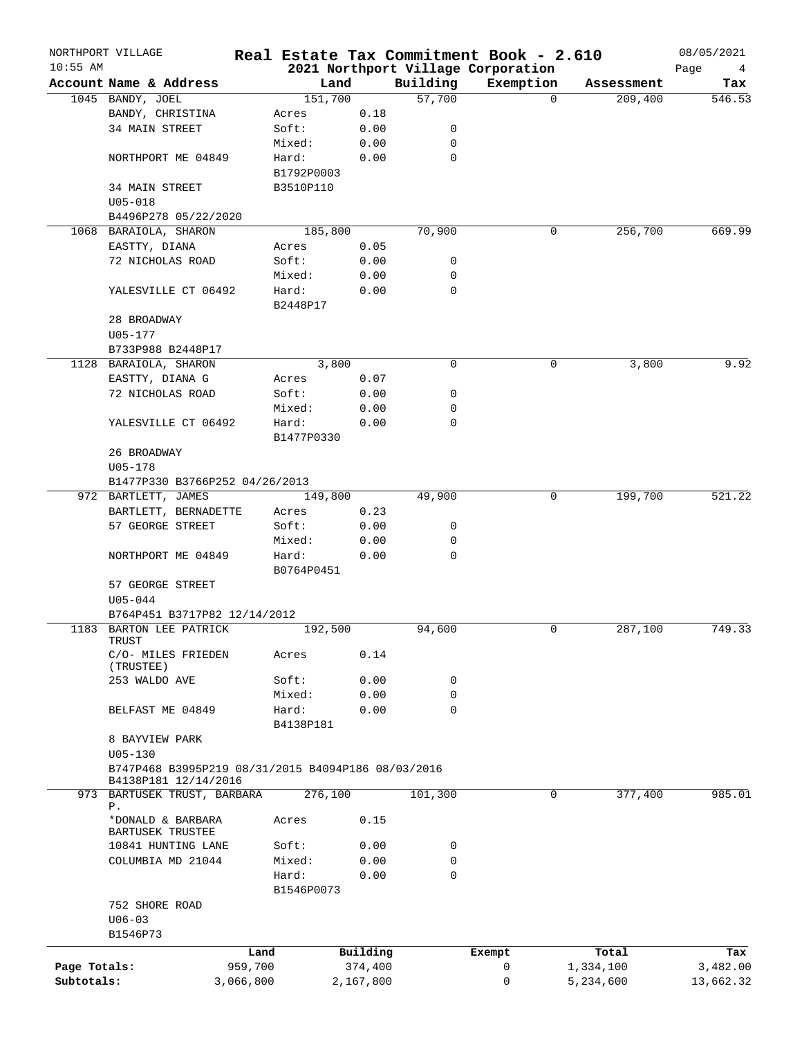NORTHPORT VILLAGE
10:55 AM

# Real Estate Tax Commitment Book - 2.610

## 2021 Northport Village Corporation

08/05/2021

| Account Name & Address | Land | | Building | Exemption | Assessment | Tax |
|---|---|---|---|---|---|---|
| 1045 BANDY, JOEL | 151,700 | | 57,700 | 0 | 209,400 | 546.53 |
| BANDY, CHRISTINA | Acres | 0.18 | | | | |
| 34 MAIN STREET | Soft: | 0.00 | 0 | | | |
| | Mixed: | 0.00 | 0 | | | |
| NORTHPORT ME 04849 | Hard: | 0.00 | 0 | | | |
| | B1792P0003 | | | | | |
| 34 MAIN STREET | B3510P110 | | | | | |
| U05-018 | | | | | | |
| B4496P278 05/22/2020 | | | | | | |
| 1068 BARAIOLA, SHARON | 185,800 | | 70,900 | 0 | 256,700 | 669.99 |
| EASTTY, DIANA | Acres | 0.05 | | | | |
| 72 NICHOLAS ROAD | Soft: | 0.00 | 0 | | | |
| | Mixed: | 0.00 | 0 | | | |
| YALESVILLE CT 06492 | Hard: | 0.00 | 0 | | | |
| | B2448P17 | | | | | |
| 28 BROADWAY | | | | | | |
| U05-177 | | | | | | |
| B733P988 B2448P17 | | | | | | |
| 1128 BARAIOLA, SHARON | 3,800 | | 0 | 0 | 3,800 | 9.92 |
| EASTTY, DIANA G | Acres | 0.07 | | | | |
| 72 NICHOLAS ROAD | Soft: | 0.00 | 0 | | | |
| | Mixed: | 0.00 | 0 | | | |
| YALESVILLE CT 06492 | Hard: | 0.00 | 0 | | | |
| | B1477P0330 | | | | | |
| 26 BROADWAY | | | | | | |
| U05-178 | | | | | | |
| B1477P330 B3766P252 04/26/2013 | | | | | | |
| 972 BARTLETT, JAMES | 149,800 | | 49,900 | 0 | 199,700 | 521.22 |
| BARTLETT, BERNADETTE | Acres | 0.23 | | | | |
| 57 GEORGE STREET | Soft: | 0.00 | 0 | | | |
| | Mixed: | 0.00 | 0 | | | |
| NORTHPORT ME 04849 | Hard: | 0.00 | 0 | | | |
| | B0764P0451 | | | | | |
| 57 GEORGE STREET | | | | | | |
| U05-044 | | | | | | |
| B764P451 B3717P82 12/14/2012 | | | | | | |
| 1183 BARTON LEE PATRICK TRUST | 192,500 | | 94,600 | 0 | 287,100 | 749.33 |
| C/O- MILES FRIEDEN (TRUSTEE) | Acres | 0.14 | | | | |
| 253 WALDO AVE | Soft: | 0.00 | 0 | | | |
| | Mixed: | 0.00 | 0 | | | |
| BELFAST ME 04849 | Hard: | 0.00 | 0 | | | |
| | B4138P181 | | | | | |
| 8 BAYVIEW PARK | | | | | | |
| U05-130 | | | | | | |
| B747P468 B3995P219 08/31/2015 B4094P186 08/03/2016 B4138P181 12/14/2016 | | | | | | |
| 973 BARTUSEK TRUST, BARBARA P. | 276,100 | | 101,300 | 0 | 377,400 | 985.01 |
| *DONALD & BARBARA BARTUSEK TRUSTEE | Acres | 0.15 | | | | |
| 10841 HUNTING LANE | Soft: | 0.00 | 0 | | | |
| COLUMBIA MD 21044 | Mixed: | 0.00 | 0 | | | |
| | Hard: | 0.00 | 0 | | | |
| | B1546P0073 | | | | | |
| 752 SHORE ROAD | | | | | | |
| U06-03 | | | | | | |
| B1546P73 | | | | | | |

| | Land | Building | Exempt | Total | Tax |
|---|---|---|---|---|---|
| Page Totals: | 959,700 | 374,400 | 0 | 1,334,100 | 3,482.00 |
| Subtotals: | 3,066,800 | 2,167,800 | 0 | 5,234,600 | 13,662.32 |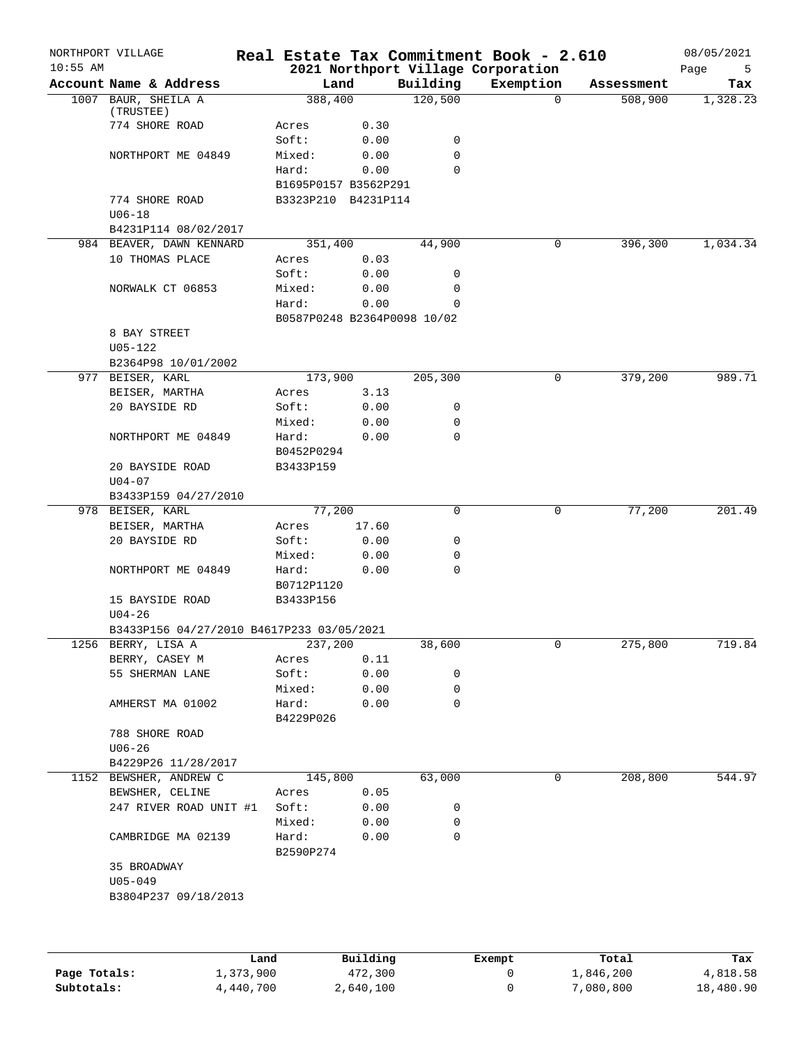NORTHPORT VILLAGE — 10:55 AM

# Real Estate Tax Commitment Book - 2.610

## 2021 Northport Village Corporation

08/05/2021

| Account | Name & Address | Land | | Building | Exemption | Assessment | Tax |
|---|---|---|---|---|---|---|---|
| 1007 | BAUR, SHEILA A (TRUSTEE) | 388,400 | | 120,500 | 0 | 508,900 | 1,328.23 |
| | 774 SHORE ROAD | Acres | 0.30 | | | | |
| | | Soft: | 0.00 | 0 | | | |
| | NORTHPORT ME 04849 | Mixed: | 0.00 | 0 | | | |
| | | Hard: | 0.00 | 0 | | | |
| | | B1695P0157 B3562P291 | | | | | |
| | 774 SHORE ROAD | B3323P210 B4231P114 | | | | | |
| | U06-18 | | | | | | |
| | B4231P114 08/02/2017 | | | | | | |
| 984 | BEAVER, DAWN KENNARD | 351,400 | | 44,900 | 0 | 396,300 | 1,034.34 |
| | 10 THOMAS PLACE | Acres | 0.03 | | | | |
| | | Soft: | 0.00 | 0 | | | |
| | NORWALK CT 06853 | Mixed: | 0.00 | 0 | | | |
| | | Hard: | 0.00 | 0 | | | |
| | | B0587P0248 B2364P0098 10/02 | | | | | |
| | 8 BAY STREET | | | | | | |
| | U05-122 | | | | | | |
| | B2364P98 10/01/2002 | | | | | | |
| 977 | BEISER, KARL | 173,900 | | 205,300 | 0 | 379,200 | 989.71 |
| | BEISER, MARTHA | Acres | 3.13 | | | | |
| | 20 BAYSIDE RD | Soft: | 0.00 | 0 | | | |
| | | Mixed: | 0.00 | 0 | | | |
| | NORTHPORT ME 04849 | Hard: | 0.00 | 0 | | | |
| | | B0452P0294 | | | | | |
| | 20 BAYSIDE ROAD | B3433P159 | | | | | |
| | U04-07 | | | | | | |
| | B3433P159 04/27/2010 | | | | | | |
| 978 | BEISER, KARL | 77,200 | | 0 | 0 | 77,200 | 201.49 |
| | BEISER, MARTHA | Acres | 17.60 | | | | |
| | 20 BAYSIDE RD | Soft: | 0.00 | 0 | | | |
| | | Mixed: | 0.00 | 0 | | | |
| | NORTHPORT ME 04849 | Hard: | 0.00 | 0 | | | |
| | | B0712P1120 | | | | | |
| | 15 BAYSIDE ROAD | B3433P156 | | | | | |
| | U04-26 | | | | | | |
| | B3433P156 04/27/2010 B4617P233 03/05/2021 | | | | | | |
| 1256 | BERRY, LISA A | 237,200 | | 38,600 | 0 | 275,800 | 719.84 |
| | BERRY, CASEY M | Acres | 0.11 | | | | |
| | 55 SHERMAN LANE | Soft: | 0.00 | 0 | | | |
| | | Mixed: | 0.00 | 0 | | | |
| | AMHERST MA 01002 | Hard: | 0.00 | 0 | | | |
| | | B4229P026 | | | | | |
| | 788 SHORE ROAD | | | | | | |
| | U06-26 | | | | | | |
| | B4229P26 11/28/2017 | | | | | | |
| 1152 | BEWSHER, ANDREW C | 145,800 | | 63,000 | 0 | 208,800 | 544.97 |
| | BEWSHER, CELINE | Acres | 0.05 | | | | |
| | 247 RIVER ROAD UNIT #1 | Soft: | 0.00 | 0 | | | |
| | | Mixed: | 0.00 | 0 | | | |
| | CAMBRIDGE MA 02139 | Hard: | 0.00 | 0 | | | |
| | | B2590P274 | | | | | |
| | 35 BROADWAY | | | | | | |
| | U05-049 | | | | | | |
| | B3804P237 09/18/2013 | | | | | | |

| | Land | Building | Exempt | Total | Tax |
|---|---|---|---|---|---|
| **Page Totals:** | 1,373,900 | 472,300 | 0 | 1,846,200 | 4,818.58 |
| **Subtotals:** | 4,440,700 | 2,640,100 | 0 | 7,080,800 | 18,480.90 |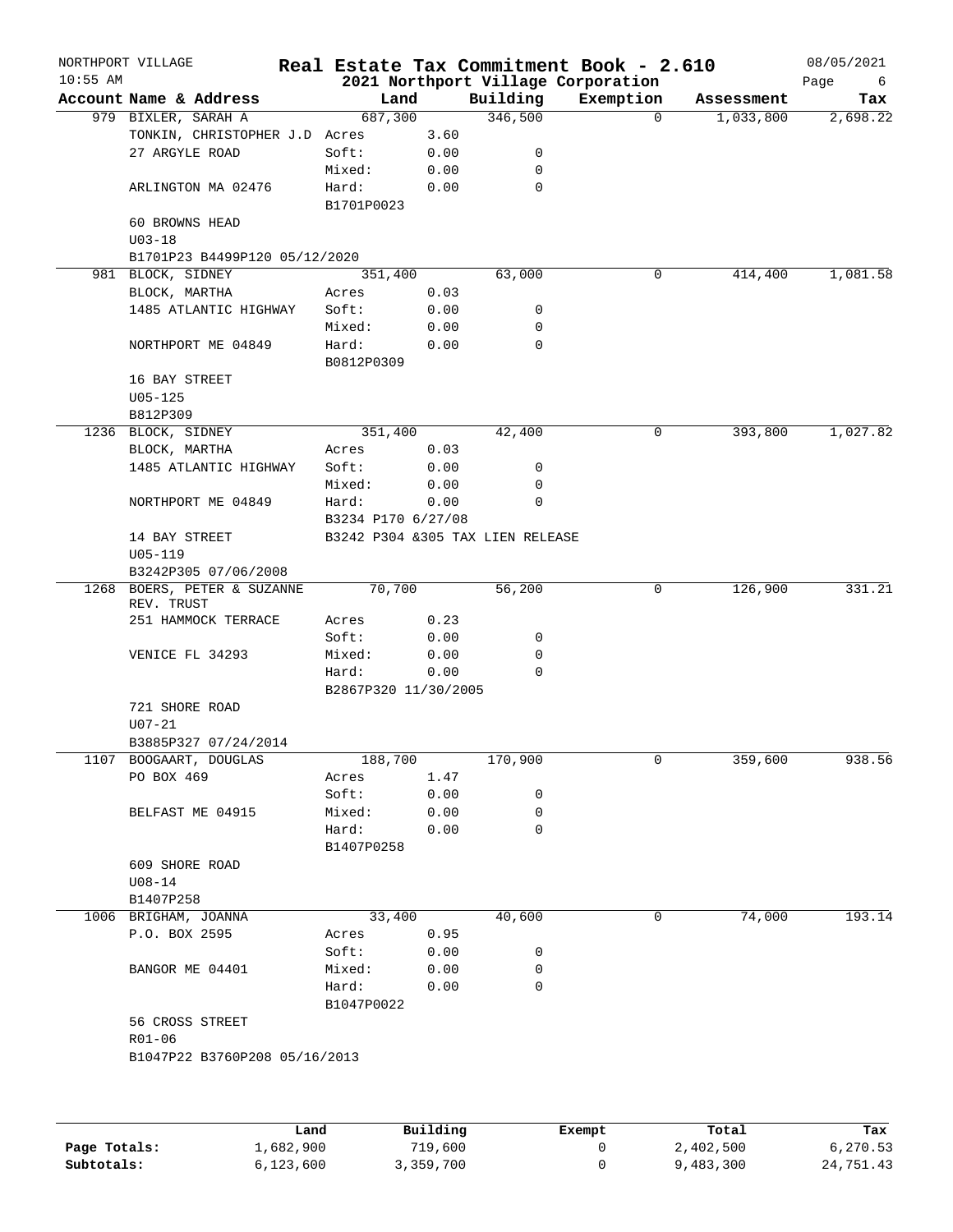NORTHPORT VILLAGE | **Real Estate Tax Commitment Book - 2.610** | 08/05/2021
10:55 AM | **2021 Northport Village Corporation**

| Account Name & Address | Land | | Building | Exemption | Assessment | Tax |
|---|---|---|---|---|---|---|
| 979 BIXLER, SARAH A | 687,300 | | 346,500 | 0 | 1,033,800 | 2,698.22 |
| TONKIN, CHRISTOPHER J.D | Acres | 3.60 | | | | |
| 27 ARGYLE ROAD | Soft: | 0.00 | 0 | | | |
| | Mixed: | 0.00 | 0 | | | |
| ARLINGTON MA 02476 | Hard: | 0.00 | 0 | | | |
| | B1701P0023 | | | | | |
| 60 BROWNS HEAD | | | | | | |
| U03-18 | | | | | | |
| B1701P23 B4499P120 05/12/2020 | | | | | | |
| 981 BLOCK, SIDNEY | 351,400 | | 63,000 | 0 | 414,400 | 1,081.58 |
| BLOCK, MARTHA | Acres | 0.03 | | | | |
| 1485 ATLANTIC HIGHWAY | Soft: | 0.00 | 0 | | | |
| | Mixed: | 0.00 | 0 | | | |
| NORTHPORT ME 04849 | Hard: | 0.00 | 0 | | | |
| | B0812P0309 | | | | | |
| 16 BAY STREET | | | | | | |
| U05-125 | | | | | | |
| B812P309 | | | | | | |
| 1236 BLOCK, SIDNEY | 351,400 | | 42,400 | 0 | 393,800 | 1,027.82 |
| BLOCK, MARTHA | Acres | 0.03 | | | | |
| 1485 ATLANTIC HIGHWAY | Soft: | 0.00 | 0 | | | |
| | Mixed: | 0.00 | 0 | | | |
| NORTHPORT ME 04849 | Hard: | 0.00 | 0 | | | |
| | B3234 P170 6/27/08 | | | | | |
| 14 BAY STREET | B3242 P304 &305 TAX LIEN RELEASE | | | | | |
| U05-119 | | | | | | |
| B3242P305 07/06/2008 | | | | | | |
| 1268 BOERS, PETER & SUZANNE REV. TRUST | 70,700 | | 56,200 | 0 | 126,900 | 331.21 |
| 251 HAMMOCK TERRACE | Acres | 0.23 | | | | |
| | Soft: | 0.00 | 0 | | | |
| VENICE FL 34293 | Mixed: | 0.00 | 0 | | | |
| | Hard: | 0.00 | 0 | | | |
| | B2867P320 11/30/2005 | | | | | |
| 721 SHORE ROAD | | | | | | |
| U07-21 | | | | | | |
| B3885P327 07/24/2014 | | | | | | |
| 1107 BOOGAART, DOUGLAS | 188,700 | | 170,900 | 0 | 359,600 | 938.56 |
| PO BOX 469 | Acres | 1.47 | | | | |
| | Soft: | 0.00 | 0 | | | |
| BELFAST ME 04915 | Mixed: | 0.00 | 0 | | | |
| | Hard: | 0.00 | 0 | | | |
| | B1407P0258 | | | | | |
| 609 SHORE ROAD | | | | | | |
| U08-14 | | | | | | |
| B1407P258 | | | | | | |
| 1006 BRIGHAM, JOANNA | 33,400 | | 40,600 | 0 | 74,000 | 193.14 |
| P.O. BOX 2595 | Acres | 0.95 | | | | |
| | Soft: | 0.00 | 0 | | | |
| BANGOR ME 04401 | Mixed: | 0.00 | 0 | | | |
| | Hard: | 0.00 | 0 | | | |
| | B1047P0022 | | | | | |
| 56 CROSS STREET | | | | | | |
| R01-06 | | | | | | |
| B1047P22 B3760P208 05/16/2013 | | | | | | |

| | Land | Building | Exempt | Total | Tax |
|---|---|---|---|---|---|
| **Page Totals:** | 1,682,900 | 719,600 | 0 | 2,402,500 | 6,270.53 |
| **Subtotals:** | 6,123,600 | 3,359,700 | 0 | 9,483,300 | 24,751.43 |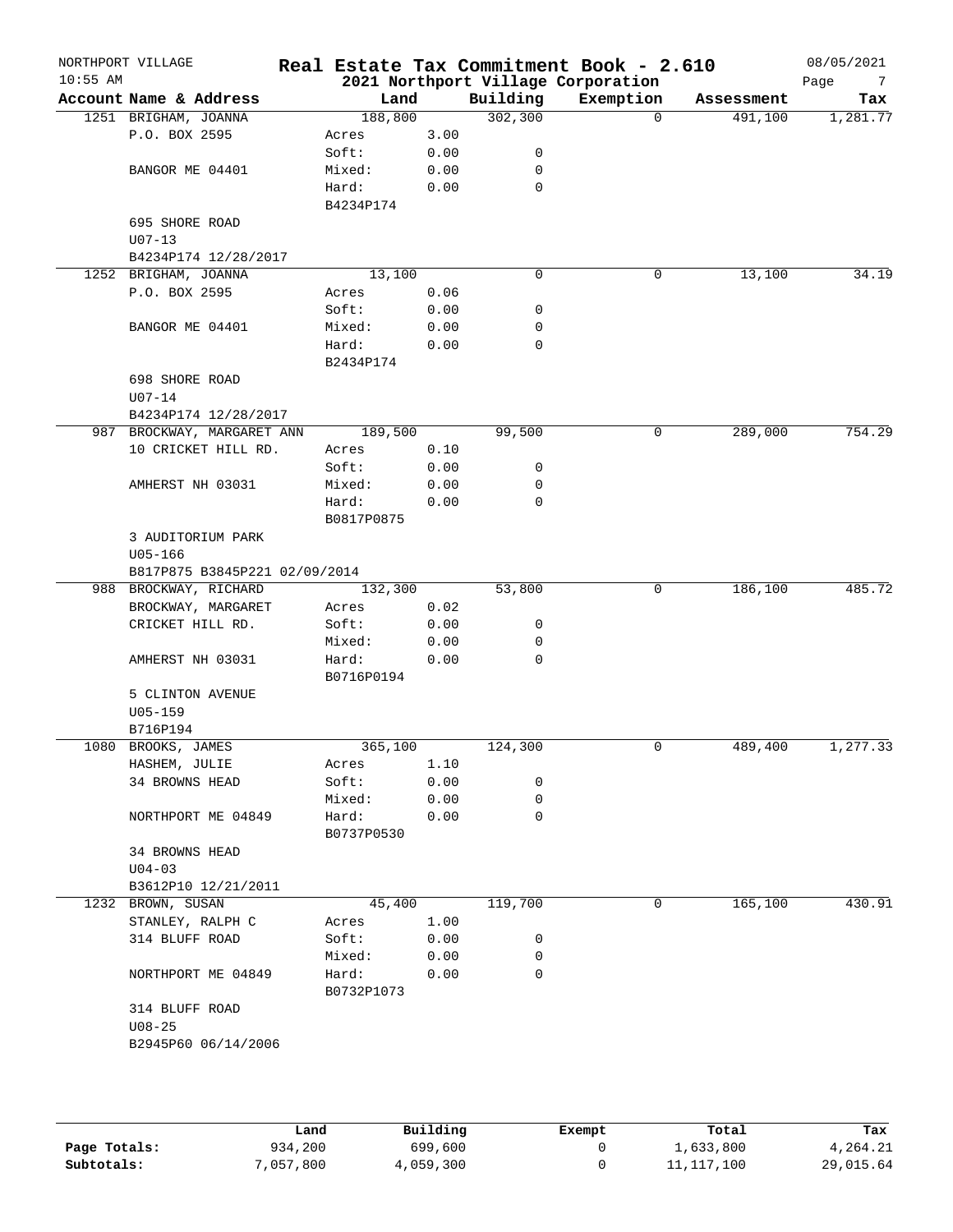NORTHPORT VILLAGE — **Real Estate Tax Commitment Book - 2.610** — 08/05/2021

10:55 AM — **2021 Northport Village Corporation**

| Account Name & Address | Land | | Building | Exemption | Assessment | Tax |
|---|---|---|---|---|---|---|
| 1251 BRIGHAM, JOANNA | 188,800 | | 302,300 | 0 | 491,100 | 1,281.77 |
| P.O. BOX 2595 | Acres | 3.00 | | | | |
| | Soft: | 0.00 | 0 | | | |
| BANGOR ME 04401 | Mixed: | 0.00 | 0 | | | |
| | Hard: | 0.00 | 0 | | | |
| | B4234P174 | | | | | |
| 695 SHORE ROAD | | | | | | |
| U07-13 | | | | | | |
| B4234P174 12/28/2017 | | | | | | |
| 1252 BRIGHAM, JOANNA | 13,100 | | 0 | 0 | 13,100 | 34.19 |
| P.O. BOX 2595 | Acres | 0.06 | | | | |
| | Soft: | 0.00 | 0 | | | |
| BANGOR ME 04401 | Mixed: | 0.00 | 0 | | | |
| | Hard: | 0.00 | 0 | | | |
| | B2434P174 | | | | | |
| 698 SHORE ROAD | | | | | | |
| U07-14 | | | | | | |
| B4234P174 12/28/2017 | | | | | | |
| 987 BROCKWAY, MARGARET ANN | 189,500 | | 99,500 | 0 | 289,000 | 754.29 |
| 10 CRICKET HILL RD. | Acres | 0.10 | | | | |
| | Soft: | 0.00 | 0 | | | |
| AMHERST NH 03031 | Mixed: | 0.00 | 0 | | | |
| | Hard: | 0.00 | 0 | | | |
| | B0817P0875 | | | | | |
| 3 AUDITORIUM PARK | | | | | | |
| U05-166 | | | | | | |
| B817P875 B3845P221 02/09/2014 | | | | | | |
| 988 BROCKWAY, RICHARD | 132,300 | | 53,800 | 0 | 186,100 | 485.72 |
| BROCKWAY, MARGARET | Acres | 0.02 | | | | |
| CRICKET HILL RD. | Soft: | 0.00 | 0 | | | |
| | Mixed: | 0.00 | 0 | | | |
| AMHERST NH 03031 | Hard: | 0.00 | 0 | | | |
| | B0716P0194 | | | | | |
| 5 CLINTON AVENUE | | | | | | |
| U05-159 | | | | | | |
| B716P194 | | | | | | |
| 1080 BROOKS, JAMES | 365,100 | | 124,300 | 0 | 489,400 | 1,277.33 |
| HASHEM, JULIE | Acres | 1.10 | | | | |
| 34 BROWNS HEAD | Soft: | 0.00 | 0 | | | |
| | Mixed: | 0.00 | 0 | | | |
| NORTHPORT ME 04849 | Hard: | 0.00 | 0 | | | |
| | B0737P0530 | | | | | |
| 34 BROWNS HEAD | | | | | | |
| U04-03 | | | | | | |
| B3612P10 12/21/2011 | | | | | | |
| 1232 BROWN, SUSAN | 45,400 | | 119,700 | 0 | 165,100 | 430.91 |
| STANLEY, RALPH C | Acres | 1.00 | | | | |
| 314 BLUFF ROAD | Soft: | 0.00 | 0 | | | |
| | Mixed: | 0.00 | 0 | | | |
| NORTHPORT ME 04849 | Hard: | 0.00 | 0 | | | |
| | B0732P1073 | | | | | |
| 314 BLUFF ROAD | | | | | | |
| U08-25 | | | | | | |
| B2945P60 06/14/2006 | | | | | | |

| | Land | Building | Exempt | Total | Tax |
|---|---|---|---|---|---|
| **Page Totals:** | 934,200 | 699,600 | 0 | 1,633,800 | 4,264.21 |
| **Subtotals:** | 7,057,800 | 4,059,300 | 0 | 11,117,100 | 29,015.64 |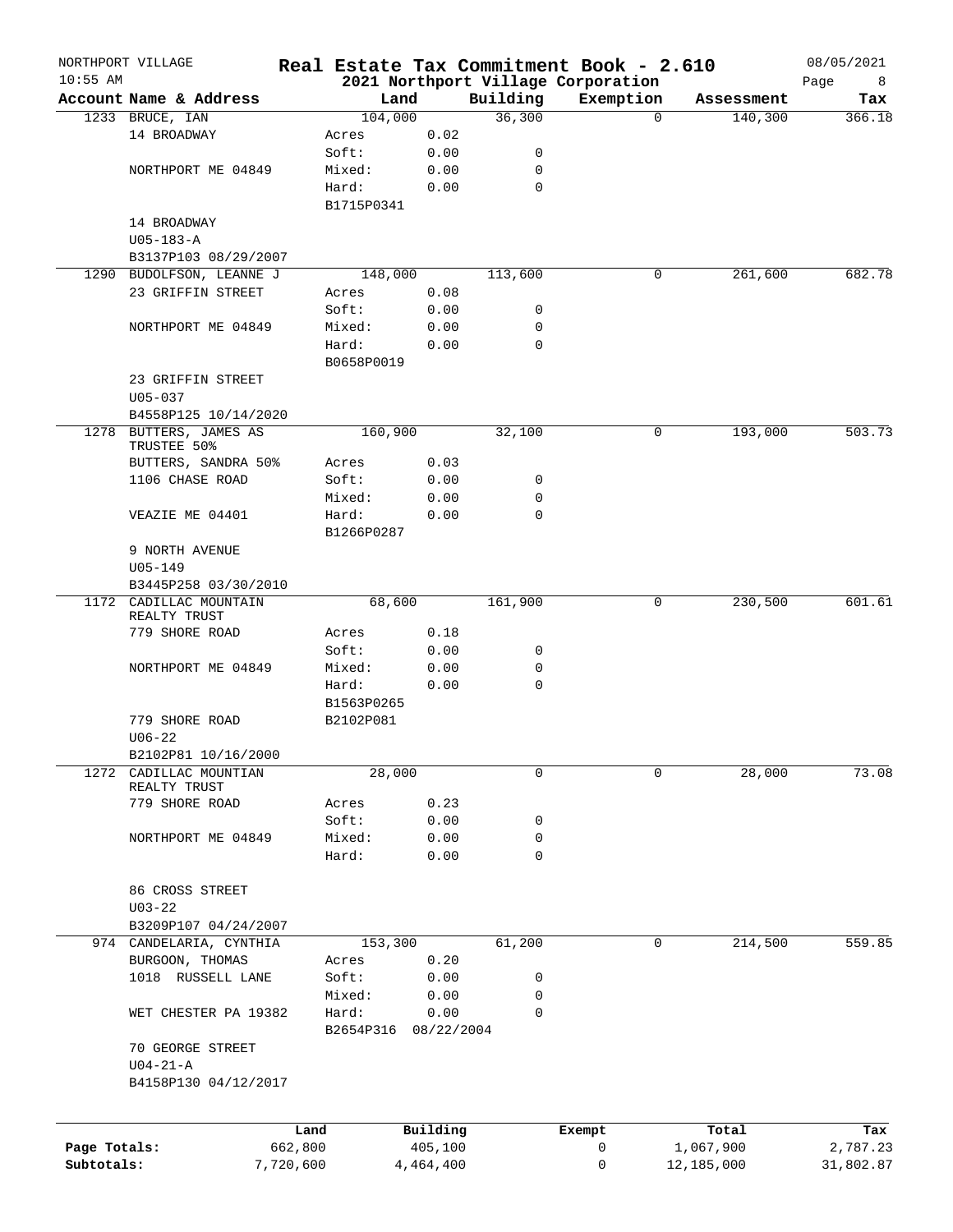NORTHPORT VILLAGE
10:55 AM

# Real Estate Tax Commitment Book - 2.610

## 2021 Northport Village Corporation

08/05/2021

| Account Name & Address | | Land | Building | Exemption | Assessment | Tax |
|---|---|---|---|---|---|---|
| 1233 BRUCE, IAN | | 104,000 | 36,300 | 0 | 140,300 | 366.18 |
| 14 BROADWAY | Acres | 0.02 | | | | |
| | Soft: | 0.00 | 0 | | | |
| NORTHPORT ME 04849 | Mixed: | 0.00 | 0 | | | |
| | Hard: | 0.00 | 0 | | | |
| | B1715P0341 | | | | | |
| 14 BROADWAY | | | | | | |
| U05-183-A | | | | | | |
| B3137P103 08/29/2007 | | | | | | |
| 1290 BUDOLFSON, LEANNE J | | 148,000 | 113,600 | 0 | 261,600 | 682.78 |
| 23 GRIFFIN STREET | Acres | 0.08 | | | | |
| | Soft: | 0.00 | 0 | | | |
| NORTHPORT ME 04849 | Mixed: | 0.00 | 0 | | | |
| | Hard: | 0.00 | 0 | | | |
| | B0658P0019 | | | | | |
| 23 GRIFFIN STREET | | | | | | |
| U05-037 | | | | | | |
| B4558P125 10/14/2020 | | | | | | |
| 1278 BUTTERS, JAMES AS TRUSTEE 50% | | 160,900 | 32,100 | 0 | 193,000 | 503.73 |
| BUTTERS, SANDRA 50% | Acres | 0.03 | | | | |
| 1106 CHASE ROAD | Soft: | 0.00 | 0 | | | |
| | Mixed: | 0.00 | 0 | | | |
| VEAZIE ME 04401 | Hard: | 0.00 | 0 | | | |
| | B1266P0287 | | | | | |
| 9 NORTH AVENUE | | | | | | |
| U05-149 | | | | | | |
| B3445P258 03/30/2010 | | | | | | |
| 1172 CADILLAC MOUNTAIN REALTY TRUST | | 68,600 | 161,900 | 0 | 230,500 | 601.61 |
| 779 SHORE ROAD | Acres | 0.18 | | | | |
| | Soft: | 0.00 | 0 | | | |
| NORTHPORT ME 04849 | Mixed: | 0.00 | 0 | | | |
| | Hard: | 0.00 | 0 | | | |
| | B1563P0265 | | | | | |
| 779 SHORE ROAD | B2102P081 | | | | | |
| U06-22 | | | | | | |
| B2102P81 10/16/2000 | | | | | | |
| 1272 CADILLAC MOUNTIAN REALTY TRUST | | 28,000 | 0 | 0 | 28,000 | 73.08 |
| 779 SHORE ROAD | Acres | 0.23 | | | | |
| | Soft: | 0.00 | 0 | | | |
| NORTHPORT ME 04849 | Mixed: | 0.00 | 0 | | | |
| | Hard: | 0.00 | 0 | | | |
| 86 CROSS STREET | | | | | | |
| U03-22 | | | | | | |
| B3209P107 04/24/2007 | | | | | | |
| 974 CANDELARIA, CYNTHIA | | 153,300 | 61,200 | 0 | 214,500 | 559.85 |
| BURGOON, THOMAS | Acres | 0.20 | | | | |
| 1018 RUSSELL LANE | Soft: | 0.00 | 0 | | | |
| | Mixed: | 0.00 | 0 | | | |
| WET CHESTER PA 19382 | Hard: | 0.00 | 0 | | | |
| | B2654P316 | 08/22/2004 | | | | |
| 70 GEORGE STREET | | | | | | |
| U04-21-A | | | | | | |
| B4158P130 04/12/2017 | | | | | | |

| | Land | Building | Exempt | Total | Tax |
|---|---|---|---|---|---|
| Page Totals: | 662,800 | 405,100 | 0 | 1,067,900 | 2,787.23 |
| Subtotals: | 7,720,600 | 4,464,400 | 0 | 12,185,000 | 31,802.87 |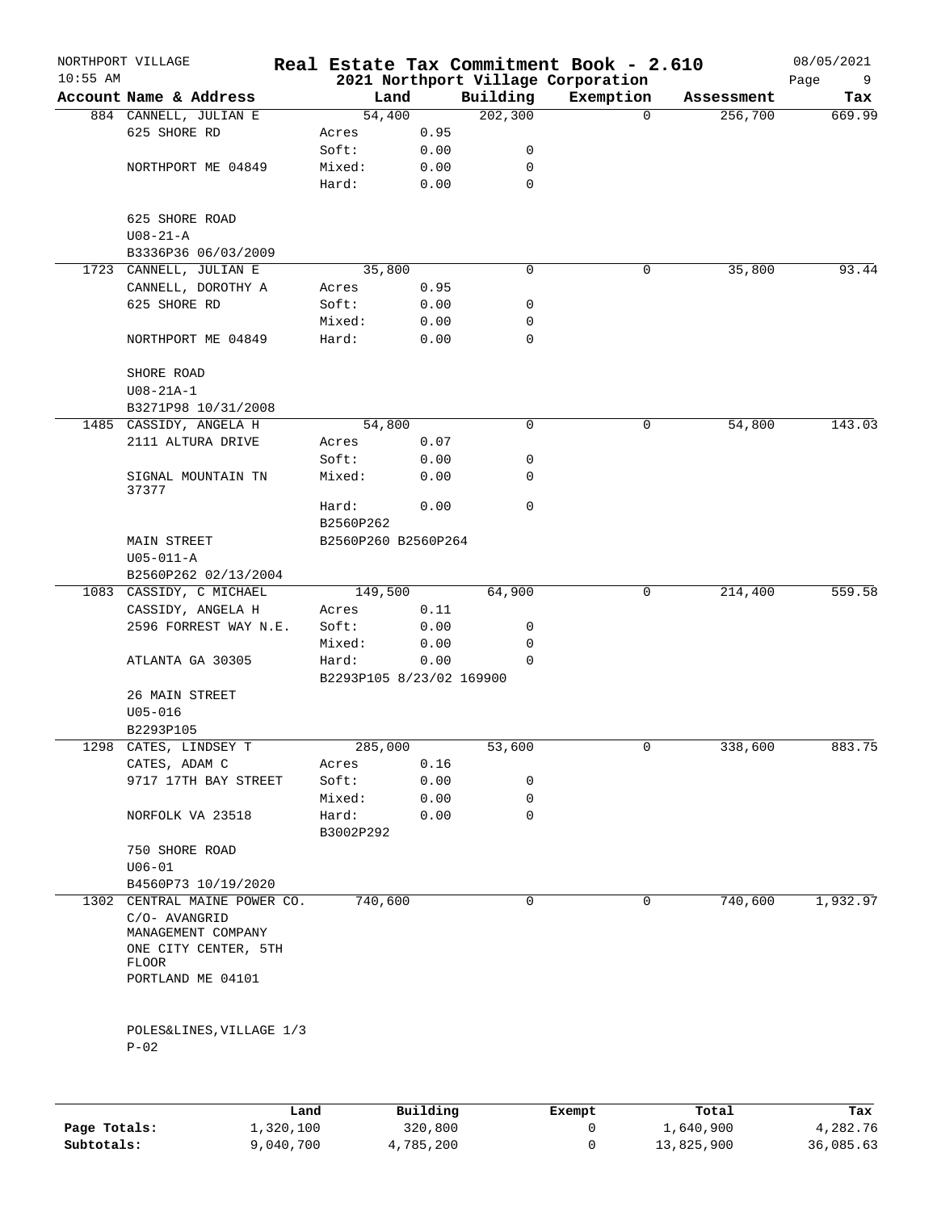NORTHPORT VILLAGE
10:55 AM

# Real Estate Tax Commitment Book - 2.610

## 2021 Northport Village Corporation

08/05/2021

| Account | Name & Address | Land | | Building | Exemption | Assessment | Tax |
|---|---|---|---|---|---|---|---|
| 884 | CANNELL, JULIAN E | 54,400 | | 202,300 | 0 | 256,700 | 669.99 |
| | 625 SHORE RD | Acres | 0.95 | | | | |
| | | Soft: | 0.00 | 0 | | | |
| | NORTHPORT ME 04849 | Mixed: | 0.00 | 0 | | | |
| | | Hard: | 0.00 | 0 | | | |
| | 625 SHORE ROAD | | | | | | |
| | U08-21-A | | | | | | |
| | B3336P36 06/03/2009 | | | | | | |
| 1723 | CANNELL, JULIAN E | 35,800 | | 0 | 0 | 35,800 | 93.44 |
| | CANNELL, DOROTHY A | Acres | 0.95 | | | | |
| | 625 SHORE RD | Soft: | 0.00 | 0 | | | |
| | | Mixed: | 0.00 | 0 | | | |
| | NORTHPORT ME 04849 | Hard: | 0.00 | 0 | | | |
| | SHORE ROAD | | | | | | |
| | U08-21A-1 | | | | | | |
| | B3271P98 10/31/2008 | | | | | | |
| 1485 | CASSIDY, ANGELA H | 54,800 | | 0 | 0 | 54,800 | 143.03 |
| | 2111 ALTURA DRIVE | Acres | 0.07 | | | | |
| | | Soft: | 0.00 | 0 | | | |
| | SIGNAL MOUNTAIN TN 37377 | Mixed: | 0.00 | 0 | | | |
| | | Hard: | 0.00 | 0 | | | |
| | | B2560P262 | | | | | |
| | MAIN STREET | B2560P260 B2560P264 | | | | | |
| | U05-011-A | | | | | | |
| | B2560P262 02/13/2004 | | | | | | |
| 1083 | CASSIDY, C MICHAEL | 149,500 | | 64,900 | 0 | 214,400 | 559.58 |
| | CASSIDY, ANGELA H | Acres | 0.11 | | | | |
| | 2596 FORREST WAY N.E. | Soft: | 0.00 | 0 | | | |
| | | Mixed: | 0.00 | 0 | | | |
| | ATLANTA GA 30305 | Hard: | 0.00 | 0 | | | |
| | | B2293P105 8/23/02 169900 | | | | | |
| | 26 MAIN STREET | | | | | | |
| | U05-016 | | | | | | |
| | B2293P105 | | | | | | |
| 1298 | CATES, LINDSEY T | 285,000 | | 53,600 | 0 | 338,600 | 883.75 |
| | CATES, ADAM C | Acres | 0.16 | | | | |
| | 9717 17TH BAY STREET | Soft: | 0.00 | 0 | | | |
| | | Mixed: | 0.00 | 0 | | | |
| | NORFOLK VA 23518 | Hard: | 0.00 | 0 | | | |
| | | B3002P292 | | | | | |
| | 750 SHORE ROAD | | | | | | |
| | U06-01 | | | | | | |
| | B4560P73 10/19/2020 | | | | | | |
| 1302 | CENTRAL MAINE POWER CO. | 740,600 | | 0 | 0 | 740,600 | 1,932.97 |
| | C/O- AVANGRID MANAGEMENT COMPANY | | | | | | |
| | ONE CITY CENTER, 5TH FLOOR | | | | | | |
| | PORTLAND ME 04101 | | | | | | |
| | POLES&LINES,VILLAGE 1/3 | | | | | | |
| | P-02 | | | | | | |

| | Land | Building | Exempt | Total | Tax |
|---|---|---|---|---|---|
| Page Totals: | 1,320,100 | 320,800 | 0 | 1,640,900 | 4,282.76 |
| Subtotals: | 9,040,700 | 4,785,200 | 0 | 13,825,900 | 36,085.63 |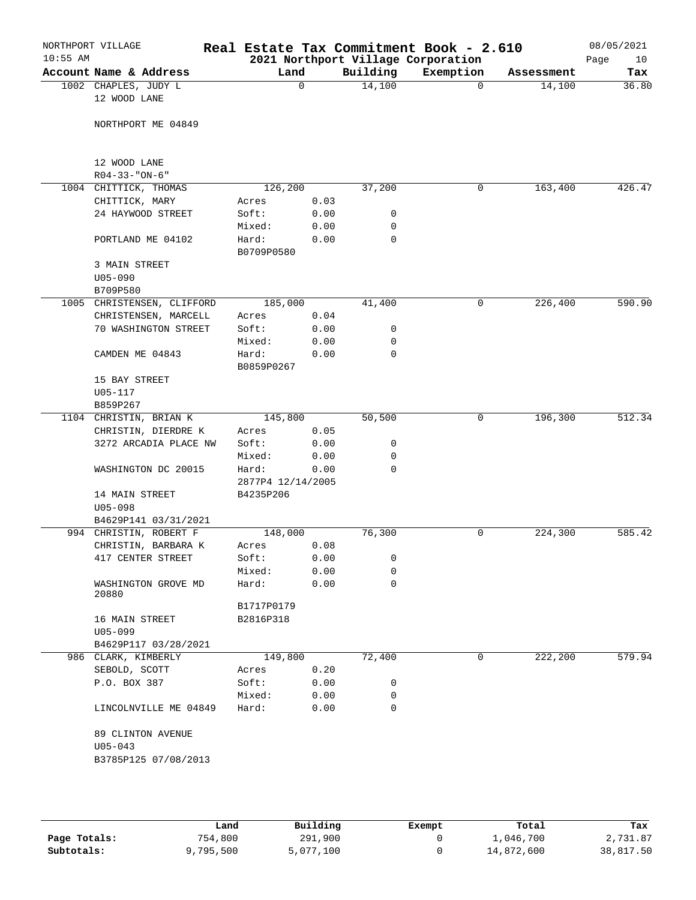NORTHPORT VILLAGE
10:55 AM

# Real Estate Tax Commitment Book - 2.610

## 2021 Northport Village Corporation

08/05/2021

| Account Name & Address | Land | | Building | Exemption | Assessment | Tax |
|---|---|---|---|---|---|---|
| 1002 CHAPLES, JUDY L | 0 | | 14,100 | 0 | 14,100 | 36.80 |
| 12 WOOD LANE | | | | | | |
| NORTHPORT ME 04849 | | | | | | |
| 12 WOOD LANE | | | | | | |
| R04-33-"ON-6" | | | | | | |
| 1004 CHITTICK, THOMAS | 126,200 | | 37,200 | 0 | 163,400 | 426.47 |
| CHITTICK, MARY | Acres | 0.03 | | | | |
| 24 HAYWOOD STREET | Soft: | 0.00 | 0 | | | |
| | Mixed: | 0.00 | 0 | | | |
| PORTLAND ME 04102 | Hard: | 0.00 | 0 | | | |
| | B0709P0580 | | | | | |
| 3 MAIN STREET | | | | | | |
| U05-090 | | | | | | |
| B709P580 | | | | | | |
| 1005 CHRISTENSEN, CLIFFORD | 185,000 | | 41,400 | 0 | 226,400 | 590.90 |
| CHRISTENSEN, MARCELL | Acres | 0.04 | | | | |
| 70 WASHINGTON STREET | Soft: | 0.00 | 0 | | | |
| | Mixed: | 0.00 | 0 | | | |
| CAMDEN ME 04843 | Hard: | 0.00 | 0 | | | |
| | B0859P0267 | | | | | |
| 15 BAY STREET | | | | | | |
| U05-117 | | | | | | |
| B859P267 | | | | | | |
| 1104 CHRISTIN, BRIAN K | 145,800 | | 50,500 | 0 | 196,300 | 512.34 |
| CHRISTIN, DIERDRE K | Acres | 0.05 | | | | |
| 3272 ARCADIA PLACE NW | Soft: | 0.00 | 0 | | | |
| | Mixed: | 0.00 | 0 | | | |
| WASHINGTON DC 20015 | Hard: | 0.00 | 0 | | | |
| | 2877P4 12/14/2005 | | | | | |
| 14 MAIN STREET | B4235P206 | | | | | |
| U05-098 | | | | | | |
| B4629P141 03/31/2021 | | | | | | |
| 994 CHRISTIN, ROBERT F | 148,000 | | 76,300 | 0 | 224,300 | 585.42 |
| CHRISTIN, BARBARA K | Acres | 0.08 | | | | |
| 417 CENTER STREET | Soft: | 0.00 | 0 | | | |
| | Mixed: | 0.00 | 0 | | | |
| WASHINGTON GROVE MD 20880 | Hard: | 0.00 | 0 | | | |
| | B1717P0179 | | | | | |
| 16 MAIN STREET | B2816P318 | | | | | |
| U05-099 | | | | | | |
| B4629P117 03/28/2021 | | | | | | |
| 986 CLARK, KIMBERLY | 149,800 | | 72,400 | 0 | 222,200 | 579.94 |
| SEBOLD, SCOTT | Acres | 0.20 | | | | |
| P.O. BOX 387 | Soft: | 0.00 | 0 | | | |
| | Mixed: | 0.00 | 0 | | | |
| LINCOLNVILLE ME 04849 | Hard: | 0.00 | 0 | | | |
| 89 CLINTON AVENUE | | | | | | |
| U05-043 | | | | | | |
| B3785P125 07/08/2013 | | | | | | |

| | Land | Building | Exempt | Total | Tax |
|---|---|---|---|---|---|
| **Page Totals:** | 754,800 | 291,900 | 0 | 1,046,700 | 2,731.87 |
| **Subtotals:** | 9,795,500 | 5,077,100 | 0 | 14,872,600 | 38,817.50 |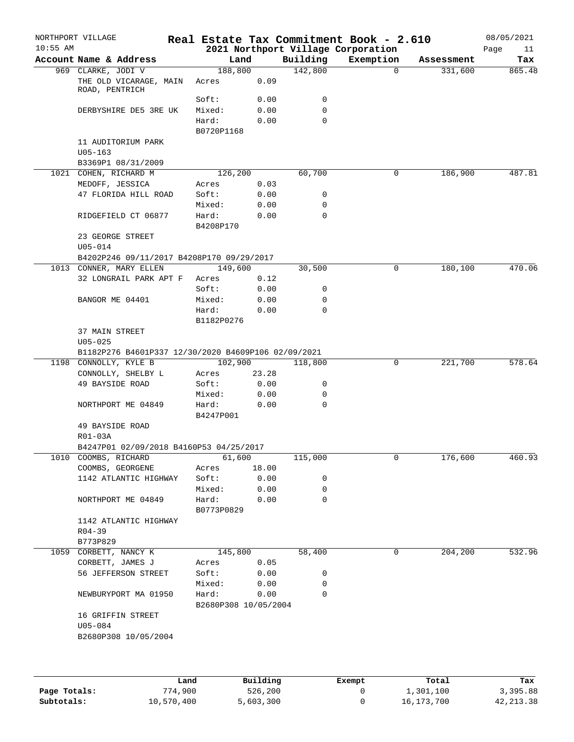NORTHPORT VILLAGE 10:55 AM

# Real Estate Tax Commitment Book - 2.610

## 2021 Northport Village Corporation

08/05/2021

| Account | Name & Address | Land | | Building | Exemption | Assessment | Tax |
|---|---|---|---|---|---|---|---|
| 969 | CLARKE, JODI V | 188,800 | | 142,800 | 0 | 331,600 | 865.48 |
| | THE OLD VICARAGE, MAIN ROAD, PENTRICH | Acres | 0.09 | | | | |
| | | Soft: | 0.00 | 0 | | | |
| | DERBYSHIRE DE5 3RE UK | Mixed: | 0.00 | 0 | | | |
| | | Hard: | 0.00 | 0 | | | |
| | | B0720P1168 | | | | | |
| | 11 AUDITORIUM PARK | | | | | | |
| | U05-163 | | | | | | |
| | B3369P1 08/31/2009 | | | | | | |
| 1021 | COHEN, RICHARD M | 126,200 | | 60,700 | 0 | 186,900 | 487.81 |
| | MEDOFF, JESSICA | Acres | 0.03 | | | | |
| | 47 FLORIDA HILL ROAD | Soft: | 0.00 | 0 | | | |
| | | Mixed: | 0.00 | 0 | | | |
| | RIDGEFIELD CT 06877 | Hard: | 0.00 | 0 | | | |
| | | B4208P170 | | | | | |
| | 23 GEORGE STREET | | | | | | |
| | U05-014 | | | | | | |
| | B4202P246 09/11/2017 B4208P170 09/29/2017 | | | | | | |
| 1013 | CONNER, MARY ELLEN | 149,600 | | 30,500 | 0 | 180,100 | 470.06 |
| | 32 LONGRAIL PARK APT F | Acres | 0.12 | | | | |
| | | Soft: | 0.00 | 0 | | | |
| | BANGOR ME 04401 | Mixed: | 0.00 | 0 | | | |
| | | Hard: | 0.00 | 0 | | | |
| | | B1182P0276 | | | | | |
| | 37 MAIN STREET | | | | | | |
| | U05-025 | | | | | | |
| | B1182P276 B4601P337 12/30/2020 B4609P106 02/09/2021 | | | | | | |
| 1198 | CONNOLLY, KYLE B | 102,900 | | 118,800 | 0 | 221,700 | 578.64 |
| | CONNOLLY, SHELBY L | Acres | 23.28 | | | | |
| | 49 BAYSIDE ROAD | Soft: | 0.00 | 0 | | | |
| | | Mixed: | 0.00 | 0 | | | |
| | NORTHPORT ME 04849 | Hard: | 0.00 | 0 | | | |
| | | B4247P001 | | | | | |
| | 49 BAYSIDE ROAD | | | | | | |
| | R01-03A | | | | | | |
| | B4247P01 02/09/2018 B4160P53 04/25/2017 | | | | | | |
| 1010 | COOMBS, RICHARD | 61,600 | | 115,000 | 0 | 176,600 | 460.93 |
| | COOMBS, GEORGENE | Acres | 18.00 | | | | |
| | 1142 ATLANTIC HIGHWAY | Soft: | 0.00 | 0 | | | |
| | | Mixed: | 0.00 | 0 | | | |
| | NORTHPORT ME 04849 | Hard: | 0.00 | 0 | | | |
| | | B0773P0829 | | | | | |
| | 1142 ATLANTIC HIGHWAY | | | | | | |
| | R04-39 | | | | | | |
| | B773P829 | | | | | | |
| 1059 | CORBETT, NANCY K | 145,800 | | 58,400 | 0 | 204,200 | 532.96 |
| | CORBETT, JAMES J | Acres | 0.05 | | | | |
| | 56 JEFFERSON STREET | Soft: | 0.00 | 0 | | | |
| | | Mixed: | 0.00 | 0 | | | |
| | NEWBURYPORT MA 01950 | Hard: | 0.00 | 0 | | | |
| | | B2680P308 10/05/2004 | | | | | |
| | 16 GRIFFIN STREET | | | | | | |
| | U05-084 | | | | | | |
| | B2680P308 10/05/2004 | | | | | | |

| | Land | Building | Exempt | Total | Tax |
|---|---|---|---|---|---|
| Page Totals: | 774,900 | 526,200 | 0 | 1,301,100 | 3,395.88 |
| Subtotals: | 10,570,400 | 5,603,300 | 0 | 16,173,700 | 42,213.38 |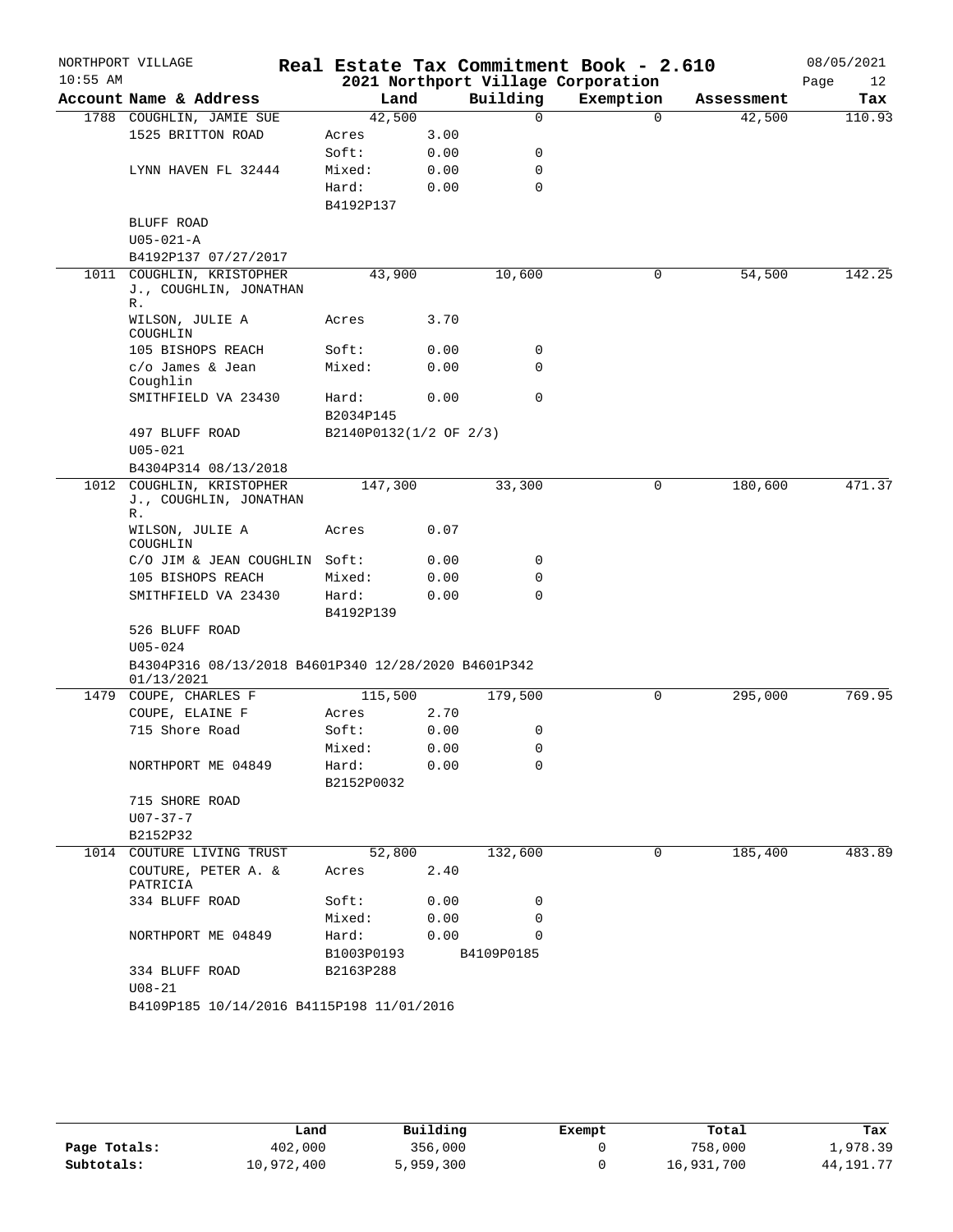NORTHPORT VILLAGE — 10:55 AM

# Real Estate Tax Commitment Book - 2.610

## 2021 Northport Village Corporation

08/05/2021

| Account Name & Address | Land | | Building | Exemption | Assessment | Tax |
|---|---|---|---|---|---|---|
| 1788 COUGHLIN, JAMIE SUE | 42,500 | | 0 | 0 | 42,500 | 110.93 |
| 1525 BRITTON ROAD | Acres | 3.00 | | | | |
| | Soft: | 0.00 | 0 | | | |
| LYNN HAVEN FL 32444 | Mixed: | 0.00 | 0 | | | |
| | Hard: | 0.00 | 0 | | | |
| | B4192P137 | | | | | |
| BLUFF ROAD | | | | | | |
| U05-021-A | | | | | | |
| B4192P137 07/27/2017 | | | | | | |
| 1011 COUGHLIN, KRISTOPHER J., COUGHLIN, JONATHAN R. | 43,900 | | 10,600 | 0 | 54,500 | 142.25 |
| WILSON, JULIE A COUGHLIN | Acres | 3.70 | | | | |
| 105 BISHOPS REACH | Soft: | 0.00 | 0 | | | |
| c/o James & Jean Coughlin | Mixed: | 0.00 | 0 | | | |
| SMITHFIELD VA 23430 | Hard: | 0.00 | 0 | | | |
| | B2034P145 | | | | | |
| 497 BLUFF ROAD | B2140P0132(1/2 OF 2/3) | | | | | |
| U05-021 | | | | | | |
| B4304P314 08/13/2018 | | | | | | |
| 1012 COUGHLIN, KRISTOPHER J., COUGHLIN, JONATHAN R. | 147,300 | | 33,300 | 0 | 180,600 | 471.37 |
| WILSON, JULIE A COUGHLIN | Acres | 0.07 | | | | |
| C/O JIM & JEAN COUGHLIN | Soft: | 0.00 | 0 | | | |
| 105 BISHOPS REACH | Mixed: | 0.00 | 0 | | | |
| SMITHFIELD VA 23430 | Hard: | 0.00 | 0 | | | |
| | B4192P139 | | | | | |
| 526 BLUFF ROAD | | | | | | |
| U05-024 | | | | | | |
| B4304P316 08/13/2018 B4601P340 12/28/2020 B4601P342 01/13/2021 | | | | | | |
| 1479 COUPE, CHARLES F | 115,500 | | 179,500 | 0 | 295,000 | 769.95 |
| COUPE, ELAINE F | Acres | 2.70 | | | | |
| 715 Shore Road | Soft: | 0.00 | 0 | | | |
| | Mixed: | 0.00 | 0 | | | |
| NORTHPORT ME 04849 | Hard: | 0.00 | 0 | | | |
| | B2152P0032 | | | | | |
| 715 SHORE ROAD | | | | | | |
| U07-37-7 | | | | | | |
| B2152P32 | | | | | | |
| 1014 COUTURE LIVING TRUST | 52,800 | | 132,600 | 0 | 185,400 | 483.89 |
| COUTURE, PETER A. & PATRICIA | Acres | 2.40 | | | | |
| 334 BLUFF ROAD | Soft: | 0.00 | 0 | | | |
| | Mixed: | 0.00 | 0 | | | |
| NORTHPORT ME 04849 | Hard: | 0.00 | 0 | | | |
| | B1003P0193 | | B4109P0185 | | | |
| 334 BLUFF ROAD | B2163P288 | | | | | |
| U08-21 | | | | | | |
| B4109P185 10/14/2016 B4115P198 11/01/2016 | | | | | | |

| | Land | Building | Exempt | Total | Tax |
|---|---|---|---|---|---|
| Page Totals: | 402,000 | 356,000 | 0 | 758,000 | 1,978.39 |
| Subtotals: | 10,972,400 | 5,959,300 | 0 | 16,931,700 | 44,191.77 |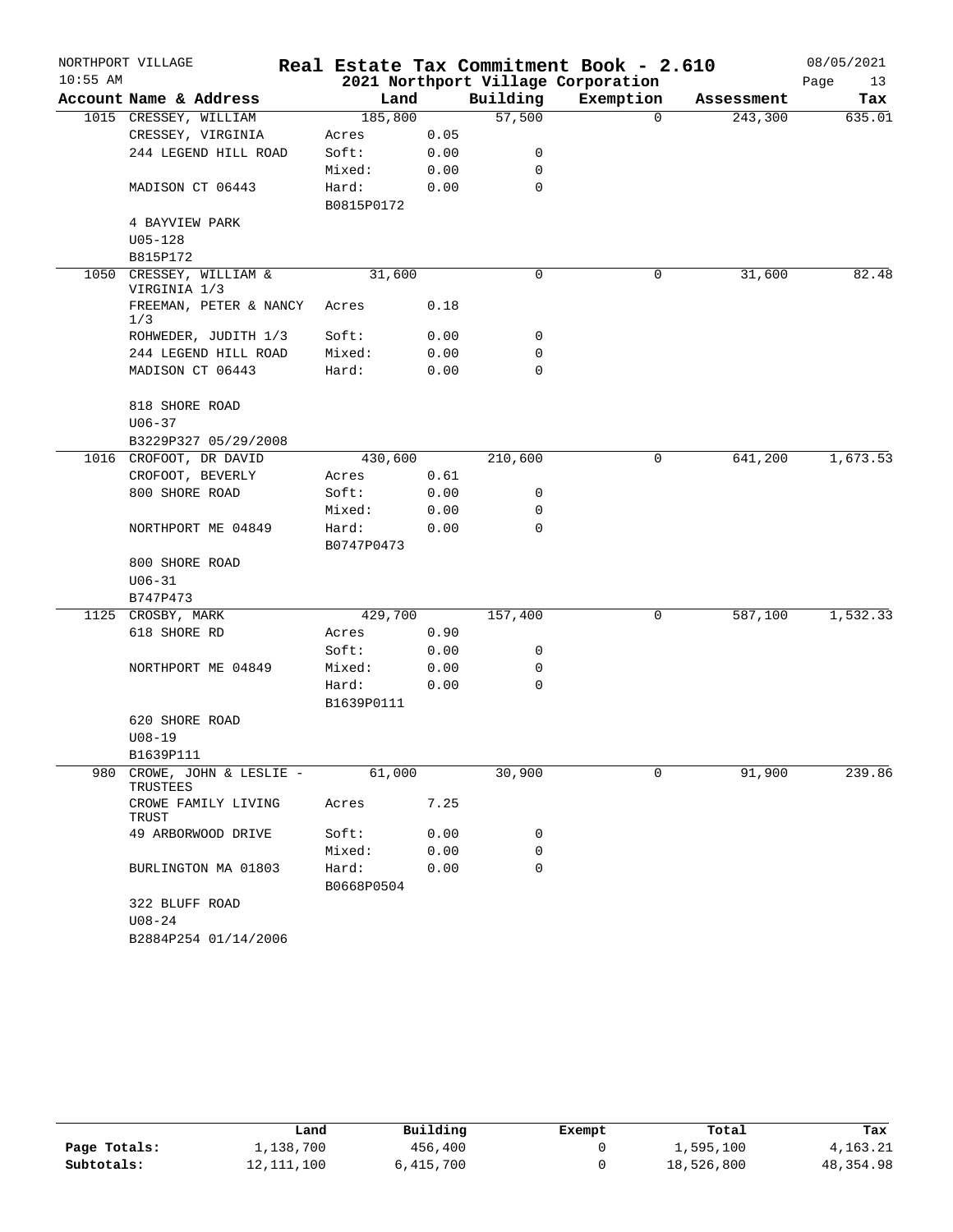NORTHPORT VILLAGE
10:55 AM

# Real Estate Tax Commitment Book - 2.610
## 2021 Northport Village Corporation

08/05/2021

| Account | Name & Address | Land | | Building | Exemption | Assessment | Tax |
|---|---|---|---|---|---|---|---|
| 1015 | CRESSEY, WILLIAM | 185,800 | | 57,500 | 0 | 243,300 | 635.01 |
| | CRESSEY, VIRGINIA | Acres | 0.05 | | | | |
| | 244 LEGEND HILL ROAD | Soft: | 0.00 | 0 | | | |
| | | Mixed: | 0.00 | 0 | | | |
| | MADISON CT 06443 | Hard: | 0.00 | 0 | | | |
| | | B0815P0172 | | | | | |
| | 4 BAYVIEW PARK | | | | | | |
| | U05-128 | | | | | | |
| | B815P172 | | | | | | |
| 1050 | CRESSEY, WILLIAM & VIRGINIA 1/3 | 31,600 | | 0 | 0 | 31,600 | 82.48 |
| | FREEMAN, PETER & NANCY 1/3 | Acres | 0.18 | | | | |
| | ROHWEDER, JUDITH 1/3 | Soft: | 0.00 | 0 | | | |
| | 244 LEGEND HILL ROAD | Mixed: | 0.00 | 0 | | | |
| | MADISON CT 06443 | Hard: | 0.00 | 0 | | | |
| | 818 SHORE ROAD | | | | | | |
| | U06-37 | | | | | | |
| | B3229P327 05/29/2008 | | | | | | |
| 1016 | CROFOOT, DR DAVID | 430,600 | | 210,600 | 0 | 641,200 | 1,673.53 |
| | CROFOOT, BEVERLY | Acres | 0.61 | | | | |
| | 800 SHORE ROAD | Soft: | 0.00 | 0 | | | |
| | | Mixed: | 0.00 | 0 | | | |
| | NORTHPORT ME 04849 | Hard: | 0.00 | 0 | | | |
| | | B0747P0473 | | | | | |
| | 800 SHORE ROAD | | | | | | |
| | U06-31 | | | | | | |
| | B747P473 | | | | | | |
| 1125 | CROSBY, MARK | 429,700 | | 157,400 | 0 | 587,100 | 1,532.33 |
| | 618 SHORE RD | Acres | 0.90 | | | | |
| | | Soft: | 0.00 | 0 | | | |
| | NORTHPORT ME 04849 | Mixed: | 0.00 | 0 | | | |
| | | Hard: | 0.00 | 0 | | | |
| | | B1639P0111 | | | | | |
| | 620 SHORE ROAD | | | | | | |
| | U08-19 | | | | | | |
| | B1639P111 | | | | | | |
| 980 | CROWE, JOHN & LESLIE - TRUSTEES | 61,000 | | 30,900 | 0 | 91,900 | 239.86 |
| | CROWE FAMILY LIVING TRUST | Acres | 7.25 | | | | |
| | 49 ARBORWOOD DRIVE | Soft: | 0.00 | 0 | | | |
| | | Mixed: | 0.00 | 0 | | | |
| | BURLINGTON MA 01803 | Hard: | 0.00 | 0 | | | |
| | | B0668P0504 | | | | | |
| | 322 BLUFF ROAD | | | | | | |
| | U08-24 | | | | | | |
| | B2884P254 01/14/2006 | | | | | | |

| | Land | Building | Exempt | Total | Tax |
|---|---|---|---|---|---|
| Page Totals: | 1,138,700 | 456,400 | 0 | 1,595,100 | 4,163.21 |
| Subtotals: | 12,111,100 | 6,415,700 | 0 | 18,526,800 | 48,354.98 |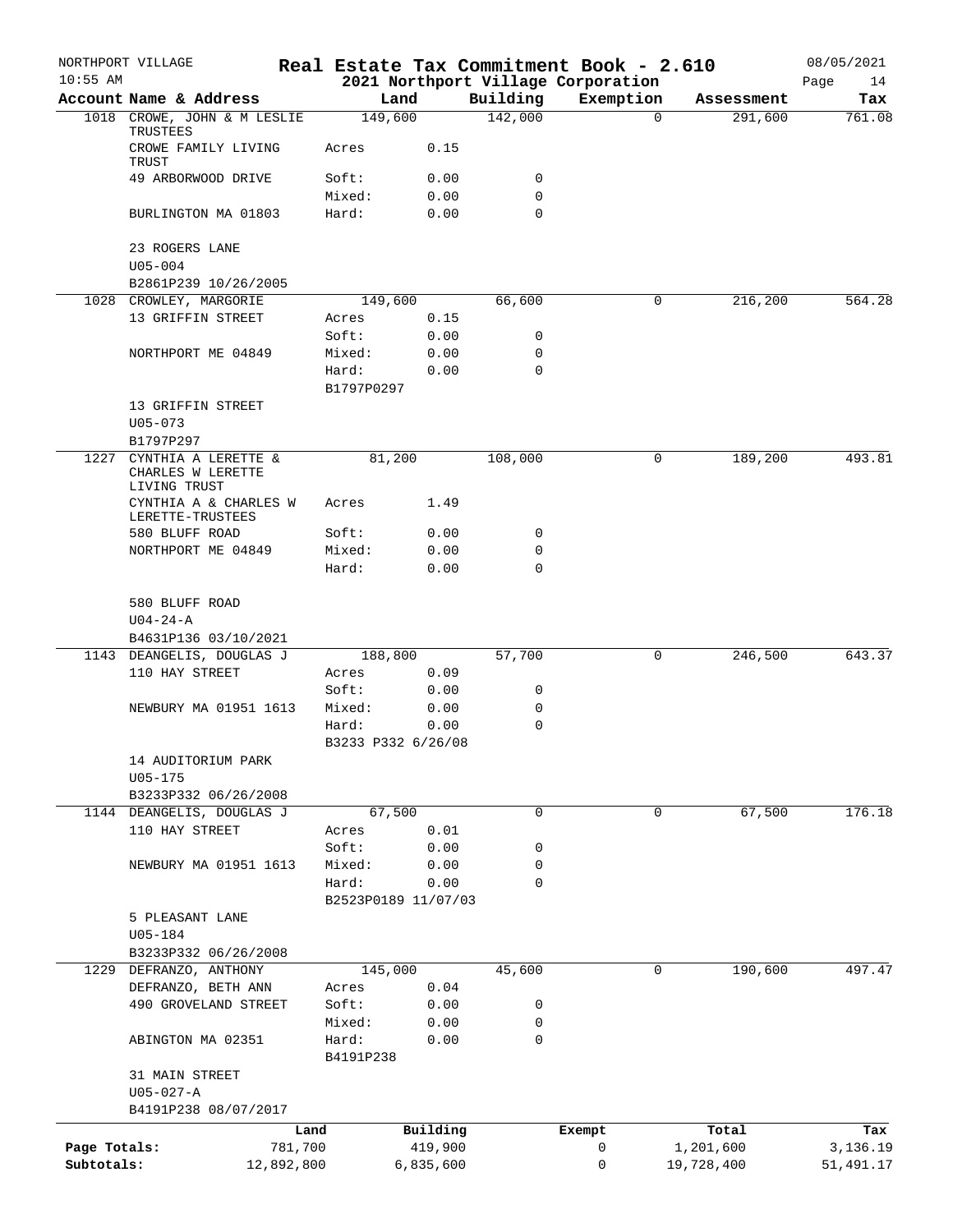NORTHPORT VILLAGE — **Real Estate Tax Commitment Book - 2.610** — 08/05/2021

10:55 AM — **2021 Northport Village Corporation**

| Account | Name & Address | Land | | Building | Exemption | Assessment | Tax |
|---|---|---|---|---|---|---|---|
| 1018 | CROWE, JOHN & M LESLIE TRUSTEES | 149,600 | | 142,000 | 0 | 291,600 | 761.08 |
| | CROWE FAMILY LIVING TRUST | Acres | 0.15 | | | | |
| | 49 ARBORWOOD DRIVE | Soft: | 0.00 | 0 | | | |
| | | Mixed: | 0.00 | 0 | | | |
| | BURLINGTON MA 01803 | Hard: | 0.00 | 0 | | | |
| | 23 ROGERS LANE | | | | | | |
| | U05-004 | | | | | | |
| | B2861P239 10/26/2005 | | | | | | |
| 1028 | CROWLEY, MARGORIE | 149,600 | | 66,600 | 0 | 216,200 | 564.28 |
| | 13 GRIFFIN STREET | Acres | 0.15 | | | | |
| | | Soft: | 0.00 | 0 | | | |
| | NORTHPORT ME 04849 | Mixed: | 0.00 | 0 | | | |
| | | Hard: | 0.00 | 0 | | | |
| | | B1797P0297 | | | | | |
| | 13 GRIFFIN STREET | | | | | | |
| | U05-073 | | | | | | |
| | B1797P297 | | | | | | |
| 1227 | CYNTHIA A LERETTE & CHARLES W LERETTE LIVING TRUST | 81,200 | | 108,000 | 0 | 189,200 | 493.81 |
| | CYNTHIA A & CHARLES W LERETTE-TRUSTEES | Acres | 1.49 | | | | |
| | 580 BLUFF ROAD | Soft: | 0.00 | 0 | | | |
| | NORTHPORT ME 04849 | Mixed: | 0.00 | 0 | | | |
| | | Hard: | 0.00 | 0 | | | |
| | 580 BLUFF ROAD | | | | | | |
| | U04-24-A | | | | | | |
| | B4631P136 03/10/2021 | | | | | | |
| 1143 | DEANGELIS, DOUGLAS J | 188,800 | | 57,700 | 0 | 246,500 | 643.37 |
| | 110 HAY STREET | Acres | 0.09 | | | | |
| | | Soft: | 0.00 | 0 | | | |
| | NEWBURY MA 01951 1613 | Mixed: | 0.00 | 0 | | | |
| | | Hard: | 0.00 | 0 | | | |
| | | B3233 P332 6/26/08 | | | | | |
| | 14 AUDITORIUM PARK | | | | | | |
| | U05-175 | | | | | | |
| | B3233P332 06/26/2008 | | | | | | |
| 1144 | DEANGELIS, DOUGLAS J | 67,500 | | 0 | 0 | 67,500 | 176.18 |
| | 110 HAY STREET | Acres | 0.01 | | | | |
| | | Soft: | 0.00 | 0 | | | |
| | NEWBURY MA 01951 1613 | Mixed: | 0.00 | 0 | | | |
| | | Hard: | 0.00 | 0 | | | |
| | | B2523P0189 11/07/03 | | | | | |
| | 5 PLEASANT LANE | | | | | | |
| | U05-184 | | | | | | |
| | B3233P332 06/26/2008 | | | | | | |
| 1229 | DEFRANZO, ANTHONY | 145,000 | | 45,600 | 0 | 190,600 | 497.47 |
| | DEFRANZO, BETH ANN | Acres | 0.04 | | | | |
| | 490 GROVELAND STREET | Soft: | 0.00 | 0 | | | |
| | | Mixed: | 0.00 | 0 | | | |
| | ABINGTON MA 02351 | Hard: | 0.00 | 0 | | | |
| | | B4191P238 | | | | | |
| | 31 MAIN STREET | | | | | | |
| | U05-027-A | | | | | | |
| | B4191P238 08/07/2017 | | | | | | |

| | Land | Building | Exempt | Total | Tax |
|---|---|---|---|---|---|
| Page Totals: | 781,700 | 419,900 | 0 | 1,201,600 | 3,136.19 |
| Subtotals: | 12,892,800 | 6,835,600 | 0 | 19,728,400 | 51,491.17 |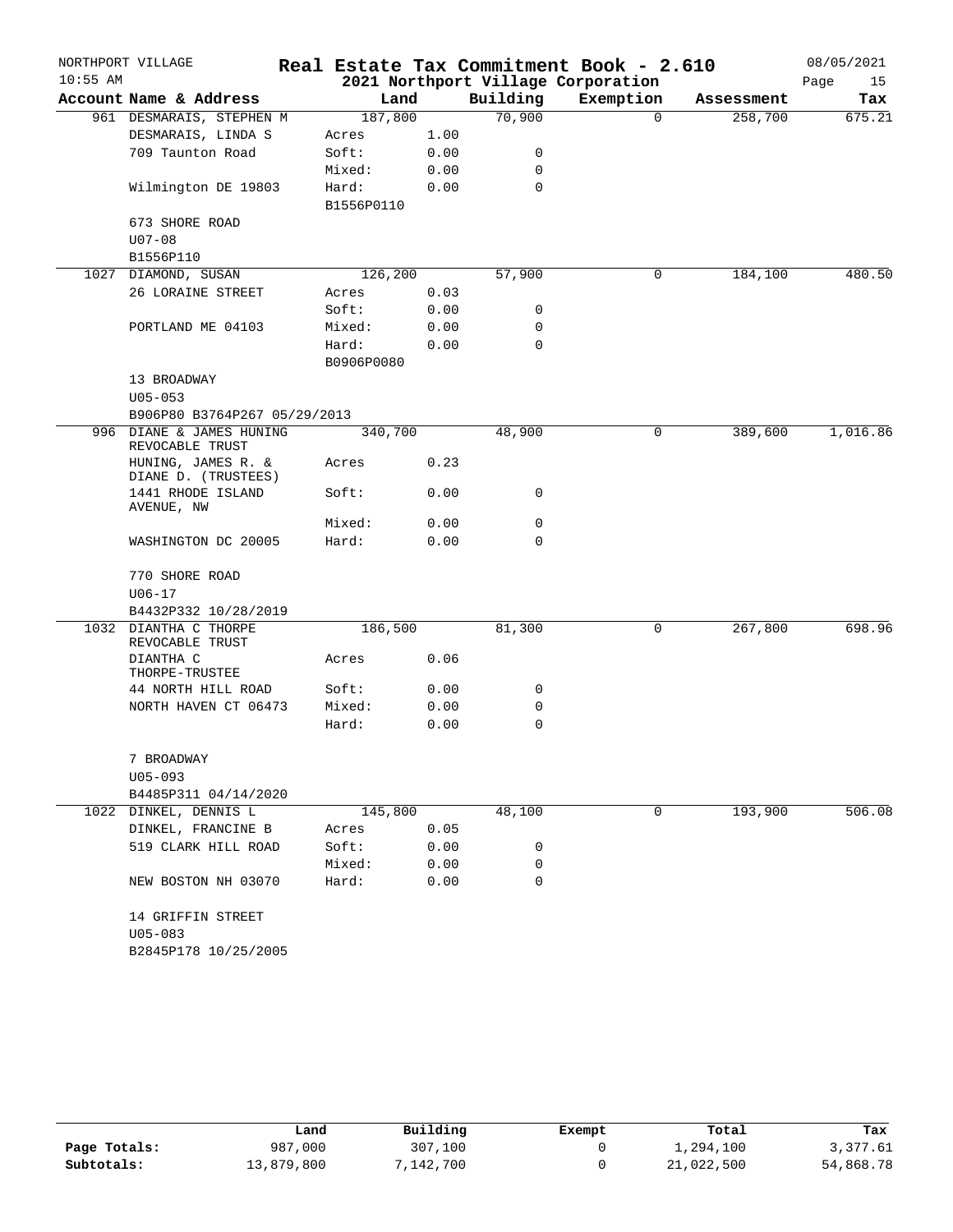NORTHPORT VILLAGE
10:55 AM

# Real Estate Tax Commitment Book - 2.610

## 2021 Northport Village Corporation

08/05/2021

| Account | Name & Address | Land | | Building | Exemption | Assessment | Tax |
|---|---|---|---|---|---|---|---|
| 961 | DESMARAIS, STEPHEN M | 187,800 | | 70,900 | 0 | 258,700 | 675.21 |
| | DESMARAIS, LINDA S | Acres | 1.00 | | | | |
| | 709 Taunton Road | Soft: | 0.00 | 0 | | | |
| | | Mixed: | 0.00 | 0 | | | |
| | Wilmington DE 19803 | Hard: | 0.00 | 0 | | | |
| | | B1556P0110 | | | | | |
| | 673 SHORE ROAD | | | | | | |
| | U07-08 | | | | | | |
| | B1556P110 | | | | | | |
| 1027 | DIAMOND, SUSAN | 126,200 | | 57,900 | 0 | 184,100 | 480.50 |
| | 26 LORAINE STREET | Acres | 0.03 | | | | |
| | | Soft: | 0.00 | 0 | | | |
| | PORTLAND ME 04103 | Mixed: | 0.00 | 0 | | | |
| | | Hard: | 0.00 | 0 | | | |
| | | B0906P0080 | | | | | |
| | 13 BROADWAY | | | | | | |
| | U05-053 | | | | | | |
| | B906P80 B3764P267 05/29/2013 | | | | | | |
| 996 | DIANE & JAMES HUNING REVOCABLE TRUST | 340,700 | | 48,900 | 0 | 389,600 | 1,016.86 |
| | HUNING, JAMES R. & DIANE D. (TRUSTEES) | Acres | 0.23 | | | | |
| | 1441 RHODE ISLAND AVENUE, NW | Soft: | 0.00 | 0 | | | |
| | | Mixed: | 0.00 | 0 | | | |
| | WASHINGTON DC 20005 | Hard: | 0.00 | 0 | | | |
| | 770 SHORE ROAD | | | | | | |
| | U06-17 | | | | | | |
| | B4432P332 10/28/2019 | | | | | | |
| 1032 | DIANTHA C THORPE REVOCABLE TRUST | 186,500 | | 81,300 | 0 | 267,800 | 698.96 |
| | DIANTHA C THORPE-TRUSTEE | Acres | 0.06 | | | | |
| | 44 NORTH HILL ROAD | Soft: | 0.00 | 0 | | | |
| | NORTH HAVEN CT 06473 | Mixed: | 0.00 | 0 | | | |
| | | Hard: | 0.00 | 0 | | | |
| | 7 BROADWAY | | | | | | |
| | U05-093 | | | | | | |
| | B4485P311 04/14/2020 | | | | | | |
| 1022 | DINKEL, DENNIS L | 145,800 | | 48,100 | 0 | 193,900 | 506.08 |
| | DINKEL, FRANCINE B | Acres | 0.05 | | | | |
| | 519 CLARK HILL ROAD | Soft: | 0.00 | 0 | | | |
| | | Mixed: | 0.00 | 0 | | | |
| | NEW BOSTON NH 03070 | Hard: | 0.00 | 0 | | | |
| | 14 GRIFFIN STREET | | | | | | |
| | U05-083 | | | | | | |
| | B2845P178 10/25/2005 | | | | | | |

| | Land | Building | Exempt | Total | Tax |
|---|---|---|---|---|---|
| Page Totals: | 987,000 | 307,100 | 0 | 1,294,100 | 3,377.61 |
| Subtotals: | 13,879,800 | 7,142,700 | 0 | 21,022,500 | 54,868.78 |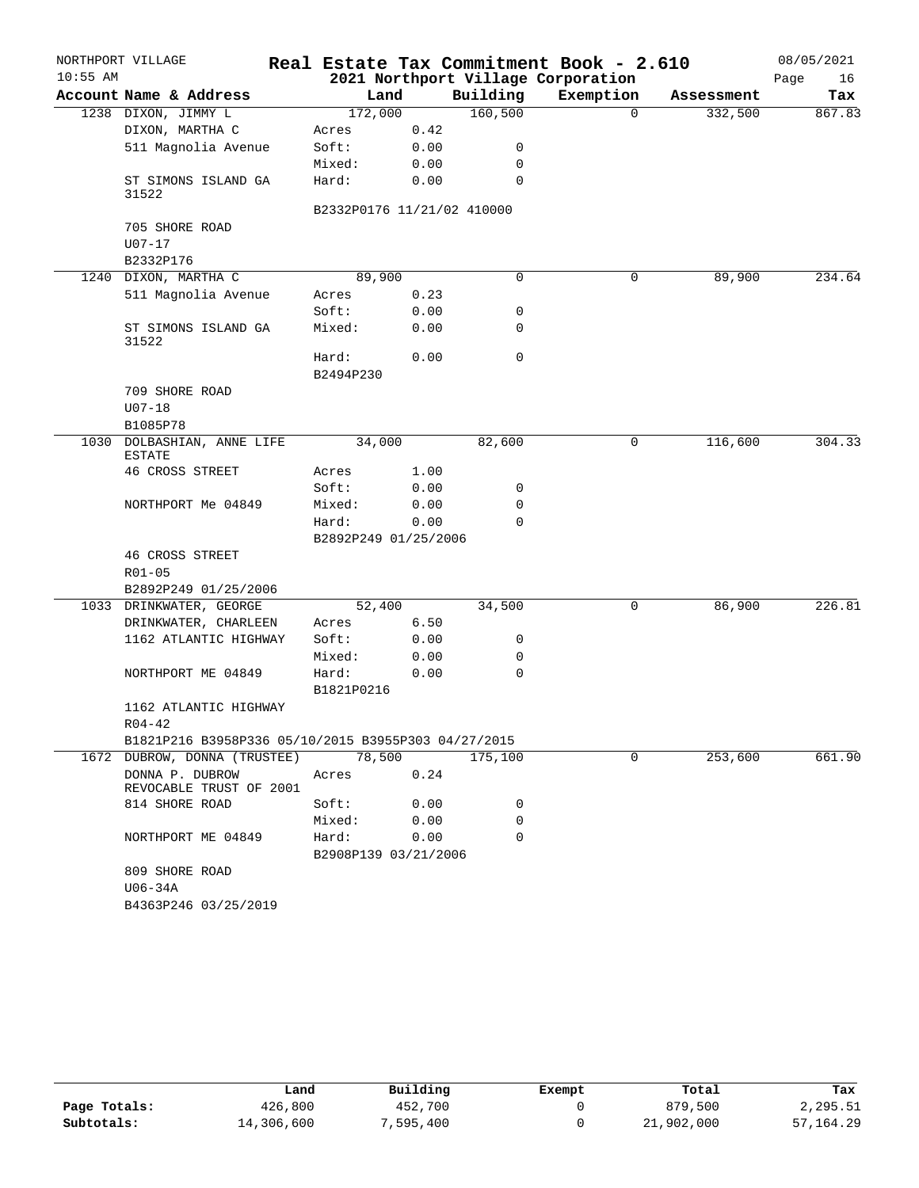NORTHPORT VILLAGE 10:55 AM

# Real Estate Tax Commitment Book - 2.610

## 2021 Northport Village Corporation

08/05/2021

| Account Name & Address | Land | | Building | Exemption | Assessment | Tax |
|---|---|---|---|---|---|---|
| 1238 DIXON, JIMMY L | 172,000 | | 160,500 | 0 | 332,500 | 867.83 |
| DIXON, MARTHA C | Acres | 0.42 | | | | |
| 511 Magnolia Avenue | Soft: | 0.00 | 0 | | | |
| | Mixed: | 0.00 | 0 | | | |
| ST SIMONS ISLAND GA 31522 | Hard: | 0.00 | 0 | | | |
| | B2332P0176 11/21/02 410000 | | | | | |
| 705 SHORE ROAD | | | | | | |
| U07-17 | | | | | | |
| B2332P176 | | | | | | |
| 1240 DIXON, MARTHA C | 89,900 | | 0 | 0 | 89,900 | 234.64 |
| 511 Magnolia Avenue | Acres | 0.23 | | | | |
| | Soft: | 0.00 | 0 | | | |
| ST SIMONS ISLAND GA 31522 | Mixed: | 0.00 | 0 | | | |
| | Hard: | 0.00 | 0 | | | |
| | B2494P230 | | | | | |
| 709 SHORE ROAD | | | | | | |
| U07-18 | | | | | | |
| B1085P78 | | | | | | |
| 1030 DOLBASHIAN, ANNE LIFE ESTATE | 34,000 | | 82,600 | 0 | 116,600 | 304.33 |
| 46 CROSS STREET | Acres | 1.00 | | | | |
| | Soft: | 0.00 | 0 | | | |
| NORTHPORT Me 04849 | Mixed: | 0.00 | 0 | | | |
| | Hard: | 0.00 | 0 | | | |
| | B2892P249 01/25/2006 | | | | | |
| 46 CROSS STREET | | | | | | |
| R01-05 | | | | | | |
| B2892P249 01/25/2006 | | | | | | |
| 1033 DRINKWATER, GEORGE | 52,400 | | 34,500 | 0 | 86,900 | 226.81 |
| DRINKWATER, CHARLEEN | Acres | 6.50 | | | | |
| 1162 ATLANTIC HIGHWAY | Soft: | 0.00 | 0 | | | |
| | Mixed: | 0.00 | 0 | | | |
| NORTHPORT ME 04849 | Hard: | 0.00 | 0 | | | |
| | B1821P0216 | | | | | |
| 1162 ATLANTIC HIGHWAY | | | | | | |
| R04-42 | | | | | | |
| B1821P216 B3958P336 05/10/2015 B3955P303 04/27/2015 | | | | | | |
| 1672 DUBROW, DONNA (TRUSTEE) | 78,500 | | 175,100 | 0 | 253,600 | 661.90 |
| DONNA P. DUBROW REVOCABLE TRUST OF 2001 | Acres | 0.24 | | | | |
| 814 SHORE ROAD | Soft: | 0.00 | 0 | | | |
| | Mixed: | 0.00 | 0 | | | |
| NORTHPORT ME 04849 | Hard: | 0.00 | 0 | | | |
| | B2908P139 03/21/2006 | | | | | |
| 809 SHORE ROAD | | | | | | |
| U06-34A | | | | | | |
| B4363P246 03/25/2019 | | | | | | |

| | Land | Building | Exempt | Total | Tax |
|---|---|---|---|---|---|
| Page Totals: | 426,800 | 452,700 | 0 | 879,500 | 2,295.51 |
| Subtotals: | 14,306,600 | 7,595,400 | 0 | 21,902,000 | 57,164.29 |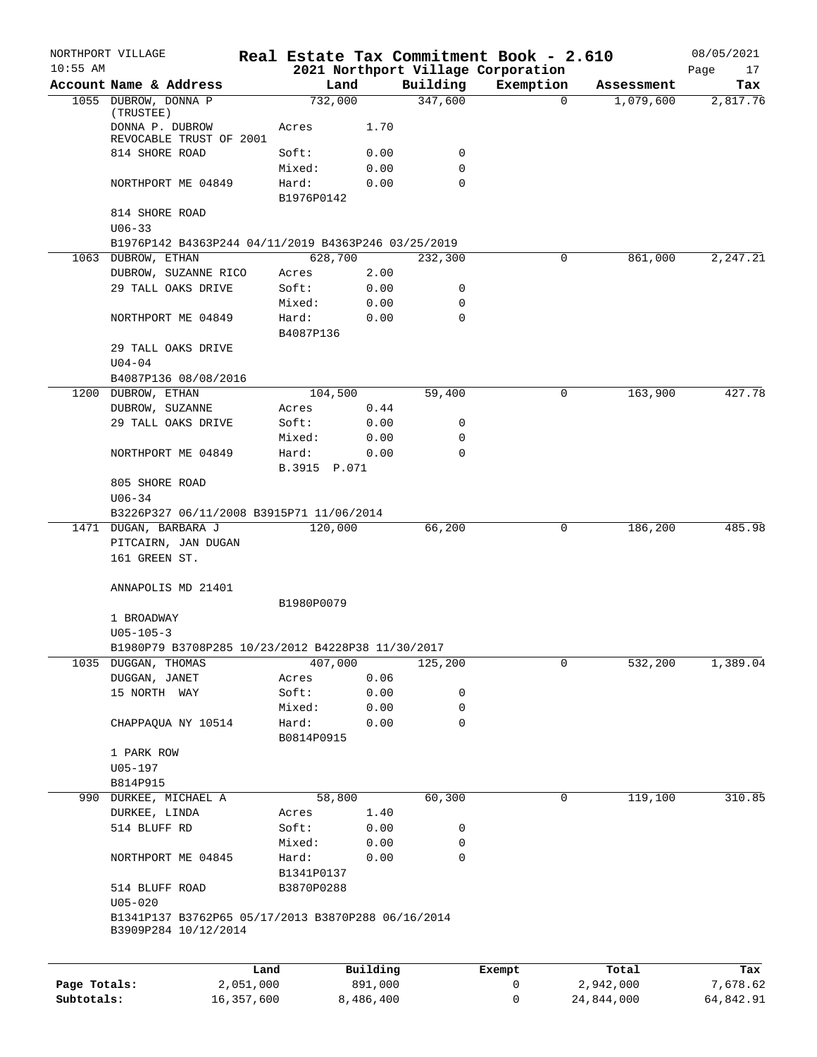NORTHPORT VILLAGE — Real Estate Tax Commitment Book - 2.610 — 08/05/2021
10:55 AM — 2021 Northport Village Corporation

| Account Name & Address | Land | | Building | Exemption | Assessment | Tax |
|---|---|---|---|---|---|---|
| 1055 DUBROW, DONNA P (TRUSTEE) | 732,000 | | 347,600 | 0 | 1,079,600 | 2,817.76 |
| DONNA P. DUBROW REVOCABLE TRUST OF 2001 | Acres | 1.70 | | | | |
| 814 SHORE ROAD | Soft: | 0.00 | 0 | | | |
| | Mixed: | 0.00 | 0 | | | |
| NORTHPORT ME 04849 | Hard: | 0.00 | 0 | | | |
| | B1976P0142 | | | | | |
| 814 SHORE ROAD | | | | | | |
| U06-33 | | | | | | |
| B1976P142 B4363P244 04/11/2019 B4363P246 03/25/2019 | | | | | | |
| 1063 DUBROW, ETHAN | 628,700 | | 232,300 | 0 | 861,000 | 2,247.21 |
| DUBROW, SUZANNE RICO | Acres | 2.00 | | | | |
| 29 TALL OAKS DRIVE | Soft: | 0.00 | 0 | | | |
| | Mixed: | 0.00 | 0 | | | |
| NORTHPORT ME 04849 | Hard: | 0.00 | 0 | | | |
| | B4087P136 | | | | | |
| 29 TALL OAKS DRIVE | | | | | | |
| U04-04 | | | | | | |
| B4087P136 08/08/2016 | | | | | | |
| 1200 DUBROW, ETHAN | 104,500 | | 59,400 | 0 | 163,900 | 427.78 |
| DUBROW, SUZANNE | Acres | 0.44 | | | | |
| 29 TALL OAKS DRIVE | Soft: | 0.00 | 0 | | | |
| | Mixed: | 0.00 | 0 | | | |
| NORTHPORT ME 04849 | Hard: | 0.00 | 0 | | | |
| | B.3915 P.071 | | | | | |
| 805 SHORE ROAD | | | | | | |
| U06-34 | | | | | | |
| B3226P327 06/11/2008 B3915P71 11/06/2014 | | | | | | |
| 1471 DUGAN, BARBARA J | 120,000 | | 66,200 | 0 | 186,200 | 485.98 |
| PITCAIRN, JAN DUGAN | | | | | | |
| 161 GREEN ST. | | | | | | |
| ANNAPOLIS MD 21401 | | | | | | |
| | B1980P0079 | | | | | |
| 1 BROADWAY | | | | | | |
| U05-105-3 | | | | | | |
| B1980P79 B3708P285 10/23/2012 B4228P38 11/30/2017 | | | | | | |
| 1035 DUGGAN, THOMAS | 407,000 | | 125,200 | 0 | 532,200 | 1,389.04 |
| DUGGAN, JANET | Acres | 0.06 | | | | |
| 15 NORTH WAY | Soft: | 0.00 | 0 | | | |
| | Mixed: | 0.00 | 0 | | | |
| CHAPPAQUA NY 10514 | Hard: | 0.00 | 0 | | | |
| | B0814P0915 | | | | | |
| 1 PARK ROW | | | | | | |
| U05-197 | | | | | | |
| B814P915 | | | | | | |
| 990 DURKEE, MICHAEL A | 58,800 | | 60,300 | 0 | 119,100 | 310.85 |
| DURKEE, LINDA | Acres | 1.40 | | | | |
| 514 BLUFF RD | Soft: | 0.00 | 0 | | | |
| | Mixed: | 0.00 | 0 | | | |
| NORTHPORT ME 04845 | Hard: | 0.00 | 0 | | | |
| | B1341P0137 | | | | | |
| 514 BLUFF ROAD | B3870P0288 | | | | | |
| U05-020 | | | | | | |
| B1341P137 B3762P65 05/17/2013 B3870P288 06/16/2014 B3909P284 10/12/2014 | | | | | | |

| | Land | Building | Exempt | Total | Tax |
|---|---|---|---|---|---|
| Page Totals: | 2,051,000 | 891,000 | 0 | 2,942,000 | 7,678.62 |
| Subtotals: | 16,357,600 | 8,486,400 | 0 | 24,844,000 | 64,842.91 |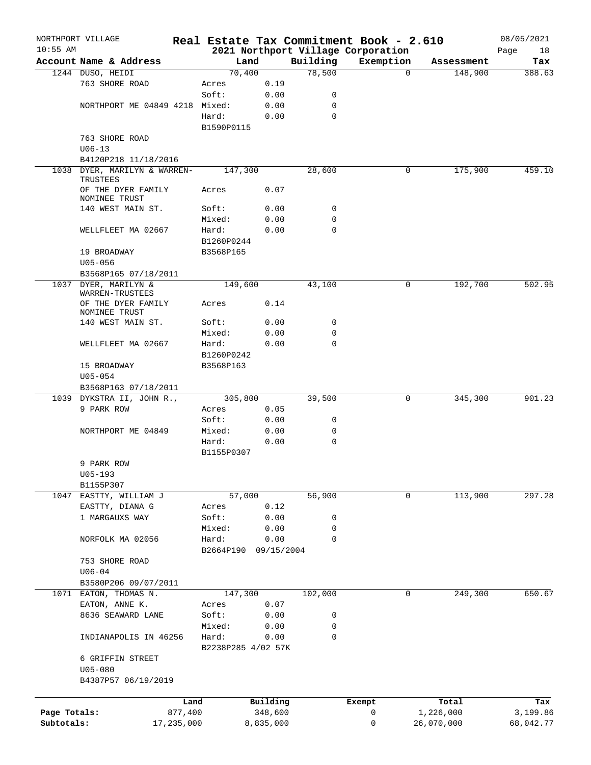NORTHPORT VILLAGE
10:55 AM

# Real Estate Tax Commitment Book - 2.610
## 2021 Northport Village Corporation

08/05/2021

| Account Name & Address | Land | | Building | Exemption | Assessment | Tax |
|---|---|---|---|---|---|---|
| 1244 DUSO, HEIDI | 70,400 | | 78,500 | 0 | 148,900 | 388.63 |
| 763 SHORE ROAD | Acres | 0.19 | | | | |
| | Soft: | 0.00 | 0 | | | |
| NORTHPORT ME 04849 4218 | Mixed: | 0.00 | 0 | | | |
| | Hard: | 0.00 | 0 | | | |
| | B1590P0115 | | | | | |
| 763 SHORE ROAD | | | | | | |
| U06-13 | | | | | | |
| B4120P218 11/18/2016 | | | | | | |
| 1038 DYER, MARILYN & WARREN-TRUSTEES | 147,300 | | 28,600 | 0 | 175,900 | 459.10 |
| OF THE DYER FAMILY NOMINEE TRUST | Acres | 0.07 | | | | |
| 140 WEST MAIN ST. | Soft: | 0.00 | 0 | | | |
| | Mixed: | 0.00 | 0 | | | |
| WELLFLEET MA 02667 | Hard: | 0.00 | 0 | | | |
| | B1260P0244 | | | | | |
| 19 BROADWAY | B3568P165 | | | | | |
| U05-056 | | | | | | |
| B3568P165 07/18/2011 | | | | | | |
| 1037 DYER, MARILYN & WARREN-TRUSTEES | 149,600 | | 43,100 | 0 | 192,700 | 502.95 |
| OF THE DYER FAMILY NOMINEE TRUST | Acres | 0.14 | | | | |
| 140 WEST MAIN ST. | Soft: | 0.00 | 0 | | | |
| | Mixed: | 0.00 | 0 | | | |
| WELLFLEET MA 02667 | Hard: | 0.00 | 0 | | | |
| | B1260P0242 | | | | | |
| 15 BROADWAY | B3568P163 | | | | | |
| U05-054 | | | | | | |
| B3568P163 07/18/2011 | | | | | | |
| 1039 DYKSTRA II, JOHN R., | 305,800 | | 39,500 | 0 | 345,300 | 901.23 |
| 9 PARK ROW | Acres | 0.05 | | | | |
| | Soft: | 0.00 | 0 | | | |
| NORTHPORT ME 04849 | Mixed: | 0.00 | 0 | | | |
| | Hard: | 0.00 | 0 | | | |
| | B1155P0307 | | | | | |
| 9 PARK ROW | | | | | | |
| U05-193 | | | | | | |
| B1155P307 | | | | | | |
| 1047 EASTTY, WILLIAM J | 57,000 | | 56,900 | 0 | 113,900 | 297.28 |
| EASTTY, DIANA G | Acres | 0.12 | | | | |
| 1 MARGAUXS WAY | Soft: | 0.00 | 0 | | | |
| | Mixed: | 0.00 | 0 | | | |
| NORFOLK MA 02056 | Hard: | 0.00 | 0 | | | |
| | B2664P190 | 09/15/2004 | | | | |
| 753 SHORE ROAD | | | | | | |
| U06-04 | | | | | | |
| B3580P206 09/07/2011 | | | | | | |
| 1071 EATON, THOMAS N. | 147,300 | | 102,000 | 0 | 249,300 | 650.67 |
| EATON, ANNE K. | Acres | 0.07 | | | | |
| 8636 SEAWARD LANE | Soft: | 0.00 | 0 | | | |
| | Mixed: | 0.00 | 0 | | | |
| INDIANAPOLIS IN 46256 | Hard: | 0.00 | 0 | | | |
| | B2238P285 4/02 57K | | | | | |
| 6 GRIFFIN STREET | | | | | | |
| U05-080 | | | | | | |
| B4387P57 06/19/2019 | | | | | | |

| | Land | Building | Exempt | Total | Tax |
|---|---|---|---|---|---|
| Page Totals: | 877,400 | 348,600 | 0 | 1,226,000 | 3,199.86 |
| Subtotals: | 17,235,000 | 8,835,000 | 0 | 26,070,000 | 68,042.77 |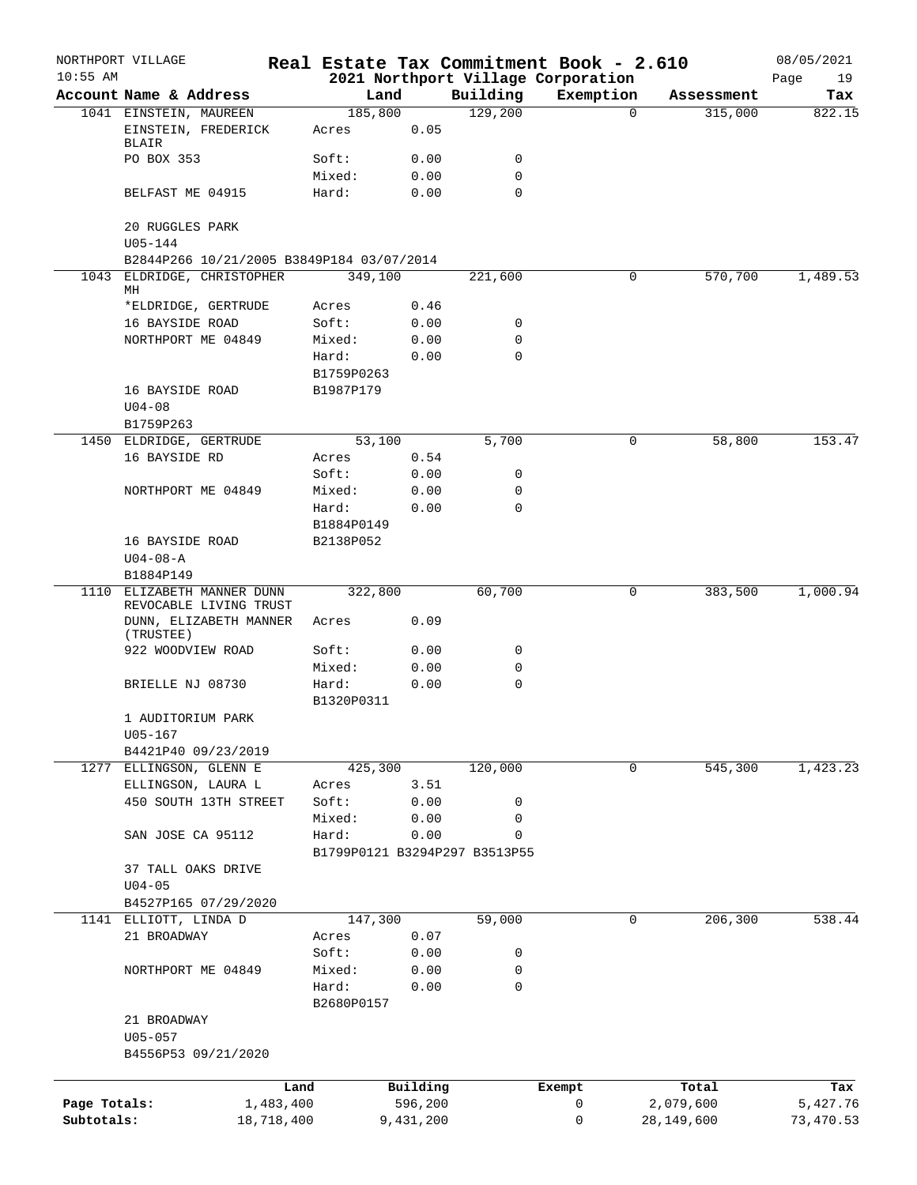NORTHPORT VILLAGE
10:55 AM

# Real Estate Tax Commitment Book - 2.610

## 2021 Northport Village Corporation

08/05/2021

| Account Name & Address | Land | | Building | Exemption | Assessment | Tax |
|---|---|---|---|---|---|---|
| 1041 EINSTEIN, MAUREEN | 185,800 | | 129,200 | 0 | 315,000 | 822.15 |
| EINSTEIN, FREDERICK BLAIR | Acres | 0.05 | | | | |
| PO BOX 353 | Soft: | 0.00 | 0 | | | |
| | Mixed: | 0.00 | 0 | | | |
| BELFAST ME 04915 | Hard: | 0.00 | 0 | | | |
| 20 RUGGLES PARK | | | | | | |
| U05-144 | | | | | | |
| B2844P266 10/21/2005 B3849P184 03/07/2014 | | | | | | |
| 1043 ELDRIDGE, CHRISTOPHER MH | 349,100 | | 221,600 | 0 | 570,700 | 1,489.53 |
| *ELDRIDGE, GERTRUDE | Acres | 0.46 | | | | |
| 16 BAYSIDE ROAD | Soft: | 0.00 | 0 | | | |
| NORTHPORT ME 04849 | Mixed: | 0.00 | 0 | | | |
| | Hard: | 0.00 | 0 | | | |
| | B1759P0263 | | | | | |
| 16 BAYSIDE ROAD | B1987P179 | | | | | |
| U04-08 | | | | | | |
| B1759P263 | | | | | | |
| 1450 ELDRIDGE, GERTRUDE | 53,100 | | 5,700 | 0 | 58,800 | 153.47 |
| 16 BAYSIDE RD | Acres | 0.54 | | | | |
| | Soft: | 0.00 | 0 | | | |
| NORTHPORT ME 04849 | Mixed: | 0.00 | 0 | | | |
| | Hard: | 0.00 | 0 | | | |
| | B1884P0149 | | | | | |
| 16 BAYSIDE ROAD | B2138P052 | | | | | |
| U04-08-A | | | | | | |
| B1884P149 | | | | | | |
| 1110 ELIZABETH MANNER DUNN REVOCABLE LIVING TRUST | 322,800 | | 60,700 | 0 | 383,500 | 1,000.94 |
| DUNN, ELIZABETH MANNER (TRUSTEE) | Acres | 0.09 | | | | |
| 922 WOODVIEW ROAD | Soft: | 0.00 | 0 | | | |
| | Mixed: | 0.00 | 0 | | | |
| BRIELLE NJ 08730 | Hard: | 0.00 | 0 | | | |
| | B1320P0311 | | | | | |
| 1 AUDITORIUM PARK | | | | | | |
| U05-167 | | | | | | |
| B4421P40 09/23/2019 | | | | | | |
| 1277 ELLINGSON, GLENN E | 425,300 | | 120,000 | 0 | 545,300 | 1,423.23 |
| ELLINGSON, LAURA L | Acres | 3.51 | | | | |
| 450 SOUTH 13TH STREET | Soft: | 0.00 | 0 | | | |
| | Mixed: | 0.00 | 0 | | | |
| SAN JOSE CA 95112 | Hard: | 0.00 | 0 | | | |
| | B1799P0121 B3294P297 B3513P55 | | | | | |
| 37 TALL OAKS DRIVE | | | | | | |
| U04-05 | | | | | | |
| B4527P165 07/29/2020 | | | | | | |
| 1141 ELLIOTT, LINDA D | 147,300 | | 59,000 | 0 | 206,300 | 538.44 |
| 21 BROADWAY | Acres | 0.07 | | | | |
| | Soft: | 0.00 | 0 | | | |
| NORTHPORT ME 04849 | Mixed: | 0.00 | 0 | | | |
| | Hard: | 0.00 | 0 | | | |
| | B2680P0157 | | | | | |
| 21 BROADWAY | | | | | | |
| U05-057 | | | | | | |
| B4556P53 09/21/2020 | | | | | | |

| | Land | Building | Exempt | Total | Tax |
|---|---|---|---|---|---|
| Page Totals: | 1,483,400 | 596,200 | 0 | 2,079,600 | 5,427.76 |
| Subtotals: | 18,718,400 | 9,431,200 | 0 | 28,149,600 | 73,470.53 |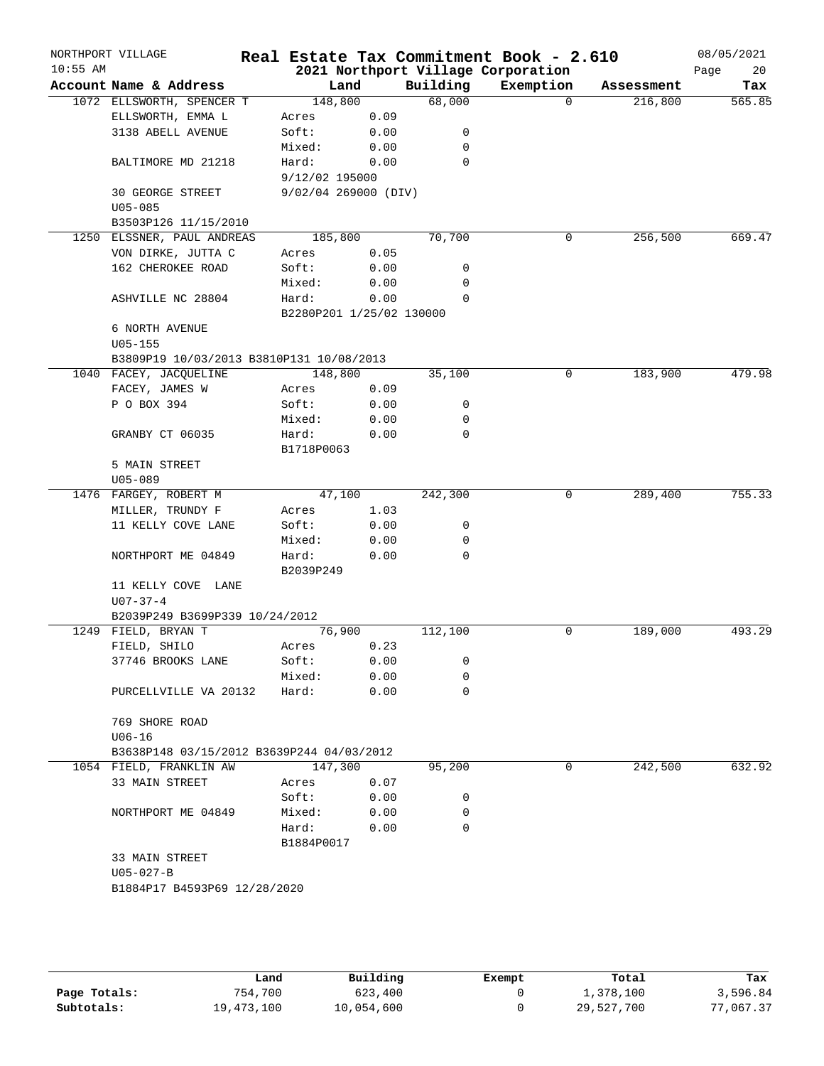# Real Estate Tax Commitment Book - 2.610

NORTHPORT VILLAGE
10:55 AM

## 2021 Northport Village Corporation

08/05/2021

| Account Name & Address | Land | | Building | Exemption | Assessment | Tax |
|---|---|---|---|---|---|---|
| 1072 ELLSWORTH, SPENCER T | 148,800 | | 68,000 | 0 | 216,800 | 565.85 |
| ELLSWORTH, EMMA L | Acres | 0.09 | | | | |
| 3138 ABELL AVENUE | Soft: | 0.00 | 0 | | | |
| | Mixed: | 0.00 | 0 | | | |
| BALTIMORE MD 21218 | Hard: | 0.00 | 0 | | | |
| | 9/12/02 195000 | | | | | |
| 30 GEORGE STREET | 9/02/04 269000 (DIV) | | | | | |
| U05-085 | | | | | | |
| B3503P126 11/15/2010 | | | | | | |
| 1250 ELSSNER, PAUL ANDREAS | 185,800 | | 70,700 | 0 | 256,500 | 669.47 |
| VON DIRKE, JUTTA C | Acres | 0.05 | | | | |
| 162 CHEROKEE ROAD | Soft: | 0.00 | 0 | | | |
| | Mixed: | 0.00 | 0 | | | |
| ASHVILLE NC 28804 | Hard: | 0.00 | 0 | | | |
| | B2280P201 1/25/02 130000 | | | | | |
| 6 NORTH AVENUE | | | | | | |
| U05-155 | | | | | | |
| B3809P19 10/03/2013 B3810P131 10/08/2013 | | | | | | |
| 1040 FACEY, JACQUELINE | 148,800 | | 35,100 | 0 | 183,900 | 479.98 |
| FACEY, JAMES W | Acres | 0.09 | | | | |
| P O BOX 394 | Soft: | 0.00 | 0 | | | |
| | Mixed: | 0.00 | 0 | | | |
| GRANBY CT 06035 | Hard: | 0.00 | 0 | | | |
| | B1718P0063 | | | | | |
| 5 MAIN STREET | | | | | | |
| U05-089 | | | | | | |
| 1476 FARGEY, ROBERT M | 47,100 | | 242,300 | 0 | 289,400 | 755.33 |
| MILLER, TRUNDY F | Acres | 1.03 | | | | |
| 11 KELLY COVE LANE | Soft: | 0.00 | 0 | | | |
| | Mixed: | 0.00 | 0 | | | |
| NORTHPORT ME 04849 | Hard: | 0.00 | 0 | | | |
| | B2039P249 | | | | | |
| 11 KELLY COVE LANE | | | | | | |
| U07-37-4 | | | | | | |
| B2039P249 B3699P339 10/24/2012 | | | | | | |
| 1249 FIELD, BRYAN T | 76,900 | | 112,100 | 0 | 189,000 | 493.29 |
| FIELD, SHILO | Acres | 0.23 | | | | |
| 37746 BROOKS LANE | Soft: | 0.00 | 0 | | | |
| | Mixed: | 0.00 | 0 | | | |
| PURCELLVILLE VA 20132 | Hard: | 0.00 | 0 | | | |
| 769 SHORE ROAD | | | | | | |
| U06-16 | | | | | | |
| B3638P148 03/15/2012 B3639P244 04/03/2012 | | | | | | |
| 1054 FIELD, FRANKLIN AW | 147,300 | | 95,200 | 0 | 242,500 | 632.92 |
| 33 MAIN STREET | Acres | 0.07 | | | | |
| | Soft: | 0.00 | 0 | | | |
| NORTHPORT ME 04849 | Mixed: | 0.00 | 0 | | | |
| | Hard: | 0.00 | 0 | | | |
| | B1884P0017 | | | | | |
| 33 MAIN STREET | | | | | | |
| U05-027-B | | | | | | |
| B1884P17 B4593P69 12/28/2020 | | | | | | |

| | Land | Building | Exempt | Total | Tax |
|---|---|---|---|---|---|
| Page Totals: | 754,700 | 623,400 | 0 | 1,378,100 | 3,596.84 |
| Subtotals: | 19,473,100 | 10,054,600 | 0 | 29,527,700 | 77,067.37 |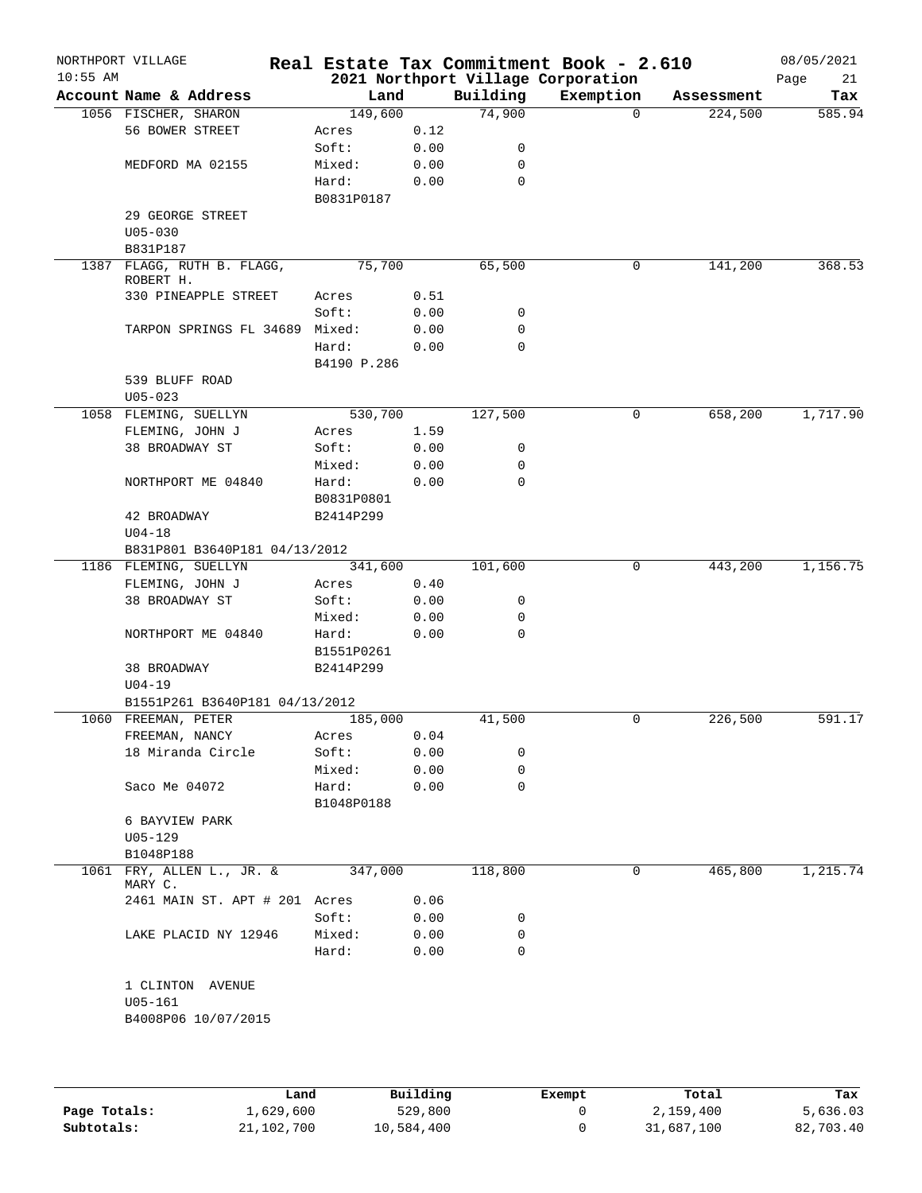NORTHPORT VILLAGE
10:55 AM

# Real Estate Tax Commitment Book - 2.610

## 2021 Northport Village Corporation

08/05/2021
Page 21

| Account | Name & Address | Land | | Building | Exemption | Assessment | Tax |
|---|---|---|---|---|---|---|---|
| 1056 | FISCHER, SHARON | 149,600 | | 74,900 | 0 | 224,500 | 585.94 |
| | 56 BOWER STREET | Acres | 0.12 | | | | |
| | | Soft: | 0.00 | 0 | | | |
| | MEDFORD MA 02155 | Mixed: | 0.00 | 0 | | | |
| | | Hard: | 0.00 | 0 | | | |
| | | B0831P0187 | | | | | |
| | 29 GEORGE STREET | | | | | | |
| | U05-030 | | | | | | |
| | B831P187 | | | | | | |
| 1387 | FLAGG, RUTH B. FLAGG, ROBERT H. | 75,700 | | 65,500 | 0 | 141,200 | 368.53 |
| | 330 PINEAPPLE STREET | Acres | 0.51 | | | | |
| | | Soft: | 0.00 | 0 | | | |
| | TARPON SPRINGS FL 34689 | Mixed: | 0.00 | 0 | | | |
| | | Hard: | 0.00 | 0 | | | |
| | | B4190 P.286 | | | | | |
| | 539 BLUFF ROAD | | | | | | |
| | U05-023 | | | | | | |
| 1058 | FLEMING, SUELLYN | 530,700 | | 127,500 | 0 | 658,200 | 1,717.90 |
| | FLEMING, JOHN J | Acres | 1.59 | | | | |
| | 38 BROADWAY ST | Soft: | 0.00 | 0 | | | |
| | | Mixed: | 0.00 | 0 | | | |
| | NORTHPORT ME 04840 | Hard: | 0.00 | 0 | | | |
| | | B0831P0801 | | | | | |
| | 42 BROADWAY | B2414P299 | | | | | |
| | U04-18 | | | | | | |
| | B831P801 B3640P181 04/13/2012 | | | | | | |
| 1186 | FLEMING, SUELLYN | 341,600 | | 101,600 | 0 | 443,200 | 1,156.75 |
| | FLEMING, JOHN J | Acres | 0.40 | | | | |
| | 38 BROADWAY ST | Soft: | 0.00 | 0 | | | |
| | | Mixed: | 0.00 | 0 | | | |
| | NORTHPORT ME 04840 | Hard: | 0.00 | 0 | | | |
| | | B1551P0261 | | | | | |
| | 38 BROADWAY | B2414P299 | | | | | |
| | U04-19 | | | | | | |
| | B1551P261 B3640P181 04/13/2012 | | | | | | |
| 1060 | FREEMAN, PETER | 185,000 | | 41,500 | 0 | 226,500 | 591.17 |
| | FREEMAN, NANCY | Acres | 0.04 | | | | |
| | 18 Miranda Circle | Soft: | 0.00 | 0 | | | |
| | | Mixed: | 0.00 | 0 | | | |
| | Saco Me 04072 | Hard: | 0.00 | 0 | | | |
| | | B1048P0188 | | | | | |
| | 6 BAYVIEW PARK | | | | | | |
| | U05-129 | | | | | | |
| | B1048P188 | | | | | | |
| 1061 | FRY, ALLEN L., JR. & MARY C. | 347,000 | | 118,800 | 0 | 465,800 | 1,215.74 |
| | 2461 MAIN ST. APT # 201 | Acres | 0.06 | | | | |
| | | Soft: | 0.00 | 0 | | | |
| | LAKE PLACID NY 12946 | Mixed: | 0.00 | 0 | | | |
| | | Hard: | 0.00 | 0 | | | |
| | 1 CLINTON AVENUE | | | | | | |
| | U05-161 | | | | | | |
| | B4008P06 10/07/2015 | | | | | | |

| | Land | Building | Exempt | Total | Tax |
|---|---|---|---|---|---|
| Page Totals: | 1,629,600 | 529,800 | 0 | 2,159,400 | 5,636.03 |
| Subtotals: | 21,102,700 | 10,584,400 | 0 | 31,687,100 | 82,703.40 |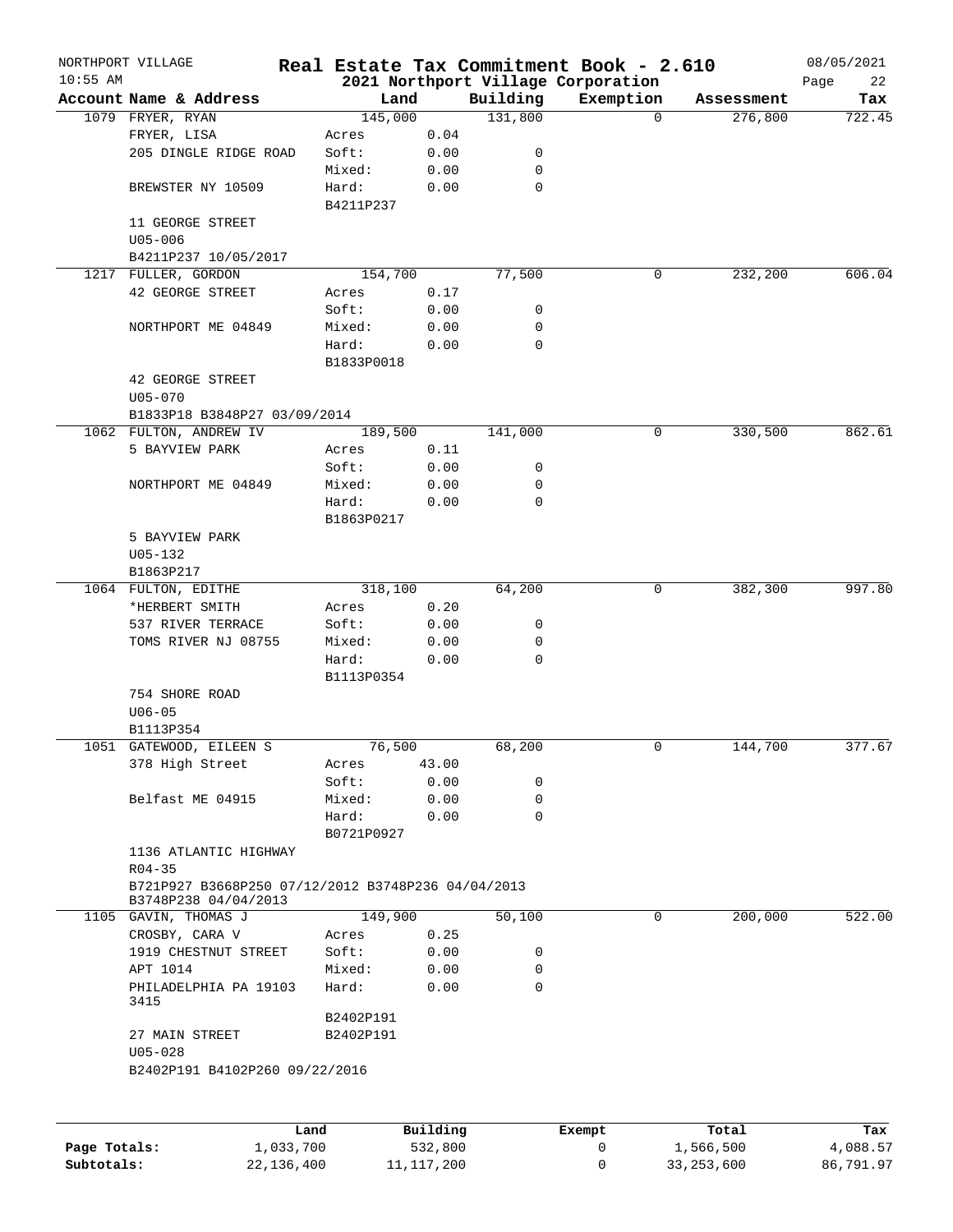NORTHPORT VILLAGE
10:55 AM

# Real Estate Tax Commitment Book - 2.610
## 2021 Northport Village Corporation

08/05/2021

| Account Name & Address | Land | | Building | Exemption | Assessment | Tax |
|---|---|---|---|---|---|---|
| 1079 FRYER, RYAN | 145,000 | | 131,800 | 0 | 276,800 | 722.45 |
| FRYER, LISA | Acres | 0.04 | | | | |
| 205 DINGLE RIDGE ROAD | Soft: | 0.00 | 0 | | | |
| | Mixed: | 0.00 | 0 | | | |
| BREWSTER NY 10509 | Hard: | 0.00 | 0 | | | |
| | B4211P237 | | | | | |
| 11 GEORGE STREET | | | | | | |
| U05-006 | | | | | | |
| B4211P237 10/05/2017 | | | | | | |
| 1217 FULLER, GORDON | 154,700 | | 77,500 | 0 | 232,200 | 606.04 |
| 42 GEORGE STREET | Acres | 0.17 | | | | |
| | Soft: | 0.00 | 0 | | | |
| NORTHPORT ME 04849 | Mixed: | 0.00 | 0 | | | |
| | Hard: | 0.00 | 0 | | | |
| | B1833P0018 | | | | | |
| 42 GEORGE STREET | | | | | | |
| U05-070 | | | | | | |
| B1833P18 B3848P27 03/09/2014 | | | | | | |
| 1062 FULTON, ANDREW IV | 189,500 | | 141,000 | 0 | 330,500 | 862.61 |
| 5 BAYVIEW PARK | Acres | 0.11 | | | | |
| | Soft: | 0.00 | 0 | | | |
| NORTHPORT ME 04849 | Mixed: | 0.00 | 0 | | | |
| | Hard: | 0.00 | 0 | | | |
| | B1863P0217 | | | | | |
| 5 BAYVIEW PARK | | | | | | |
| U05-132 | | | | | | |
| B1863P217 | | | | | | |
| 1064 FULTON, EDITHE | 318,100 | | 64,200 | 0 | 382,300 | 997.80 |
| *HERBERT SMITH | Acres | 0.20 | | | | |
| 537 RIVER TERRACE | Soft: | 0.00 | 0 | | | |
| TOMS RIVER NJ 08755 | Mixed: | 0.00 | 0 | | | |
| | Hard: | 0.00 | 0 | | | |
| | B1113P0354 | | | | | |
| 754 SHORE ROAD | | | | | | |
| U06-05 | | | | | | |
| B1113P354 | | | | | | |
| 1051 GATEWOOD, EILEEN S | 76,500 | | 68,200 | 0 | 144,700 | 377.67 |
| 378 High Street | Acres | 43.00 | | | | |
| | Soft: | 0.00 | 0 | | | |
| Belfast ME 04915 | Mixed: | 0.00 | 0 | | | |
| | Hard: | 0.00 | 0 | | | |
| | B0721P0927 | | | | | |
| 1136 ATLANTIC HIGHWAY | | | | | | |
| R04-35 | | | | | | |
| B721P927 B3668P250 07/12/2012 B3748P236 04/04/2013 B3748P238 04/04/2013 | | | | | | |
| 1105 GAVIN, THOMAS J | 149,900 | | 50,100 | 0 | 200,000 | 522.00 |
| CROSBY, CARA V | Acres | 0.25 | | | | |
| 1919 CHESTNUT STREET | Soft: | 0.00 | 0 | | | |
| APT 1014 | Mixed: | 0.00 | 0 | | | |
| PHILADELPHIA PA 19103 3415 | Hard: | 0.00 | 0 | | | |
| | B2402P191 | | | | | |
| 27 MAIN STREET | B2402P191 | | | | | |
| U05-028 | | | | | | |
| B2402P191 B4102P260 09/22/2016 | | | | | | |

| | Land | Building | Exempt | Total | Tax |
|---|---|---|---|---|---|
| Page Totals: | 1,033,700 | 532,800 | 0 | 1,566,500 | 4,088.57 |
| Subtotals: | 22,136,400 | 11,117,200 | 0 | 33,253,600 | 86,791.97 |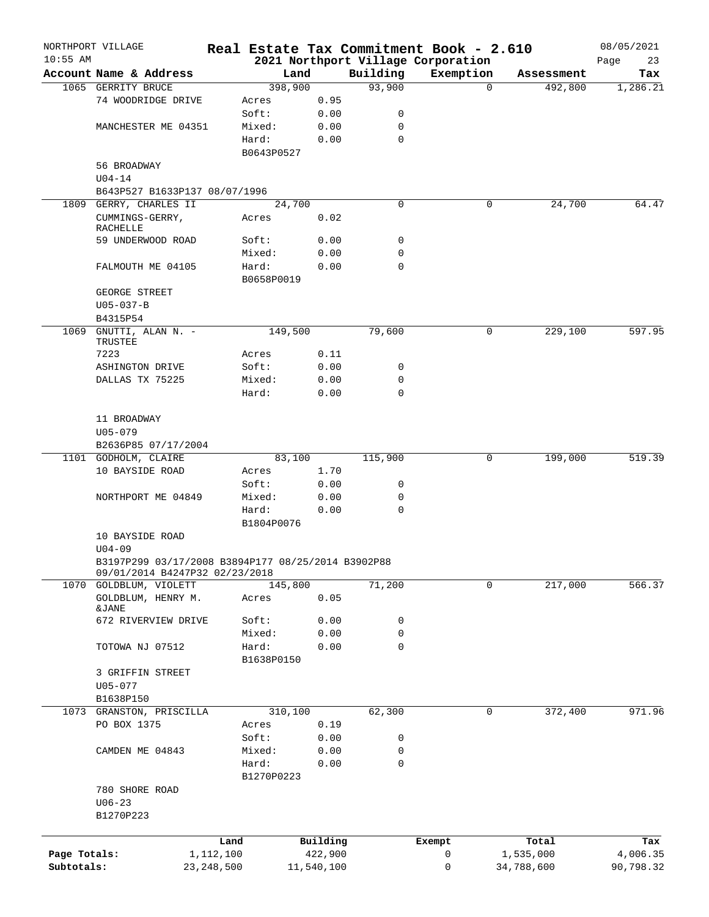NORTHPORT VILLAGE 10:55 AM

# Real Estate Tax Commitment Book - 2.610

## 2021 Northport Village Corporation

08/05/2021

| Account | Name & Address | Land | | Building | Exemption | Assessment | Tax |
|---|---|---|---|---|---|---|---|
| 1065 | GERRITY BRUCE | 398,900 | | 93,900 | 0 | 492,800 | 1,286.21 |
| | 74 WOODRIDGE DRIVE | Acres | 0.95 | | | | |
| | | Soft: | 0.00 | 0 | | | |
| | MANCHESTER ME 04351 | Mixed: | 0.00 | 0 | | | |
| | | Hard: | 0.00 | 0 | | | |
| | | B0643P0527 | | | | | |
| | 56 BROADWAY | | | | | | |
| | U04-14 | | | | | | |
| | B643P527 B1633P137 08/07/1996 | | | | | | |
| 1809 | GERRY, CHARLES II | 24,700 | | 0 | 0 | 24,700 | 64.47 |
| | CUMMINGS-GERRY, RACHELLE | Acres | 0.02 | | | | |
| | 59 UNDERWOOD ROAD | Soft: | 0.00 | 0 | | | |
| | | Mixed: | 0.00 | 0 | | | |
| | FALMOUTH ME 04105 | Hard: | 0.00 | 0 | | | |
| | | B0658P0019 | | | | | |
| | GEORGE STREET | | | | | | |
| | U05-037-B | | | | | | |
| | B4315P54 | | | | | | |
| 1069 | GNUTTI, ALAN N. - TRUSTEE | 149,500 | | 79,600 | 0 | 229,100 | 597.95 |
| | 7223 | Acres | 0.11 | | | | |
| | ASHINGTON DRIVE | Soft: | 0.00 | 0 | | | |
| | DALLAS TX 75225 | Mixed: | 0.00 | 0 | | | |
| | | Hard: | 0.00 | 0 | | | |
| | 11 BROADWAY | | | | | | |
| | U05-079 | | | | | | |
| | B2636P85 07/17/2004 | | | | | | |
| 1101 | GODHOLM, CLAIRE | 83,100 | | 115,900 | 0 | 199,000 | 519.39 |
| | 10 BAYSIDE ROAD | Acres | 1.70 | | | | |
| | | Soft: | 0.00 | 0 | | | |
| | NORTHPORT ME 04849 | Mixed: | 0.00 | 0 | | | |
| | | Hard: | 0.00 | 0 | | | |
| | | B1804P0076 | | | | | |
| | 10 BAYSIDE ROAD | | | | | | |
| | U04-09 | | | | | | |
| | B3197P299 03/17/2008 B3894P177 08/25/2014 B3902P88 09/01/2014 B4247P32 02/23/2018 | | | | | | |
| 1070 | GOLDBLUM, VIOLETT | 145,800 | | 71,200 | 0 | 217,000 | 566.37 |
| | GOLDBLUM, HENRY M. &JANE | Acres | 0.05 | | | | |
| | 672 RIVERVIEW DRIVE | Soft: | 0.00 | 0 | | | |
| | | Mixed: | 0.00 | 0 | | | |
| | TOTOWA NJ 07512 | Hard: | 0.00 | 0 | | | |
| | | B1638P0150 | | | | | |
| | 3 GRIFFIN STREET | | | | | | |
| | U05-077 | | | | | | |
| | B1638P150 | | | | | | |
| 1073 | GRANSTON, PRISCILLA | 310,100 | | 62,300 | 0 | 372,400 | 971.96 |
| | PO BOX 1375 | Acres | 0.19 | | | | |
| | | Soft: | 0.00 | 0 | | | |
| | CAMDEN ME 04843 | Mixed: | 0.00 | 0 | | | |
| | | Hard: | 0.00 | 0 | | | |
| | | B1270P0223 | | | | | |
| | 780 SHORE ROAD | | | | | | |
| | U06-23 | | | | | | |
| | B1270P223 | | | | | | |

| | Land | Building | Exempt | Total | Tax |
|---|---|---|---|---|---|
| Page Totals: | 1,112,100 | 422,900 | 0 | 1,535,000 | 4,006.35 |
| Subtotals: | 23,248,500 | 11,540,100 | 0 | 34,788,600 | 90,798.32 |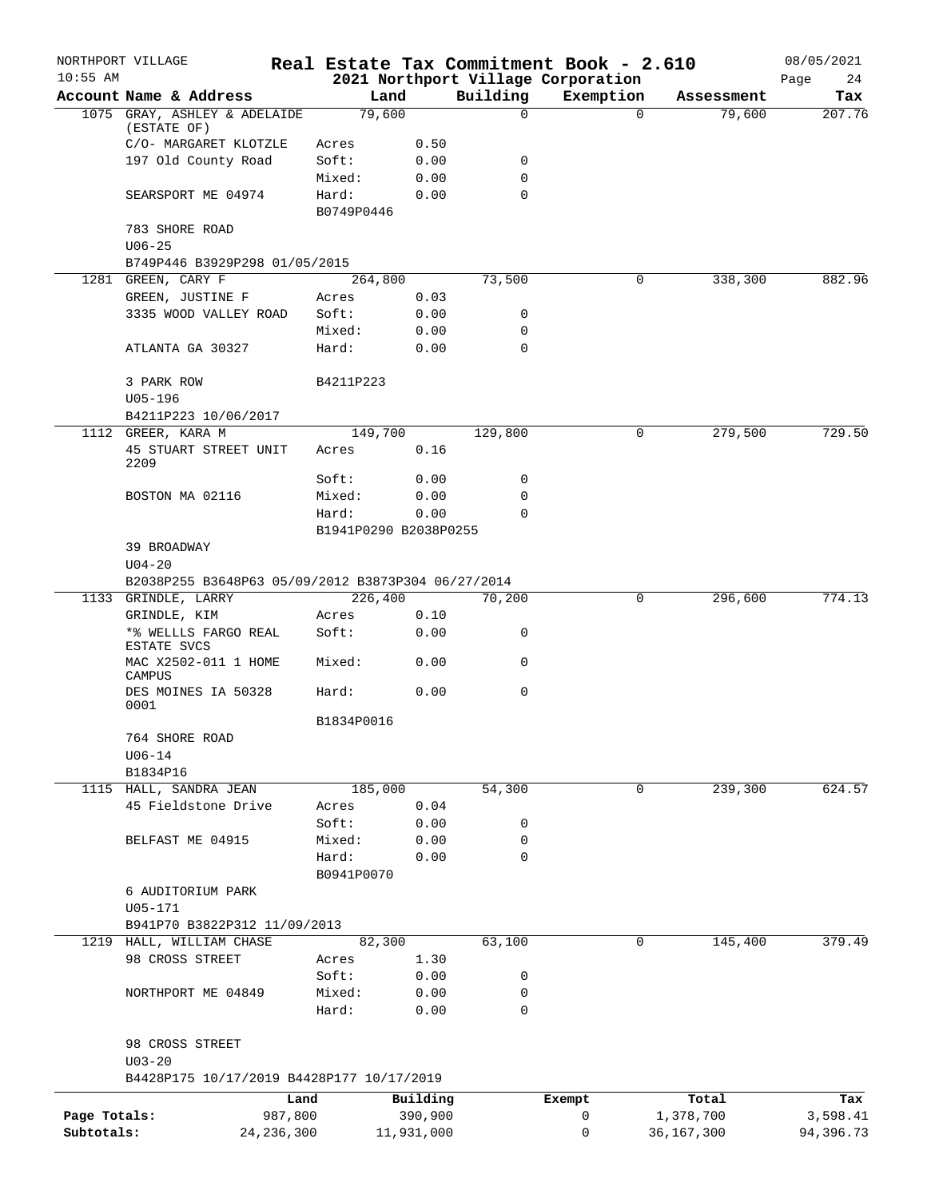NORTHPORT VILLAGE

**Real Estate Tax Commitment Book - 2.610**

**2021 Northport Village Corporation**

10:55 AM — 08/05/2021

| Account | Name & Address | Land | | Building | Exemption | Assessment | Tax |
|---|---|---|---|---|---|---|---|
| 1075 | GRAY, ASHLEY & ADELAIDE (ESTATE OF) | 79,600 | | 0 | 0 | 79,600 | 207.76 |
| | C/O- MARGARET KLOTZLE | Acres | 0.50 | | | | |
| | 197 Old County Road | Soft: | 0.00 | 0 | | | |
| | | Mixed: | 0.00 | 0 | | | |
| | SEARSPORT ME 04974 | Hard: | 0.00 | 0 | | | |
| | | B0749P0446 | | | | | |
| | 783 SHORE ROAD | | | | | | |
| | U06-25 | | | | | | |
| | B749P446 B3929P298 01/05/2015 | | | | | | |
| 1281 | GREEN, CARY F | 264,800 | | 73,500 | 0 | 338,300 | 882.96 |
| | GREEN, JUSTINE F | Acres | 0.03 | | | | |
| | 3335 WOOD VALLEY ROAD | Soft: | 0.00 | 0 | | | |
| | | Mixed: | 0.00 | 0 | | | |
| | ATLANTA GA 30327 | Hard: | 0.00 | 0 | | | |
| | 3 PARK ROW | B4211P223 | | | | | |
| | U05-196 | | | | | | |
| | B4211P223 10/06/2017 | | | | | | |
| 1112 | GREER, KARA M | 149,700 | | 129,800 | 0 | 279,500 | 729.50 |
| | 45 STUART STREET UNIT 2209 | Acres | 0.16 | | | | |
| | | Soft: | 0.00 | 0 | | | |
| | BOSTON MA 02116 | Mixed: | 0.00 | 0 | | | |
| | | Hard: | 0.00 | 0 | | | |
| | | B1941P0290 B2038P0255 | | | | | |
| | 39 BROADWAY | | | | | | |
| | U04-20 | | | | | | |
| | B2038P255 B3648P63 05/09/2012 B3873P304 06/27/2014 | | | | | | |
| 1133 | GRINDLE, LARRY | 226,400 | | 70,200 | 0 | 296,600 | 774.13 |
| | GRINDLE, KIM | Acres | 0.10 | | | | |
| | *% WELLLS FARGO REAL ESTATE SVCS | Soft: | 0.00 | 0 | | | |
| | MAC X2502-011 1 HOME CAMPUS | Mixed: | 0.00 | 0 | | | |
| | DES MOINES IA 50328 0001 | Hard: | 0.00 | 0 | | | |
| | | B1834P0016 | | | | | |
| | 764 SHORE ROAD | | | | | | |
| | U06-14 | | | | | | |
| | B1834P16 | | | | | | |
| 1115 | HALL, SANDRA JEAN | 185,000 | | 54,300 | 0 | 239,300 | 624.57 |
| | 45 Fieldstone Drive | Acres | 0.04 | | | | |
| | | Soft: | 0.00 | 0 | | | |
| | BELFAST ME 04915 | Mixed: | 0.00 | 0 | | | |
| | | Hard: | 0.00 | 0 | | | |
| | | B0941P0070 | | | | | |
| | 6 AUDITORIUM PARK | | | | | | |
| | U05-171 | | | | | | |
| | B941P70 B3822P312 11/09/2013 | | | | | | |
| 1219 | HALL, WILLIAM CHASE | 82,300 | | 63,100 | 0 | 145,400 | 379.49 |
| | 98 CROSS STREET | Acres | 1.30 | | | | |
| | | Soft: | 0.00 | 0 | | | |
| | NORTHPORT ME 04849 | Mixed: | 0.00 | 0 | | | |
| | | Hard: | 0.00 | 0 | | | |
| | 98 CROSS STREET | | | | | | |
| | U03-20 | | | | | | |
| | B4428P175 10/17/2019 B4428P177 10/17/2019 | | | | | | |

| | Land | Building | Exempt | Total | Tax |
|---|---|---|---|---|---|
| Page Totals: | 987,800 | 390,900 | 0 | 1,378,700 | 3,598.41 |
| Subtotals: | 24,236,300 | 11,931,000 | 0 | 36,167,300 | 94,396.73 |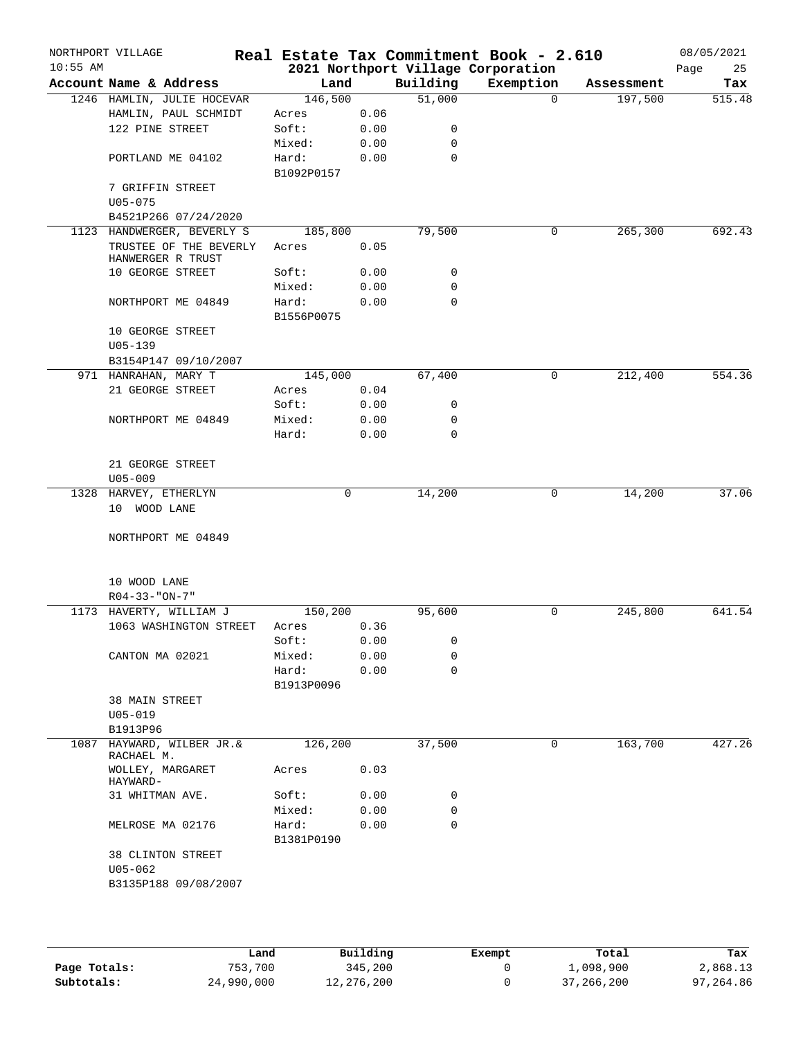NORTHPORT VILLAGE
10:55 AM

# Real Estate Tax Commitment Book - 2.610
## 2021 Northport Village Corporation

08/05/2021

| Account Name & Address | Land | | Building | Exemption | Assessment | Tax |
|---|---|---|---|---|---|---|
| 1246 HAMLIN, JULIE HOCEVAR | 146,500 | | 51,000 | 0 | 197,500 | 515.48 |
| HAMLIN, PAUL SCHMIDT | Acres | 0.06 | | | | |
| 122 PINE STREET | Soft: | 0.00 | 0 | | | |
| | Mixed: | 0.00 | 0 | | | |
| PORTLAND ME 04102 | Hard: | 0.00 | 0 | | | |
| | B1092P0157 | | | | | |
| 7 GRIFFIN STREET | | | | | | |
| U05-075 | | | | | | |
| B4521P266 07/24/2020 | | | | | | |
| 1123 HANDWERGER, BEVERLY S | 185,800 | | 79,500 | 0 | 265,300 | 692.43 |
| TRUSTEE OF THE BEVERLY HANWERGER R TRUST | Acres | 0.05 | | | | |
| 10 GEORGE STREET | Soft: | 0.00 | 0 | | | |
| | Mixed: | 0.00 | 0 | | | |
| NORTHPORT ME 04849 | Hard: | 0.00 | 0 | | | |
| | B1556P0075 | | | | | |
| 10 GEORGE STREET | | | | | | |
| U05-139 | | | | | | |
| B3154P147 09/10/2007 | | | | | | |
| 971 HANRAHAN, MARY T | 145,000 | | 67,400 | 0 | 212,400 | 554.36 |
| 21 GEORGE STREET | Acres | 0.04 | | | | |
| | Soft: | 0.00 | 0 | | | |
| NORTHPORT ME 04849 | Mixed: | 0.00 | 0 | | | |
| | Hard: | 0.00 | 0 | | | |
| 21 GEORGE STREET | | | | | | |
| U05-009 | | | | | | |
| 1328 HARVEY, ETHERLYN | 0 | | 14,200 | 0 | 14,200 | 37.06 |
| 10 WOOD LANE | | | | | | |
| NORTHPORT ME 04849 | | | | | | |
| 10 WOOD LANE | | | | | | |
| R04-33-"ON-7" | | | | | | |
| 1173 HAVERTY, WILLIAM J | 150,200 | | 95,600 | 0 | 245,800 | 641.54 |
| 1063 WASHINGTON STREET | Acres | 0.36 | | | | |
| | Soft: | 0.00 | 0 | | | |
| CANTON MA 02021 | Mixed: | 0.00 | 0 | | | |
| | Hard: | 0.00 | 0 | | | |
| | B1913P0096 | | | | | |
| 38 MAIN STREET | | | | | | |
| U05-019 | | | | | | |
| B1913P96 | | | | | | |
| 1087 HAYWARD, WILBER JR.& RACHAEL M. | 126,200 | | 37,500 | 0 | 163,700 | 427.26 |
| WOLLEY, MARGARET HAYWARD- | Acres | 0.03 | | | | |
| 31 WHITMAN AVE. | Soft: | 0.00 | 0 | | | |
| | Mixed: | 0.00 | 0 | | | |
| MELROSE MA 02176 | Hard: | 0.00 | 0 | | | |
| | B1381P0190 | | | | | |
| 38 CLINTON STREET | | | | | | |
| U05-062 | | | | | | |
| B3135P188 09/08/2007 | | | | | | |

| | Land | Building | Exempt | Total | Tax |
|---|---|---|---|---|---|
| **Page Totals:** | 753,700 | 345,200 | 0 | 1,098,900 | 2,868.13 |
| **Subtotals:** | 24,990,000 | 12,276,200 | 0 | 37,266,200 | 97,264.86 |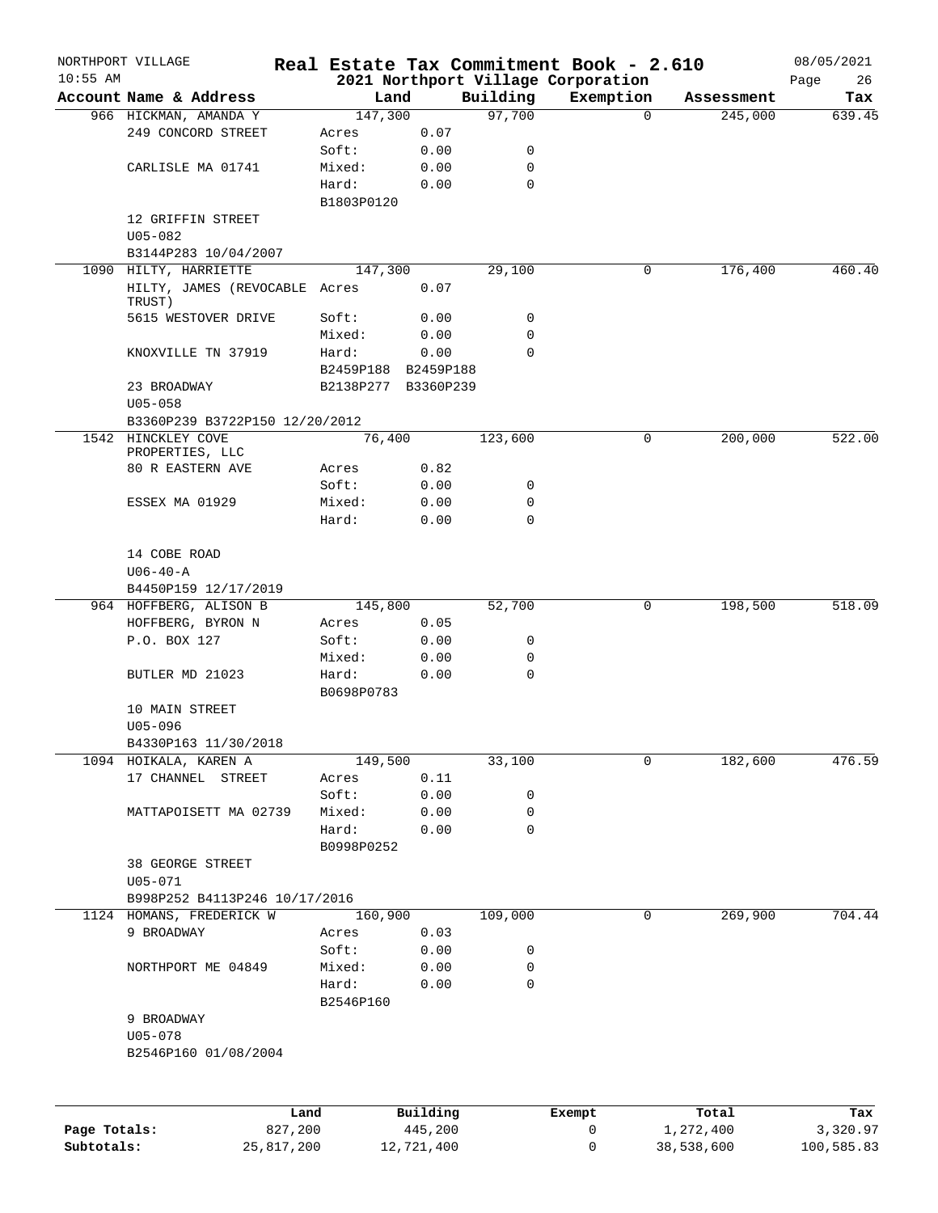NORTHPORT VILLAGE
10:55 AM

**Real Estate Tax Commitment Book - 2.610**
**2021 Northport Village Corporation**

08/05/2021
Page 26

| Account Name & Address | Land | | Building | Exemption | Assessment | Tax |
|---|---|---|---|---|---|---|
| 966 HICKMAN, AMANDA Y | 147,300 | | 97,700 | 0 | 245,000 | 639.45 |
| 249 CONCORD STREET | Acres | 0.07 | | | | |
| | Soft: | 0.00 | 0 | | | |
| CARLISLE MA 01741 | Mixed: | 0.00 | 0 | | | |
| | Hard: | 0.00 | 0 | | | |
| | B1803P0120 | | | | | |
| 12 GRIFFIN STREET | | | | | | |
| U05-082 | | | | | | |
| B3144P283 10/04/2007 | | | | | | |
| 1090 HILTY, HARRIETTE | 147,300 | | 29,100 | 0 | 176,400 | 460.40 |
| HILTY, JAMES (REVOCABLE TRUST) | Acres | 0.07 | | | | |
| 5615 WESTOVER DRIVE | Soft: | 0.00 | 0 | | | |
| | Mixed: | 0.00 | 0 | | | |
| KNOXVILLE TN 37919 | Hard: | 0.00 | 0 | | | |
| | B2459P188 | B2459P188 | | | | |
| 23 BROADWAY | B2138P277 | B3360P239 | | | | |
| U05-058 | | | | | | |
| B3360P239 B3722P150 12/20/2012 | | | | | | |
| 1542 HINCKLEY COVE PROPERTIES, LLC | 76,400 | | 123,600 | 0 | 200,000 | 522.00 |
| 80 R EASTERN AVE | Acres | 0.82 | | | | |
| | Soft: | 0.00 | 0 | | | |
| ESSEX MA 01929 | Mixed: | 0.00 | 0 | | | |
| | Hard: | 0.00 | 0 | | | |
| 14 COBE ROAD | | | | | | |
| U06-40-A | | | | | | |
| B4450P159 12/17/2019 | | | | | | |
| 964 HOFFBERG, ALISON B | 145,800 | | 52,700 | 0 | 198,500 | 518.09 |
| HOFFBERG, BYRON N | Acres | 0.05 | | | | |
| P.O. BOX 127 | Soft: | 0.00 | 0 | | | |
| | Mixed: | 0.00 | 0 | | | |
| BUTLER MD 21023 | Hard: | 0.00 | 0 | | | |
| | B0698P0783 | | | | | |
| 10 MAIN STREET | | | | | | |
| U05-096 | | | | | | |
| B4330P163 11/30/2018 | | | | | | |
| 1094 HOIKALA, KAREN A | 149,500 | | 33,100 | 0 | 182,600 | 476.59 |
| 17 CHANNEL STREET | Acres | 0.11 | | | | |
| | Soft: | 0.00 | 0 | | | |
| MATTAPOISETT MA 02739 | Mixed: | 0.00 | 0 | | | |
| | Hard: | 0.00 | 0 | | | |
| | B0998P0252 | | | | | |
| 38 GEORGE STREET | | | | | | |
| U05-071 | | | | | | |
| B998P252 B4113P246 10/17/2016 | | | | | | |
| 1124 HOMANS, FREDERICK W | 160,900 | | 109,000 | 0 | 269,900 | 704.44 |
| 9 BROADWAY | Acres | 0.03 | | | | |
| | Soft: | 0.00 | 0 | | | |
| NORTHPORT ME 04849 | Mixed: | 0.00 | 0 | | | |
| | Hard: | 0.00 | 0 | | | |
| | B2546P160 | | | | | |
| 9 BROADWAY | | | | | | |
| U05-078 | | | | | | |
| B2546P160 01/08/2004 | | | | | | |

| | Land | Building | Exempt | Total | Tax |
|---|---|---|---|---|---|
| Page Totals: | 827,200 | 445,200 | 0 | 1,272,400 | 3,320.97 |
| Subtotals: | 25,817,200 | 12,721,400 | 0 | 38,538,600 | 100,585.83 |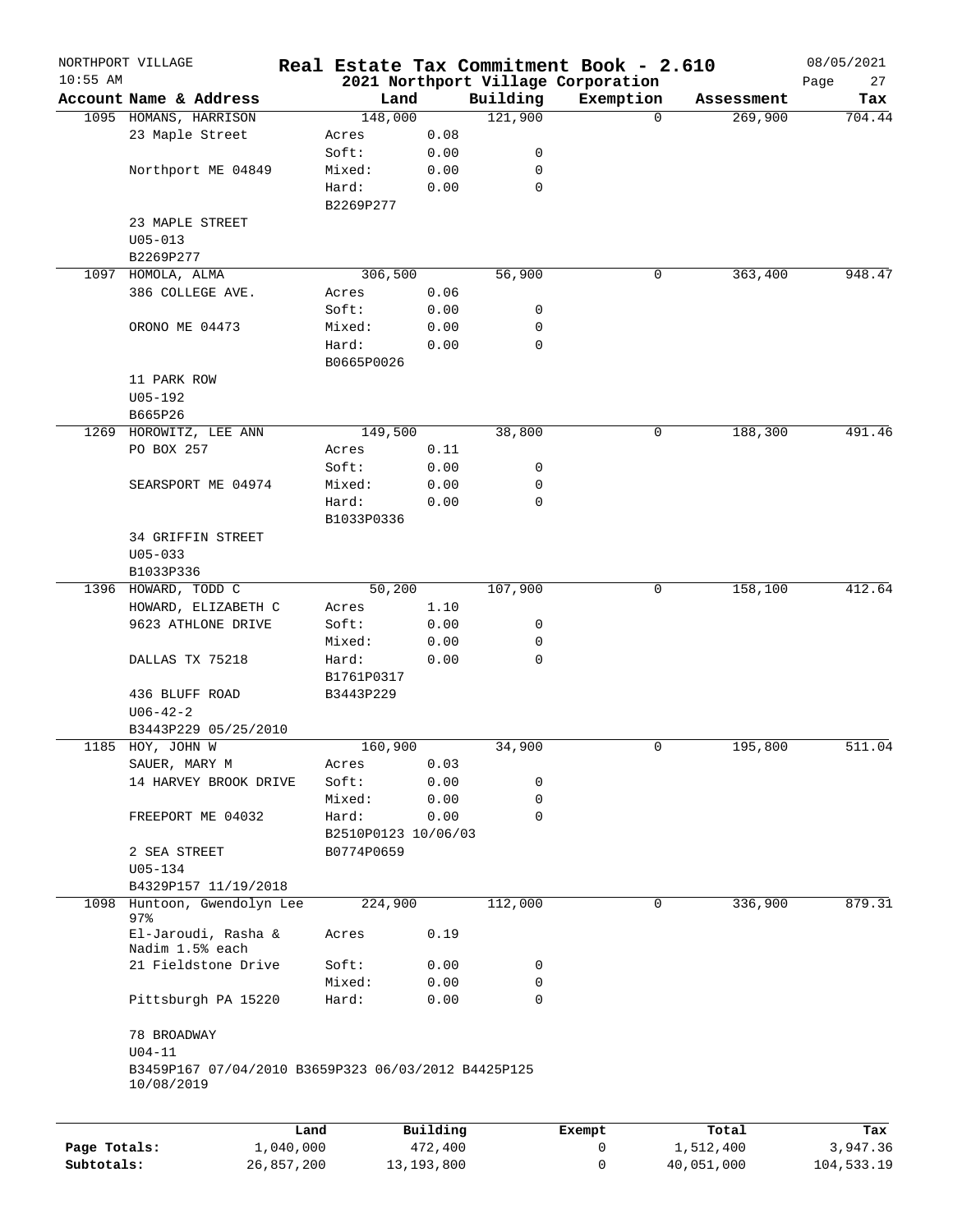NORTHPORT VILLAGE — Real Estate Tax Commitment Book - 2.610 — 08/05/2021
10:55 AM — 2021 Northport Village Corporation — Page 27

| Account Name & Address | Land | | Building | Exemption | Assessment | Tax |
|---|---|---|---|---|---|---|
| 1095 HOMANS, HARRISON | 148,000 | | 121,900 | 0 | 269,900 | 704.44 |
| 23 Maple Street | Acres | 0.08 | | | | |
| | Soft: | 0.00 | 0 | | | |
| Northport ME 04849 | Mixed: | 0.00 | 0 | | | |
| | Hard: | 0.00 | 0 | | | |
| | B2269P277 | | | | | |
| 23 MAPLE STREET | | | | | | |
| U05-013 | | | | | | |
| B2269P277 | | | | | | |
| 1097 HOMOLA, ALMA | 306,500 | | 56,900 | 0 | 363,400 | 948.47 |
| 386 COLLEGE AVE. | Acres | 0.06 | | | | |
| | Soft: | 0.00 | 0 | | | |
| ORONO ME 04473 | Mixed: | 0.00 | 0 | | | |
| | Hard: | 0.00 | 0 | | | |
| | B0665P0026 | | | | | |
| 11 PARK ROW | | | | | | |
| U05-192 | | | | | | |
| B665P26 | | | | | | |
| 1269 HOROWITZ, LEE ANN | 149,500 | | 38,800 | 0 | 188,300 | 491.46 |
| PO BOX 257 | Acres | 0.11 | | | | |
| | Soft: | 0.00 | 0 | | | |
| SEARSPORT ME 04974 | Mixed: | 0.00 | 0 | | | |
| | Hard: | 0.00 | 0 | | | |
| | B1033P0336 | | | | | |
| 34 GRIFFIN STREET | | | | | | |
| U05-033 | | | | | | |
| B1033P336 | | | | | | |
| 1396 HOWARD, TODD C | 50,200 | | 107,900 | 0 | 158,100 | 412.64 |
| HOWARD, ELIZABETH C | Acres | 1.10 | | | | |
| 9623 ATHLONE DRIVE | Soft: | 0.00 | 0 | | | |
| | Mixed: | 0.00 | 0 | | | |
| DALLAS TX 75218 | Hard: | 0.00 | 0 | | | |
| | B1761P0317 | | | | | |
| 436 BLUFF ROAD | B3443P229 | | | | | |
| U06-42-2 | | | | | | |
| B3443P229 05/25/2010 | | | | | | |
| 1185 HOY, JOHN W | 160,900 | | 34,900 | 0 | 195,800 | 511.04 |
| SAUER, MARY M | Acres | 0.03 | | | | |
| 14 HARVEY BROOK DRIVE | Soft: | 0.00 | 0 | | | |
| | Mixed: | 0.00 | 0 | | | |
| FREEPORT ME 04032 | Hard: | 0.00 | 0 | | | |
| | B2510P0123 10/06/03 | | | | | |
| 2 SEA STREET | B0774P0659 | | | | | |
| U05-134 | | | | | | |
| B4329P157 11/19/2018 | | | | | | |
| 1098 Huntoon, Gwendolyn Lee 97% | 224,900 | | 112,000 | 0 | 336,900 | 879.31 |
| El-Jaroudi, Rasha & Nadim 1.5% each | Acres | 0.19 | | | | |
| 21 Fieldstone Drive | Soft: | 0.00 | 0 | | | |
| | Mixed: | 0.00 | 0 | | | |
| Pittsburgh PA 15220 | Hard: | 0.00 | 0 | | | |
| 78 BROADWAY | | | | | | |
| U04-11 | | | | | | |
| B3459P167 07/04/2010 B3659P323 06/03/2012 B4425P125 10/08/2019 | | | | | | |

| | Land | Building | Exempt | Total | Tax |
|---|---|---|---|---|---|
| Page Totals: | 1,040,000 | 472,400 | 0 | 1,512,400 | 3,947.36 |
| Subtotals: | 26,857,200 | 13,193,800 | 0 | 40,051,000 | 104,533.19 |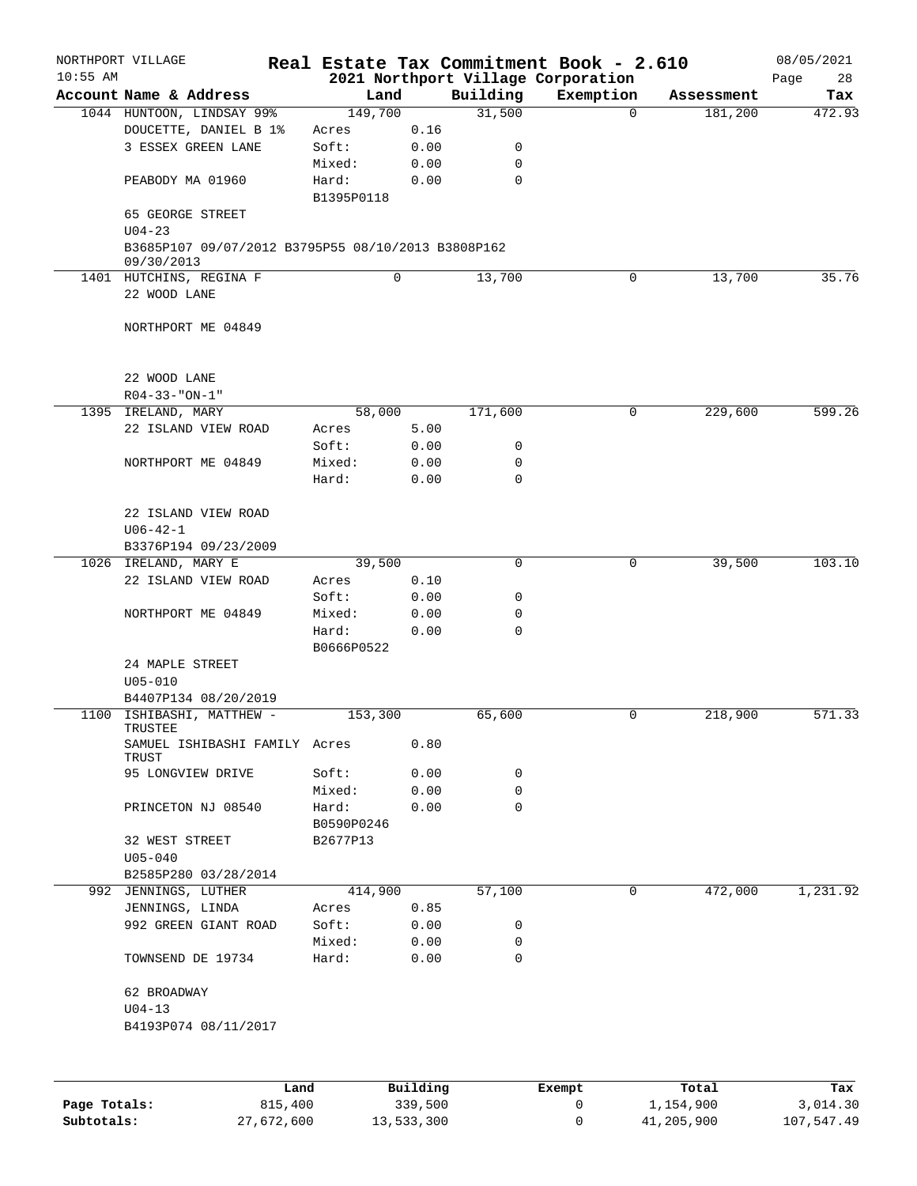NORTHPORT VILLAGE

10:55 AM

**Real Estate Tax Commitment Book - 2.610**

**2021 Northport Village Corporation**

08/05/2021

| Account | Name & Address | Land | | Building | Exemption | Assessment | Tax |
|---|---|---|---|---|---|---|---|
| 1044 | HUNTOON, LINDSAY 99% | 149,700 | | 31,500 | 0 | 181,200 | 472.93 |
| | DOUCETTE, DANIEL B 1% | Acres | 0.16 | | | | |
| | 3 ESSEX GREEN LANE | Soft: | 0.00 | 0 | | | |
| | | Mixed: | 0.00 | 0 | | | |
| | PEABODY MA 01960 | Hard: | 0.00 | 0 | | | |
| | | B1395P0118 | | | | | |
| | 65 GEORGE STREET | | | | | | |
| | U04-23 | | | | | | |
| | B3685P107 09/07/2012 B3795P55 08/10/2013 B3808P162 09/30/2013 | | | | | | |
| 1401 | HUTCHINS, REGINA F | 0 | | 13,700 | 0 | 13,700 | 35.76 |
| | 22 WOOD LANE | | | | | | |
| | NORTHPORT ME 04849 | | | | | | |
| | 22 WOOD LANE | | | | | | |
| | R04-33-"ON-1" | | | | | | |
| 1395 | IRELAND, MARY | 58,000 | | 171,600 | 0 | 229,600 | 599.26 |
| | 22 ISLAND VIEW ROAD | Acres | 5.00 | | | | |
| | | Soft: | 0.00 | 0 | | | |
| | NORTHPORT ME 04849 | Mixed: | 0.00 | 0 | | | |
| | | Hard: | 0.00 | 0 | | | |
| | 22 ISLAND VIEW ROAD | | | | | | |
| | U06-42-1 | | | | | | |
| | B3376P194 09/23/2009 | | | | | | |
| 1026 | IRELAND, MARY E | 39,500 | | 0 | 0 | 39,500 | 103.10 |
| | 22 ISLAND VIEW ROAD | Acres | 0.10 | | | | |
| | | Soft: | 0.00 | 0 | | | |
| | NORTHPORT ME 04849 | Mixed: | 0.00 | 0 | | | |
| | | Hard: | 0.00 | 0 | | | |
| | | B0666P0522 | | | | | |
| | 24 MAPLE STREET | | | | | | |
| | U05-010 | | | | | | |
| | B4407P134 08/20/2019 | | | | | | |
| 1100 | ISHIBASHI, MATTHEW - TRUSTEE | 153,300 | | 65,600 | 0 | 218,900 | 571.33 |
| | SAMUEL ISHIBASHI FAMILY TRUST | Acres | 0.80 | | | | |
| | 95 LONGVIEW DRIVE | Soft: | 0.00 | 0 | | | |
| | | Mixed: | 0.00 | 0 | | | |
| | PRINCETON NJ 08540 | Hard: | 0.00 | 0 | | | |
| | | B0590P0246 | | | | | |
| | 32 WEST STREET | B2677P13 | | | | | |
| | U05-040 | | | | | | |
| | B2585P280 03/28/2014 | | | | | | |
| 992 | JENNINGS, LUTHER | 414,900 | | 57,100 | 0 | 472,000 | 1,231.92 |
| | JENNINGS, LINDA | Acres | 0.85 | | | | |
| | 992 GREEN GIANT ROAD | Soft: | 0.00 | 0 | | | |
| | | Mixed: | 0.00 | 0 | | | |
| | TOWNSEND DE 19734 | Hard: | 0.00 | 0 | | | |
| | 62 BROADWAY | | | | | | |
| | U04-13 | | | | | | |
| | B4193P074 08/11/2017 | | | | | | |

| | Land | Building | Exempt | Total | Tax |
|---|---|---|---|---|---|
| **Page Totals:** | 815,400 | 339,500 | 0 | 1,154,900 | 3,014.30 |
| **Subtotals:** | 27,672,600 | 13,533,300 | 0 | 41,205,900 | 107,547.49 |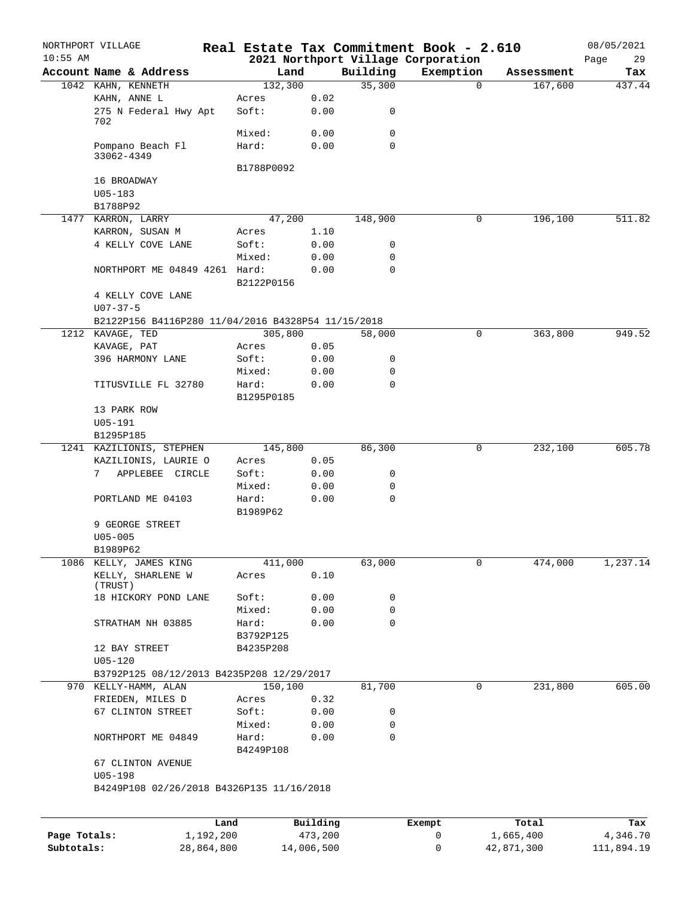NORTHPORT VILLAGE
10:55 AM

# Real Estate Tax Commitment Book - 2.610

## 2021 Northport Village Corporation

08/05/2021

| Account | Name & Address | Land | | Building | Exemption | Assessment | Tax |
|---|---|---|---|---|---|---|---|
| 1042 | KAHN, KENNETH | 132,300 | | 35,300 | 0 | 167,600 | 437.44 |
| | KAHN, ANNE L | Acres | 0.02 | | | | |
| | 275 N Federal Hwy Apt 702 | Soft: | 0.00 | 0 | | | |
| | | Mixed: | 0.00 | 0 | | | |
| | Pompano Beach Fl 33062-4349 | Hard: | 0.00 | 0 | | | |
| | | B1788P0092 | | | | | |
| | 16 BROADWAY | | | | | | |
| | U05-183 | | | | | | |
| | B1788P92 | | | | | | |
| 1477 | KARRON, LARRY | 47,200 | | 148,900 | 0 | 196,100 | 511.82 |
| | KARRON, SUSAN M | Acres | 1.10 | | | | |
| | 4 KELLY COVE LANE | Soft: | 0.00 | 0 | | | |
| | | Mixed: | 0.00 | 0 | | | |
| | NORTHPORT ME 04849 4261 | Hard: | 0.00 | 0 | | | |
| | | B2122P0156 | | | | | |
| | 4 KELLY COVE LANE | | | | | | |
| | U07-37-5 | | | | | | |
| | B2122P156 B4116P280 11/04/2016 B4328P54 11/15/2018 | | | | | | |
| 1212 | KAVAGE, TED | 305,800 | | 58,000 | 0 | 363,800 | 949.52 |
| | KAVAGE, PAT | Acres | 0.05 | | | | |
| | 396 HARMONY LANE | Soft: | 0.00 | 0 | | | |
| | | Mixed: | 0.00 | 0 | | | |
| | TITUSVILLE FL 32780 | Hard: | 0.00 | 0 | | | |
| | | B1295P0185 | | | | | |
| | 13 PARK ROW | | | | | | |
| | U05-191 | | | | | | |
| | B1295P185 | | | | | | |
| 1241 | KAZILIONIS, STEPHEN | 145,800 | | 86,300 | 0 | 232,100 | 605.78 |
| | KAZILIONIS, LAURIE O | Acres | 0.05 | | | | |
| | 7 APPLEBEE CIRCLE | Soft: | 0.00 | 0 | | | |
| | | Mixed: | 0.00 | 0 | | | |
| | PORTLAND ME 04103 | Hard: | 0.00 | 0 | | | |
| | | B1989P62 | | | | | |
| | 9 GEORGE STREET | | | | | | |
| | U05-005 | | | | | | |
| | B1989P62 | | | | | | |
| 1086 | KELLY, JAMES KING | 411,000 | | 63,000 | 0 | 474,000 | 1,237.14 |
| | KELLY, SHARLENE W (TRUST) | Acres | 0.10 | | | | |
| | 18 HICKORY POND LANE | Soft: | 0.00 | 0 | | | |
| | | Mixed: | 0.00 | 0 | | | |
| | STRATHAM NH 03885 | Hard: | 0.00 | 0 | | | |
| | | B3792P125 | | | | | |
| | 12 BAY STREET | B4235P208 | | | | | |
| | U05-120 | | | | | | |
| | B3792P125 08/12/2013 B4235P208 12/29/2017 | | | | | | |
| 970 | KELLY-HAMM, ALAN | 150,100 | | 81,700 | 0 | 231,800 | 605.00 |
| | FRIEDEN, MILES D | Acres | 0.32 | | | | |
| | 67 CLINTON STREET | Soft: | 0.00 | 0 | | | |
| | | Mixed: | 0.00 | 0 | | | |
| | NORTHPORT ME 04849 | Hard: | 0.00 | 0 | | | |
| | | B4249P108 | | | | | |
| | 67 CLINTON AVENUE | | | | | | |
| | U05-198 | | | | | | |
| | B4249P108 02/26/2018 B4326P135 11/16/2018 | | | | | | |

| | Land | Building | Exempt | Total | Tax |
|---|---|---|---|---|---|
| Page Totals: | 1,192,200 | 473,200 | 0 | 1,665,400 | 4,346.70 |
| Subtotals: | 28,864,800 | 14,006,500 | 0 | 42,871,300 | 111,894.19 |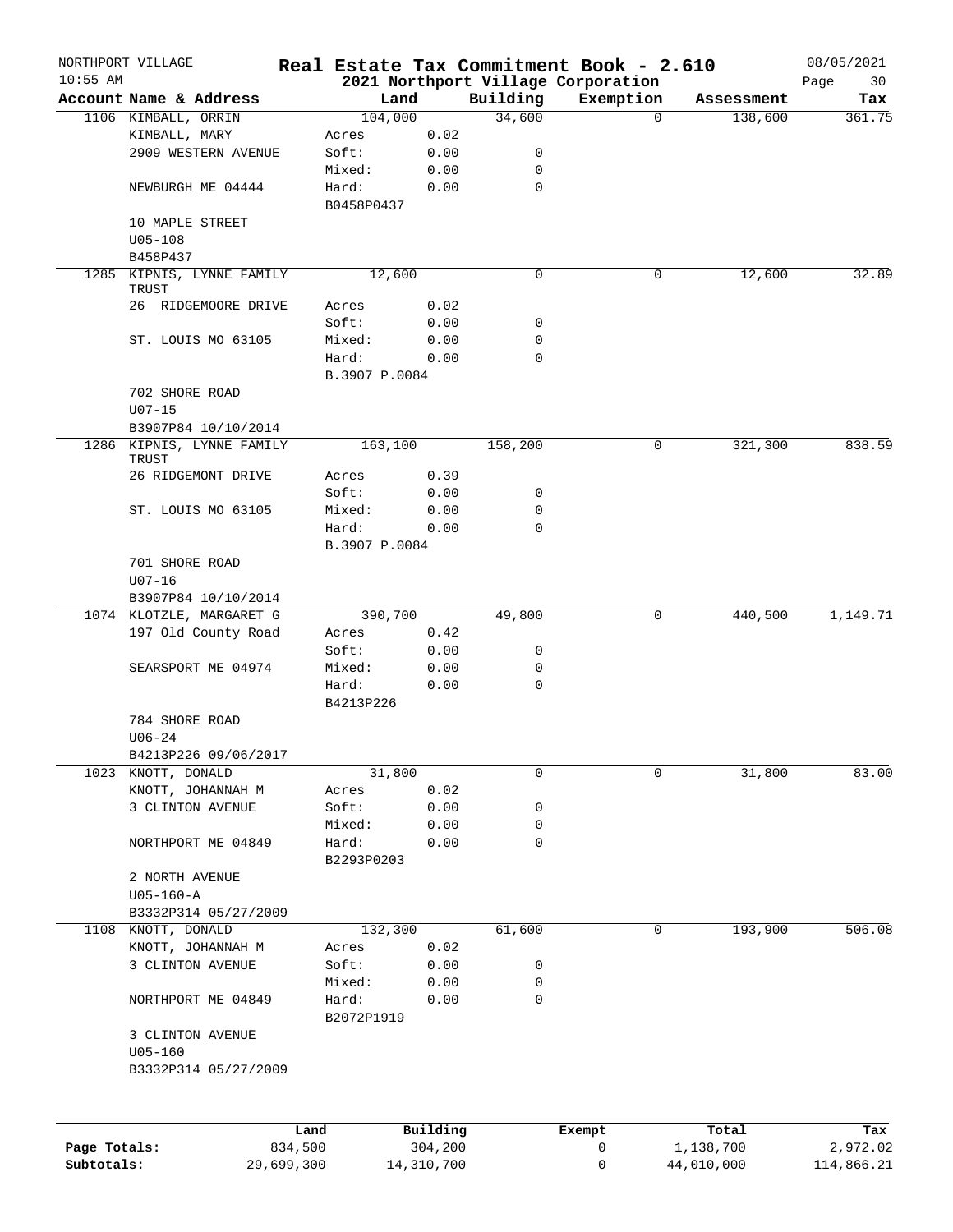NORTHPORT VILLAGE
10:55 AM

# Real Estate Tax Commitment Book - 2.610

## 2021 Northport Village Corporation

08/05/2021

| Account Name & Address | Land | | Building | Exemption | Assessment | Tax |
|---|---|---|---|---|---|---|
| 1106 KIMBALL, ORRIN | 104,000 | | 34,600 | 0 | 138,600 | 361.75 |
| KIMBALL, MARY | Acres | 0.02 | | | | |
| 2909 WESTERN AVENUE | Soft: | 0.00 | 0 | | | |
| | Mixed: | 0.00 | 0 | | | |
| NEWBURGH ME 04444 | Hard: | 0.00 | 0 | | | |
| | B0458P0437 | | | | | |
| 10 MAPLE STREET | | | | | | |
| U05-108 | | | | | | |
| B458P437 | | | | | | |
| 1285 KIPNIS, LYNNE FAMILY TRUST | 12,600 | | 0 | 0 | 12,600 | 32.89 |
| 26 RIDGEMOORE DRIVE | Acres | 0.02 | | | | |
| | Soft: | 0.00 | 0 | | | |
| ST. LOUIS MO 63105 | Mixed: | 0.00 | 0 | | | |
| | Hard: | 0.00 | 0 | | | |
| | B.3907 P.0084 | | | | | |
| 702 SHORE ROAD | | | | | | |
| U07-15 | | | | | | |
| B3907P84 10/10/2014 | | | | | | |
| 1286 KIPNIS, LYNNE FAMILY TRUST | 163,100 | | 158,200 | 0 | 321,300 | 838.59 |
| 26 RIDGEMONT DRIVE | Acres | 0.39 | | | | |
| | Soft: | 0.00 | 0 | | | |
| ST. LOUIS MO 63105 | Mixed: | 0.00 | 0 | | | |
| | Hard: | 0.00 | 0 | | | |
| | B.3907 P.0084 | | | | | |
| 701 SHORE ROAD | | | | | | |
| U07-16 | | | | | | |
| B3907P84 10/10/2014 | | | | | | |
| 1074 KLOTZLE, MARGARET G | 390,700 | | 49,800 | 0 | 440,500 | 1,149.71 |
| 197 Old County Road | Acres | 0.42 | | | | |
| | Soft: | 0.00 | 0 | | | |
| SEARSPORT ME 04974 | Mixed: | 0.00 | 0 | | | |
| | Hard: | 0.00 | 0 | | | |
| | B4213P226 | | | | | |
| 784 SHORE ROAD | | | | | | |
| U06-24 | | | | | | |
| B4213P226 09/06/2017 | | | | | | |
| 1023 KNOTT, DONALD | 31,800 | | 0 | 0 | 31,800 | 83.00 |
| KNOTT, JOHANNAH M | Acres | 0.02 | | | | |
| 3 CLINTON AVENUE | Soft: | 0.00 | 0 | | | |
| | Mixed: | 0.00 | 0 | | | |
| NORTHPORT ME 04849 | Hard: | 0.00 | 0 | | | |
| | B2293P0203 | | | | | |
| 2 NORTH AVENUE | | | | | | |
| U05-160-A | | | | | | |
| B3332P314 05/27/2009 | | | | | | |
| 1108 KNOTT, DONALD | 132,300 | | 61,600 | 0 | 193,900 | 506.08 |
| KNOTT, JOHANNAH M | Acres | 0.02 | | | | |
| 3 CLINTON AVENUE | Soft: | 0.00 | 0 | | | |
| | Mixed: | 0.00 | 0 | | | |
| NORTHPORT ME 04849 | Hard: | 0.00 | 0 | | | |
| | B2072P1919 | | | | | |
| 3 CLINTON AVENUE | | | | | | |
| U05-160 | | | | | | |
| B3332P314 05/27/2009 | | | | | | |

| | Land | Building | Exempt | Total | Tax |
|---|---|---|---|---|---|
| Page Totals: | 834,500 | 304,200 | 0 | 1,138,700 | 2,972.02 |
| Subtotals: | 29,699,300 | 14,310,700 | 0 | 44,010,000 | 114,866.21 |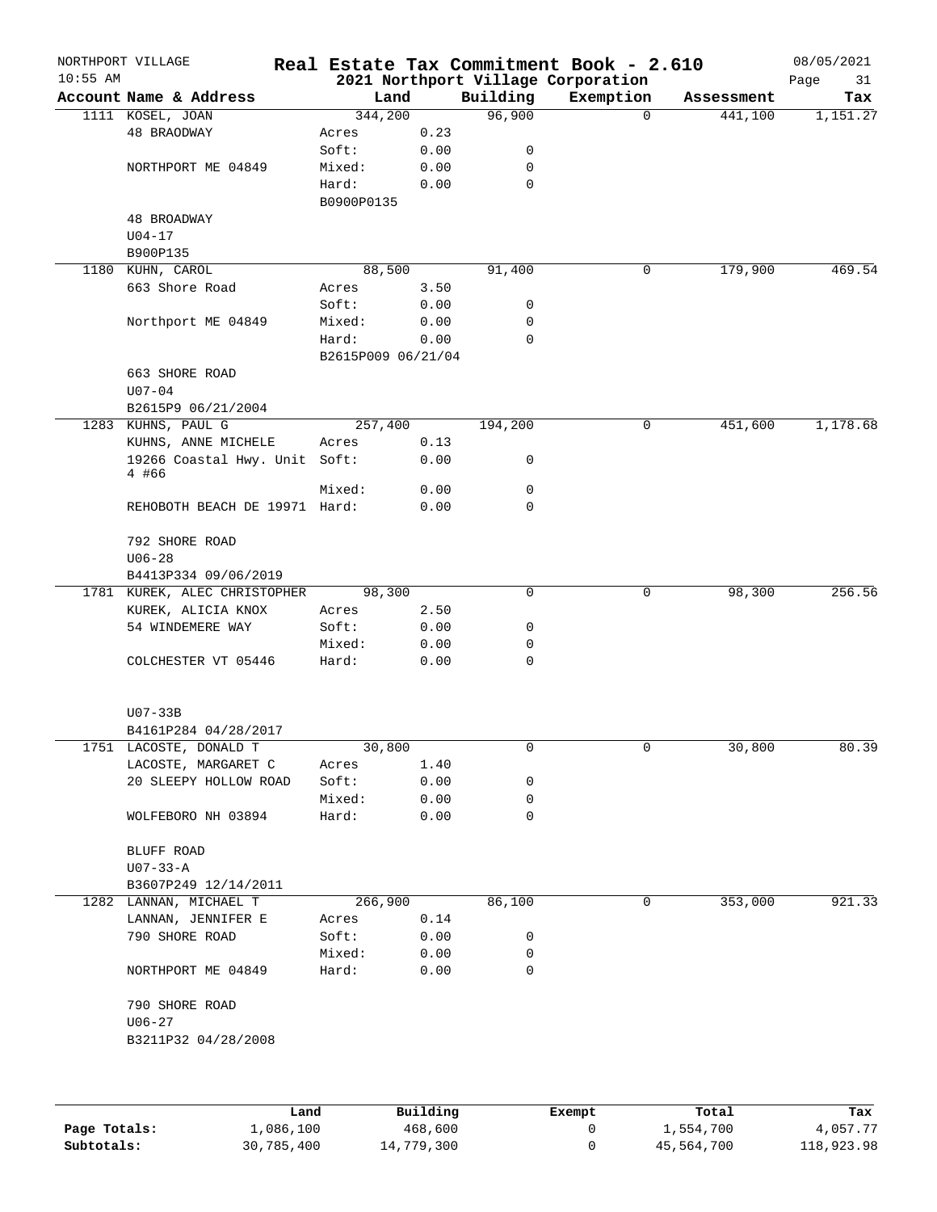NORTHPORT VILLAGE
10:55 AM

# Real Estate Tax Commitment Book - 2.610
## 2021 Northport Village Corporation

08/05/2021

| Account Name & Address | Land | | Building | Exemption | Assessment | Tax |
|---|---|---|---|---|---|---|
| 1111 KOSEL, JOAN | 344,200 | | 96,900 | 0 | 441,100 | 1,151.27 |
| 48 BRAODWAY | Acres | 0.23 | | | | |
| | Soft: | 0.00 | 0 | | | |
| NORTHPORT ME 04849 | Mixed: | 0.00 | 0 | | | |
| | Hard: | 0.00 | 0 | | | |
| | B0900P0135 | | | | | |
| 48 BROADWAY | | | | | | |
| U04-17 | | | | | | |
| B900P135 | | | | | | |
| 1180 KUHN, CAROL | 88,500 | | 91,400 | 0 | 179,900 | 469.54 |
| 663 Shore Road | Acres | 3.50 | | | | |
| | Soft: | 0.00 | 0 | | | |
| Northport ME 04849 | Mixed: | 0.00 | 0 | | | |
| | Hard: | 0.00 | 0 | | | |
| | B2615P009 06/21/04 | | | | | |
| 663 SHORE ROAD | | | | | | |
| U07-04 | | | | | | |
| B2615P9 06/21/2004 | | | | | | |
| 1283 KUHNS, PAUL G | 257,400 | | 194,200 | 0 | 451,600 | 1,178.68 |
| KUHNS, ANNE MICHELE | Acres | 0.13 | | | | |
| 19266 Coastal Hwy. Unit 4 #66 | Soft: | 0.00 | 0 | | | |
| | Mixed: | 0.00 | 0 | | | |
| REHOBOTH BEACH DE 19971 | Hard: | 0.00 | 0 | | | |
| 792 SHORE ROAD | | | | | | |
| U06-28 | | | | | | |
| B4413P334 09/06/2019 | | | | | | |
| 1781 KUREK, ALEC CHRISTOPHER | 98,300 | | 0 | 0 | 98,300 | 256.56 |
| KUREK, ALICIA KNOX | Acres | 2.50 | | | | |
| 54 WINDEMERE WAY | Soft: | 0.00 | 0 | | | |
| | Mixed: | 0.00 | 0 | | | |
| COLCHESTER VT 05446 | Hard: | 0.00 | 0 | | | |
| U07-33B | | | | | | |
| B4161P284 04/28/2017 | | | | | | |
| 1751 LACOSTE, DONALD T | 30,800 | | 0 | 0 | 30,800 | 80.39 |
| LACOSTE, MARGARET C | Acres | 1.40 | | | | |
| 20 SLEEPY HOLLOW ROAD | Soft: | 0.00 | 0 | | | |
| | Mixed: | 0.00 | 0 | | | |
| WOLFEBORO NH 03894 | Hard: | 0.00 | 0 | | | |
| BLUFF ROAD | | | | | | |
| U07-33-A | | | | | | |
| B3607P249 12/14/2011 | | | | | | |
| 1282 LANNAN, MICHAEL T | 266,900 | | 86,100 | 0 | 353,000 | 921.33 |
| LANNAN, JENNIFER E | Acres | 0.14 | | | | |
| 790 SHORE ROAD | Soft: | 0.00 | 0 | | | |
| | Mixed: | 0.00 | 0 | | | |
| NORTHPORT ME 04849 | Hard: | 0.00 | 0 | | | |
| 790 SHORE ROAD | | | | | | |
| U06-27 | | | | | | |
| B3211P32 04/28/2008 | | | | | | |

| | Land | Building | Exempt | Total | Tax |
|---|---|---|---|---|---|
| **Page Totals:** | 1,086,100 | 468,600 | 0 | 1,554,700 | 4,057.77 |
| **Subtotals:** | 30,785,400 | 14,779,300 | 0 | 45,564,700 | 118,923.98 |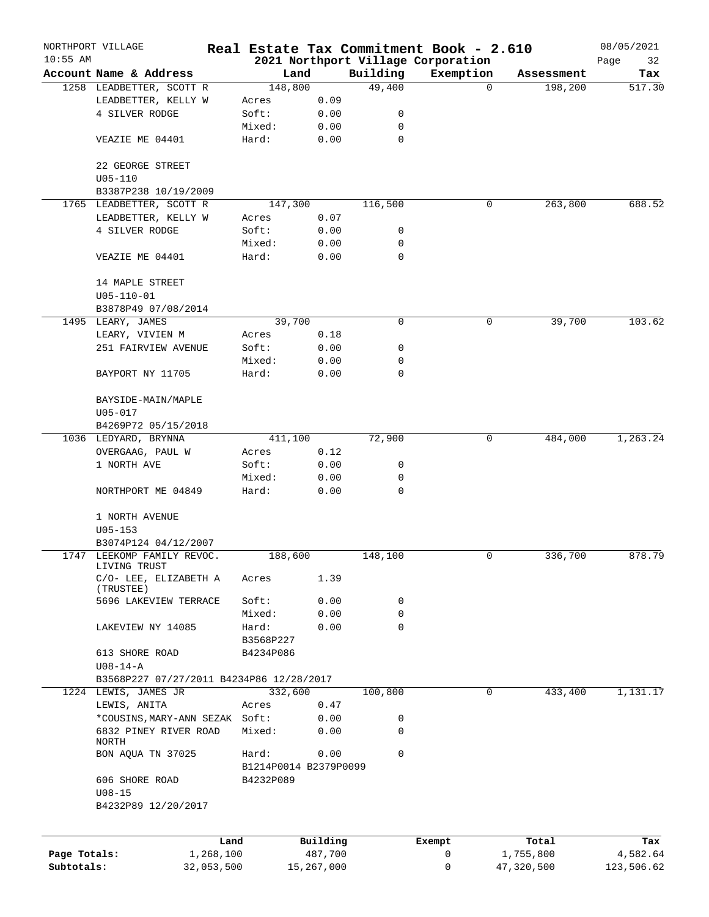NORTHPORT VILLAGE
10:55 AM

# Real Estate Tax Commitment Book - 2.610
## 2021 Northport Village Corporation

08/05/2021

| Account Name & Address | Land | | Building | Exemption | Assessment | Tax |
|---|---|---|---|---|---|---|
| 1258 LEADBETTER, SCOTT R | 148,800 | | 49,400 | 0 | 198,200 | 517.30 |
| LEADBETTER, KELLY W | Acres | 0.09 | | | | |
| 4 SILVER RODGE | Soft: | 0.00 | 0 | | | |
| | Mixed: | 0.00 | 0 | | | |
| VEAZIE ME 04401 | Hard: | 0.00 | 0 | | | |
| 22 GEORGE STREET | | | | | | |
| U05-110 | | | | | | |
| B3387P238 10/19/2009 | | | | | | |
| 1765 LEADBETTER, SCOTT R | 147,300 | | 116,500 | 0 | 263,800 | 688.52 |
| LEADBETTER, KELLY W | Acres | 0.07 | | | | |
| 4 SILVER RODGE | Soft: | 0.00 | 0 | | | |
| | Mixed: | 0.00 | 0 | | | |
| VEAZIE ME 04401 | Hard: | 0.00 | 0 | | | |
| 14 MAPLE STREET | | | | | | |
| U05-110-01 | | | | | | |
| B3878P49 07/08/2014 | | | | | | |
| 1495 LEARY, JAMES | 39,700 | | 0 | 0 | 39,700 | 103.62 |
| LEARY, VIVIEN M | Acres | 0.18 | | | | |
| 251 FAIRVIEW AVENUE | Soft: | 0.00 | 0 | | | |
| | Mixed: | 0.00 | 0 | | | |
| BAYPORT NY 11705 | Hard: | 0.00 | 0 | | | |
| BAYSIDE-MAIN/MAPLE | | | | | | |
| U05-017 | | | | | | |
| B4269P72 05/15/2018 | | | | | | |
| 1036 LEDYARD, BRYNNA | 411,100 | | 72,900 | 0 | 484,000 | 1,263.24 |
| OVERGAAG, PAUL W | Acres | 0.12 | | | | |
| 1 NORTH AVE | Soft: | 0.00 | 0 | | | |
| | Mixed: | 0.00 | 0 | | | |
| NORTHPORT ME 04849 | Hard: | 0.00 | 0 | | | |
| 1 NORTH AVENUE | | | | | | |
| U05-153 | | | | | | |
| B3074P124 04/12/2007 | | | | | | |
| 1747 LEEKOMP FAMILY REVOC. LIVING TRUST | 188,600 | | 148,100 | 0 | 336,700 | 878.79 |
| C/O- LEE, ELIZABETH A (TRUSTEE) | Acres | 1.39 | | | | |
| 5696 LAKEVIEW TERRACE | Soft: | 0.00 | 0 | | | |
| | Mixed: | 0.00 | 0 | | | |
| LAKEVIEW NY 14085 | Hard: | 0.00 | 0 | | | |
| | B3568P227 | | | | | |
| 613 SHORE ROAD | B4234P086 | | | | | |
| U08-14-A | | | | | | |
| B3568P227 07/27/2011 B4234P86 12/28/2017 | | | | | | |
| 1224 LEWIS, JAMES JR | 332,600 | | 100,800 | 0 | 433,400 | 1,131.17 |
| LEWIS, ANITA | Acres | 0.47 | | | | |
| *COUSINS,MARY-ANN SEZAK | Soft: | 0.00 | 0 | | | |
| 6832 PINEY RIVER ROAD NORTH | Mixed: | 0.00 | 0 | | | |
| BON AQUA TN 37025 | Hard: | 0.00 | 0 | | | |
| | B1214P0014 B2379P0099 | | | | | |
| 606 SHORE ROAD | B4232P089 | | | | | |
| U08-15 | | | | | | |
| B4232P89 12/20/2017 | | | | | | |

| | Land | Building | Exempt | Total | Tax |
|---|---|---|---|---|---|
| Page Totals: | 1,268,100 | 487,700 | 0 | 1,755,800 | 4,582.64 |
| Subtotals: | 32,053,500 | 15,267,000 | 0 | 47,320,500 | 123,506.62 |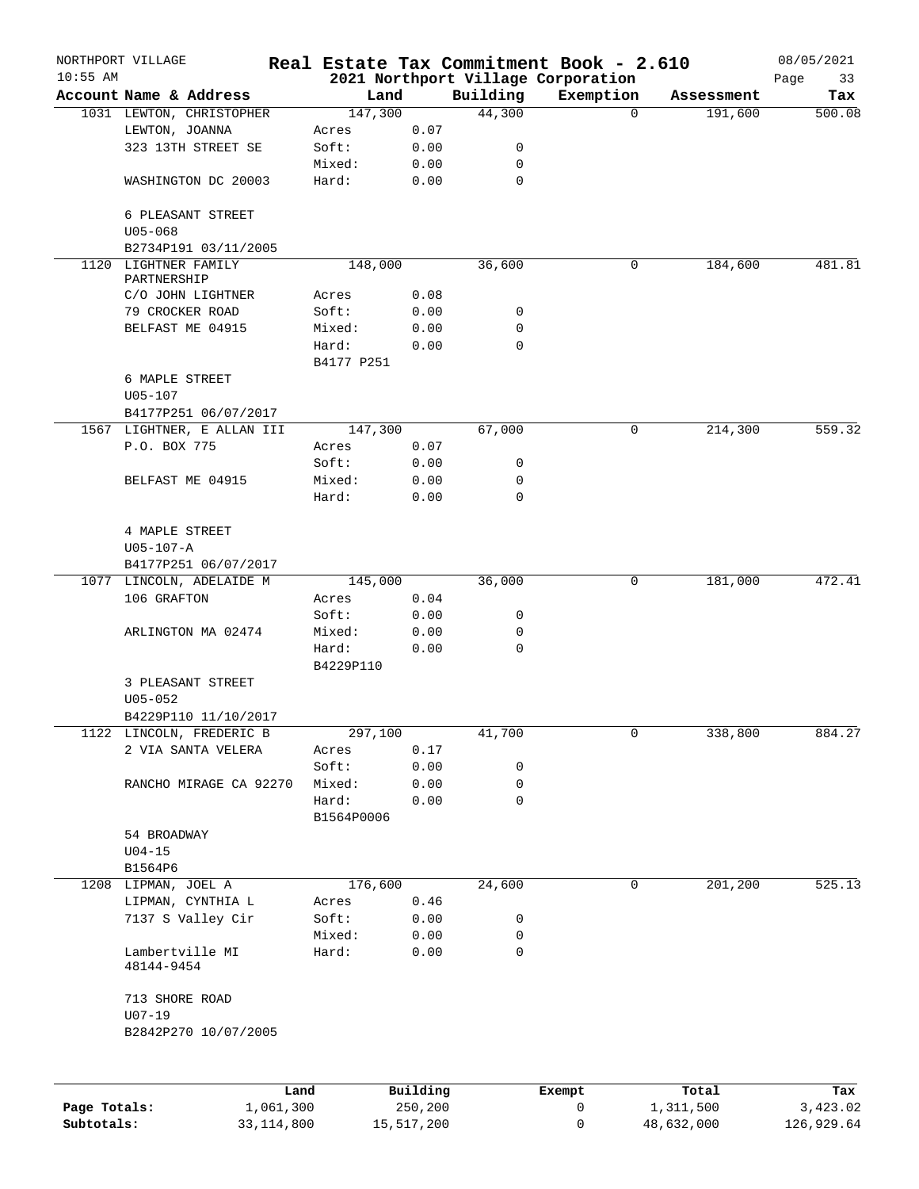NORTHPORT VILLAGE — **Real Estate Tax Commitment Book - 2.610** — 08/05/2021
10:55 AM — **2021 Northport Village Corporation**

| Account Name & Address | Land | | Building | Exemption | Assessment | Tax |
|---|---|---|---|---|---|---|
| 1031 LEWTON, CHRISTOPHER | 147,300 | | 44,300 | 0 | 191,600 | 500.08 |
| LEWTON, JOANNA | Acres | 0.07 | | | | |
| 323 13TH STREET SE | Soft: | 0.00 | 0 | | | |
| | Mixed: | 0.00 | 0 | | | |
| WASHINGTON DC 20003 | Hard: | 0.00 | 0 | | | |
| 6 PLEASANT STREET | | | | | | |
| U05-068 | | | | | | |
| B2734P191 03/11/2005 | | | | | | |
| 1120 LIGHTNER FAMILY PARTNERSHIP | 148,000 | | 36,600 | 0 | 184,600 | 481.81 |
| C/O JOHN LIGHTNER | Acres | 0.08 | | | | |
| 79 CROCKER ROAD | Soft: | 0.00 | 0 | | | |
| BELFAST ME 04915 | Mixed: | 0.00 | 0 | | | |
| | Hard: | 0.00 | 0 | | | |
| | B4177 P251 | | | | | |
| 6 MAPLE STREET | | | | | | |
| U05-107 | | | | | | |
| B4177P251 06/07/2017 | | | | | | |
| 1567 LIGHTNER, E ALLAN III | 147,300 | | 67,000 | 0 | 214,300 | 559.32 |
| P.O. BOX 775 | Acres | 0.07 | | | | |
| | Soft: | 0.00 | 0 | | | |
| BELFAST ME 04915 | Mixed: | 0.00 | 0 | | | |
| | Hard: | 0.00 | 0 | | | |
| 4 MAPLE STREET | | | | | | |
| U05-107-A | | | | | | |
| B4177P251 06/07/2017 | | | | | | |
| 1077 LINCOLN, ADELAIDE M | 145,000 | | 36,000 | 0 | 181,000 | 472.41 |
| 106 GRAFTON | Acres | 0.04 | | | | |
| | Soft: | 0.00 | 0 | | | |
| ARLINGTON MA 02474 | Mixed: | 0.00 | 0 | | | |
| | Hard: | 0.00 | 0 | | | |
| | B4229P110 | | | | | |
| 3 PLEASANT STREET | | | | | | |
| U05-052 | | | | | | |
| B4229P110 11/10/2017 | | | | | | |
| 1122 LINCOLN, FREDERIC B | 297,100 | | 41,700 | 0 | 338,800 | 884.27 |
| 2 VIA SANTA VELERA | Acres | 0.17 | | | | |
| | Soft: | 0.00 | 0 | | | |
| RANCHO MIRAGE CA 92270 | Mixed: | 0.00 | 0 | | | |
| | Hard: | 0.00 | 0 | | | |
| | B1564P0006 | | | | | |
| 54 BROADWAY | | | | | | |
| U04-15 | | | | | | |
| B1564P6 | | | | | | |
| 1208 LIPMAN, JOEL A | 176,600 | | 24,600 | 0 | 201,200 | 525.13 |
| LIPMAN, CYNTHIA L | Acres | 0.46 | | | | |
| 7137 S Valley Cir | Soft: | 0.00 | 0 | | | |
| | Mixed: | 0.00 | 0 | | | |
| Lambertville MI 48144-9454 | Hard: | 0.00 | 0 | | | |
| 713 SHORE ROAD | | | | | | |
| U07-19 | | | | | | |
| B2842P270 10/07/2005 | | | | | | |

| | Land | Building | Exempt | Total | Tax |
|---|---|---|---|---|---|
| Page Totals: | 1,061,300 | 250,200 | 0 | 1,311,500 | 3,423.02 |
| Subtotals: | 33,114,800 | 15,517,200 | 0 | 48,632,000 | 126,929.64 |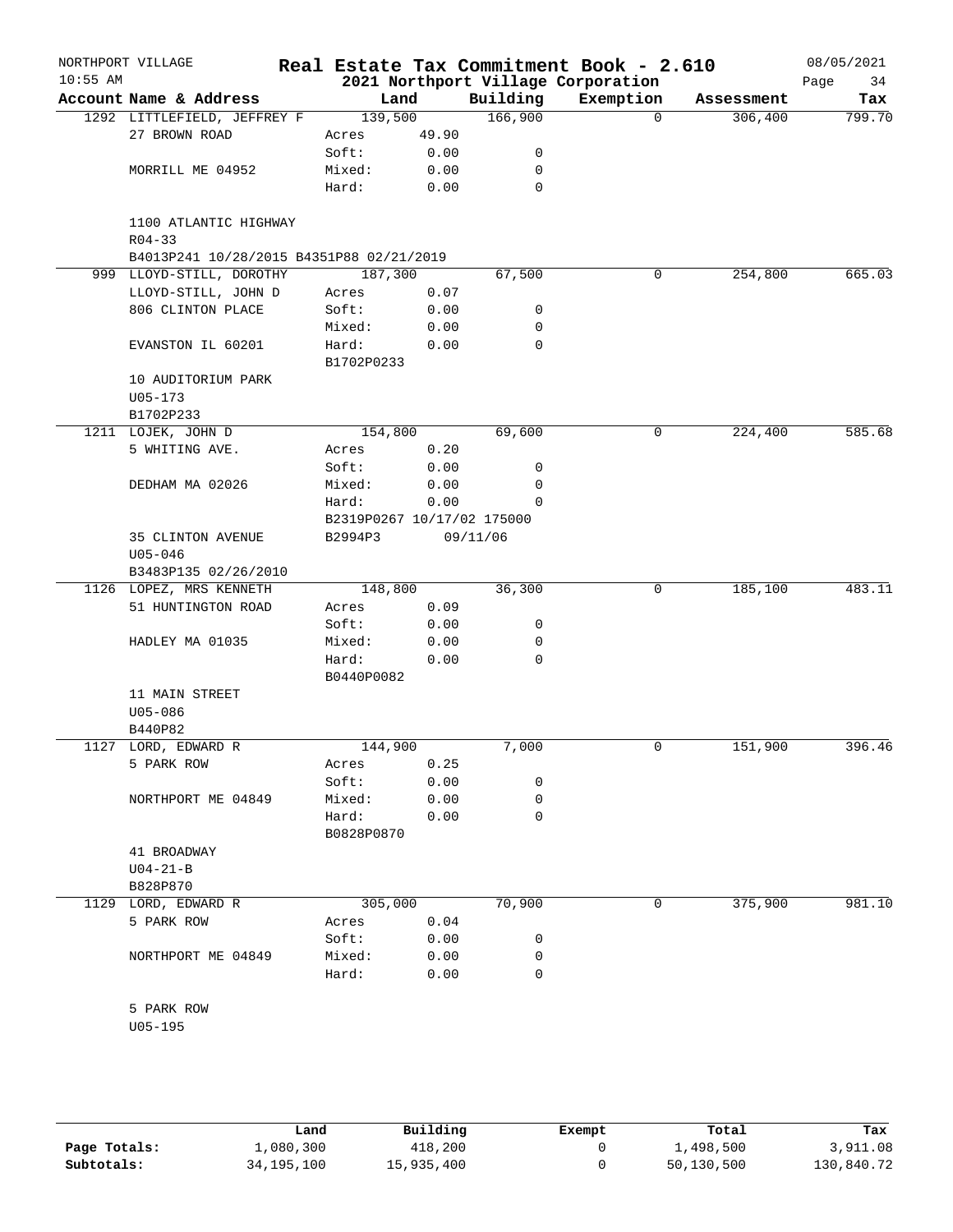NORTHPORT VILLAGE
10:55 AM

# Real Estate Tax Commitment Book - 2.610
## 2021 Northport Village Corporation

08/05/2021

| Account Name & Address | Land | | Building | Exemption | Assessment | Tax |
|---|---|---|---|---|---|---|
| 1292 LITTLEFIELD, JEFFREY F | 139,500 | | 166,900 | 0 | 306,400 | 799.70 |
| 27 BROWN ROAD | Acres | 49.90 | | | | |
| | Soft: | 0.00 | 0 | | | |
| MORRILL ME 04952 | Mixed: | 0.00 | 0 | | | |
| | Hard: | 0.00 | 0 | | | |
| 1100 ATLANTIC HIGHWAY | | | | | | |
| R04-33 | | | | | | |
| B4013P241 10/28/2015 B4351P88 02/21/2019 | | | | | | |
| 999 LLOYD-STILL, DOROTHY | 187,300 | | 67,500 | 0 | 254,800 | 665.03 |
| LLOYD-STILL, JOHN D | Acres | 0.07 | | | | |
| 806 CLINTON PLACE | Soft: | 0.00 | 0 | | | |
| | Mixed: | 0.00 | 0 | | | |
| EVANSTON IL 60201 | Hard: | 0.00 | 0 | | | |
| | B1702P0233 | | | | | |
| 10 AUDITORIUM PARK | | | | | | |
| U05-173 | | | | | | |
| B1702P233 | | | | | | |
| 1211 LOJEK, JOHN D | 154,800 | | 69,600 | 0 | 224,400 | 585.68 |
| 5 WHITING AVE. | Acres | 0.20 | | | | |
| | Soft: | 0.00 | 0 | | | |
| DEDHAM MA 02026 | Mixed: | 0.00 | 0 | | | |
| | Hard: | 0.00 | 0 | | | |
| | B2319P0267 10/17/02 175000 | | | | | |
| 35 CLINTON AVENUE | B2994P3 | 09/11/06 | | | | |
| U05-046 | | | | | | |
| B3483P135 02/26/2010 | | | | | | |
| 1126 LOPEZ, MRS KENNETH | 148,800 | | 36,300 | 0 | 185,100 | 483.11 |
| 51 HUNTINGTON ROAD | Acres | 0.09 | | | | |
| | Soft: | 0.00 | 0 | | | |
| HADLEY MA 01035 | Mixed: | 0.00 | 0 | | | |
| | Hard: | 0.00 | 0 | | | |
| | B0440P0082 | | | | | |
| 11 MAIN STREET | | | | | | |
| U05-086 | | | | | | |
| B440P82 | | | | | | |
| 1127 LORD, EDWARD R | 144,900 | | 7,000 | 0 | 151,900 | 396.46 |
| 5 PARK ROW | Acres | 0.25 | | | | |
| | Soft: | 0.00 | 0 | | | |
| NORTHPORT ME 04849 | Mixed: | 0.00 | 0 | | | |
| | Hard: | 0.00 | 0 | | | |
| | B0828P0870 | | | | | |
| 41 BROADWAY | | | | | | |
| U04-21-B | | | | | | |
| B828P870 | | | | | | |
| 1129 LORD, EDWARD R | 305,000 | | 70,900 | 0 | 375,900 | 981.10 |
| 5 PARK ROW | Acres | 0.04 | | | | |
| | Soft: | 0.00 | 0 | | | |
| NORTHPORT ME 04849 | Mixed: | 0.00 | 0 | | | |
| | Hard: | 0.00 | 0 | | | |
| 5 PARK ROW | | | | | | |
| U05-195 | | | | | | |

| | Land | Building | Exempt | Total | Tax |
|---|---|---|---|---|---|
| Page Totals: | 1,080,300 | 418,200 | 0 | 1,498,500 | 3,911.08 |
| Subtotals: | 34,195,100 | 15,935,400 | 0 | 50,130,500 | 130,840.72 |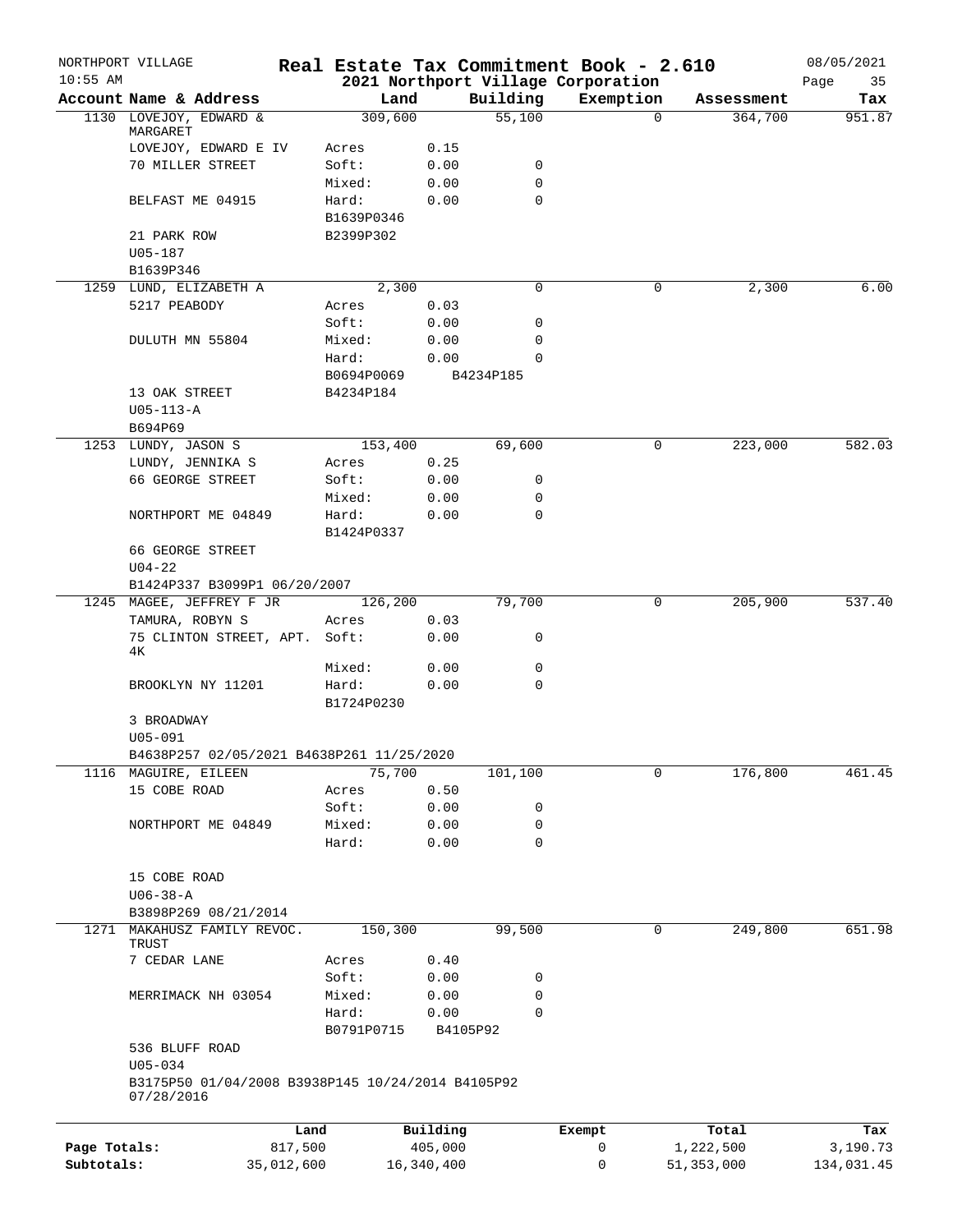NORTHPORT VILLAGE 10:55 AM

# Real Estate Tax Commitment Book - 2.610

## 2021 Northport Village Corporation

08/05/2021

| Account Name & Address | Land | | Building | Exemption | Assessment | Tax |
|---|---|---|---|---|---|---|
| 1130 LOVEJOY, EDWARD & MARGARET | 309,600 | | 55,100 | 0 | 364,700 | 951.87 |
| LOVEJOY, EDWARD E IV | Acres | 0.15 | | | | |
| 70 MILLER STREET | Soft: | 0.00 | 0 | | | |
| | Mixed: | 0.00 | 0 | | | |
| BELFAST ME 04915 | Hard: | 0.00 | 0 | | | |
| | B1639P0346 | | | | | |
| 21 PARK ROW | B2399P302 | | | | | |
| U05-187 | | | | | | |
| B1639P346 | | | | | | |
| 1259 LUND, ELIZABETH A | 2,300 | | 0 | 0 | 2,300 | 6.00 |
| 5217 PEABODY | Acres | 0.03 | | | | |
| | Soft: | 0.00 | 0 | | | |
| DULUTH MN 55804 | Mixed: | 0.00 | 0 | | | |
| | Hard: | 0.00 | 0 | | | |
| | B0694P0069 | B4234P185 | | | | |
| 13 OAK STREET | B4234P184 | | | | | |
| U05-113-A | | | | | | |
| B694P69 | | | | | | |
| 1253 LUNDY, JASON S | 153,400 | | 69,600 | 0 | 223,000 | 582.03 |
| LUNDY, JENNIKA S | Acres | 0.25 | | | | |
| 66 GEORGE STREET | Soft: | 0.00 | 0 | | | |
| | Mixed: | 0.00 | 0 | | | |
| NORTHPORT ME 04849 | Hard: | 0.00 | 0 | | | |
| | B1424P0337 | | | | | |
| 66 GEORGE STREET | | | | | | |
| U04-22 | | | | | | |
| B1424P337 B3099P1 06/20/2007 | | | | | | |
| 1245 MAGEE, JEFFREY F JR | 126,200 | | 79,700 | 0 | 205,900 | 537.40 |
| TAMURA, ROBYN S | Acres | 0.03 | | | | |
| 75 CLINTON STREET, APT. 4K | Soft: | 0.00 | 0 | | | |
| | Mixed: | 0.00 | 0 | | | |
| BROOKLYN NY 11201 | Hard: | 0.00 | 0 | | | |
| | B1724P0230 | | | | | |
| 3 BROADWAY | | | | | | |
| U05-091 | | | | | | |
| B4638P257 02/05/2021 B4638P261 11/25/2020 | | | | | | |
| 1116 MAGUIRE, EILEEN | 75,700 | | 101,100 | 0 | 176,800 | 461.45 |
| 15 COBE ROAD | Acres | 0.50 | | | | |
| | Soft: | 0.00 | 0 | | | |
| NORTHPORT ME 04849 | Mixed: | 0.00 | 0 | | | |
| | Hard: | 0.00 | 0 | | | |
| 15 COBE ROAD | | | | | | |
| U06-38-A | | | | | | |
| B3898P269 08/21/2014 | | | | | | |
| 1271 MAKAHUSZ FAMILY REVOC. TRUST | 150,300 | | 99,500 | 0 | 249,800 | 651.98 |
| 7 CEDAR LANE | Acres | 0.40 | | | | |
| | Soft: | 0.00 | 0 | | | |
| MERRIMACK NH 03054 | Mixed: | 0.00 | 0 | | | |
| | Hard: | 0.00 | 0 | | | |
| | B0791P0715 | B4105P92 | | | | |
| 536 BLUFF ROAD | | | | | | |
| U05-034 | | | | | | |
| B3175P50 01/04/2008 B3938P145 10/24/2014 B4105P92 07/28/2016 | | | | | | |

| | Land | Building | Exempt | Total | Tax |
|---|---|---|---|---|---|
| Page Totals: | 817,500 | 405,000 | 0 | 1,222,500 | 3,190.73 |
| Subtotals: | 35,012,600 | 16,340,400 | 0 | 51,353,000 | 134,031.45 |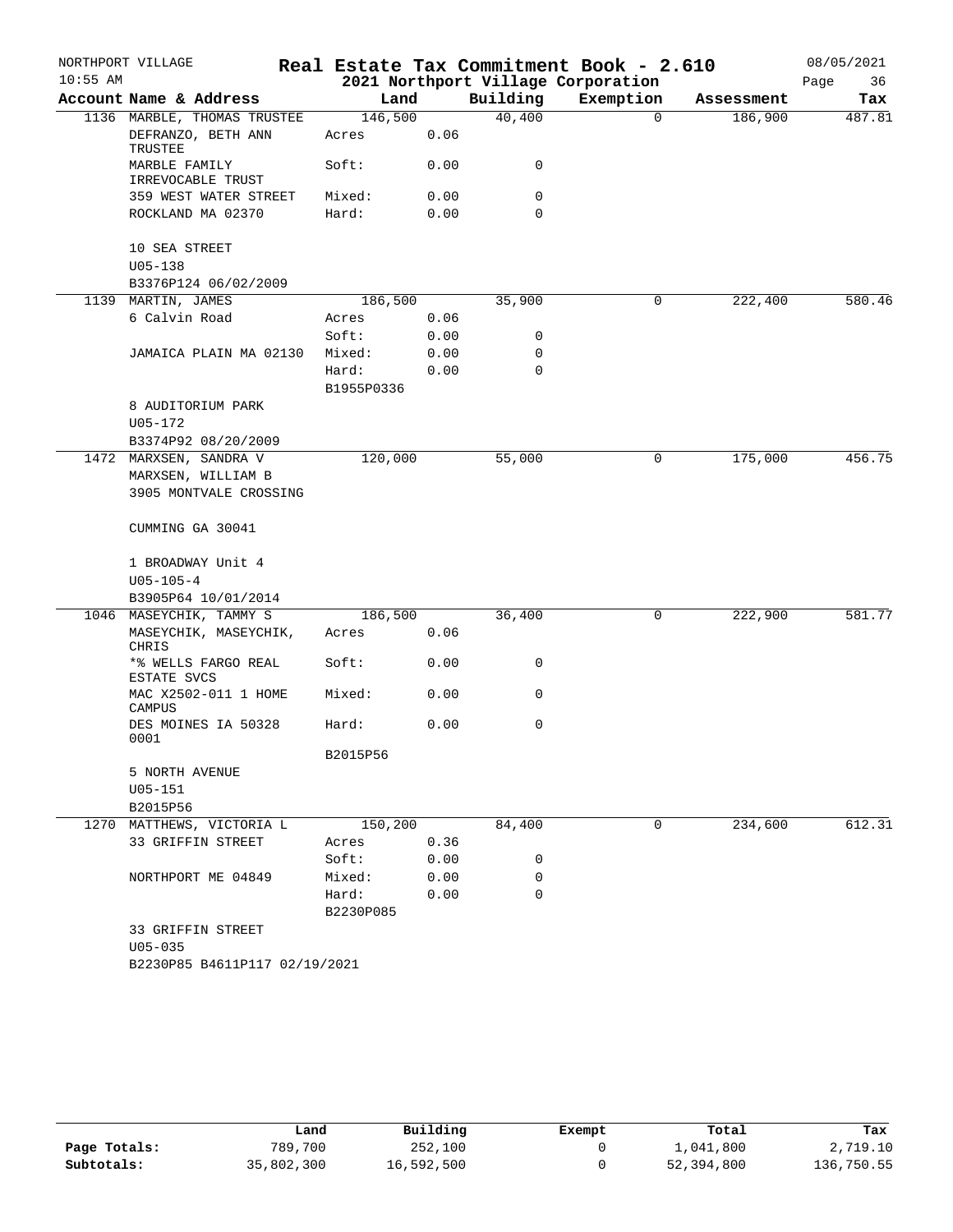NORTHPORT VILLAGE 10:55 AM

# Real Estate Tax Commitment Book - 2.610

## 2021 Northport Village Corporation

08/05/2021

| Account Name & Address | Land | | Building | Exemption | Assessment | Tax |
|---|---|---|---|---|---|---|
| 1136 MARBLE, THOMAS TRUSTEE | 146,500 | | 40,400 | 0 | 186,900 | 487.81 |
| DEFRANZO, BETH ANN TRUSTEE | Acres | 0.06 | | | | |
| MARBLE FAMILY IRREVOCABLE TRUST | Soft: | 0.00 | 0 | | | |
| 359 WEST WATER STREET | Mixed: | 0.00 | 0 | | | |
| ROCKLAND MA 02370 | Hard: | 0.00 | 0 | | | |
| 10 SEA STREET | | | | | | |
| U05-138 | | | | | | |
| B3376P124 06/02/2009 | | | | | | |
| 1139 MARTIN, JAMES | 186,500 | | 35,900 | 0 | 222,400 | 580.46 |
| 6 Calvin Road | Acres | 0.06 | | | | |
| | Soft: | 0.00 | 0 | | | |
| JAMAICA PLAIN MA 02130 | Mixed: | 0.00 | 0 | | | |
| | Hard: | 0.00 | 0 | | | |
| | B1955P0336 | | | | | |
| 8 AUDITORIUM PARK | | | | | | |
| U05-172 | | | | | | |
| B3374P92 08/20/2009 | | | | | | |
| 1472 MARXSEN, SANDRA V | 120,000 | | 55,000 | 0 | 175,000 | 456.75 |
| MARXSEN, WILLIAM B | | | | | | |
| 3905 MONTVALE CROSSING | | | | | | |
| CUMMING GA 30041 | | | | | | |
| 1 BROADWAY Unit 4 | | | | | | |
| U05-105-4 | | | | | | |
| B3905P64 10/01/2014 | | | | | | |
| 1046 MASEYCHIK, TAMMY S | 186,500 | | 36,400 | 0 | 222,900 | 581.77 |
| MASEYCHIK, MASEYCHIK, CHRIS | Acres | 0.06 | | | | |
| *% WELLS FARGO REAL ESTATE SVCS | Soft: | 0.00 | 0 | | | |
| MAC X2502-011 1 HOME CAMPUS | Mixed: | 0.00 | 0 | | | |
| DES MOINES IA 50328 0001 | Hard: | 0.00 | 0 | | | |
| | B2015P56 | | | | | |
| 5 NORTH AVENUE | | | | | | |
| U05-151 | | | | | | |
| B2015P56 | | | | | | |
| 1270 MATTHEWS, VICTORIA L | 150,200 | | 84,400 | 0 | 234,600 | 612.31 |
| 33 GRIFFIN STREET | Acres | 0.36 | | | | |
| | Soft: | 0.00 | 0 | | | |
| NORTHPORT ME 04849 | Mixed: | 0.00 | 0 | | | |
| | Hard: | 0.00 | 0 | | | |
| | B2230P085 | | | | | |
| 33 GRIFFIN STREET | | | | | | |
| U05-035 | | | | | | |
| B2230P85 B4611P117 02/19/2021 | | | | | | |

| | Land | Building | Exempt | Total | Tax |
|---|---|---|---|---|---|
| Page Totals: | 789,700 | 252,100 | 0 | 1,041,800 | 2,719.10 |
| Subtotals: | 35,802,300 | 16,592,500 | 0 | 52,394,800 | 136,750.55 |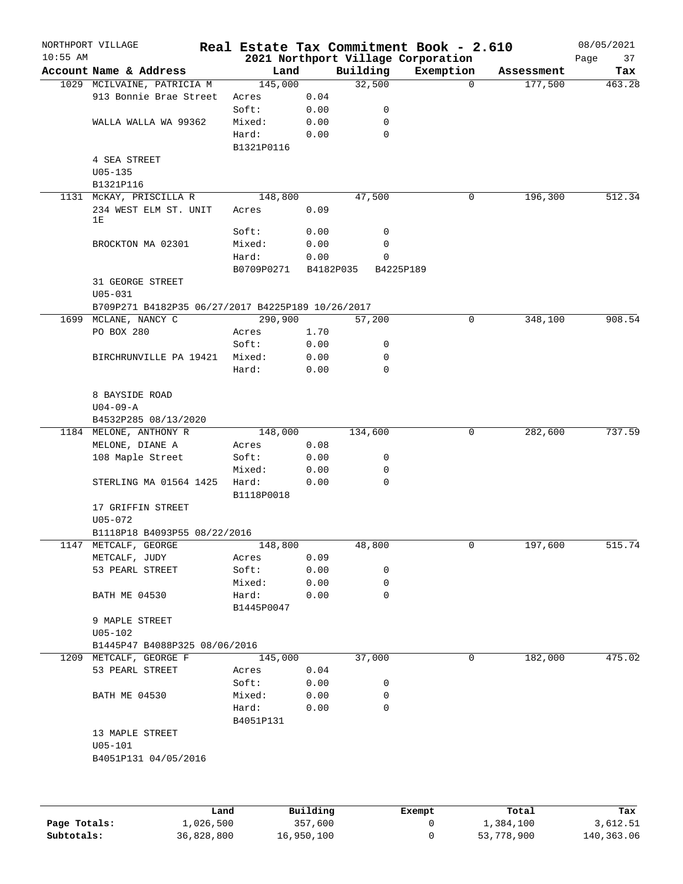NORTHPORT VILLAGE
10:55 AM

# Real Estate Tax Commitment Book - 2.610
## 2021 Northport Village Corporation

08/05/2021

| Account | Name & Address | Land | | Building | Exemption | Assessment | Tax |
|---|---|---|---|---|---|---|---|
| 1029 | MCILVAINE, PATRICIA M | 145,000 | | 32,500 | 0 | 177,500 | 463.28 |
| | 913 Bonnie Brae Street | Acres | 0.04 | | | | |
| | | Soft: | 0.00 | 0 | | | |
| | WALLA WALLA WA 99362 | Mixed: | 0.00 | 0 | | | |
| | | Hard: | 0.00 | 0 | | | |
| | | B1321P0116 | | | | | |
| | 4 SEA STREET | | | | | | |
| | U05-135 | | | | | | |
| | B1321P116 | | | | | | |
| 1131 | McKAY, PRISCILLA R | 148,800 | | 47,500 | 0 | 196,300 | 512.34 |
| | 234 WEST ELM ST. UNIT 1E | Acres | 0.09 | | | | |
| | | Soft: | 0.00 | 0 | | | |
| | BROCKTON MA 02301 | Mixed: | 0.00 | 0 | | | |
| | | Hard: | 0.00 | 0 | | | |
| | | B0709P0271 | B4182P035 | B4225P189 | | | |
| | 31 GEORGE STREET | | | | | | |
| | U05-031 | | | | | | |
| | B709P271 B4182P35 06/27/2017 B4225P189 10/26/2017 | | | | | | |
| 1699 | MCLANE, NANCY C | 290,900 | | 57,200 | 0 | 348,100 | 908.54 |
| | PO BOX 280 | Acres | 1.70 | | | | |
| | | Soft: | 0.00 | 0 | | | |
| | BIRCHRUNVILLE PA 19421 | Mixed: | 0.00 | 0 | | | |
| | | Hard: | 0.00 | 0 | | | |
| | 8 BAYSIDE ROAD | | | | | | |
| | U04-09-A | | | | | | |
| | B4532P285 08/13/2020 | | | | | | |
| 1184 | MELONE, ANTHONY R | 148,000 | | 134,600 | 0 | 282,600 | 737.59 |
| | MELONE, DIANE A | Acres | 0.08 | | | | |
| | 108 Maple Street | Soft: | 0.00 | 0 | | | |
| | | Mixed: | 0.00 | 0 | | | |
| | STERLING MA 01564 1425 | Hard: | 0.00 | 0 | | | |
| | | B1118P0018 | | | | | |
| | 17 GRIFFIN STREET | | | | | | |
| | U05-072 | | | | | | |
| | B1118P18 B4093P55 08/22/2016 | | | | | | |
| 1147 | METCALF, GEORGE | 148,800 | | 48,800 | 0 | 197,600 | 515.74 |
| | METCALF, JUDY | Acres | 0.09 | | | | |
| | 53 PEARL STREET | Soft: | 0.00 | 0 | | | |
| | | Mixed: | 0.00 | 0 | | | |
| | BATH ME 04530 | Hard: | 0.00 | 0 | | | |
| | | B1445P0047 | | | | | |
| | 9 MAPLE STREET | | | | | | |
| | U05-102 | | | | | | |
| | B1445P47 B4088P325 08/06/2016 | | | | | | |
| 1209 | METCALF, GEORGE F | 145,000 | | 37,000 | 0 | 182,000 | 475.02 |
| | 53 PEARL STREET | Acres | 0.04 | | | | |
| | | Soft: | 0.00 | 0 | | | |
| | BATH ME 04530 | Mixed: | 0.00 | 0 | | | |
| | | Hard: | 0.00 | 0 | | | |
| | | B4051P131 | | | | | |
| | 13 MAPLE STREET | | | | | | |
| | U05-101 | | | | | | |
| | B4051P131 04/05/2016 | | | | | | |

| | Land | Building | Exempt | Total | Tax |
|---|---|---|---|---|---|
| **Page Totals:** | 1,026,500 | 357,600 | 0 | 1,384,100 | 3,612.51 |
| **Subtotals:** | 36,828,800 | 16,950,100 | 0 | 53,778,900 | 140,363.06 |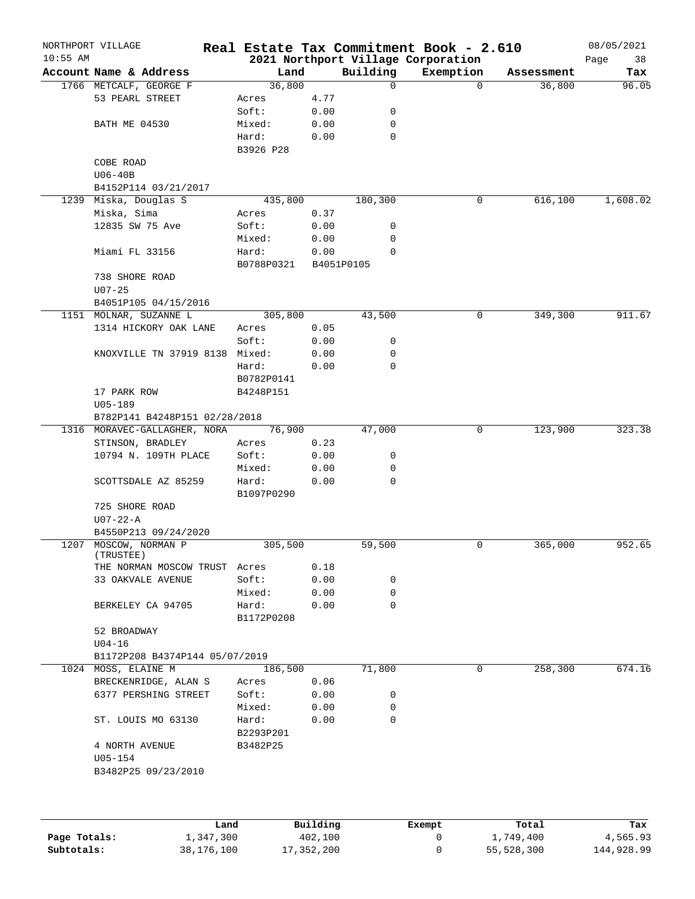NORTHPORT VILLAGE — Real Estate Tax Commitment Book - 2.610 — 08/05/2021
10:55 AM — 2021 Northport Village Corporation — Page 38

| Account Name & Address | Land | | Building | Exemption | Assessment | Tax |
|---|---|---|---|---|---|---|
| 1766 METCALF, GEORGE F | 36,800 | | 0 | 0 | 36,800 | 96.05 |
| 53 PEARL STREET | Acres | 4.77 | | | | |
| | Soft: | 0.00 | 0 | | | |
| BATH ME 04530 | Mixed: | 0.00 | 0 | | | |
| | Hard: | 0.00 | 0 | | | |
| | B3926 P28 | | | | | |
| COBE ROAD | | | | | | |
| U06-40B | | | | | | |
| B4152P114 03/21/2017 | | | | | | |
| 1239 Miska, Douglas S | 435,800 | | 180,300 | 0 | 616,100 | 1,608.02 |
| Miska, Sima | Acres | 0.37 | | | | |
| 12835 SW 75 Ave | Soft: | 0.00 | 0 | | | |
| | Mixed: | 0.00 | 0 | | | |
| Miami FL 33156 | Hard: | 0.00 | 0 | | | |
| | B0788P0321 | B4051P0105 | | | | |
| 738 SHORE ROAD | | | | | | |
| U07-25 | | | | | | |
| B4051P105 04/15/2016 | | | | | | |
| 1151 MOLNAR, SUZANNE L | 305,800 | | 43,500 | 0 | 349,300 | 911.67 |
| 1314 HICKORY OAK LANE | Acres | 0.05 | | | | |
| | Soft: | 0.00 | 0 | | | |
| KNOXVILLE TN 37919 8138 | Mixed: | 0.00 | 0 | | | |
| | Hard: | 0.00 | 0 | | | |
| | B0782P0141 | | | | | |
| 17 PARK ROW | B4248P151 | | | | | |
| U05-189 | | | | | | |
| B782P141 B4248P151 02/28/2018 | | | | | | |
| 1316 MORAVEC-GALLAGHER, NORA | 76,900 | | 47,000 | 0 | 123,900 | 323.38 |
| STINSON, BRADLEY | Acres | 0.23 | | | | |
| 10794 N. 109TH PLACE | Soft: | 0.00 | 0 | | | |
| | Mixed: | 0.00 | 0 | | | |
| SCOTTSDALE AZ 85259 | Hard: | 0.00 | 0 | | | |
| | B1097P0290 | | | | | |
| 725 SHORE ROAD | | | | | | |
| U07-22-A | | | | | | |
| B4550P213 09/24/2020 | | | | | | |
| 1207 MOSCOW, NORMAN P (TRUSTEE) | 305,500 | | 59,500 | 0 | 365,000 | 952.65 |
| THE NORMAN MOSCOW TRUST | Acres | 0.18 | | | | |
| 33 OAKVALE AVENUE | Soft: | 0.00 | 0 | | | |
| | Mixed: | 0.00 | 0 | | | |
| BERKELEY CA 94705 | Hard: | 0.00 | 0 | | | |
| | B1172P0208 | | | | | |
| 52 BROADWAY | | | | | | |
| U04-16 | | | | | | |
| B1172P208 B4374P144 05/07/2019 | | | | | | |
| 1024 MOSS, ELAINE M | 186,500 | | 71,800 | 0 | 258,300 | 674.16 |
| BRECKENRIDGE, ALAN S | Acres | 0.06 | | | | |
| 6377 PERSHING STREET | Soft: | 0.00 | 0 | | | |
| | Mixed: | 0.00 | 0 | | | |
| ST. LOUIS MO 63130 | Hard: | 0.00 | 0 | | | |
| | B2293P201 | | | | | |
| 4 NORTH AVENUE | B3482P25 | | | | | |
| U05-154 | | | | | | |
| B3482P25 09/23/2010 | | | | | | |

| | Land | Building | Exempt | Total | Tax |
|---|---|---|---|---|---|
| Page Totals: | 1,347,300 | 402,100 | 0 | 1,749,400 | 4,565.93 |
| Subtotals: | 38,176,100 | 17,352,200 | 0 | 55,528,300 | 144,928.99 |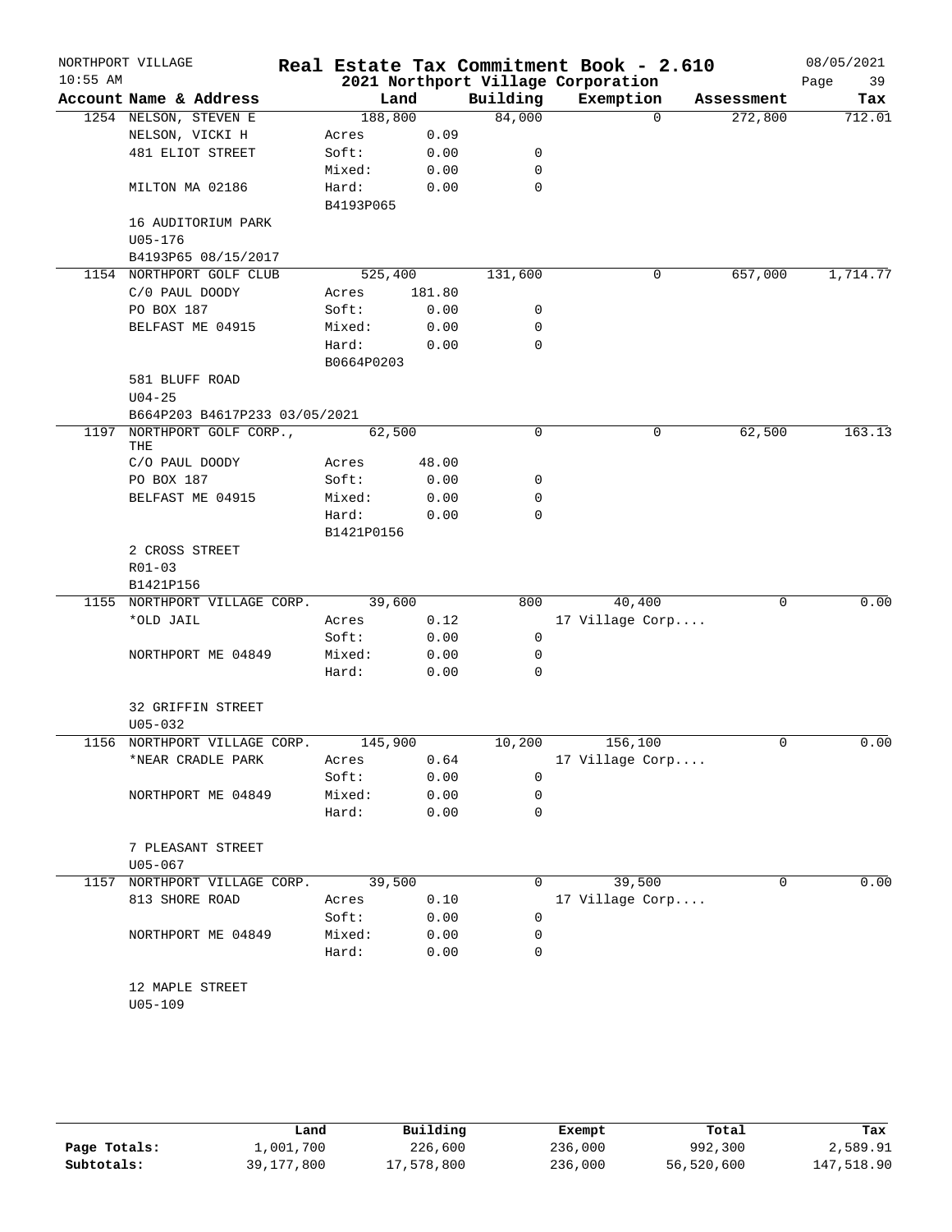NORTHPORT VILLAGE 10:55 AM

# Real Estate Tax Commitment Book - 2.610

## 2021 Northport Village Corporation

08/05/2021

| Account | Name & Address | Land | | Building | Exemption | Assessment | Tax |
|---|---|---|---|---|---|---|---|
| 1254 | NELSON, STEVEN E | 188,800 | | 84,000 | 0 | 272,800 | 712.01 |
| | NELSON, VICKI H | Acres | 0.09 | | | | |
| | 481 ELIOT STREET | Soft: | 0.00 | 0 | | | |
| | | Mixed: | 0.00 | 0 | | | |
| | MILTON MA 02186 | Hard: | 0.00 | 0 | | | |
| | | B4193P065 | | | | | |
| | 16 AUDITORIUM PARK | | | | | | |
| | U05-176 | | | | | | |
| | B4193P65 08/15/2017 | | | | | | |
| 1154 | NORTHPORT GOLF CLUB | 525,400 | | 131,600 | 0 | 657,000 | 1,714.77 |
| | C/0 PAUL DOODY | Acres | 181.80 | | | | |
| | PO BOX 187 | Soft: | 0.00 | 0 | | | |
| | BELFAST ME 04915 | Mixed: | 0.00 | 0 | | | |
| | | Hard: | 0.00 | 0 | | | |
| | | B0664P0203 | | | | | |
| | 581 BLUFF ROAD | | | | | | |
| | U04-25 | | | | | | |
| | B664P203 B4617P233 03/05/2021 | | | | | | |
| 1197 | NORTHPORT GOLF CORP., THE | 62,500 | | 0 | 0 | 62,500 | 163.13 |
| | C/O PAUL DOODY | Acres | 48.00 | | | | |
| | PO BOX 187 | Soft: | 0.00 | 0 | | | |
| | BELFAST ME 04915 | Mixed: | 0.00 | 0 | | | |
| | | Hard: | 0.00 | 0 | | | |
| | | B1421P0156 | | | | | |
| | 2 CROSS STREET | | | | | | |
| | R01-03 | | | | | | |
| | B1421P156 | | | | | | |
| 1155 | NORTHPORT VILLAGE CORP. | 39,600 | | 800 | 40,400 | 0 | 0.00 |
| | *OLD JAIL | Acres | 0.12 | | 17 Village Corp.... | | |
| | | Soft: | 0.00 | 0 | | | |
| | NORTHPORT ME 04849 | Mixed: | 0.00 | 0 | | | |
| | | Hard: | 0.00 | 0 | | | |
| | 32 GRIFFIN STREET | | | | | | |
| | U05-032 | | | | | | |
| 1156 | NORTHPORT VILLAGE CORP. | 145,900 | | 10,200 | 156,100 | 0 | 0.00 |
| | *NEAR CRADLE PARK | Acres | 0.64 | | 17 Village Corp.... | | |
| | | Soft: | 0.00 | 0 | | | |
| | NORTHPORT ME 04849 | Mixed: | 0.00 | 0 | | | |
| | | Hard: | 0.00 | 0 | | | |
| | 7 PLEASANT STREET | | | | | | |
| | U05-067 | | | | | | |
| 1157 | NORTHPORT VILLAGE CORP. | 39,500 | | 0 | 39,500 | 0 | 0.00 |
| | 813 SHORE ROAD | Acres | 0.10 | | 17 Village Corp.... | | |
| | | Soft: | 0.00 | 0 | | | |
| | NORTHPORT ME 04849 | Mixed: | 0.00 | 0 | | | |
| | | Hard: | 0.00 | 0 | | | |
| | 12 MAPLE STREET | | | | | | |
| | U05-109 | | | | | | |

| | Land | Building | Exempt | Total | Tax |
|---|---|---|---|---|---|
| Page Totals: | 1,001,700 | 226,600 | 236,000 | 992,300 | 2,589.91 |
| Subtotals: | 39,177,800 | 17,578,800 | 236,000 | 56,520,600 | 147,518.90 |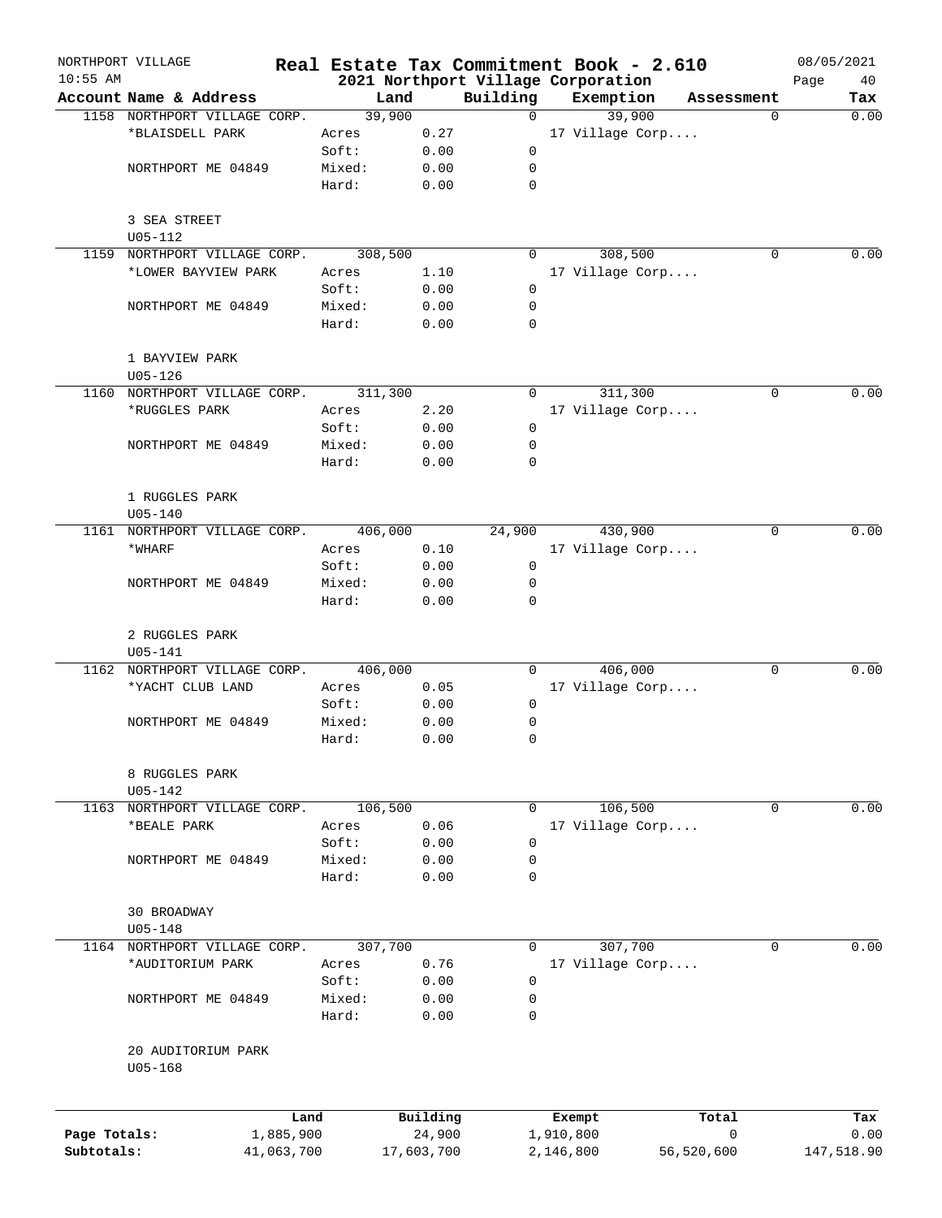# Real Estate Tax Commitment Book - 2.610

## 2021 Northport Village Corporation

NORTHPORT VILLAGE 10:55 AM — 08/05/2021

| Account | Name & Address | Land | | Building | Exemption | Assessment | Tax |
|---|---|---|---|---|---|---|---|
| 1158 | NORTHPORT VILLAGE CORP. | 39,900 | | 0 | 39,900 | 0 | 0.00 |
| | *BLAISDELL PARK | Acres | 0.27 | | 17 Village Corp.... | | |
| | | Soft: | 0.00 | 0 | | | |
| | NORTHPORT ME 04849 | Mixed: | 0.00 | 0 | | | |
| | | Hard: | 0.00 | 0 | | | |
| | 3 SEA STREET | | | | | | |
| | U05-112 | | | | | | |
| 1159 | NORTHPORT VILLAGE CORP. | 308,500 | | 0 | 308,500 | 0 | 0.00 |
| | *LOWER BAYVIEW PARK | Acres | 1.10 | | 17 Village Corp.... | | |
| | | Soft: | 0.00 | 0 | | | |
| | NORTHPORT ME 04849 | Mixed: | 0.00 | 0 | | | |
| | | Hard: | 0.00 | 0 | | | |
| | 1 BAYVIEW PARK | | | | | | |
| | U05-126 | | | | | | |
| 1160 | NORTHPORT VILLAGE CORP. | 311,300 | | 0 | 311,300 | 0 | 0.00 |
| | *RUGGLES PARK | Acres | 2.20 | | 17 Village Corp.... | | |
| | | Soft: | 0.00 | 0 | | | |
| | NORTHPORT ME 04849 | Mixed: | 0.00 | 0 | | | |
| | | Hard: | 0.00 | 0 | | | |
| | 1 RUGGLES PARK | | | | | | |
| | U05-140 | | | | | | |
| 1161 | NORTHPORT VILLAGE CORP. | 406,000 | | 24,900 | 430,900 | 0 | 0.00 |
| | *WHARF | Acres | 0.10 | | 17 Village Corp.... | | |
| | | Soft: | 0.00 | 0 | | | |
| | NORTHPORT ME 04849 | Mixed: | 0.00 | 0 | | | |
| | | Hard: | 0.00 | 0 | | | |
| | 2 RUGGLES PARK | | | | | | |
| | U05-141 | | | | | | |
| 1162 | NORTHPORT VILLAGE CORP. | 406,000 | | 0 | 406,000 | 0 | 0.00 |
| | *YACHT CLUB LAND | Acres | 0.05 | | 17 Village Corp.... | | |
| | | Soft: | 0.00 | 0 | | | |
| | NORTHPORT ME 04849 | Mixed: | 0.00 | 0 | | | |
| | | Hard: | 0.00 | 0 | | | |
| | 8 RUGGLES PARK | | | | | | |
| | U05-142 | | | | | | |
| 1163 | NORTHPORT VILLAGE CORP. | 106,500 | | 0 | 106,500 | 0 | 0.00 |
| | *BEALE PARK | Acres | 0.06 | | 17 Village Corp.... | | |
| | | Soft: | 0.00 | 0 | | | |
| | NORTHPORT ME 04849 | Mixed: | 0.00 | 0 | | | |
| | | Hard: | 0.00 | 0 | | | |
| | 30 BROADWAY | | | | | | |
| | U05-148 | | | | | | |
| 1164 | NORTHPORT VILLAGE CORP. | 307,700 | | 0 | 307,700 | 0 | 0.00 |
| | *AUDITORIUM PARK | Acres | 0.76 | | 17 Village Corp.... | | |
| | | Soft: | 0.00 | 0 | | | |
| | NORTHPORT ME 04849 | Mixed: | 0.00 | 0 | | | |
| | | Hard: | 0.00 | 0 | | | |
| | 20 AUDITORIUM PARK | | | | | | |
| | U05-168 | | | | | | |

| | Land | Building | Exempt | Total | Tax |
|---|---|---|---|---|---|
| Page Totals: | 1,885,900 | 24,900 | 1,910,800 | 0 | 0.00 |
| Subtotals: | 41,063,700 | 17,603,700 | 2,146,800 | 56,520,600 | 147,518.90 |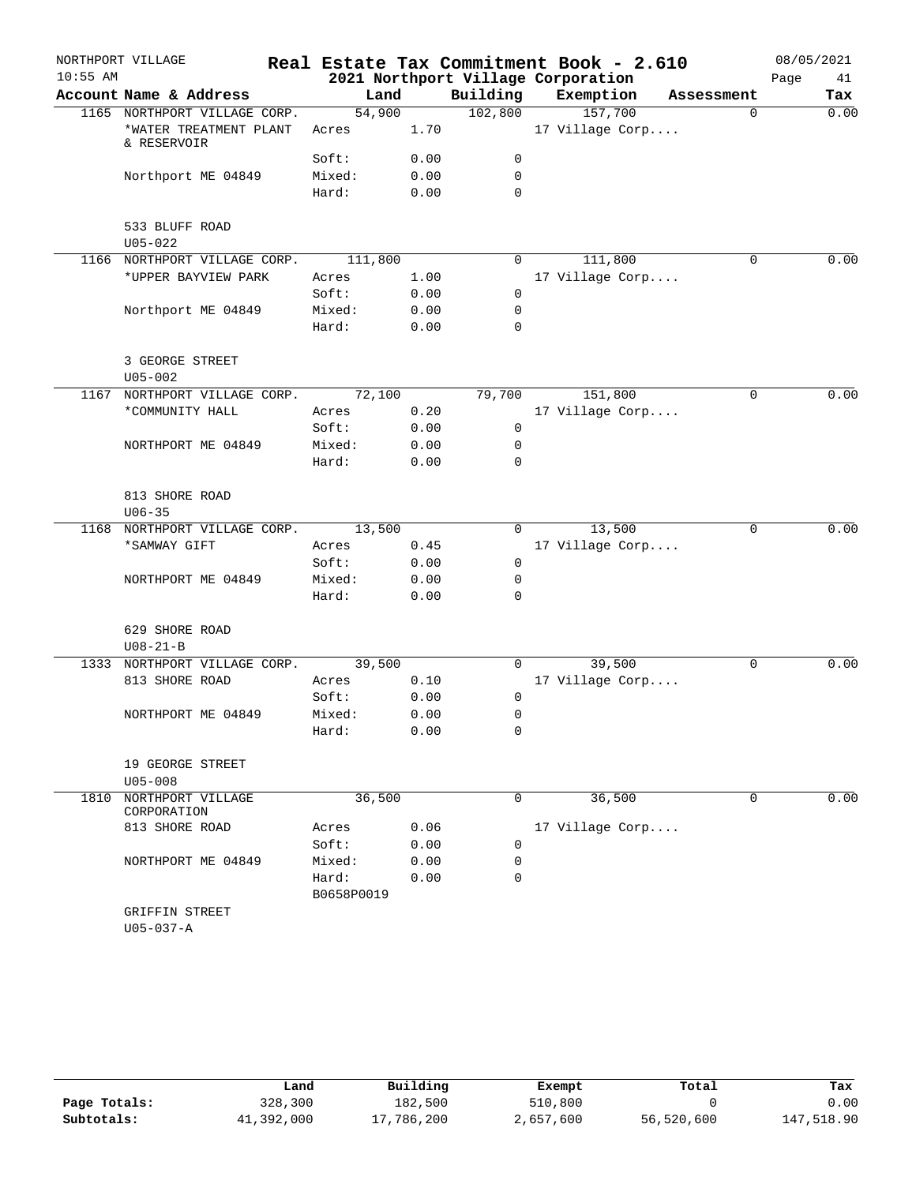NORTHPORT VILLAGE
10:55 AM

# Real Estate Tax Commitment Book - 2.610
## 2021 Northport Village Corporation

08/05/2021

| Account | Name & Address | Land | | Building | Exemption | Assessment | Tax |
|---|---|---|---|---|---|---|---|
| 1165 | NORTHPORT VILLAGE CORP. | 54,900 | | 102,800 | 157,700 | 0 | 0.00 |
| | *WATER TREATMENT PLANT & RESERVOIR | Acres | 1.70 | | 17 Village Corp.... | | |
| | | Soft: | 0.00 | 0 | | | |
| | Northport ME 04849 | Mixed: | 0.00 | 0 | | | |
| | | Hard: | 0.00 | 0 | | | |
| | 533 BLUFF ROAD | | | | | | |
| | U05-022 | | | | | | |
| 1166 | NORTHPORT VILLAGE CORP. | 111,800 | | 0 | 111,800 | 0 | 0.00 |
| | *UPPER BAYVIEW PARK | Acres | 1.00 | | 17 Village Corp.... | | |
| | | Soft: | 0.00 | 0 | | | |
| | Northport ME 04849 | Mixed: | 0.00 | 0 | | | |
| | | Hard: | 0.00 | 0 | | | |
| | 3 GEORGE STREET | | | | | | |
| | U05-002 | | | | | | |
| 1167 | NORTHPORT VILLAGE CORP. | 72,100 | | 79,700 | 151,800 | 0 | 0.00 |
| | *COMMUNITY HALL | Acres | 0.20 | | 17 Village Corp.... | | |
| | | Soft: | 0.00 | 0 | | | |
| | NORTHPORT ME 04849 | Mixed: | 0.00 | 0 | | | |
| | | Hard: | 0.00 | 0 | | | |
| | 813 SHORE ROAD | | | | | | |
| | U06-35 | | | | | | |
| 1168 | NORTHPORT VILLAGE CORP. | 13,500 | | 0 | 13,500 | 0 | 0.00 |
| | *SAMWAY GIFT | Acres | 0.45 | | 17 Village Corp.... | | |
| | | Soft: | 0.00 | 0 | | | |
| | NORTHPORT ME 04849 | Mixed: | 0.00 | 0 | | | |
| | | Hard: | 0.00 | 0 | | | |
| | 629 SHORE ROAD | | | | | | |
| | U08-21-B | | | | | | |
| 1333 | NORTHPORT VILLAGE CORP. | 39,500 | | 0 | 39,500 | 0 | 0.00 |
| | 813 SHORE ROAD | Acres | 0.10 | | 17 Village Corp.... | | |
| | | Soft: | 0.00 | 0 | | | |
| | NORTHPORT ME 04849 | Mixed: | 0.00 | 0 | | | |
| | | Hard: | 0.00 | 0 | | | |
| | 19 GEORGE STREET | | | | | | |
| | U05-008 | | | | | | |
| 1810 | NORTHPORT VILLAGE CORPORATION | 36,500 | | 0 | 36,500 | 0 | 0.00 |
| | 813 SHORE ROAD | Acres | 0.06 | | 17 Village Corp.... | | |
| | | Soft: | 0.00 | 0 | | | |
| | NORTHPORT ME 04849 | Mixed: | 0.00 | 0 | | | |
| | | Hard: | 0.00 | 0 | | | |
| | | B0658P0019 | | | | | |
| | GRIFFIN STREET | | | | | | |
| | U05-037-A | | | | | | |

| | Land | Building | Exempt | Total | Tax |
|---|---|---|---|---|---|
| Page Totals: | 328,300 | 182,500 | 510,800 | 0 | 0.00 |
| Subtotals: | 41,392,000 | 17,786,200 | 2,657,600 | 56,520,600 | 147,518.90 |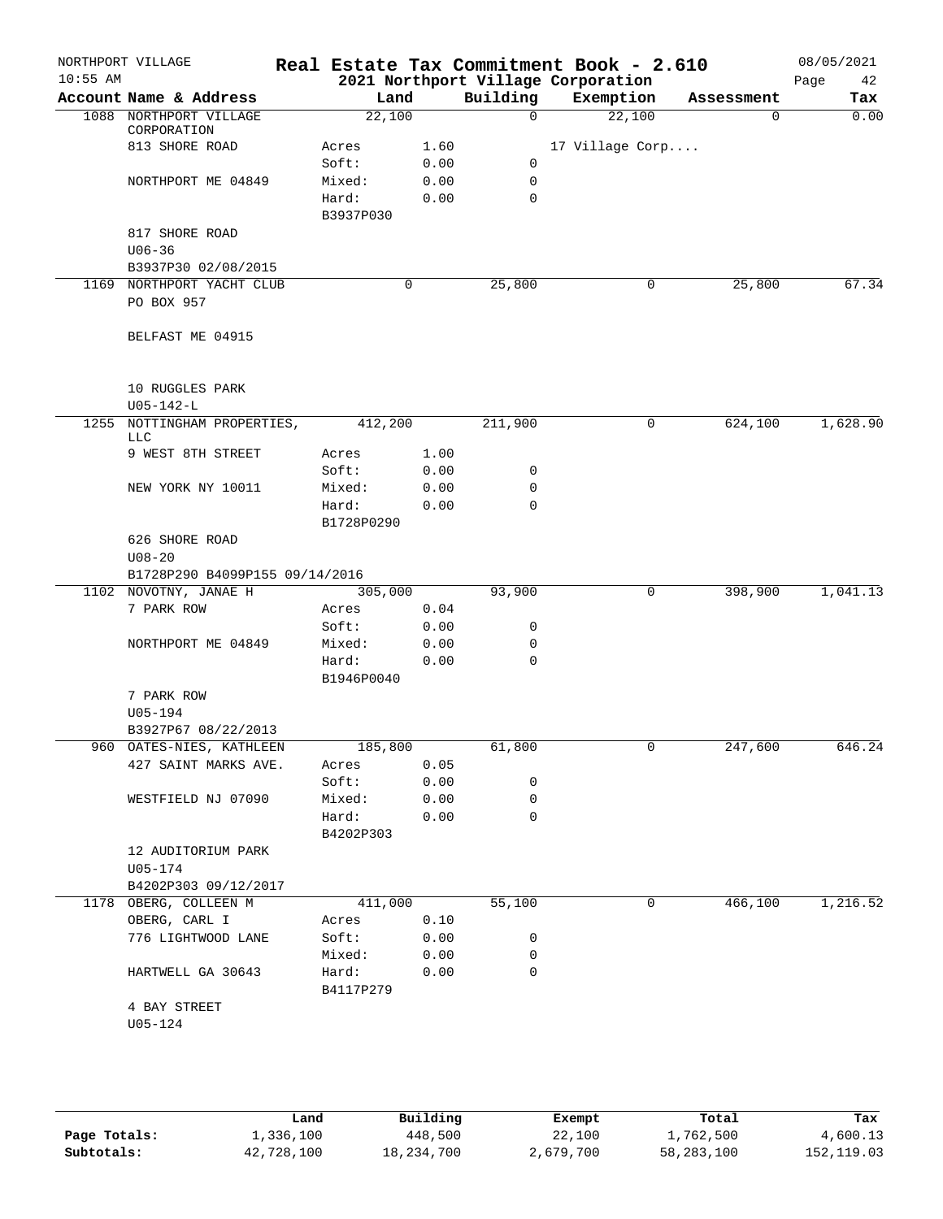NORTHPORT VILLAGE
10:55 AM

# Real Estate Tax Commitment Book - 2.610
## 2021 Northport Village Corporation

08/05/2021

| Account | Name & Address | Land | | Building | Exemption | Assessment | Tax |
|---|---|---|---|---|---|---|---|
| 1088 | NORTHPORT VILLAGE CORPORATION | 22,100 | | 0 | 22,100 | 0 | 0.00 |
| | 813 SHORE ROAD | Acres | 1.60 | | 17 Village Corp.... | | |
| | | Soft: | 0.00 | 0 | | | |
| | NORTHPORT ME 04849 | Mixed: | 0.00 | 0 | | | |
| | | Hard: | 0.00 | 0 | | | |
| | | B3937P030 | | | | | |
| | 817 SHORE ROAD | | | | | | |
| | U06-36 | | | | | | |
| | B3937P30 02/08/2015 | | | | | | |
| 1169 | NORTHPORT YACHT CLUB | 0 | | 25,800 | 0 | 25,800 | 67.34 |
| | PO BOX 957 | | | | | | |
| | BELFAST ME 04915 | | | | | | |
| | 10 RUGGLES PARK | | | | | | |
| | U05-142-L | | | | | | |
| 1255 | NOTTINGHAM PROPERTIES, LLC | 412,200 | | 211,900 | 0 | 624,100 | 1,628.90 |
| | 9 WEST 8TH STREET | Acres | 1.00 | | | | |
| | | Soft: | 0.00 | 0 | | | |
| | NEW YORK NY 10011 | Mixed: | 0.00 | 0 | | | |
| | | Hard: | 0.00 | 0 | | | |
| | | B1728P0290 | | | | | |
| | 626 SHORE ROAD | | | | | | |
| | U08-20 | | | | | | |
| | B1728P290 B4099P155 09/14/2016 | | | | | | |
| 1102 | NOVOTNY, JANAE H | 305,000 | | 93,900 | 0 | 398,900 | 1,041.13 |
| | 7 PARK ROW | Acres | 0.04 | | | | |
| | | Soft: | 0.00 | 0 | | | |
| | NORTHPORT ME 04849 | Mixed: | 0.00 | 0 | | | |
| | | Hard: | 0.00 | 0 | | | |
| | | B1946P0040 | | | | | |
| | 7 PARK ROW | | | | | | |
| | U05-194 | | | | | | |
| | B3927P67 08/22/2013 | | | | | | |
| 960 | OATES-NIES, KATHLEEN | 185,800 | | 61,800 | 0 | 247,600 | 646.24 |
| | 427 SAINT MARKS AVE. | Acres | 0.05 | | | | |
| | | Soft: | 0.00 | 0 | | | |
| | WESTFIELD NJ 07090 | Mixed: | 0.00 | 0 | | | |
| | | Hard: | 0.00 | 0 | | | |
| | | B4202P303 | | | | | |
| | 12 AUDITORIUM PARK | | | | | | |
| | U05-174 | | | | | | |
| | B4202P303 09/12/2017 | | | | | | |
| 1178 | OBERG, COLLEEN M | 411,000 | | 55,100 | 0 | 466,100 | 1,216.52 |
| | OBERG, CARL I | Acres | 0.10 | | | | |
| | 776 LIGHTWOOD LANE | Soft: | 0.00 | 0 | | | |
| | | Mixed: | 0.00 | 0 | | | |
| | HARTWELL GA 30643 | Hard: | 0.00 | 0 | | | |
| | | B4117P279 | | | | | |
| | 4 BAY STREET | | | | | | |
| | U05-124 | | | | | | |

| | Land | Building | Exempt | Total | Tax |
|---|---|---|---|---|---|
| **Page Totals:** | 1,336,100 | 448,500 | 22,100 | 1,762,500 | 4,600.13 |
| **Subtotals:** | 42,728,100 | 18,234,700 | 2,679,700 | 58,283,100 | 152,119.03 |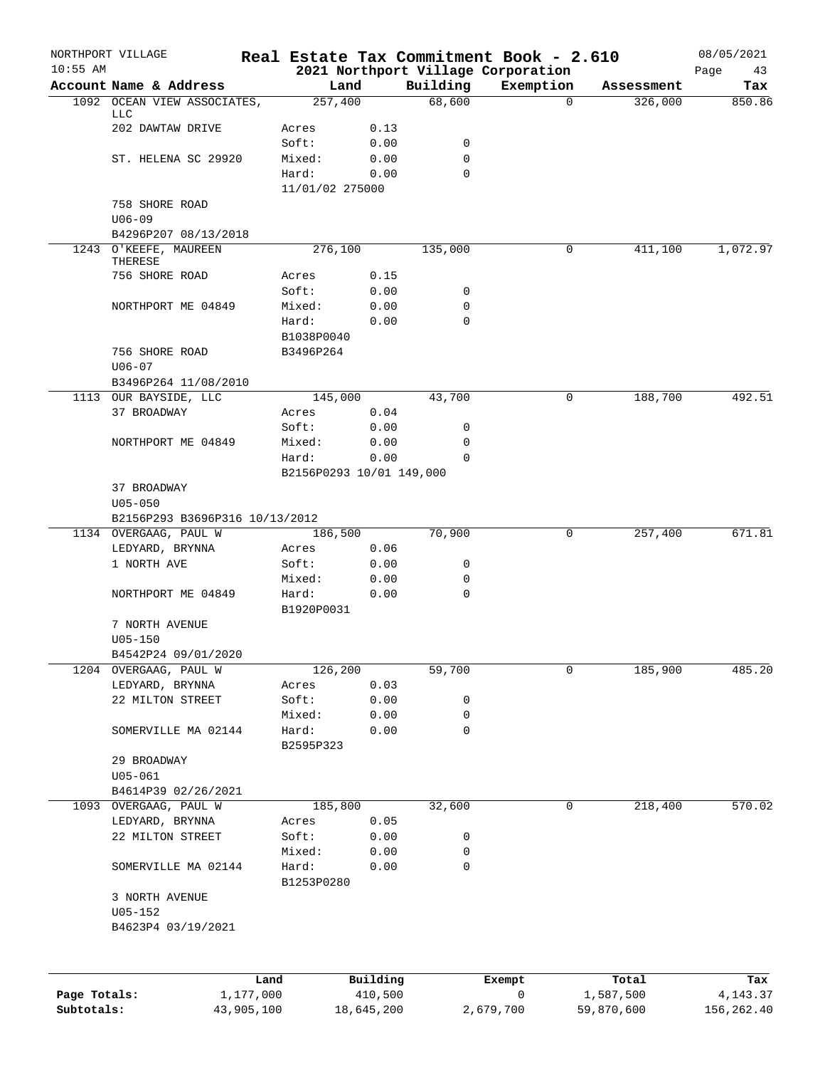NORTHPORT VILLAGE
10:55 AM

# Real Estate Tax Commitment Book - 2.610
## 2021 Northport Village Corporation

08/05/2021

| Account Name & Address | Land | | Building | Exemption | Assessment | Tax |
|---|---|---|---|---|---|---|
| 1092 OCEAN VIEW ASSOCIATES, LLC | 257,400 | | 68,600 | 0 | 326,000 | 850.86 |
| 202 DAWTAW DRIVE | Acres | 0.13 | | | | |
| | Soft: | 0.00 | 0 | | | |
| ST. HELENA SC 29920 | Mixed: | 0.00 | 0 | | | |
| | Hard: | 0.00 | 0 | | | |
| | 11/01/02 275000 | | | | | |
| 758 SHORE ROAD | | | | | | |
| U06-09 | | | | | | |
| B4296P207 08/13/2018 | | | | | | |
| 1243 O'KEEFE, MAUREEN THERESE | 276,100 | | 135,000 | 0 | 411,100 | 1,072.97 |
| 756 SHORE ROAD | Acres | 0.15 | | | | |
| | Soft: | 0.00 | 0 | | | |
| NORTHPORT ME 04849 | Mixed: | 0.00 | 0 | | | |
| | Hard: | 0.00 | 0 | | | |
| | B1038P0040 | | | | | |
| 756 SHORE ROAD | B3496P264 | | | | | |
| U06-07 | | | | | | |
| B3496P264 11/08/2010 | | | | | | |
| 1113 OUR BAYSIDE, LLC | 145,000 | | 43,700 | 0 | 188,700 | 492.51 |
| 37 BROADWAY | Acres | 0.04 | | | | |
| | Soft: | 0.00 | 0 | | | |
| NORTHPORT ME 04849 | Mixed: | 0.00 | 0 | | | |
| | Hard: | 0.00 | 0 | | | |
| | B2156P0293 10/01 149,000 | | | | | |
| 37 BROADWAY | | | | | | |
| U05-050 | | | | | | |
| B2156P293 B3696P316 10/13/2012 | | | | | | |
| 1134 OVERGAAG, PAUL W | 186,500 | | 70,900 | 0 | 257,400 | 671.81 |
| LEDYARD, BRYNNA | Acres | 0.06 | | | | |
| 1 NORTH AVE | Soft: | 0.00 | 0 | | | |
| | Mixed: | 0.00 | 0 | | | |
| NORTHPORT ME 04849 | Hard: | 0.00 | 0 | | | |
| | B1920P0031 | | | | | |
| 7 NORTH AVENUE | | | | | | |
| U05-150 | | | | | | |
| B4542P24 09/01/2020 | | | | | | |
| 1204 OVERGAAG, PAUL W | 126,200 | | 59,700 | 0 | 185,900 | 485.20 |
| LEDYARD, BRYNNA | Acres | 0.03 | | | | |
| 22 MILTON STREET | Soft: | 0.00 | 0 | | | |
| | Mixed: | 0.00 | 0 | | | |
| SOMERVILLE MA 02144 | Hard: | 0.00 | 0 | | | |
| | B2595P323 | | | | | |
| 29 BROADWAY | | | | | | |
| U05-061 | | | | | | |
| B4614P39 02/26/2021 | | | | | | |
| 1093 OVERGAAG, PAUL W | 185,800 | | 32,600 | 0 | 218,400 | 570.02 |
| LEDYARD, BRYNNA | Acres | 0.05 | | | | |
| 22 MILTON STREET | Soft: | 0.00 | 0 | | | |
| | Mixed: | 0.00 | 0 | | | |
| SOMERVILLE MA 02144 | Hard: | 0.00 | 0 | | | |
| | B1253P0280 | | | | | |
| 3 NORTH AVENUE | | | | | | |
| U05-152 | | | | | | |
| B4623P4 03/19/2021 | | | | | | |

| | Land | Building | Exempt | Total | Tax |
|---|---|---|---|---|---|
| Page Totals: | 1,177,000 | 410,500 | 0 | 1,587,500 | 4,143.37 |
| Subtotals: | 43,905,100 | 18,645,200 | 2,679,700 | 59,870,600 | 156,262.40 |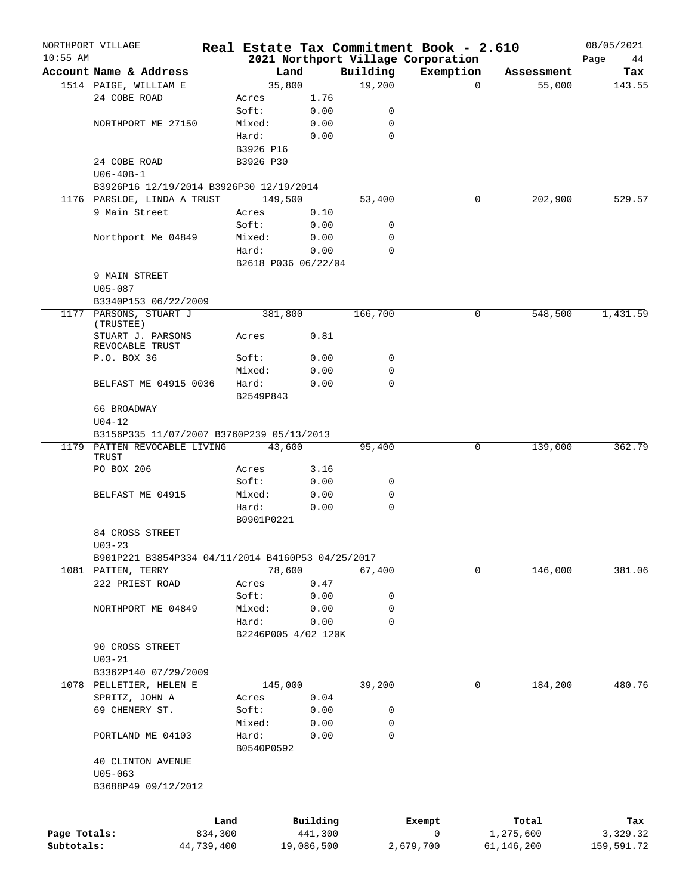NORTHPORT VILLAGE
10:55 AM

# Real Estate Tax Commitment Book - 2.610

## 2021 Northport Village Corporation

08/05/2021

| Account | Name & Address | Land | | Building | Exemption | Assessment | Tax |
|---|---|---|---|---|---|---|---|
| 1514 | PAIGE, WILLIAM E | 35,800 | | 19,200 | 0 | 55,000 | 143.55 |
| | 24 COBE ROAD | Acres | 1.76 | | | | |
| | | Soft: | 0.00 | 0 | | | |
| | NORTHPORT ME 27150 | Mixed: | 0.00 | 0 | | | |
| | | Hard: | 0.00 | 0 | | | |
| | | B3926 P16 | | | | | |
| | 24 COBE ROAD | B3926 P30 | | | | | |
| | U06-40B-1 | | | | | | |
| | B3926P16 12/19/2014 B3926P30 12/19/2014 | | | | | | |
| 1176 | PARSLOE, LINDA A TRUST | 149,500 | | 53,400 | 0 | 202,900 | 529.57 |
| | 9 Main Street | Acres | 0.10 | | | | |
| | | Soft: | 0.00 | 0 | | | |
| | Northport Me 04849 | Mixed: | 0.00 | 0 | | | |
| | | Hard: | 0.00 | 0 | | | |
| | | B2618 P036 06/22/04 | | | | | |
| | 9 MAIN STREET | | | | | | |
| | U05-087 | | | | | | |
| | B3340P153 06/22/2009 | | | | | | |
| 1177 | PARSONS, STUART J (TRUSTEE) | 381,800 | | 166,700 | 0 | 548,500 | 1,431.59 |
| | STUART J. PARSONS REVOCABLE TRUST | Acres | 0.81 | | | | |
| | P.O. BOX 36 | Soft: | 0.00 | 0 | | | |
| | | Mixed: | 0.00 | 0 | | | |
| | BELFAST ME 04915 0036 | Hard: | 0.00 | 0 | | | |
| | | B2549P843 | | | | | |
| | 66 BROADWAY | | | | | | |
| | U04-12 | | | | | | |
| | B3156P335 11/07/2007 B3760P239 05/13/2013 | | | | | | |
| 1179 | PATTEN REVOCABLE LIVING TRUST | 43,600 | | 95,400 | 0 | 139,000 | 362.79 |
| | PO BOX 206 | Acres | 3.16 | | | | |
| | | Soft: | 0.00 | 0 | | | |
| | BELFAST ME 04915 | Mixed: | 0.00 | 0 | | | |
| | | Hard: | 0.00 | 0 | | | |
| | | B0901P0221 | | | | | |
| | 84 CROSS STREET | | | | | | |
| | U03-23 | | | | | | |
| | B901P221 B3854P334 04/11/2014 B4160P53 04/25/2017 | | | | | | |
| 1081 | PATTEN, TERRY | 78,600 | | 67,400 | 0 | 146,000 | 381.06 |
| | 222 PRIEST ROAD | Acres | 0.47 | | | | |
| | | Soft: | 0.00 | 0 | | | |
| | NORTHPORT ME 04849 | Mixed: | 0.00 | 0 | | | |
| | | Hard: | 0.00 | 0 | | | |
| | | B2246P005 4/02 120K | | | | | |
| | 90 CROSS STREET | | | | | | |
| | U03-21 | | | | | | |
| | B3362P140 07/29/2009 | | | | | | |
| 1078 | PELLETIER, HELEN E | 145,000 | | 39,200 | 0 | 184,200 | 480.76 |
| | SPRITZ, JOHN A | Acres | 0.04 | | | | |
| | 69 CHENERY ST. | Soft: | 0.00 | 0 | | | |
| | | Mixed: | 0.00 | 0 | | | |
| | PORTLAND ME 04103 | Hard: | 0.00 | 0 | | | |
| | | B0540P0592 | | | | | |
| | 40 CLINTON AVENUE | | | | | | |
| | U05-063 | | | | | | |
| | B3688P49 09/12/2012 | | | | | | |

| | Land | Building | Exempt | Total | Tax |
|---|---|---|---|---|---|
| Page Totals: | 834,300 | 441,300 | 0 | 1,275,600 | 3,329.32 |
| Subtotals: | 44,739,400 | 19,086,500 | 2,679,700 | 61,146,200 | 159,591.72 |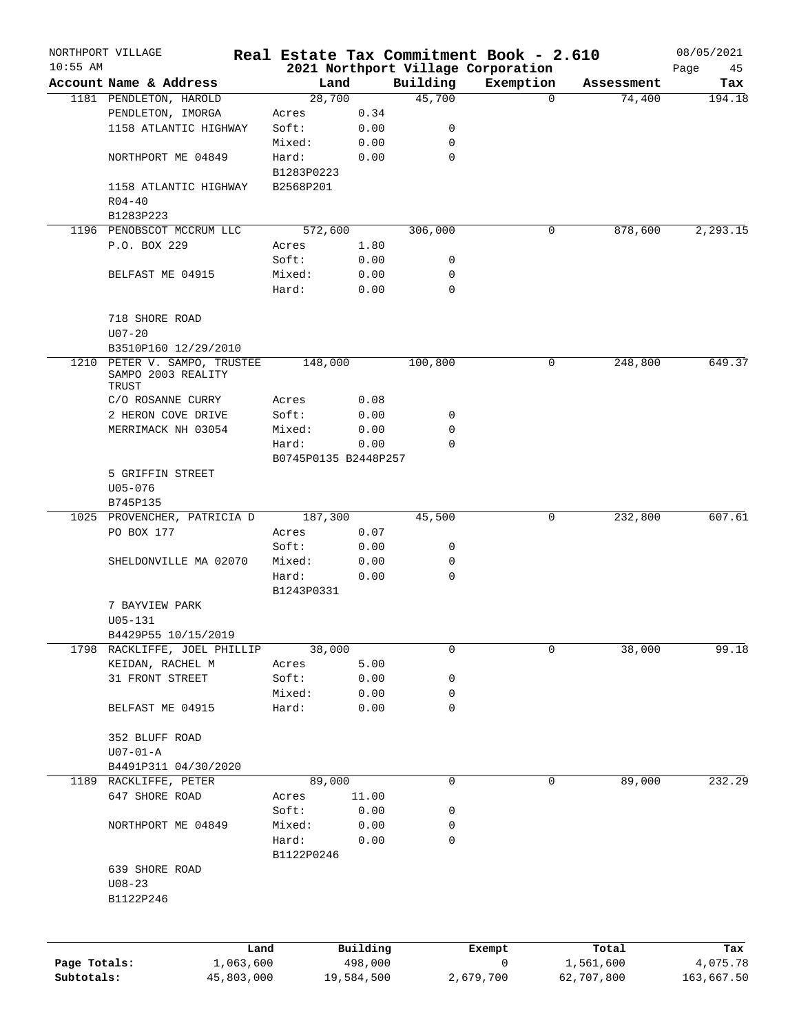NORTHPORT VILLAGE — 10:55 AM

# Real Estate Tax Commitment Book - 2.610

## 2021 Northport Village Corporation

08/05/2021

| Account Name & Address | Land | | Building | Exemption | Assessment | Tax |
|---|---|---|---|---|---|---|
| 1181 PENDLETON, HAROLD | 28,700 | | 45,700 | 0 | 74,400 | 194.18 |
| PENDLETON, IMORGA | Acres | 0.34 | | | | |
| 1158 ATLANTIC HIGHWAY | Soft: | 0.00 | 0 | | | |
| | Mixed: | 0.00 | 0 | | | |
| NORTHPORT ME 04849 | Hard: | 0.00 | 0 | | | |
| | B1283P0223 | | | | | |
| 1158 ATLANTIC HIGHWAY | B2568P201 | | | | | |
| R04-40 | | | | | | |
| B1283P223 | | | | | | |
| 1196 PENOBSCOT MCCRUM LLC | 572,600 | | 306,000 | 0 | 878,600 | 2,293.15 |
| P.O. BOX 229 | Acres | 1.80 | | | | |
| | Soft: | 0.00 | 0 | | | |
| BELFAST ME 04915 | Mixed: | 0.00 | 0 | | | |
| | Hard: | 0.00 | 0 | | | |
| 718 SHORE ROAD | | | | | | |
| U07-20 | | | | | | |
| B3510P160 12/29/2010 | | | | | | |
| 1210 PETER V. SAMPO, TRUSTEE SAMPO 2003 REALITY TRUST | 148,000 | | 100,800 | 0 | 248,800 | 649.37 |
| C/O ROSANNE CURRY | Acres | 0.08 | | | | |
| 2 HERON COVE DRIVE | Soft: | 0.00 | 0 | | | |
| MERRIMACK NH 03054 | Mixed: | 0.00 | 0 | | | |
| | Hard: | 0.00 | 0 | | | |
| | B0745P0135 B2448P257 | | | | | |
| 5 GRIFFIN STREET | | | | | | |
| U05-076 | | | | | | |
| B745P135 | | | | | | |
| 1025 PROVENCHER, PATRICIA D | 187,300 | | 45,500 | 0 | 232,800 | 607.61 |
| PO BOX 177 | Acres | 0.07 | | | | |
| | Soft: | 0.00 | 0 | | | |
| SHELDONVILLE MA 02070 | Mixed: | 0.00 | 0 | | | |
| | Hard: | 0.00 | 0 | | | |
| | B1243P0331 | | | | | |
| 7 BAYVIEW PARK | | | | | | |
| U05-131 | | | | | | |
| B4429P55 10/15/2019 | | | | | | |
| 1798 RACKLIFFE, JOEL PHILLIP | 38,000 | | 0 | 0 | 38,000 | 99.18 |
| KEIDAN, RACHEL M | Acres | 5.00 | | | | |
| 31 FRONT STREET | Soft: | 0.00 | 0 | | | |
| | Mixed: | 0.00 | 0 | | | |
| BELFAST ME 04915 | Hard: | 0.00 | 0 | | | |
| 352 BLUFF ROAD | | | | | | |
| U07-01-A | | | | | | |
| B4491P311 04/30/2020 | | | | | | |
| 1189 RACKLIFFE, PETER | 89,000 | | 0 | 0 | 89,000 | 232.29 |
| 647 SHORE ROAD | Acres | 11.00 | | | | |
| | Soft: | 0.00 | 0 | | | |
| NORTHPORT ME 04849 | Mixed: | 0.00 | 0 | | | |
| | Hard: | 0.00 | 0 | | | |
| | B1122P0246 | | | | | |
| 639 SHORE ROAD | | | | | | |
| U08-23 | | | | | | |
| B1122P246 | | | | | | |

| | Land | Building | Exempt | Total | Tax |
|---|---|---|---|---|---|
| Page Totals: | 1,063,600 | 498,000 | 0 | 1,561,600 | 4,075.78 |
| Subtotals: | 45,803,000 | 19,584,500 | 2,679,700 | 62,707,800 | 163,667.50 |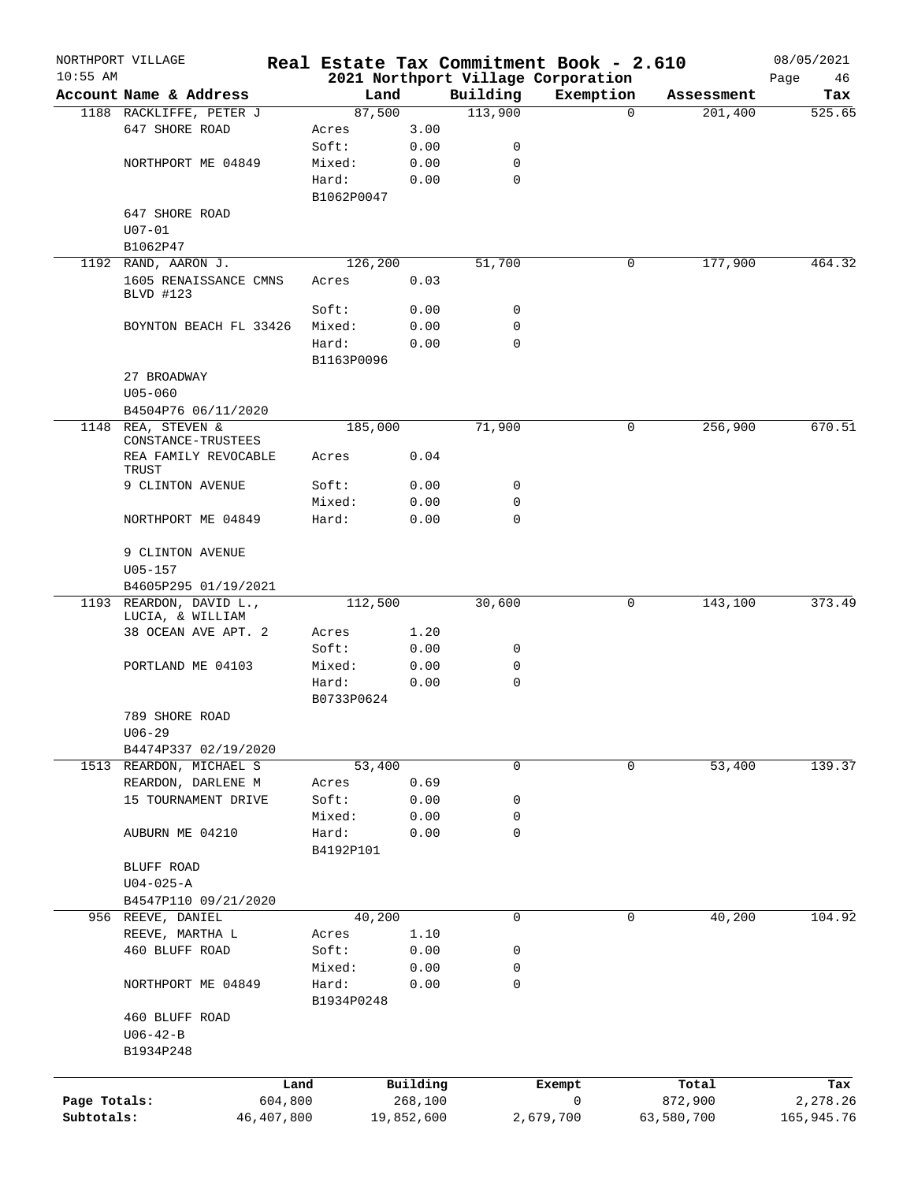NORTHPORT VILLAGE
10:55 AM

# Real Estate Tax Commitment Book - 2.610
## 2021 Northport Village Corporation

08/05/2021

| Account | Name & Address | Land | | Building | Exemption | Assessment | Tax |
|---|---|---|---|---|---|---|---|
| 1188 | RACKLIFFE, PETER J | 87,500 | | 113,900 | 0 | 201,400 | 525.65 |
| | 647 SHORE ROAD | Acres | 3.00 | | | | |
| | | Soft: | 0.00 | 0 | | | |
| | NORTHPORT ME 04849 | Mixed: | 0.00 | 0 | | | |
| | | Hard: | 0.00 | 0 | | | |
| | | B1062P0047 | | | | | |
| | 647 SHORE ROAD | | | | | | |
| | U07-01 | | | | | | |
| | B1062P47 | | | | | | |
| 1192 | RAND, AARON J. | 126,200 | | 51,700 | 0 | 177,900 | 464.32 |
| | 1605 RENAISSANCE CMNS BLVD #123 | Acres | 0.03 | | | | |
| | | Soft: | 0.00 | 0 | | | |
| | BOYNTON BEACH FL 33426 | Mixed: | 0.00 | 0 | | | |
| | | Hard: | 0.00 | 0 | | | |
| | | B1163P0096 | | | | | |
| | 27 BROADWAY | | | | | | |
| | U05-060 | | | | | | |
| | B4504P76 06/11/2020 | | | | | | |
| 1148 | REA, STEVEN & CONSTANCE-TRUSTEES | 185,000 | | 71,900 | 0 | 256,900 | 670.51 |
| | REA FAMILY REVOCABLE TRUST | Acres | 0.04 | | | | |
| | 9 CLINTON AVENUE | Soft: | 0.00 | 0 | | | |
| | | Mixed: | 0.00 | 0 | | | |
| | NORTHPORT ME 04849 | Hard: | 0.00 | 0 | | | |
| | 9 CLINTON AVENUE | | | | | | |
| | U05-157 | | | | | | |
| | B4605P295 01/19/2021 | | | | | | |
| 1193 | REARDON, DAVID L., LUCIA, & WILLIAM | 112,500 | | 30,600 | 0 | 143,100 | 373.49 |
| | 38 OCEAN AVE APT. 2 | Acres | 1.20 | | | | |
| | | Soft: | 0.00 | 0 | | | |
| | PORTLAND ME 04103 | Mixed: | 0.00 | 0 | | | |
| | | Hard: | 0.00 | 0 | | | |
| | | B0733P0624 | | | | | |
| | 789 SHORE ROAD | | | | | | |
| | U06-29 | | | | | | |
| | B4474P337 02/19/2020 | | | | | | |
| 1513 | REARDON, MICHAEL S | 53,400 | | 0 | 0 | 53,400 | 139.37 |
| | REARDON, DARLENE M | Acres | 0.69 | | | | |
| | 15 TOURNAMENT DRIVE | Soft: | 0.00 | 0 | | | |
| | | Mixed: | 0.00 | 0 | | | |
| | AUBURN ME 04210 | Hard: | 0.00 | 0 | | | |
| | | B4192P101 | | | | | |
| | BLUFF ROAD | | | | | | |
| | U04-025-A | | | | | | |
| | B4547P110 09/21/2020 | | | | | | |
| 956 | REEVE, DANIEL | 40,200 | | 0 | 0 | 40,200 | 104.92 |
| | REEVE, MARTHA L | Acres | 1.10 | | | | |
| | 460 BLUFF ROAD | Soft: | 0.00 | 0 | | | |
| | | Mixed: | 0.00 | 0 | | | |
| | NORTHPORT ME 04849 | Hard: | 0.00 | 0 | | | |
| | | B1934P0248 | | | | | |
| | 460 BLUFF ROAD | | | | | | |
| | U06-42-B | | | | | | |
| | B1934P248 | | | | | | |

| | Land | Building | Exempt | Total | Tax |
|---|---|---|---|---|---|
| Page Totals: | 604,800 | 268,100 | 0 | 872,900 | 2,278.26 |
| Subtotals: | 46,407,800 | 19,852,600 | 2,679,700 | 63,580,700 | 165,945.76 |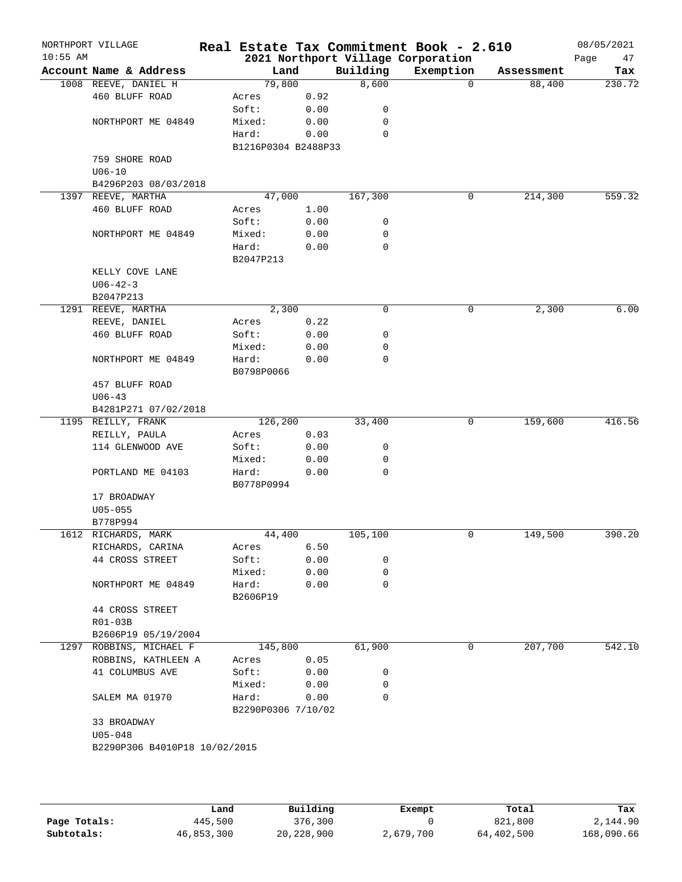NORTHPORT VILLAGE — 10:55 AM

# Real Estate Tax Commitment Book - 2.610

## 2021 Northport Village Corporation

08/05/2021

| Account Name & Address | Land | | Building | Exemption | Assessment | Tax |
|---|---|---|---|---|---|---|
| 1008 REEVE, DANIEL H | 79,800 | | 8,600 | 0 | 88,400 | 230.72 |
| 460 BLUFF ROAD | Acres | 0.92 | | | | |
| | Soft: | 0.00 | 0 | | | |
| NORTHPORT ME 04849 | Mixed: | 0.00 | 0 | | | |
| | Hard: | 0.00 | 0 | | | |
| | B1216P0304 B2488P33 | | | | | |
| 759 SHORE ROAD | | | | | | |
| U06-10 | | | | | | |
| B4296P203 08/03/2018 | | | | | | |
| 1397 REEVE, MARTHA | 47,000 | | 167,300 | 0 | 214,300 | 559.32 |
| 460 BLUFF ROAD | Acres | 1.00 | | | | |
| | Soft: | 0.00 | 0 | | | |
| NORTHPORT ME 04849 | Mixed: | 0.00 | 0 | | | |
| | Hard: | 0.00 | 0 | | | |
| | B2047P213 | | | | | |
| KELLY COVE LANE | | | | | | |
| U06-42-3 | | | | | | |
| B2047P213 | | | | | | |
| 1291 REEVE, MARTHA | 2,300 | | 0 | 0 | 2,300 | 6.00 |
| REEVE, DANIEL | Acres | 0.22 | | | | |
| 460 BLUFF ROAD | Soft: | 0.00 | 0 | | | |
| | Mixed: | 0.00 | 0 | | | |
| NORTHPORT ME 04849 | Hard: | 0.00 | 0 | | | |
| | B0798P0066 | | | | | |
| 457 BLUFF ROAD | | | | | | |
| U06-43 | | | | | | |
| B4281P271 07/02/2018 | | | | | | |
| 1195 REILLY, FRANK | 126,200 | | 33,400 | 0 | 159,600 | 416.56 |
| REILLY, PAULA | Acres | 0.03 | | | | |
| 114 GLENWOOD AVE | Soft: | 0.00 | 0 | | | |
| | Mixed: | 0.00 | 0 | | | |
| PORTLAND ME 04103 | Hard: | 0.00 | 0 | | | |
| | B0778P0994 | | | | | |
| 17 BROADWAY | | | | | | |
| U05-055 | | | | | | |
| B778P994 | | | | | | |
| 1612 RICHARDS, MARK | 44,400 | | 105,100 | 0 | 149,500 | 390.20 |
| RICHARDS, CARINA | Acres | 6.50 | | | | |
| 44 CROSS STREET | Soft: | 0.00 | 0 | | | |
| | Mixed: | 0.00 | 0 | | | |
| NORTHPORT ME 04849 | Hard: | 0.00 | 0 | | | |
| | B2606P19 | | | | | |
| 44 CROSS STREET | | | | | | |
| R01-03B | | | | | | |
| B2606P19 05/19/2004 | | | | | | |
| 1297 ROBBINS, MICHAEL F | 145,800 | | 61,900 | 0 | 207,700 | 542.10 |
| ROBBINS, KATHLEEN A | Acres | 0.05 | | | | |
| 41 COLUMBUS AVE | Soft: | 0.00 | 0 | | | |
| | Mixed: | 0.00 | 0 | | | |
| SALEM MA 01970 | Hard: | 0.00 | 0 | | | |
| | B2290P0306 7/10/02 | | | | | |
| 33 BROADWAY | | | | | | |
| U05-048 | | | | | | |
| B2290P306 B4010P18 10/02/2015 | | | | | | |

| | Land | Building | Exempt | Total | Tax |
|---|---|---|---|---|---|
| **Page Totals:** | 445,500 | 376,300 | 0 | 821,800 | 2,144.90 |
| **Subtotals:** | 46,853,300 | 20,228,900 | 2,679,700 | 64,402,500 | 168,090.66 |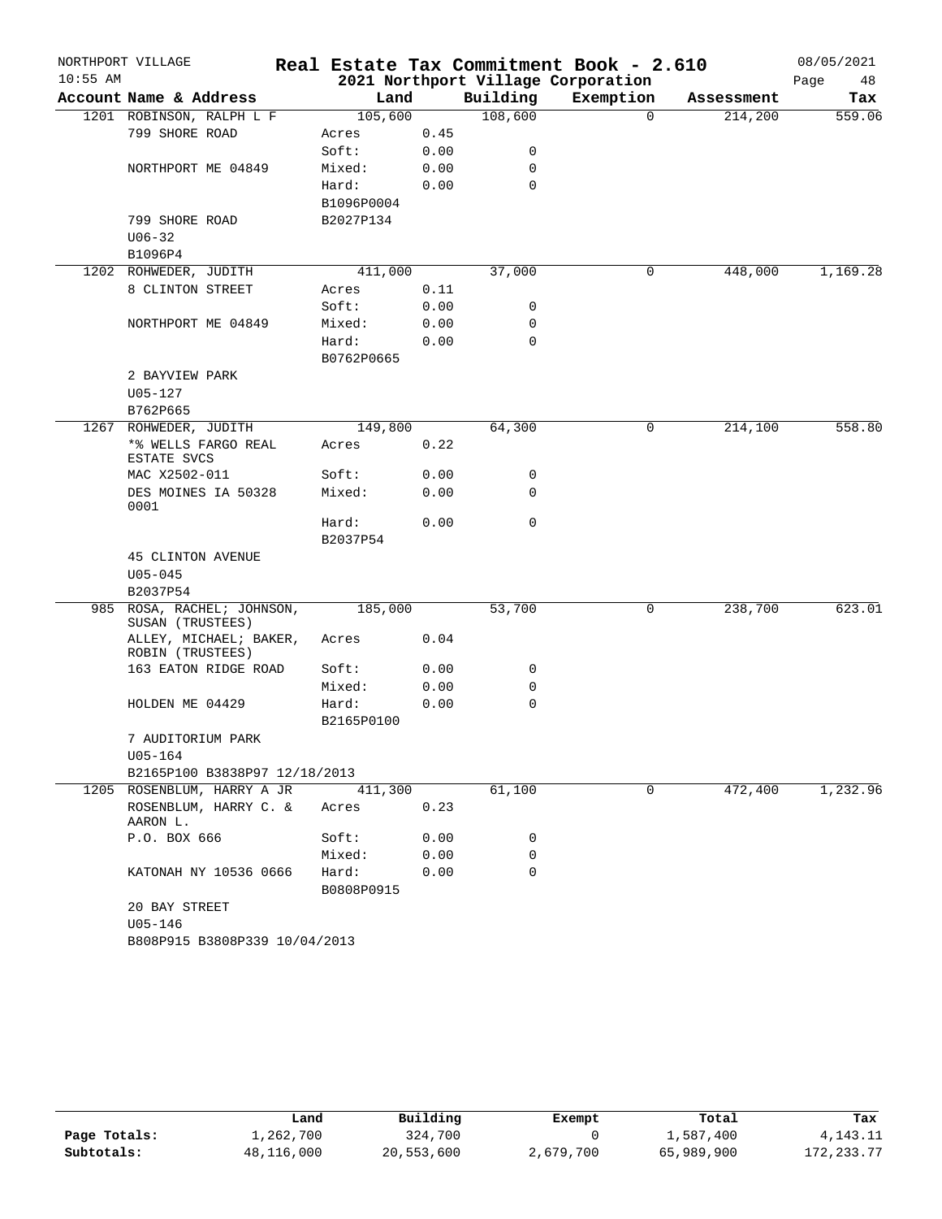NORTHPORT VILLAGE
10:55 AM

# Real Estate Tax Commitment Book - 2.610

## 2021 Northport Village Corporation

08/05/2021

| Account Name & Address | Land | | Building | Exemption | Assessment | Tax |
|---|---|---|---|---|---|---|
| 1201 ROBINSON, RALPH L F | 105,600 | | 108,600 | 0 | 214,200 | 559.06 |
| 799 SHORE ROAD | Acres | 0.45 | | | | |
| | Soft: | 0.00 | 0 | | | |
| NORTHPORT ME 04849 | Mixed: | 0.00 | 0 | | | |
| | Hard: | 0.00 | 0 | | | |
| | B1096P0004 | | | | | |
| 799 SHORE ROAD | B2027P134 | | | | | |
| U06-32 | | | | | | |
| B1096P4 | | | | | | |
| 1202 ROHWEDER, JUDITH | 411,000 | | 37,000 | 0 | 448,000 | 1,169.28 |
| 8 CLINTON STREET | Acres | 0.11 | | | | |
| | Soft: | 0.00 | 0 | | | |
| NORTHPORT ME 04849 | Mixed: | 0.00 | 0 | | | |
| | Hard: | 0.00 | 0 | | | |
| | B0762P0665 | | | | | |
| 2 BAYVIEW PARK | | | | | | |
| U05-127 | | | | | | |
| B762P665 | | | | | | |
| 1267 ROHWEDER, JUDITH | 149,800 | | 64,300 | 0 | 214,100 | 558.80 |
| *% WELLS FARGO REAL ESTATE SVCS | Acres | 0.22 | | | | |
| MAC X2502-011 | Soft: | 0.00 | 0 | | | |
| DES MOINES IA 50328 0001 | Mixed: | 0.00 | 0 | | | |
| | Hard: | 0.00 | 0 | | | |
| | B2037P54 | | | | | |
| 45 CLINTON AVENUE | | | | | | |
| U05-045 | | | | | | |
| B2037P54 | | | | | | |
| 985 ROSA, RACHEL; JOHNSON, SUSAN (TRUSTEES) | 185,000 | | 53,700 | 0 | 238,700 | 623.01 |
| ALLEY, MICHAEL; BAKER, ROBIN (TRUSTEES) | Acres | 0.04 | | | | |
| 163 EATON RIDGE ROAD | Soft: | 0.00 | 0 | | | |
| | Mixed: | 0.00 | 0 | | | |
| HOLDEN ME 04429 | Hard: | 0.00 | 0 | | | |
| | B2165P0100 | | | | | |
| 7 AUDITORIUM PARK | | | | | | |
| U05-164 | | | | | | |
| B2165P100 B3838P97 12/18/2013 | | | | | | |
| 1205 ROSENBLUM, HARRY A JR | 411,300 | | 61,100 | 0 | 472,400 | 1,232.96 |
| ROSENBLUM, HARRY C. & AARON L. | Acres | 0.23 | | | | |
| P.O. BOX 666 | Soft: | 0.00 | 0 | | | |
| | Mixed: | 0.00 | 0 | | | |
| KATONAH NY 10536 0666 | Hard: | 0.00 | 0 | | | |
| | B0808P0915 | | | | | |
| 20 BAY STREET | | | | | | |
| U05-146 | | | | | | |
| B808P915 B3808P339 10/04/2013 | | | | | | |

| | Land | Building | Exempt | Total | Tax |
|---|---|---|---|---|---|
| Page Totals: | 1,262,700 | 324,700 | 0 | 1,587,400 | 4,143.11 |
| Subtotals: | 48,116,000 | 20,553,600 | 2,679,700 | 65,989,900 | 172,233.77 |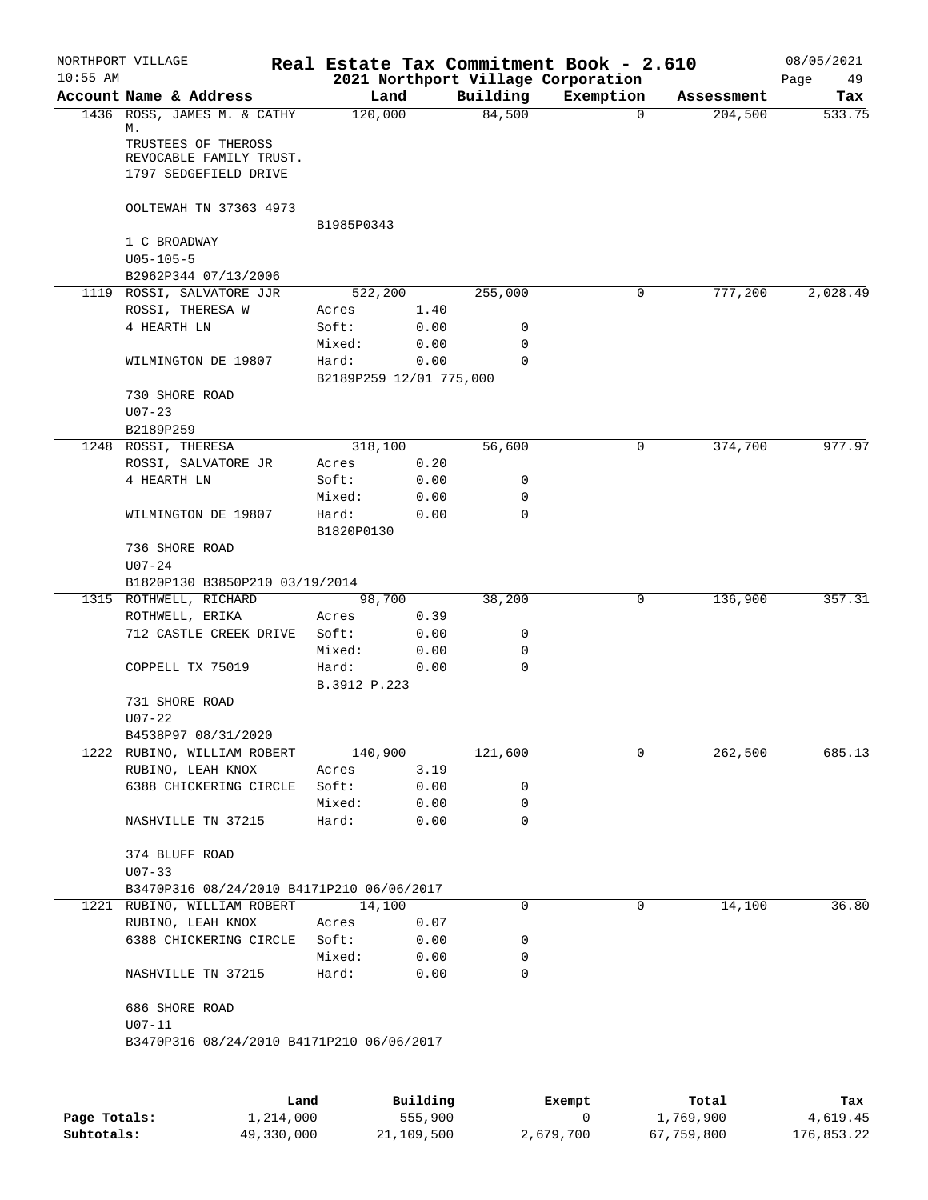NORTHPORT VILLAGE — Real Estate Tax Commitment Book - 2.610 — 08/05/2021
10:55 AM — 2021 Northport Village Corporation

| Account Name & Address | Land | | Building | Exemption | Assessment | Tax |
|---|---|---|---|---|---|---|
| 1436 ROSS, JAMES M. & CATHY M. | 120,000 | | 84,500 | 0 | 204,500 | 533.75 |
| TRUSTEES OF THEROSS | | | | | | |
| REVOCABLE FAMILY TRUST. | | | | | | |
| 1797 SEDGEFIELD DRIVE | | | | | | |
| OOLTEWAH TN 37363 4973 | | | | | | |
| | B1985P0343 | | | | | |
| 1 C BROADWAY | | | | | | |
| U05-105-5 | | | | | | |
| B2962P344 07/13/2006 | | | | | | |
| 1119 ROSSI, SALVATORE JJR | 522,200 | | 255,000 | 0 | 777,200 | 2,028.49 |
| ROSSI, THERESA W | Acres | 1.40 | | | | |
| 4 HEARTH LN | Soft: | 0.00 | 0 | | | |
| | Mixed: | 0.00 | 0 | | | |
| WILMINGTON DE 19807 | Hard: | 0.00 | 0 | | | |
| | B2189P259 12/01 775,000 | | | | | |
| 730 SHORE ROAD | | | | | | |
| U07-23 | | | | | | |
| B2189P259 | | | | | | |
| 1248 ROSSI, THERESA | 318,100 | | 56,600 | 0 | 374,700 | 977.97 |
| ROSSI, SALVATORE JR | Acres | 0.20 | | | | |
| 4 HEARTH LN | Soft: | 0.00 | 0 | | | |
| | Mixed: | 0.00 | 0 | | | |
| WILMINGTON DE 19807 | Hard: | 0.00 | 0 | | | |
| | B1820P0130 | | | | | |
| 736 SHORE ROAD | | | | | | |
| U07-24 | | | | | | |
| B1820P130 B3850P210 03/19/2014 | | | | | | |
| 1315 ROTHWELL, RICHARD | 98,700 | | 38,200 | 0 | 136,900 | 357.31 |
| ROTHWELL, ERIKA | Acres | 0.39 | | | | |
| 712 CASTLE CREEK DRIVE | Soft: | 0.00 | 0 | | | |
| | Mixed: | 0.00 | 0 | | | |
| COPPELL TX 75019 | Hard: | 0.00 | 0 | | | |
| | B.3912 P.223 | | | | | |
| 731 SHORE ROAD | | | | | | |
| U07-22 | | | | | | |
| B4538P97 08/31/2020 | | | | | | |
| 1222 RUBINO, WILLIAM ROBERT | 140,900 | | 121,600 | 0 | 262,500 | 685.13 |
| RUBINO, LEAH KNOX | Acres | 3.19 | | | | |
| 6388 CHICKERING CIRCLE | Soft: | 0.00 | 0 | | | |
| | Mixed: | 0.00 | 0 | | | |
| NASHVILLE TN 37215 | Hard: | 0.00 | 0 | | | |
| 374 BLUFF ROAD | | | | | | |
| U07-33 | | | | | | |
| B3470P316 08/24/2010 B4171P210 06/06/2017 | | | | | | |
| 1221 RUBINO, WILLIAM ROBERT | 14,100 | | 0 | 0 | 14,100 | 36.80 |
| RUBINO, LEAH KNOX | Acres | 0.07 | | | | |
| 6388 CHICKERING CIRCLE | Soft: | 0.00 | 0 | | | |
| | Mixed: | 0.00 | 0 | | | |
| NASHVILLE TN 37215 | Hard: | 0.00 | 0 | | | |
| 686 SHORE ROAD | | | | | | |
| U07-11 | | | | | | |
| B3470P316 08/24/2010 B4171P210 06/06/2017 | | | | | | |

| | Land | Building | Exempt | Total | Tax |
|---|---|---|---|---|---|
| Page Totals: | 1,214,000 | 555,900 | 0 | 1,769,900 | 4,619.45 |
| Subtotals: | 49,330,000 | 21,109,500 | 2,679,700 | 67,759,800 | 176,853.22 |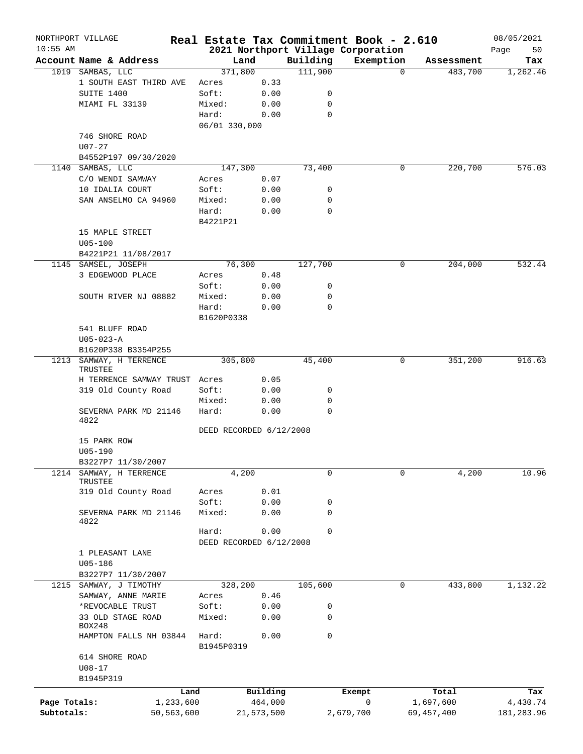NORTHPORT VILLAGE 10:55 AM

# Real Estate Tax Commitment Book - 2.610

## 2021 Northport Village Corporation

08/05/2021

| Account | Name & Address | Land | | Building | Exemption | Assessment | Tax |
|---|---|---|---|---|---|---|---|
| 1019 | SAMBAS, LLC | 371,800 | | 111,900 | 0 | 483,700 | 1,262.46 |
| | 1 SOUTH EAST THIRD AVE | Acres | 0.33 | | | | |
| | SUITE 1400 | Soft: | 0.00 | 0 | | | |
| | MIAMI FL 33139 | Mixed: | 0.00 | 0 | | | |
| | | Hard: | 0.00 | 0 | | | |
| | | 06/01 330,000 | | | | | |
| | 746 SHORE ROAD | | | | | | |
| | U07-27 | | | | | | |
| | B4552P197 09/30/2020 | | | | | | |
| 1140 | SAMBAS, LLC | 147,300 | | 73,400 | 0 | 220,700 | 576.03 |
| | C/O WENDI SAMWAY | Acres | 0.07 | | | | |
| | 10 IDALIA COURT | Soft: | 0.00 | 0 | | | |
| | SAN ANSELMO CA 94960 | Mixed: | 0.00 | 0 | | | |
| | | Hard: | 0.00 | 0 | | | |
| | | B4221P21 | | | | | |
| | 15 MAPLE STREET | | | | | | |
| | U05-100 | | | | | | |
| | B4221P21 11/08/2017 | | | | | | |
| 1145 | SAMSEL, JOSEPH | 76,300 | | 127,700 | 0 | 204,000 | 532.44 |
| | 3 EDGEWOOD PLACE | Acres | 0.48 | | | | |
| | | Soft: | 0.00 | 0 | | | |
| | SOUTH RIVER NJ 08882 | Mixed: | 0.00 | 0 | | | |
| | | Hard: | 0.00 | 0 | | | |
| | | B1620P0338 | | | | | |
| | 541 BLUFF ROAD | | | | | | |
| | U05-023-A | | | | | | |
| | B1620P338 B3354P255 | | | | | | |
| 1213 | SAMWAY, H TERRENCE TRUSTEE | 305,800 | | 45,400 | 0 | 351,200 | 916.63 |
| | H TERRENCE SAMWAY TRUST | Acres | 0.05 | | | | |
| | 319 Old County Road | Soft: | 0.00 | 0 | | | |
| | | Mixed: | 0.00 | 0 | | | |
| | SEVERNA PARK MD 21146 4822 | Hard: | 0.00 | 0 | | | |
| | | DEED RECORDED 6/12/2008 | | | | | |
| | 15 PARK ROW | | | | | | |
| | U05-190 | | | | | | |
| | B3227P7 11/30/2007 | | | | | | |
| 1214 | SAMWAY, H TERRENCE TRUSTEE | 4,200 | | 0 | 0 | 4,200 | 10.96 |
| | 319 Old County Road | Acres | 0.01 | | | | |
| | | Soft: | 0.00 | 0 | | | |
| | SEVERNA PARK MD 21146 4822 | Mixed: | 0.00 | 0 | | | |
| | | Hard: | 0.00 | 0 | | | |
| | | DEED RECORDED 6/12/2008 | | | | | |
| | 1 PLEASANT LANE | | | | | | |
| | U05-186 | | | | | | |
| | B3227P7 11/30/2007 | | | | | | |
| 1215 | SAMWAY, J TIMOTHY | 328,200 | | 105,600 | 0 | 433,800 | 1,132.22 |
| | SAMWAY, ANNE MARIE | Acres | 0.46 | | | | |
| | *REVOCABLE TRUST | Soft: | 0.00 | 0 | | | |
| | 33 OLD STAGE ROAD BOX248 | Mixed: | 0.00 | 0 | | | |
| | HAMPTON FALLS NH 03844 | Hard: | 0.00 | 0 | | | |
| | | B1945P0319 | | | | | |
| | 614 SHORE ROAD | | | | | | |
| | U08-17 | | | | | | |
| | B1945P319 | | | | | | |

| | Land | Building | Exempt | Total | Tax |
|---|---|---|---|---|---|
| Page Totals: | 1,233,600 | 464,000 | 0 | 1,697,600 | 4,430.74 |
| Subtotals: | 50,563,600 | 21,573,500 | 2,679,700 | 69,457,400 | 181,283.96 |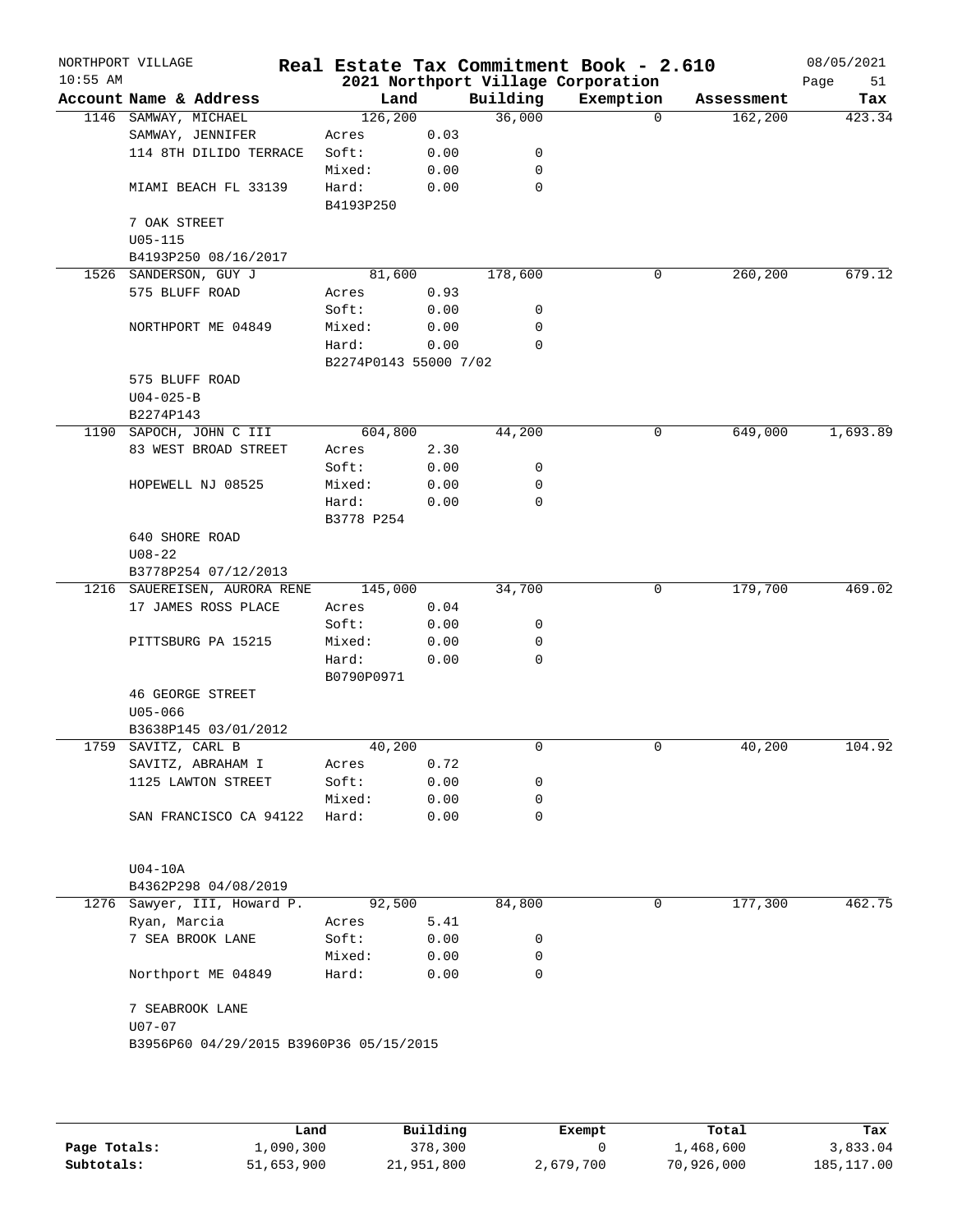NORTHPORT VILLAGE
10:55 AM

# Real Estate Tax Commitment Book - 2.610

## 2021 Northport Village Corporation

08/05/2021

| Account Name & Address | | Land | | Building | Exemption | Assessment | Tax |
|---|---|---|---|---|---|---|---|
| 1146 SAMWAY, MICHAEL | | 126,200 | | 36,000 | 0 | 162,200 | 423.34 |
| SAMWAY, JENNIFER | Acres | | 0.03 | | | | |
| 114 8TH DILIDO TERRACE | Soft: | | 0.00 | 0 | | | |
| | Mixed: | | 0.00 | 0 | | | |
| MIAMI BEACH FL 33139 | Hard: | | 0.00 | 0 | | | |
| | B4193P250 | | | | | | |
| 7 OAK STREET | | | | | | | |
| U05-115 | | | | | | | |
| B4193P250 08/16/2017 | | | | | | | |
| 1526 SANDERSON, GUY J | | 81,600 | | 178,600 | 0 | 260,200 | 679.12 |
| 575 BLUFF ROAD | Acres | | 0.93 | | | | |
| | Soft: | | 0.00 | 0 | | | |
| NORTHPORT ME 04849 | Mixed: | | 0.00 | 0 | | | |
| | Hard: | | 0.00 | 0 | | | |
| | B2274P0143 55000 7/02 | | | | | | |
| 575 BLUFF ROAD | | | | | | | |
| U04-025-B | | | | | | | |
| B2274P143 | | | | | | | |
| 1190 SAPOCH, JOHN C III | | 604,800 | | 44,200 | 0 | 649,000 | 1,693.89 |
| 83 WEST BROAD STREET | Acres | | 2.30 | | | | |
| | Soft: | | 0.00 | 0 | | | |
| HOPEWELL NJ 08525 | Mixed: | | 0.00 | 0 | | | |
| | Hard: | | 0.00 | 0 | | | |
| | B3778 P254 | | | | | | |
| 640 SHORE ROAD | | | | | | | |
| U08-22 | | | | | | | |
| B3778P254 07/12/2013 | | | | | | | |
| 1216 SAUEREISEN, AURORA RENE | | 145,000 | | 34,700 | 0 | 179,700 | 469.02 |
| 17 JAMES ROSS PLACE | Acres | | 0.04 | | | | |
| | Soft: | | 0.00 | 0 | | | |
| PITTSBURG PA 15215 | Mixed: | | 0.00 | 0 | | | |
| | Hard: | | 0.00 | 0 | | | |
| | B0790P0971 | | | | | | |
| 46 GEORGE STREET | | | | | | | |
| U05-066 | | | | | | | |
| B3638P145 03/01/2012 | | | | | | | |
| 1759 SAVITZ, CARL B | | 40,200 | | 0 | 0 | 40,200 | 104.92 |
| SAVITZ, ABRAHAM I | Acres | | 0.72 | | | | |
| 1125 LAWTON STREET | Soft: | | 0.00 | 0 | | | |
| | Mixed: | | 0.00 | 0 | | | |
| SAN FRANCISCO CA 94122 | Hard: | | 0.00 | 0 | | | |
| U04-10A | | | | | | | |
| B4362P298 04/08/2019 | | | | | | | |
| 1276 Sawyer, III, Howard P. | | 92,500 | | 84,800 | 0 | 177,300 | 462.75 |
| Ryan, Marcia | Acres | | 5.41 | | | | |
| 7 SEA BROOK LANE | Soft: | | 0.00 | 0 | | | |
| | Mixed: | | 0.00 | 0 | | | |
| Northport ME 04849 | Hard: | | 0.00 | 0 | | | |
| 7 SEABROOK LANE | | | | | | | |
| U07-07 | | | | | | | |
| B3956P60 04/29/2015 B3960P36 05/15/2015 | | | | | | | |

| | Land | Building | Exempt | Total | Tax |
|---|---|---|---|---|---|
| Page Totals: | 1,090,300 | 378,300 | 0 | 1,468,600 | 3,833.04 |
| Subtotals: | 51,653,900 | 21,951,800 | 2,679,700 | 70,926,000 | 185,117.00 |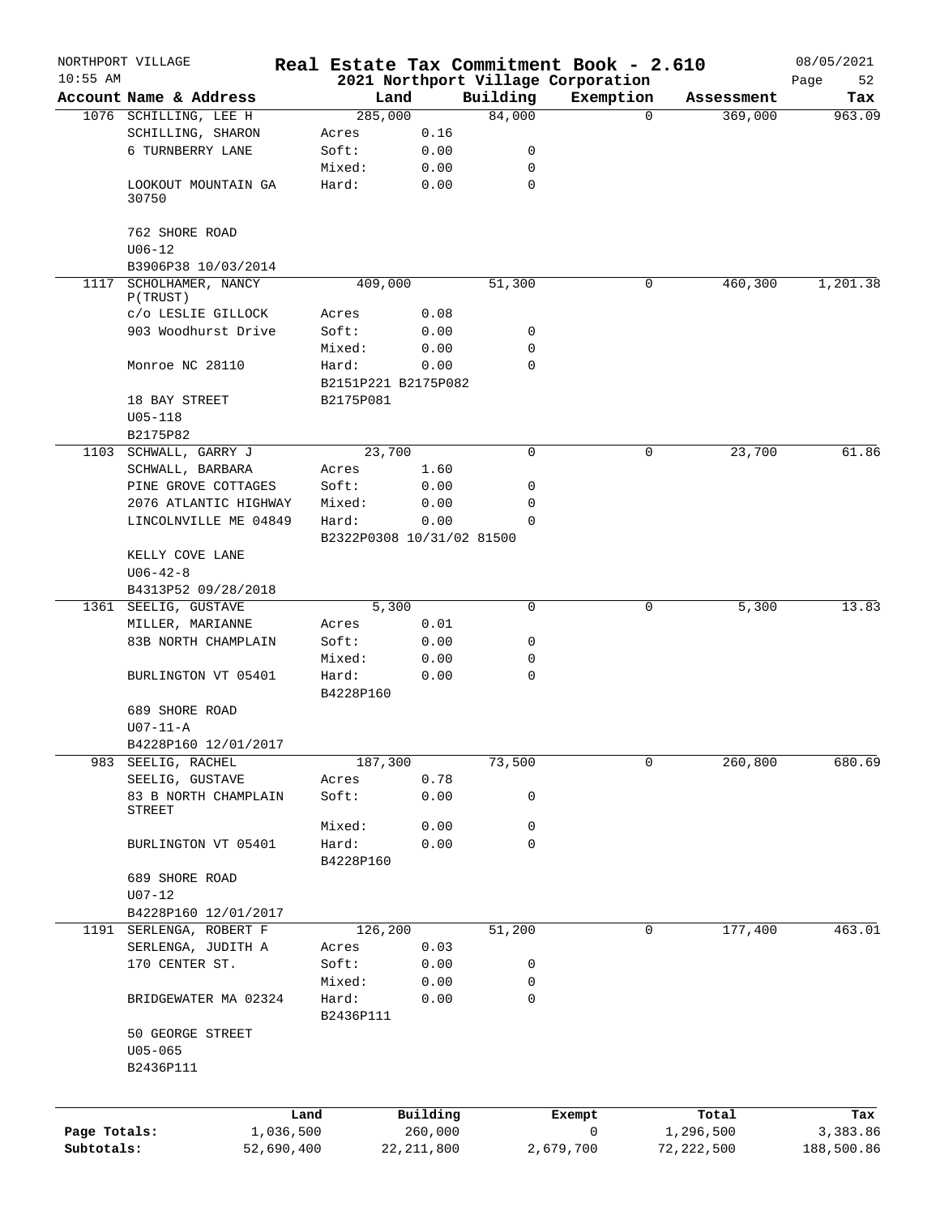NORTHPORT VILLAGE
10:55 AM

# Real Estate Tax Commitment Book - 2.610

## 2021 Northport Village Corporation

08/05/2021

| Account Name & Address | Land | | Building | Exemption | Assessment | Tax |
|---|---|---|---|---|---|---|
| 1076 SCHILLING, LEE H | 285,000 | | 84,000 | 0 | 369,000 | 963.09 |
| SCHILLING, SHARON | Acres | 0.16 | | | | |
| 6 TURNBERRY LANE | Soft: | 0.00 | 0 | | | |
| | Mixed: | 0.00 | 0 | | | |
| LOOKOUT MOUNTAIN GA 30750 | Hard: | 0.00 | 0 | | | |
| 762 SHORE ROAD | | | | | | |
| U06-12 | | | | | | |
| B3906P38 10/03/2014 | | | | | | |
| 1117 SCHOLHAMER, NANCY P(TRUST) | 409,000 | | 51,300 | 0 | 460,300 | 1,201.38 |
| c/o LESLIE GILLOCK | Acres | 0.08 | | | | |
| 903 Woodhurst Drive | Soft: | 0.00 | 0 | | | |
| | Mixed: | 0.00 | 0 | | | |
| Monroe NC 28110 | Hard: | 0.00 | 0 | | | |
| | B2151P221 B2175P082 | | | | | |
| 18 BAY STREET | B2175P081 | | | | | |
| U05-118 | | | | | | |
| B2175P82 | | | | | | |
| 1103 SCHWALL, GARRY J | 23,700 | | 0 | 0 | 23,700 | 61.86 |
| SCHWALL, BARBARA | Acres | 1.60 | | | | |
| PINE GROVE COTTAGES | Soft: | 0.00 | 0 | | | |
| 2076 ATLANTIC HIGHWAY | Mixed: | 0.00 | 0 | | | |
| LINCOLNVILLE ME 04849 | Hard: | 0.00 | 0 | | | |
| | B2322P0308 10/31/02 81500 | | | | | |
| KELLY COVE LANE | | | | | | |
| U06-42-8 | | | | | | |
| B4313P52 09/28/2018 | | | | | | |
| 1361 SEELIG, GUSTAVE | 5,300 | | 0 | 0 | 5,300 | 13.83 |
| MILLER, MARIANNE | Acres | 0.01 | | | | |
| 83B NORTH CHAMPLAIN | Soft: | 0.00 | 0 | | | |
| | Mixed: | 0.00 | 0 | | | |
| BURLINGTON VT 05401 | Hard: | 0.00 | 0 | | | |
| | B4228P160 | | | | | |
| 689 SHORE ROAD | | | | | | |
| U07-11-A | | | | | | |
| B4228P160 12/01/2017 | | | | | | |
| 983 SEELIG, RACHEL | 187,300 | | 73,500 | 0 | 260,800 | 680.69 |
| SEELIG, GUSTAVE | Acres | 0.78 | | | | |
| 83 B NORTH CHAMPLAIN STREET | Soft: | 0.00 | 0 | | | |
| | Mixed: | 0.00 | 0 | | | |
| BURLINGTON VT 05401 | Hard: | 0.00 | 0 | | | |
| | B4228P160 | | | | | |
| 689 SHORE ROAD | | | | | | |
| U07-12 | | | | | | |
| B4228P160 12/01/2017 | | | | | | |
| 1191 SERLENGA, ROBERT F | 126,200 | | 51,200 | 0 | 177,400 | 463.01 |
| SERLENGA, JUDITH A | Acres | 0.03 | | | | |
| 170 CENTER ST. | Soft: | 0.00 | 0 | | | |
| | Mixed: | 0.00 | 0 | | | |
| BRIDGEWATER MA 02324 | Hard: | 0.00 | 0 | | | |
| | B2436P111 | | | | | |
| 50 GEORGE STREET | | | | | | |
| U05-065 | | | | | | |
| B2436P111 | | | | | | |

| | Land | Building | Exempt | Total | Tax |
|---|---|---|---|---|---|
| Page Totals: | 1,036,500 | 260,000 | 0 | 1,296,500 | 3,383.86 |
| Subtotals: | 52,690,400 | 22,211,800 | 2,679,700 | 72,222,500 | 188,500.86 |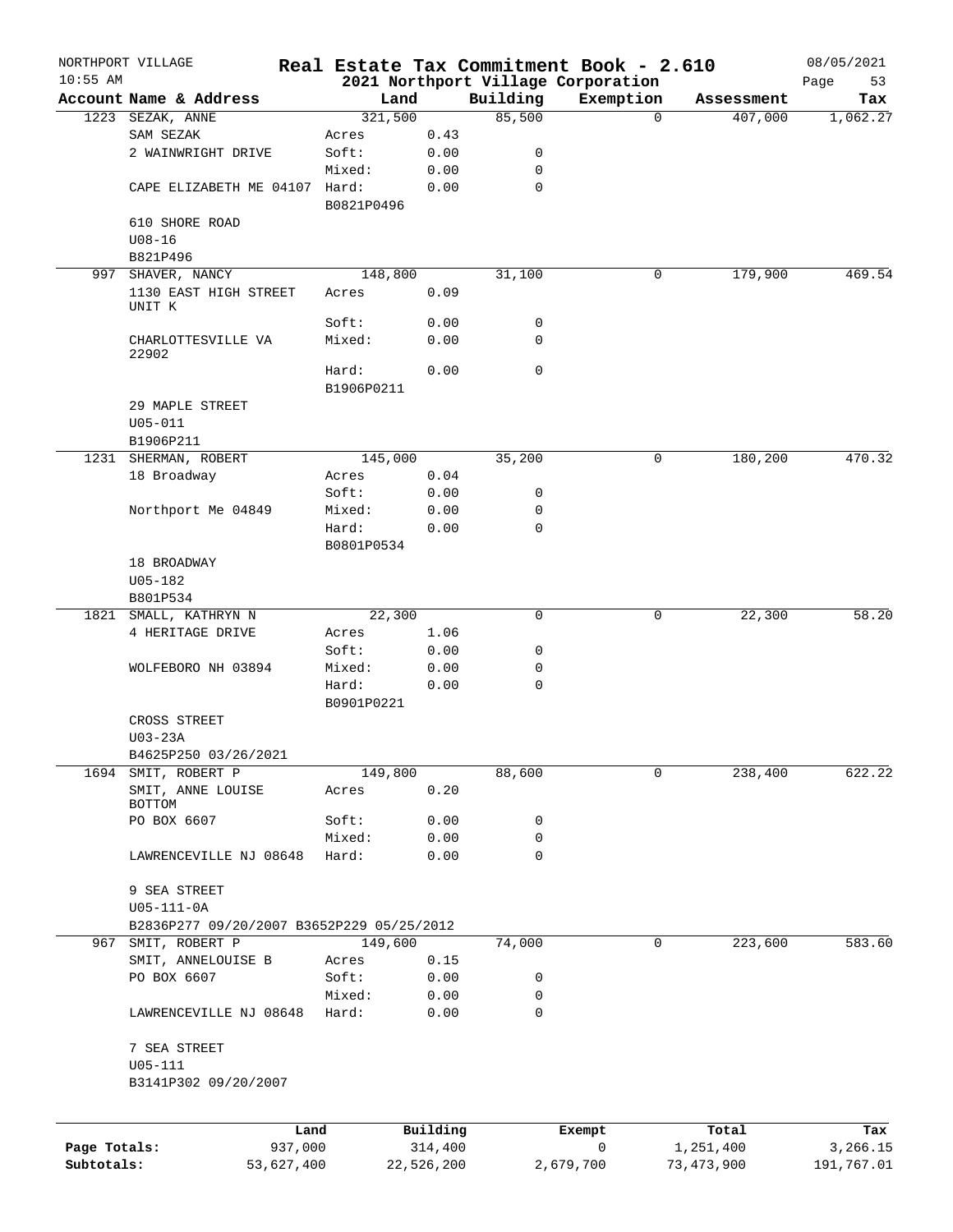NORTHPORT VILLAGE

**Real Estate Tax Commitment Book - 2.610**

**2021 Northport Village Corporation**

08/05/2021

10:55 AM

| Account Name & Address | Land | | Building | Exemption | Assessment | Tax |
|---|---|---|---|---|---|---|
| 1223 SEZAK, ANNE | 321,500 | | 85,500 | 0 | 407,000 | 1,062.27 |
| SAM SEZAK | Acres | 0.43 | | | | |
| 2 WAINWRIGHT DRIVE | Soft: | 0.00 | 0 | | | |
| | Mixed: | 0.00 | 0 | | | |
| CAPE ELIZABETH ME 04107 | Hard: | 0.00 | 0 | | | |
| | B0821P0496 | | | | | |
| 610 SHORE ROAD | | | | | | |
| U08-16 | | | | | | |
| B821P496 | | | | | | |
| 997 SHAVER, NANCY | 148,800 | | 31,100 | 0 | 179,900 | 469.54 |
| 1130 EAST HIGH STREET UNIT K | Acres | 0.09 | | | | |
| | Soft: | 0.00 | 0 | | | |
| CHARLOTTESVILLE VA 22902 | Mixed: | 0.00 | 0 | | | |
| | Hard: | 0.00 | 0 | | | |
| | B1906P0211 | | | | | |
| 29 MAPLE STREET | | | | | | |
| U05-011 | | | | | | |
| B1906P211 | | | | | | |
| 1231 SHERMAN, ROBERT | 145,000 | | 35,200 | 0 | 180,200 | 470.32 |
| 18 Broadway | Acres | 0.04 | | | | |
| | Soft: | 0.00 | 0 | | | |
| Northport Me 04849 | Mixed: | 0.00 | 0 | | | |
| | Hard: | 0.00 | 0 | | | |
| | B0801P0534 | | | | | |
| 18 BROADWAY | | | | | | |
| U05-182 | | | | | | |
| B801P534 | | | | | | |
| 1821 SMALL, KATHRYN N | 22,300 | | 0 | 0 | 22,300 | 58.20 |
| 4 HERITAGE DRIVE | Acres | 1.06 | | | | |
| | Soft: | 0.00 | 0 | | | |
| WOLFEBORO NH 03894 | Mixed: | 0.00 | 0 | | | |
| | Hard: | 0.00 | 0 | | | |
| | B0901P0221 | | | | | |
| CROSS STREET | | | | | | |
| U03-23A | | | | | | |
| B4625P250 03/26/2021 | | | | | | |
| 1694 SMIT, ROBERT P | 149,800 | | 88,600 | 0 | 238,400 | 622.22 |
| SMIT, ANNE LOUISE BOTTOM | Acres | 0.20 | | | | |
| PO BOX 6607 | Soft: | 0.00 | 0 | | | |
| | Mixed: | 0.00 | 0 | | | |
| LAWRENCEVILLE NJ 08648 | Hard: | 0.00 | 0 | | | |
| 9 SEA STREET | | | | | | |
| U05-111-0A | | | | | | |
| B2836P277 09/20/2007 B3652P229 05/25/2012 | | | | | | |
| 967 SMIT, ROBERT P | 149,600 | | 74,000 | 0 | 223,600 | 583.60 |
| SMIT, ANNELOUISE B | Acres | 0.15 | | | | |
| PO BOX 6607 | Soft: | 0.00 | 0 | | | |
| | Mixed: | 0.00 | 0 | | | |
| LAWRENCEVILLE NJ 08648 | Hard: | 0.00 | 0 | | | |
| 7 SEA STREET | | | | | | |
| U05-111 | | | | | | |
| B3141P302 09/20/2007 | | | | | | |

| | Land | Building | Exempt | Total | Tax |
|---|---|---|---|---|---|
| Page Totals: | 937,000 | 314,400 | 0 | 1,251,400 | 3,266.15 |
| Subtotals: | 53,627,400 | 22,526,200 | 2,679,700 | 73,473,900 | 191,767.01 |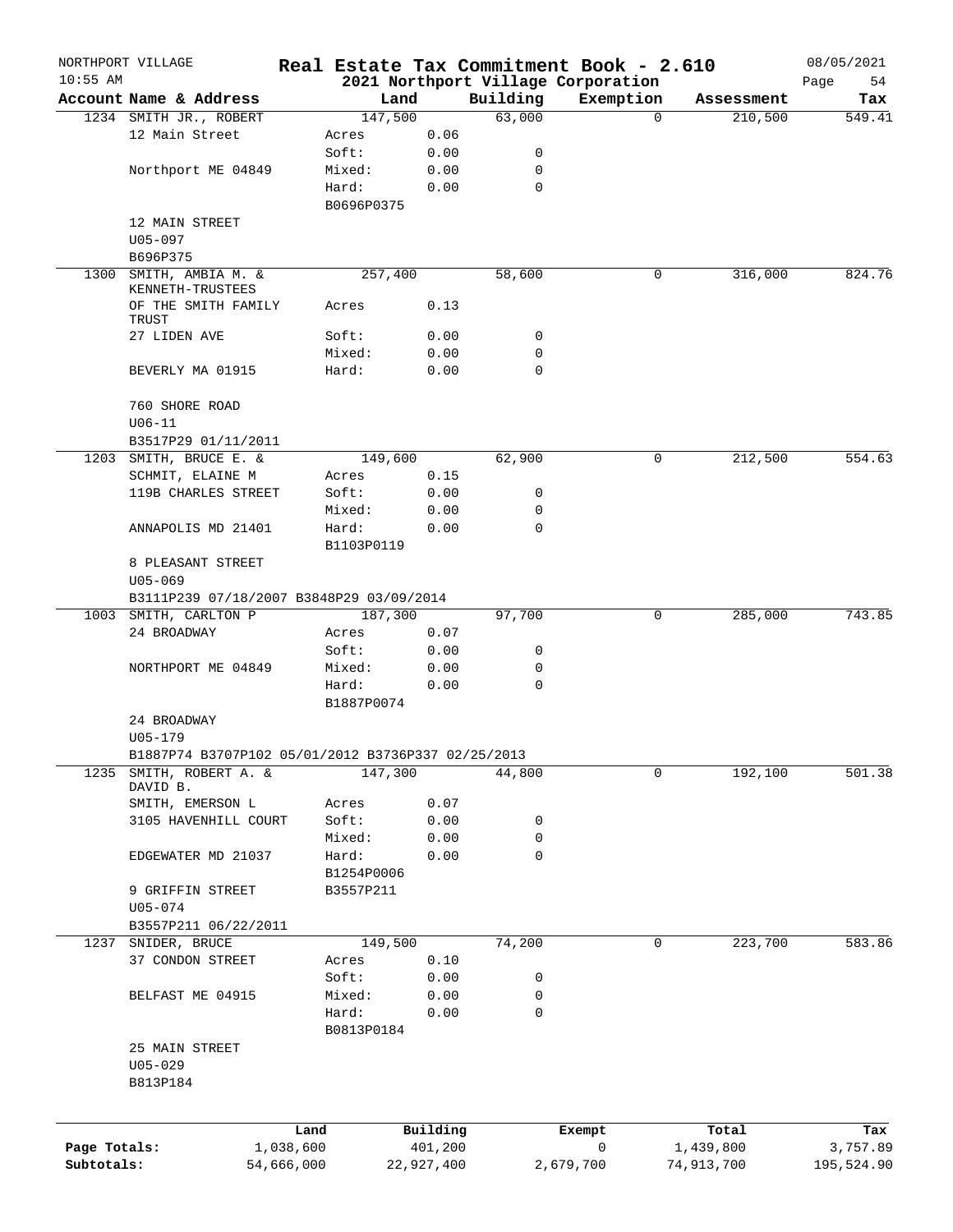NORTHPORT VILLAGE — 10:55 AM

# Real Estate Tax Commitment Book - 2.610

## 2021 Northport Village Corporation

08/05/2021

| Account | Name & Address | Land | | Building | Exemption | Assessment | Tax |
|---|---|---|---|---|---|---|---|
| 1234 | SMITH JR., ROBERT | 147,500 | | 63,000 | 0 | 210,500 | 549.41 |
| | 12 Main Street | Acres | 0.06 | | | | |
| | | Soft: | 0.00 | 0 | | | |
| | Northport ME 04849 | Mixed: | 0.00 | 0 | | | |
| | | Hard: | 0.00 | 0 | | | |
| | | B0696P0375 | | | | | |
| | 12 MAIN STREET | | | | | | |
| | U05-097 | | | | | | |
| | B696P375 | | | | | | |
| 1300 | SMITH, AMBIA M. & KENNETH-TRUSTEES | 257,400 | | 58,600 | 0 | 316,000 | 824.76 |
| | OF THE SMITH FAMILY TRUST | Acres | 0.13 | | | | |
| | 27 LIDEN AVE | Soft: | 0.00 | 0 | | | |
| | | Mixed: | 0.00 | 0 | | | |
| | BEVERLY MA 01915 | Hard: | 0.00 | 0 | | | |
| | 760 SHORE ROAD | | | | | | |
| | U06-11 | | | | | | |
| | B3517P29 01/11/2011 | | | | | | |
| 1203 | SMITH, BRUCE E. & | 149,600 | | 62,900 | 0 | 212,500 | 554.63 |
| | SCHMIT, ELAINE M | Acres | 0.15 | | | | |
| | 119B CHARLES STREET | Soft: | 0.00 | 0 | | | |
| | | Mixed: | 0.00 | 0 | | | |
| | ANNAPOLIS MD 21401 | Hard: | 0.00 | 0 | | | |
| | | B1103P0119 | | | | | |
| | 8 PLEASANT STREET | | | | | | |
| | U05-069 | | | | | | |
| | B3111P239 07/18/2007 B3848P29 03/09/2014 | | | | | | |
| 1003 | SMITH, CARLTON P | 187,300 | | 97,700 | 0 | 285,000 | 743.85 |
| | 24 BROADWAY | Acres | 0.07 | | | | |
| | | Soft: | 0.00 | 0 | | | |
| | NORTHPORT ME 04849 | Mixed: | 0.00 | 0 | | | |
| | | Hard: | 0.00 | 0 | | | |
| | | B1887P0074 | | | | | |
| | 24 BROADWAY | | | | | | |
| | U05-179 | | | | | | |
| | B1887P74 B3707P102 05/01/2012 B3736P337 02/25/2013 | | | | | | |
| 1235 | SMITH, ROBERT A. & DAVID B. | 147,300 | | 44,800 | 0 | 192,100 | 501.38 |
| | SMITH, EMERSON L | Acres | 0.07 | | | | |
| | 3105 HAVENHILL COURT | Soft: | 0.00 | 0 | | | |
| | | Mixed: | 0.00 | 0 | | | |
| | EDGEWATER MD 21037 | Hard: | 0.00 | 0 | | | |
| | | B1254P0006 | | | | | |
| | 9 GRIFFIN STREET | B3557P211 | | | | | |
| | U05-074 | | | | | | |
| | B3557P211 06/22/2011 | | | | | | |
| 1237 | SNIDER, BRUCE | 149,500 | | 74,200 | 0 | 223,700 | 583.86 |
| | 37 CONDON STREET | Acres | 0.10 | | | | |
| | | Soft: | 0.00 | 0 | | | |
| | BELFAST ME 04915 | Mixed: | 0.00 | 0 | | | |
| | | Hard: | 0.00 | 0 | | | |
| | | B0813P0184 | | | | | |
| | 25 MAIN STREET | | | | | | |
| | U05-029 | | | | | | |
| | B813P184 | | | | | | |

| | Land | Building | Exempt | Total | Tax |
|---|---|---|---|---|---|
| Page Totals: | 1,038,600 | 401,200 | 0 | 1,439,800 | 3,757.89 |
| Subtotals: | 54,666,000 | 22,927,400 | 2,679,700 | 74,913,700 | 195,524.90 |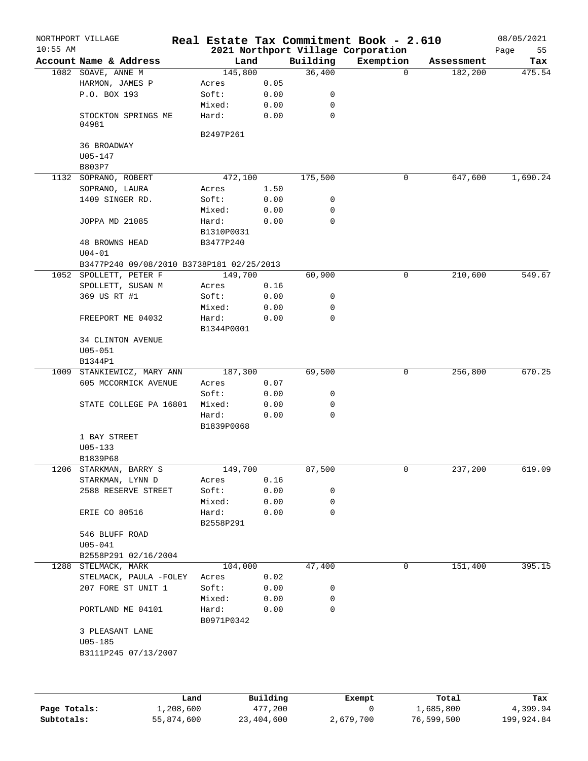NORTHPORT VILLAGE
10:55 AM

# Real Estate Tax Commitment Book - 2.610

## 2021 Northport Village Corporation

08/05/2021

| Account Name & Address | Land | | Building | Exemption | Assessment | Tax |
|---|---|---|---|---|---|---|
| 1082 SOAVE, ANNE M | 145,800 | | 36,400 | 0 | 182,200 | 475.54 |
| HARMON, JAMES P | Acres | 0.05 | | | | |
| P.O. BOX 193 | Soft: | 0.00 | 0 | | | |
| | Mixed: | 0.00 | 0 | | | |
| STOCKTON SPRINGS ME 04981 | Hard: | 0.00 | 0 | | | |
| | B2497P261 | | | | | |
| 36 BROADWAY | | | | | | |
| U05-147 | | | | | | |
| B803P7 | | | | | | |
| 1132 SOPRANO, ROBERT | 472,100 | | 175,500 | 0 | 647,600 | 1,690.24 |
| SOPRANO, LAURA | Acres | 1.50 | | | | |
| 1409 SINGER RD. | Soft: | 0.00 | 0 | | | |
| | Mixed: | 0.00 | 0 | | | |
| JOPPA MD 21085 | Hard: | 0.00 | 0 | | | |
| | B1310P0031 | | | | | |
| 48 BROWNS HEAD | B3477P240 | | | | | |
| U04-01 | | | | | | |
| B3477P240 09/08/2010 B3738P181 02/25/2013 | | | | | | |
| 1052 SPOLLETT, PETER F | 149,700 | | 60,900 | 0 | 210,600 | 549.67 |
| SPOLLETT, SUSAN M | Acres | 0.16 | | | | |
| 369 US RT #1 | Soft: | 0.00 | 0 | | | |
| | Mixed: | 0.00 | 0 | | | |
| FREEPORT ME 04032 | Hard: | 0.00 | 0 | | | |
| | B1344P0001 | | | | | |
| 34 CLINTON AVENUE | | | | | | |
| U05-051 | | | | | | |
| B1344P1 | | | | | | |
| 1009 STANKIEWICZ, MARY ANN | 187,300 | | 69,500 | 0 | 256,800 | 670.25 |
| 605 MCCORMICK AVENUE | Acres | 0.07 | | | | |
| | Soft: | 0.00 | 0 | | | |
| STATE COLLEGE PA 16801 | Mixed: | 0.00 | 0 | | | |
| | Hard: | 0.00 | 0 | | | |
| | B1839P0068 | | | | | |
| 1 BAY STREET | | | | | | |
| U05-133 | | | | | | |
| B1839P68 | | | | | | |
| 1206 STARKMAN, BARRY S | 149,700 | | 87,500 | 0 | 237,200 | 619.09 |
| STARKMAN, LYNN D | Acres | 0.16 | | | | |
| 2588 RESERVE STREET | Soft: | 0.00 | 0 | | | |
| | Mixed: | 0.00 | 0 | | | |
| ERIE CO 80516 | Hard: | 0.00 | 0 | | | |
| | B2558P291 | | | | | |
| 546 BLUFF ROAD | | | | | | |
| U05-041 | | | | | | |
| B2558P291 02/16/2004 | | | | | | |
| 1288 STELMACK, MARK | 104,000 | | 47,400 | 0 | 151,400 | 395.15 |
| STELMACK, PAULA -FOLEY | Acres | 0.02 | | | | |
| 207 FORE ST UNIT 1 | Soft: | 0.00 | 0 | | | |
| | Mixed: | 0.00 | 0 | | | |
| PORTLAND ME 04101 | Hard: | 0.00 | 0 | | | |
| | B0971P0342 | | | | | |
| 3 PLEASANT LANE | | | | | | |
| U05-185 | | | | | | |
| B3111P245 07/13/2007 | | | | | | |

| | Land | Building | Exempt | Total | Tax |
|---|---|---|---|---|---|
| Page Totals: | 1,208,600 | 477,200 | 0 | 1,685,800 | 4,399.94 |
| Subtotals: | 55,874,600 | 23,404,600 | 2,679,700 | 76,599,500 | 199,924.84 |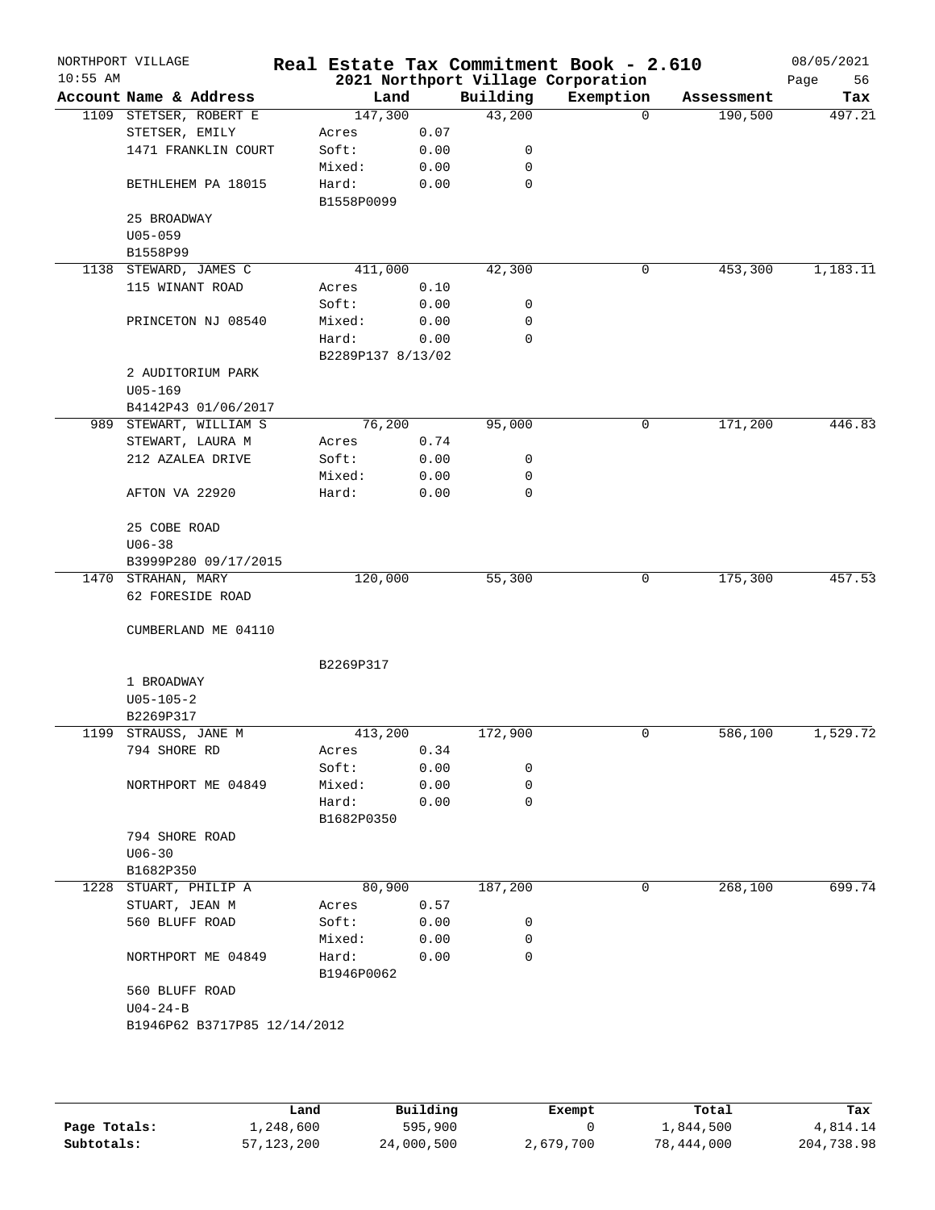NORTHPORT VILLAGE
10:55 AM

# Real Estate Tax Commitment Book - 2.610
## 2021 Northport Village Corporation

08/05/2021

| Account | Name & Address | Land | | Building | Exemption | Assessment | Tax |
|---|---|---|---|---|---|---|---|
| 1109 | STETSER, ROBERT E | 147,300 | | 43,200 | 0 | 190,500 | 497.21 |
| | STETSER, EMILY | Acres | 0.07 | | | | |
| | 1471 FRANKLIN COURT | Soft: | 0.00 | 0 | | | |
| | | Mixed: | 0.00 | 0 | | | |
| | BETHLEHEM PA 18015 | Hard: | 0.00 | 0 | | | |
| | | B1558P0099 | | | | | |
| | 25 BROADWAY | | | | | | |
| | U05-059 | | | | | | |
| | B1558P99 | | | | | | |
| 1138 | STEWARD, JAMES C | 411,000 | | 42,300 | 0 | 453,300 | 1,183.11 |
| | 115 WINANT ROAD | Acres | 0.10 | | | | |
| | | Soft: | 0.00 | 0 | | | |
| | PRINCETON NJ 08540 | Mixed: | 0.00 | 0 | | | |
| | | Hard: | 0.00 | 0 | | | |
| | | B2289P137 8/13/02 | | | | | |
| | 2 AUDITORIUM PARK | | | | | | |
| | U05-169 | | | | | | |
| | B4142P43 01/06/2017 | | | | | | |
| 989 | STEWART, WILLIAM S | 76,200 | | 95,000 | 0 | 171,200 | 446.83 |
| | STEWART, LAURA M | Acres | 0.74 | | | | |
| | 212 AZALEA DRIVE | Soft: | 0.00 | 0 | | | |
| | | Mixed: | 0.00 | 0 | | | |
| | AFTON VA 22920 | Hard: | 0.00 | 0 | | | |
| | 25 COBE ROAD | | | | | | |
| | U06-38 | | | | | | |
| | B3999P280 09/17/2015 | | | | | | |
| 1470 | STRAHAN, MARY | 120,000 | | 55,300 | 0 | 175,300 | 457.53 |
| | 62 FORESIDE ROAD | | | | | | |
| | CUMBERLAND ME 04110 | | | | | | |
| | | B2269P317 | | | | | |
| | 1 BROADWAY | | | | | | |
| | U05-105-2 | | | | | | |
| | B2269P317 | | | | | | |
| 1199 | STRAUSS, JANE M | 413,200 | | 172,900 | 0 | 586,100 | 1,529.72 |
| | 794 SHORE RD | Acres | 0.34 | | | | |
| | | Soft: | 0.00 | 0 | | | |
| | NORTHPORT ME 04849 | Mixed: | 0.00 | 0 | | | |
| | | Hard: | 0.00 | 0 | | | |
| | | B1682P0350 | | | | | |
| | 794 SHORE ROAD | | | | | | |
| | U06-30 | | | | | | |
| | B1682P350 | | | | | | |
| 1228 | STUART, PHILIP A | 80,900 | | 187,200 | 0 | 268,100 | 699.74 |
| | STUART, JEAN M | Acres | 0.57 | | | | |
| | 560 BLUFF ROAD | Soft: | 0.00 | 0 | | | |
| | | Mixed: | 0.00 | 0 | | | |
| | NORTHPORT ME 04849 | Hard: | 0.00 | 0 | | | |
| | | B1946P0062 | | | | | |
| | 560 BLUFF ROAD | | | | | | |
| | U04-24-B | | | | | | |
| | B1946P62 B3717P85 12/14/2012 | | | | | | |

| | Land | Building | Exempt | Total | Tax |
|---|---|---|---|---|---|
| Page Totals: | 1,248,600 | 595,900 | 0 | 1,844,500 | 4,814.14 |
| Subtotals: | 57,123,200 | 24,000,500 | 2,679,700 | 78,444,000 | 204,738.98 |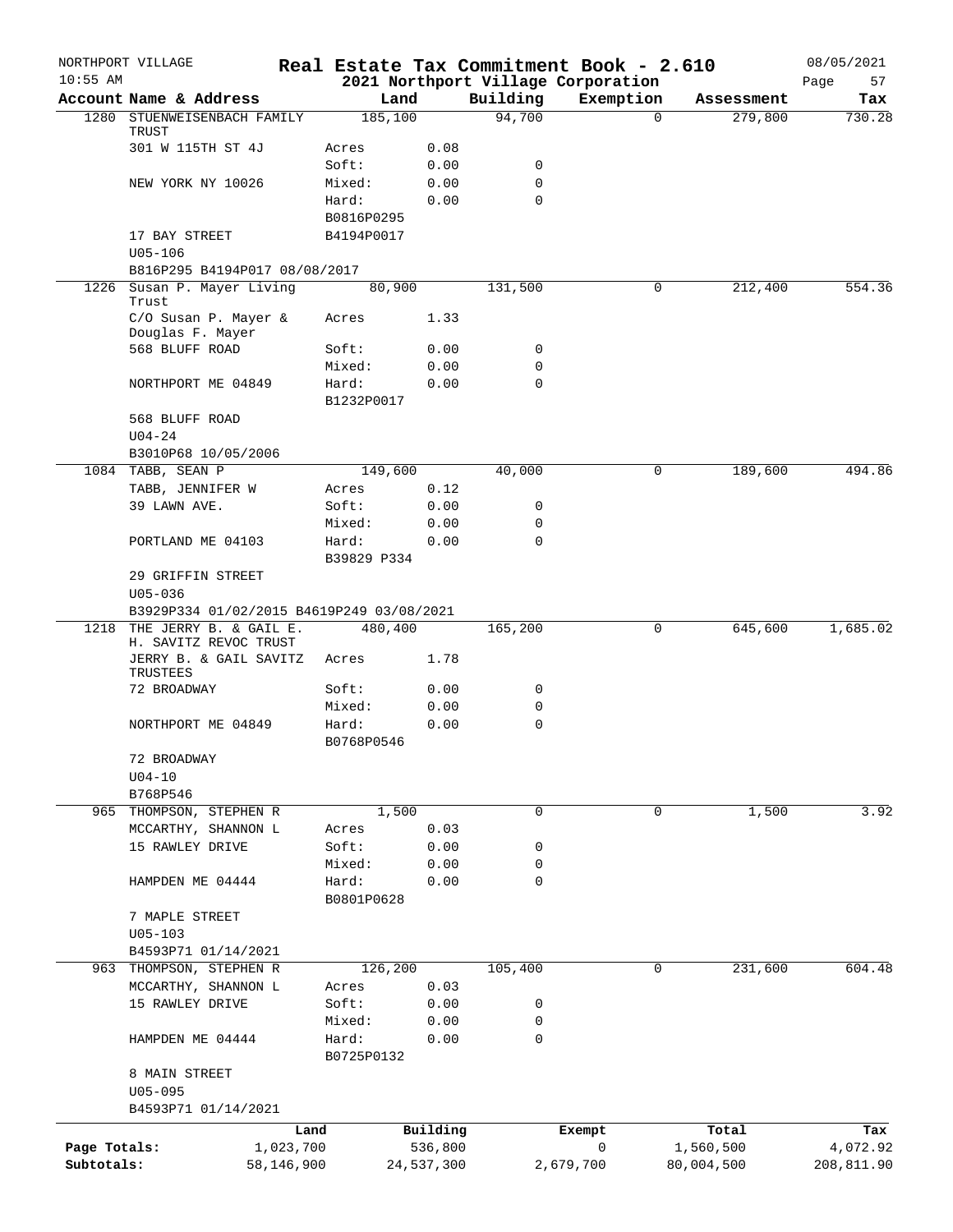NORTHPORT VILLAGE

10:55 AM

**Real Estate Tax Commitment Book - 2.610**

**2021 Northport Village Corporation**

08/05/2021

| Account | Name & Address | Land | | Building | Exemption | Assessment | Tax |
|---|---|---|---|---|---|---|---|
| 1280 | STUENWEISENBACH FAMILY TRUST | 185,100 | | 94,700 | 0 | 279,800 | 730.28 |
| | 301 W 115TH ST 4J | Acres | 0.08 | | | | |
| | | Soft: | 0.00 | 0 | | | |
| | NEW YORK NY 10026 | Mixed: | 0.00 | 0 | | | |
| | | Hard: | 0.00 | 0 | | | |
| | | B0816P0295 | | | | | |
| | 17 BAY STREET | B4194P0017 | | | | | |
| | U05-106 | | | | | | |
| | B816P295 B4194P017 08/08/2017 | | | | | | |
| 1226 | Susan P. Mayer Living Trust | 80,900 | | 131,500 | 0 | 212,400 | 554.36 |
| | C/O Susan P. Mayer & Douglas F. Mayer | Acres | 1.33 | | | | |
| | 568 BLUFF ROAD | Soft: | 0.00 | 0 | | | |
| | | Mixed: | 0.00 | 0 | | | |
| | NORTHPORT ME 04849 | Hard: | 0.00 | 0 | | | |
| | | B1232P0017 | | | | | |
| | 568 BLUFF ROAD | | | | | | |
| | U04-24 | | | | | | |
| | B3010P68 10/05/2006 | | | | | | |
| 1084 | TABB, SEAN P | 149,600 | | 40,000 | 0 | 189,600 | 494.86 |
| | TABB, JENNIFER W | Acres | 0.12 | | | | |
| | 39 LAWN AVE. | Soft: | 0.00 | 0 | | | |
| | | Mixed: | 0.00 | 0 | | | |
| | PORTLAND ME 04103 | Hard: | 0.00 | 0 | | | |
| | | B39829 P334 | | | | | |
| | 29 GRIFFIN STREET | | | | | | |
| | U05-036 | | | | | | |
| | B3929P334 01/02/2015 B4619P249 03/08/2021 | | | | | | |
| 1218 | THE JERRY B. & GAIL E. H. SAVITZ REVOC TRUST | 480,400 | | 165,200 | 0 | 645,600 | 1,685.02 |
| | JERRY B. & GAIL SAVITZ TRUSTEES | Acres | 1.78 | | | | |
| | 72 BROADWAY | Soft: | 0.00 | 0 | | | |
| | | Mixed: | 0.00 | 0 | | | |
| | NORTHPORT ME 04849 | Hard: | 0.00 | 0 | | | |
| | | B0768P0546 | | | | | |
| | 72 BROADWAY | | | | | | |
| | U04-10 | | | | | | |
| | B768P546 | | | | | | |
| 965 | THOMPSON, STEPHEN R | 1,500 | | 0 | 0 | 1,500 | 3.92 |
| | MCCARTHY, SHANNON L | Acres | 0.03 | | | | |
| | 15 RAWLEY DRIVE | Soft: | 0.00 | 0 | | | |
| | | Mixed: | 0.00 | 0 | | | |
| | HAMPDEN ME 04444 | Hard: | 0.00 | 0 | | | |
| | | B0801P0628 | | | | | |
| | 7 MAPLE STREET | | | | | | |
| | U05-103 | | | | | | |
| | B4593P71 01/14/2021 | | | | | | |
| 963 | THOMPSON, STEPHEN R | 126,200 | | 105,400 | 0 | 231,600 | 604.48 |
| | MCCARTHY, SHANNON L | Acres | 0.03 | | | | |
| | 15 RAWLEY DRIVE | Soft: | 0.00 | 0 | | | |
| | | Mixed: | 0.00 | 0 | | | |
| | HAMPDEN ME 04444 | Hard: | 0.00 | 0 | | | |
| | | B0725P0132 | | | | | |
| | 8 MAIN STREET | | | | | | |
| | U05-095 | | | | | | |
| | B4593P71 01/14/2021 | | | | | | |

| | Land | Building | Exempt | Total | Tax |
|---|---|---|---|---|---|
| Page Totals: | 1,023,700 | 536,800 | 0 | 1,560,500 | 4,072.92 |
| Subtotals: | 58,146,900 | 24,537,300 | 2,679,700 | 80,004,500 | 208,811.90 |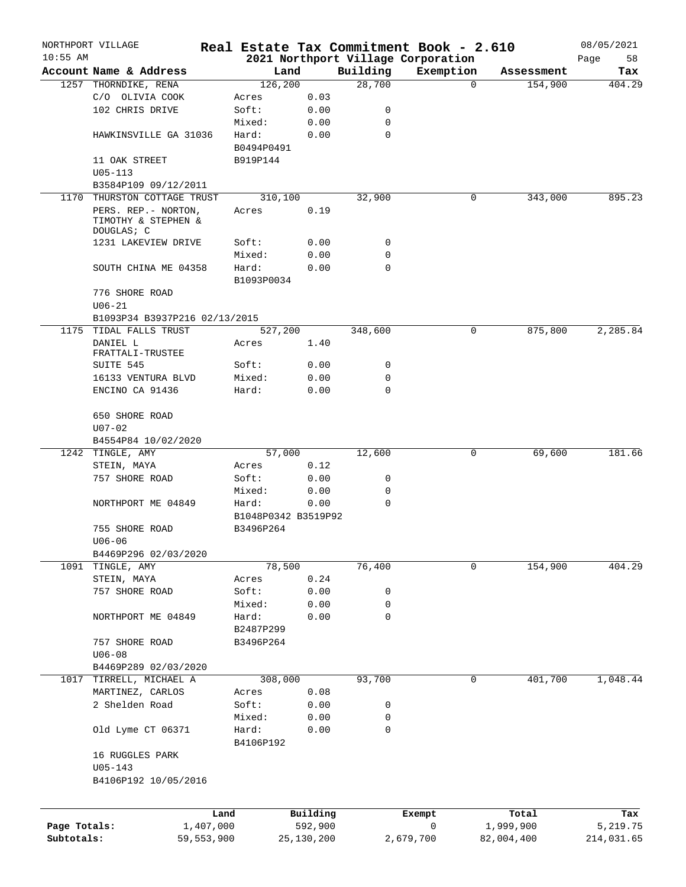NORTHPORT VILLAGE

10:55 AM

# Real Estate Tax Commitment Book - 2.610

## 2021 Northport Village Corporation

08/05/2021

| Account | Name & Address | Land | | Building | Exemption | Assessment | Tax |
|---|---|---|---|---|---|---|---|
| 1257 | THORNDIKE, RENA | 126,200 | | 28,700 | 0 | 154,900 | 404.29 |
| | C/O OLIVIA COOK | Acres | 0.03 | | | | |
| | 102 CHRIS DRIVE | Soft: | 0.00 | 0 | | | |
| | | Mixed: | 0.00 | 0 | | | |
| | HAWKINSVILLE GA 31036 | Hard: | 0.00 | 0 | | | |
| | | B0494P0491 | | | | | |
| | 11 OAK STREET | B919P144 | | | | | |
| | U05-113 | | | | | | |
| | B3584P109 09/12/2011 | | | | | | |
| 1170 | THURSTON COTTAGE TRUST | 310,100 | | 32,900 | 0 | 343,000 | 895.23 |
| | PERS. REP.- NORTON, TIMOTHY & STEPHEN & DOUGLAS; C | Acres | 0.19 | | | | |
| | 1231 LAKEVIEW DRIVE | Soft: | 0.00 | 0 | | | |
| | | Mixed: | 0.00 | 0 | | | |
| | SOUTH CHINA ME 04358 | Hard: | 0.00 | 0 | | | |
| | | B1093P0034 | | | | | |
| | 776 SHORE ROAD | | | | | | |
| | U06-21 | | | | | | |
| | B1093P34 B3937P216 02/13/2015 | | | | | | |
| 1175 | TIDAL FALLS TRUST | 527,200 | | 348,600 | 0 | 875,800 | 2,285.84 |
| | DANIEL L FRATTALI-TRUSTEE | Acres | 1.40 | | | | |
| | SUITE 545 | Soft: | 0.00 | 0 | | | |
| | 16133 VENTURA BLVD | Mixed: | 0.00 | 0 | | | |
| | ENCINO CA 91436 | Hard: | 0.00 | 0 | | | |
| | 650 SHORE ROAD | | | | | | |
| | U07-02 | | | | | | |
| | B4554P84 10/02/2020 | | | | | | |
| 1242 | TINGLE, AMY | 57,000 | | 12,600 | 0 | 69,600 | 181.66 |
| | STEIN, MAYA | Acres | 0.12 | | | | |
| | 757 SHORE ROAD | Soft: | 0.00 | 0 | | | |
| | | Mixed: | 0.00 | 0 | | | |
| | NORTHPORT ME 04849 | Hard: | 0.00 | 0 | | | |
| | | B1048P0342 B3519P92 | | | | | |
| | 755 SHORE ROAD | B3496P264 | | | | | |
| | U06-06 | | | | | | |
| | B4469P296 02/03/2020 | | | | | | |
| 1091 | TINGLE, AMY | 78,500 | | 76,400 | 0 | 154,900 | 404.29 |
| | STEIN, MAYA | Acres | 0.24 | | | | |
| | 757 SHORE ROAD | Soft: | 0.00 | 0 | | | |
| | | Mixed: | 0.00 | 0 | | | |
| | NORTHPORT ME 04849 | Hard: | 0.00 | 0 | | | |
| | | B2487P299 | | | | | |
| | 757 SHORE ROAD | B3496P264 | | | | | |
| | U06-08 | | | | | | |
| | B4469P289 02/03/2020 | | | | | | |
| 1017 | TIRRELL, MICHAEL A | 308,000 | | 93,700 | 0 | 401,700 | 1,048.44 |
| | MARTINEZ, CARLOS | Acres | 0.08 | | | | |
| | 2 Shelden Road | Soft: | 0.00 | 0 | | | |
| | | Mixed: | 0.00 | 0 | | | |
| | Old Lyme CT 06371 | Hard: | 0.00 | 0 | | | |
| | | B4106P192 | | | | | |
| | 16 RUGGLES PARK | | | | | | |
| | U05-143 | | | | | | |
| | B4106P192 10/05/2016 | | | | | | |

| | Land | Building | Exempt | Total | Tax |
|---|---|---|---|---|---|
| Page Totals: | 1,407,000 | 592,900 | 0 | 1,999,900 | 5,219.75 |
| Subtotals: | 59,553,900 | 25,130,200 | 2,679,700 | 82,004,400 | 214,031.65 |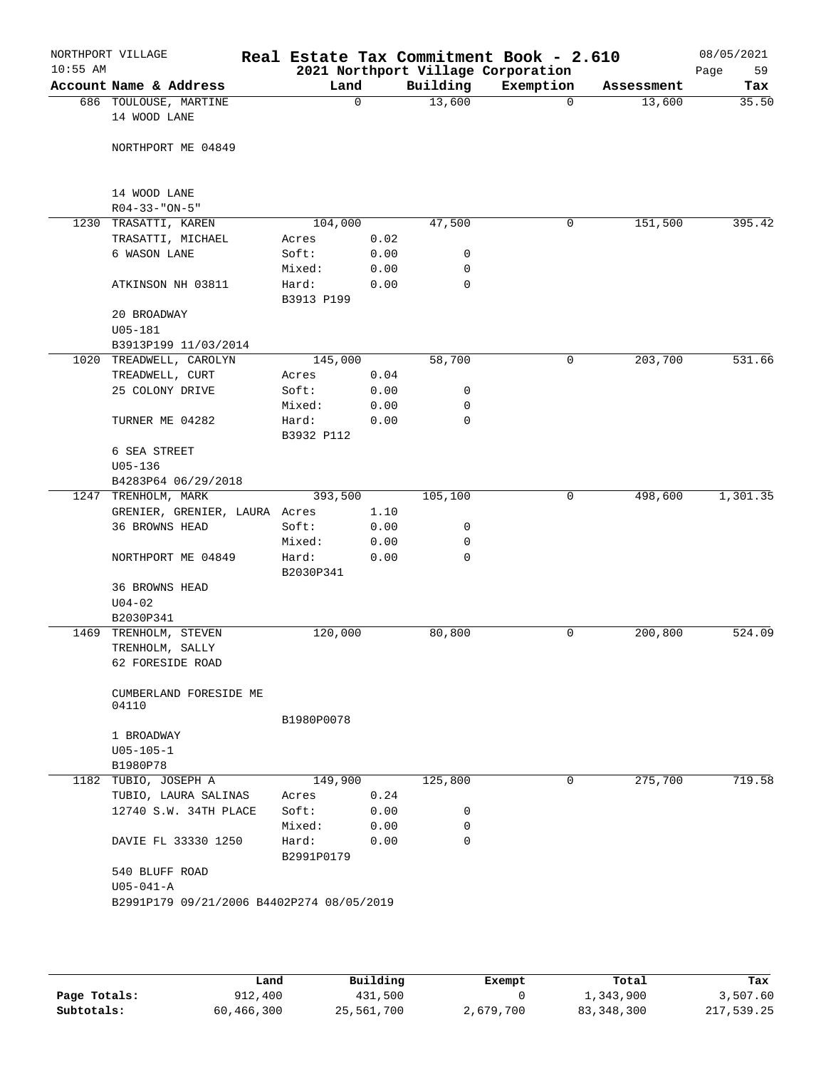NORTHPORT VILLAGE
10:55 AM

# Real Estate Tax Commitment Book - 2.610
## 2021 Northport Village Corporation

08/05/2021

| Account Name & Address | Land | | Building | Exemption | Assessment | Tax |
|---|---|---|---|---|---|---|
| 686 TOULOUSE, MARTINE | 0 | | 13,600 | 0 | 13,600 | 35.50 |
| 14 WOOD LANE | | | | | | |
| NORTHPORT ME 04849 | | | | | | |
| 14 WOOD LANE | | | | | | |
| R04-33-"ON-5" | | | | | | |
| 1230 TRASATTI, KAREN | 104,000 | | 47,500 | 0 | 151,500 | 395.42 |
| TRASATTI, MICHAEL | Acres | 0.02 | | | | |
| 6 WASON LANE | Soft: | 0.00 | 0 | | | |
| | Mixed: | 0.00 | 0 | | | |
| ATKINSON NH 03811 | Hard: | 0.00 | 0 | | | |
| | B3913 P199 | | | | | |
| 20 BROADWAY | | | | | | |
| U05-181 | | | | | | |
| B3913P199 11/03/2014 | | | | | | |
| 1020 TREADWELL, CAROLYN | 145,000 | | 58,700 | 0 | 203,700 | 531.66 |
| TREADWELL, CURT | Acres | 0.04 | | | | |
| 25 COLONY DRIVE | Soft: | 0.00 | 0 | | | |
| | Mixed: | 0.00 | 0 | | | |
| TURNER ME 04282 | Hard: | 0.00 | 0 | | | |
| | B3932 P112 | | | | | |
| 6 SEA STREET | | | | | | |
| U05-136 | | | | | | |
| B4283P64 06/29/2018 | | | | | | |
| 1247 TRENHOLM, MARK | 393,500 | | 105,100 | 0 | 498,600 | 1,301.35 |
| GRENIER, GRENIER, LAURA | Acres | 1.10 | | | | |
| 36 BROWNS HEAD | Soft: | 0.00 | 0 | | | |
| | Mixed: | 0.00 | 0 | | | |
| NORTHPORT ME 04849 | Hard: | 0.00 | 0 | | | |
| | B2030P341 | | | | | |
| 36 BROWNS HEAD | | | | | | |
| U04-02 | | | | | | |
| B2030P341 | | | | | | |
| 1469 TRENHOLM, STEVEN | 120,000 | | 80,800 | 0 | 200,800 | 524.09 |
| TRENHOLM, SALLY | | | | | | |
| 62 FORESIDE ROAD | | | | | | |
| CUMBERLAND FORESIDE ME 04110 | | | | | | |
| | B1980P0078 | | | | | |
| 1 BROADWAY | | | | | | |
| U05-105-1 | | | | | | |
| B1980P78 | | | | | | |
| 1182 TUBIO, JOSEPH A | 149,900 | | 125,800 | 0 | 275,700 | 719.58 |
| TUBIO, LAURA SALINAS | Acres | 0.24 | | | | |
| 12740 S.W. 34TH PLACE | Soft: | 0.00 | 0 | | | |
| | Mixed: | 0.00 | 0 | | | |
| DAVIE FL 33330 1250 | Hard: | 0.00 | 0 | | | |
| | B2991P0179 | | | | | |
| 540 BLUFF ROAD | | | | | | |
| U05-041-A | | | | | | |
| B2991P179 09/21/2006 B4402P274 08/05/2019 | | | | | | |

| | Land | Building | Exempt | Total | Tax |
|---|---|---|---|---|---|
| Page Totals: | 912,400 | 431,500 | 0 | 1,343,900 | 3,507.60 |
| Subtotals: | 60,466,300 | 25,561,700 | 2,679,700 | 83,348,300 | 217,539.25 |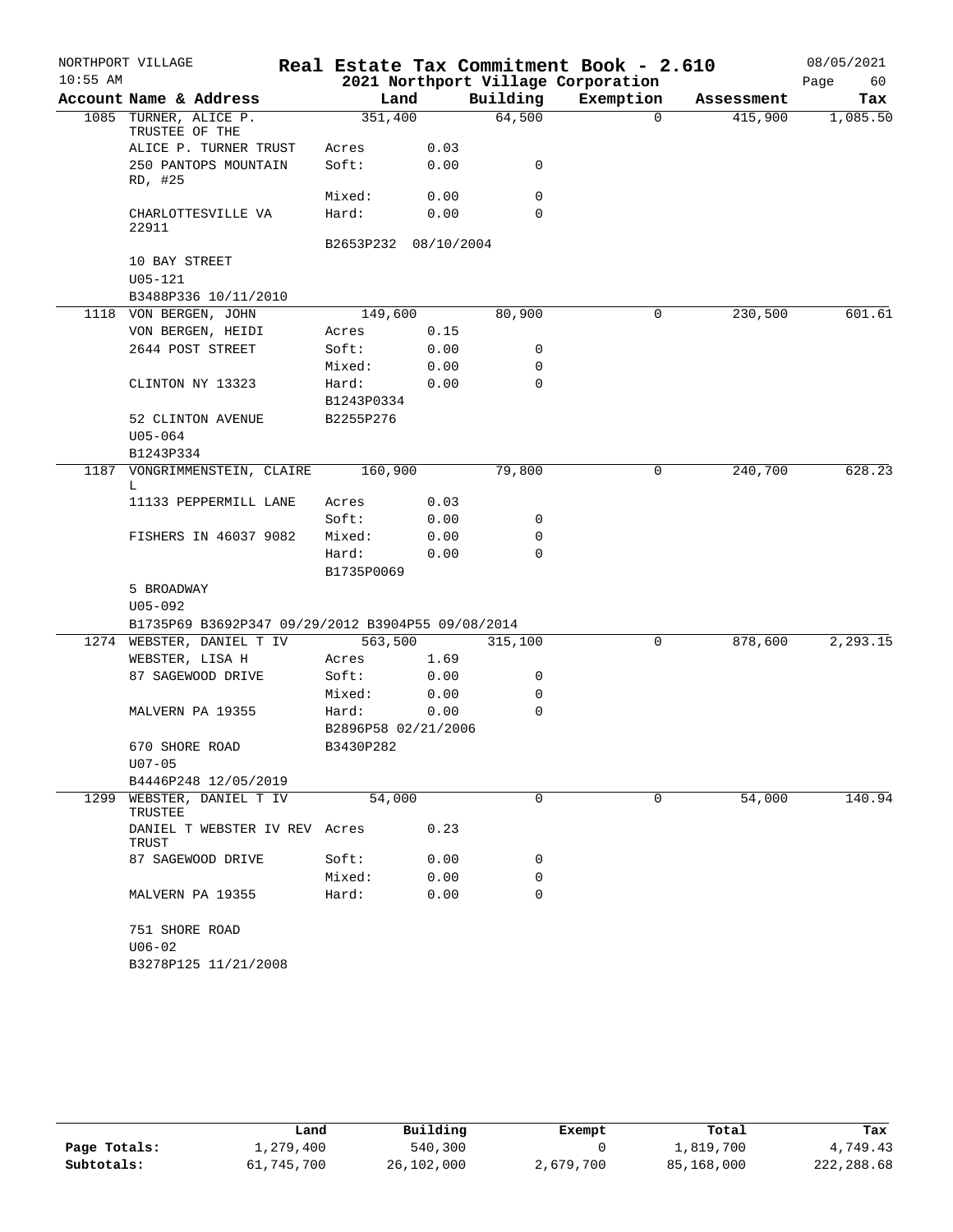NORTHPORT VILLAGE
10:55 AM

# Real Estate Tax Commitment Book - 2.610

## 2021 Northport Village Corporation

08/05/2021

| Account Name & Address | Land | | Building | Exemption | Assessment | Tax |
|---|---|---|---|---|---|---|
| 1085 TURNER, ALICE P. TRUSTEE OF THE | 351,400 | | 64,500 | 0 | 415,900 | 1,085.50 |
| ALICE P. TURNER TRUST | Acres | 0.03 | | | | |
| 250 PANTOPS MOUNTAIN RD, #25 | Soft: | 0.00 | 0 | | | |
| | Mixed: | 0.00 | 0 | | | |
| CHARLOTTESVILLE VA 22911 | Hard: | 0.00 | 0 | | | |
| | B2653P232 | 08/10/2004 | | | | |
| 10 BAY STREET | | | | | | |
| U05-121 | | | | | | |
| B3488P336 10/11/2010 | | | | | | |
| 1118 VON BERGEN, JOHN | 149,600 | | 80,900 | 0 | 230,500 | 601.61 |
| VON BERGEN, HEIDI | Acres | 0.15 | | | | |
| 2644 POST STREET | Soft: | 0.00 | 0 | | | |
| | Mixed: | 0.00 | 0 | | | |
| CLINTON NY 13323 | Hard: | 0.00 | 0 | | | |
| | B1243P0334 | | | | | |
| 52 CLINTON AVENUE | B2255P276 | | | | | |
| U05-064 | | | | | | |
| B1243P334 | | | | | | |
| 1187 VONGRIMMENSTEIN, CLAIRE L | 160,900 | | 79,800 | 0 | 240,700 | 628.23 |
| 11133 PEPPERMILL LANE | Acres | 0.03 | | | | |
| | Soft: | 0.00 | 0 | | | |
| FISHERS IN 46037 9082 | Mixed: | 0.00 | 0 | | | |
| | Hard: | 0.00 | 0 | | | |
| | B1735P0069 | | | | | |
| 5 BROADWAY | | | | | | |
| U05-092 | | | | | | |
| B1735P69 B3692P347 09/29/2012 B3904P55 09/08/2014 | | | | | | |
| 1274 WEBSTER, DANIEL T IV | 563,500 | | 315,100 | 0 | 878,600 | 2,293.15 |
| WEBSTER, LISA H | Acres | 1.69 | | | | |
| 87 SAGEWOOD DRIVE | Soft: | 0.00 | 0 | | | |
| | Mixed: | 0.00 | 0 | | | |
| MALVERN PA 19355 | Hard: | 0.00 | 0 | | | |
| | B2896P58 02/21/2006 | | | | | |
| 670 SHORE ROAD | B3430P282 | | | | | |
| U07-05 | | | | | | |
| B4446P248 12/05/2019 | | | | | | |
| 1299 WEBSTER, DANIEL T IV TRUSTEE | 54,000 | | 0 | 0 | 54,000 | 140.94 |
| DANIEL T WEBSTER IV REV TRUST | Acres | 0.23 | | | | |
| 87 SAGEWOOD DRIVE | Soft: | 0.00 | 0 | | | |
| | Mixed: | 0.00 | 0 | | | |
| MALVERN PA 19355 | Hard: | 0.00 | 0 | | | |
| 751 SHORE ROAD | | | | | | |
| U06-02 | | | | | | |
| B3278P125 11/21/2008 | | | | | | |

| | Land | Building | Exempt | Total | Tax |
|---|---|---|---|---|---|
| Page Totals: | 1,279,400 | 540,300 | 0 | 1,819,700 | 4,749.43 |
| Subtotals: | 61,745,700 | 26,102,000 | 2,679,700 | 85,168,000 | 222,288.68 |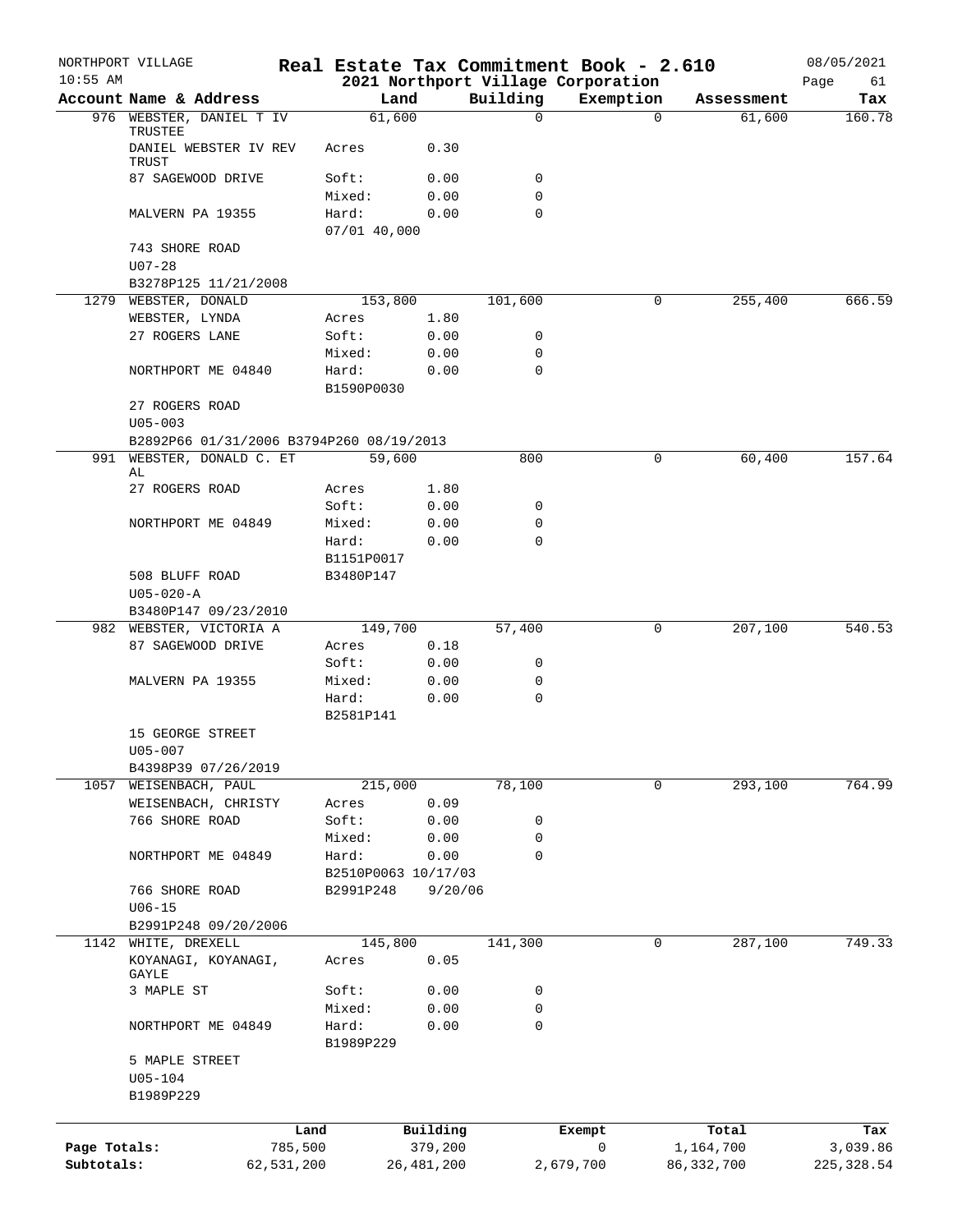NORTHPORT VILLAGE 10:55 AM

# Real Estate Tax Commitment Book - 2.610
## 2021 Northport Village Corporation

08/05/2021

| Account Name & Address | Land | | Building | Exemption | Assessment | Tax |
|---|---|---|---|---|---|---|
| 976 WEBSTER, DANIEL T IV TRUSTEE | 61,600 | | 0 | 0 | 61,600 | 160.78 |
| DANIEL WEBSTER IV REV TRUST | Acres | 0.30 | | | | |
| 87 SAGEWOOD DRIVE | Soft: | 0.00 | 0 | | | |
| | Mixed: | 0.00 | 0 | | | |
| MALVERN PA 19355 | Hard: | 0.00 | 0 | | | |
| | 07/01 40,000 | | | | | |
| 743 SHORE ROAD | | | | | | |
| U07-28 | | | | | | |
| B3278P125 11/21/2008 | | | | | | |
| 1279 WEBSTER, DONALD | 153,800 | | 101,600 | 0 | 255,400 | 666.59 |
| WEBSTER, LYNDA | Acres | 1.80 | | | | |
| 27 ROGERS LANE | Soft: | 0.00 | 0 | | | |
| | Mixed: | 0.00 | 0 | | | |
| NORTHPORT ME 04840 | Hard: | 0.00 | 0 | | | |
| | B1590P0030 | | | | | |
| 27 ROGERS ROAD | | | | | | |
| U05-003 | | | | | | |
| B2892P66 01/31/2006 B3794P260 08/19/2013 | | | | | | |
| 991 WEBSTER, DONALD C. ET AL | 59,600 | | 800 | 0 | 60,400 | 157.64 |
| 27 ROGERS ROAD | Acres | 1.80 | | | | |
| | Soft: | 0.00 | 0 | | | |
| NORTHPORT ME 04849 | Mixed: | 0.00 | 0 | | | |
| | Hard: | 0.00 | 0 | | | |
| | B1151P0017 | | | | | |
| 508 BLUFF ROAD | B3480P147 | | | | | |
| U05-020-A | | | | | | |
| B3480P147 09/23/2010 | | | | | | |
| 982 WEBSTER, VICTORIA A | 149,700 | | 57,400 | 0 | 207,100 | 540.53 |
| 87 SAGEWOOD DRIVE | Acres | 0.18 | | | | |
| | Soft: | 0.00 | 0 | | | |
| MALVERN PA 19355 | Mixed: | 0.00 | 0 | | | |
| | Hard: | 0.00 | 0 | | | |
| | B2581P141 | | | | | |
| 15 GEORGE STREET | | | | | | |
| U05-007 | | | | | | |
| B4398P39 07/26/2019 | | | | | | |
| 1057 WEISENBACH, PAUL | 215,000 | | 78,100 | 0 | 293,100 | 764.99 |
| WEISENBACH, CHRISTY | Acres | 0.09 | | | | |
| 766 SHORE ROAD | Soft: | 0.00 | 0 | | | |
| | Mixed: | 0.00 | 0 | | | |
| NORTHPORT ME 04849 | Hard: | 0.00 | 0 | | | |
| | B2510P0063 10/17/03 | | | | | |
| 766 SHORE ROAD | B2991P248 | 9/20/06 | | | | |
| U06-15 | | | | | | |
| B2991P248 09/20/2006 | | | | | | |
| 1142 WHITE, DREXELL | 145,800 | | 141,300 | 0 | 287,100 | 749.33 |
| KOYANAGI, KOYANAGI, GAYLE | Acres | 0.05 | | | | |
| 3 MAPLE ST | Soft: | 0.00 | 0 | | | |
| | Mixed: | 0.00 | 0 | | | |
| NORTHPORT ME 04849 | Hard: | 0.00 | 0 | | | |
| | B1989P229 | | | | | |
| 5 MAPLE STREET | | | | | | |
| U05-104 | | | | | | |
| B1989P229 | | | | | | |

| | Land | Building | Exempt | Total | Tax |
|---|---|---|---|---|---|
| Page Totals: | 785,500 | 379,200 | 0 | 1,164,700 | 3,039.86 |
| Subtotals: | 62,531,200 | 26,481,200 | 2,679,700 | 86,332,700 | 225,328.54 |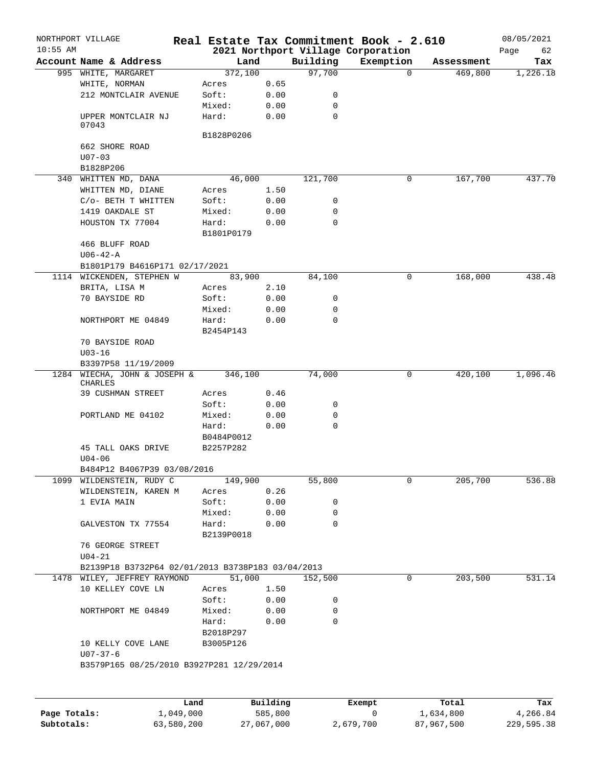NORTHPORT VILLAGE
10:55 AM

# Real Estate Tax Commitment Book - 2.610

## 2021 Northport Village Corporation

08/05/2021
Page 62

| Account Name & Address | Land | | Building | Exemption | Assessment | Tax |
|---|---|---|---|---|---|---|
| 995 WHITE, MARGARET | 372,100 | | 97,700 | 0 | 469,800 | 1,226.18 |
| WHITE, NORMAN | Acres | 0.65 | | | | |
| 212 MONTCLAIR AVENUE | Soft: | 0.00 | 0 | | | |
| | Mixed: | 0.00 | 0 | | | |
| UPPER MONTCLAIR NJ 07043 | Hard: | 0.00 | 0 | | | |
| | B1828P0206 | | | | | |
| 662 SHORE ROAD | | | | | | |
| U07-03 | | | | | | |
| B1828P206 | | | | | | |
| 340 WHITTEN MD, DANA | 46,000 | | 121,700 | 0 | 167,700 | 437.70 |
| WHITTEN MD, DIANE | Acres | 1.50 | | | | |
| C/o- BETH T WHITTEN | Soft: | 0.00 | 0 | | | |
| 1419 OAKDALE ST | Mixed: | 0.00 | 0 | | | |
| HOUSTON TX 77004 | Hard: | 0.00 | 0 | | | |
| | B1801P0179 | | | | | |
| 466 BLUFF ROAD | | | | | | |
| U06-42-A | | | | | | |
| B1801P179 B4616P171 02/17/2021 | | | | | | |
| 1114 WICKENDEN, STEPHEN W | 83,900 | | 84,100 | 0 | 168,000 | 438.48 |
| BRITA, LISA M | Acres | 2.10 | | | | |
| 70 BAYSIDE RD | Soft: | 0.00 | 0 | | | |
| | Mixed: | 0.00 | 0 | | | |
| NORTHPORT ME 04849 | Hard: | 0.00 | 0 | | | |
| | B2454P143 | | | | | |
| 70 BAYSIDE ROAD | | | | | | |
| U03-16 | | | | | | |
| B3397P58 11/19/2009 | | | | | | |
| 1284 WIECHA, JOHN & JOSEPH & CHARLES | 346,100 | | 74,000 | 0 | 420,100 | 1,096.46 |
| 39 CUSHMAN STREET | Acres | 0.46 | | | | |
| | Soft: | 0.00 | 0 | | | |
| PORTLAND ME 04102 | Mixed: | 0.00 | 0 | | | |
| | Hard: | 0.00 | 0 | | | |
| | B0484P0012 | | | | | |
| 45 TALL OAKS DRIVE | B2257P282 | | | | | |
| U04-06 | | | | | | |
| B484P12 B4067P39 03/08/2016 | | | | | | |
| 1099 WILDENSTEIN, RUDY C | 149,900 | | 55,800 | 0 | 205,700 | 536.88 |
| WILDENSTEIN, KAREN M | Acres | 0.26 | | | | |
| 1 EVIA MAIN | Soft: | 0.00 | 0 | | | |
| | Mixed: | 0.00 | 0 | | | |
| GALVESTON TX 77554 | Hard: | 0.00 | 0 | | | |
| | B2139P0018 | | | | | |
| 76 GEORGE STREET | | | | | | |
| U04-21 | | | | | | |
| B2139P18 B3732P64 02/01/2013 B3738P183 03/04/2013 | | | | | | |
| 1478 WILEY, JEFFREY RAYMOND | 51,000 | | 152,500 | 0 | 203,500 | 531.14 |
| 10 KELLEY COVE LN | Acres | 1.50 | | | | |
| | Soft: | 0.00 | 0 | | | |
| NORTHPORT ME 04849 | Mixed: | 0.00 | 0 | | | |
| | Hard: | 0.00 | 0 | | | |
| | B2018P297 | | | | | |
| 10 KELLY COVE LANE | B3005P126 | | | | | |
| U07-37-6 | | | | | | |
| B3579P165 08/25/2010 B3927P281 12/29/2014 | | | | | | |

| | Land | Building | Exempt | Total | Tax |
|---|---|---|---|---|---|
| Page Totals: | 1,049,000 | 585,800 | 0 | 1,634,800 | 4,266.84 |
| Subtotals: | 63,580,200 | 27,067,000 | 2,679,700 | 87,967,500 | 229,595.38 |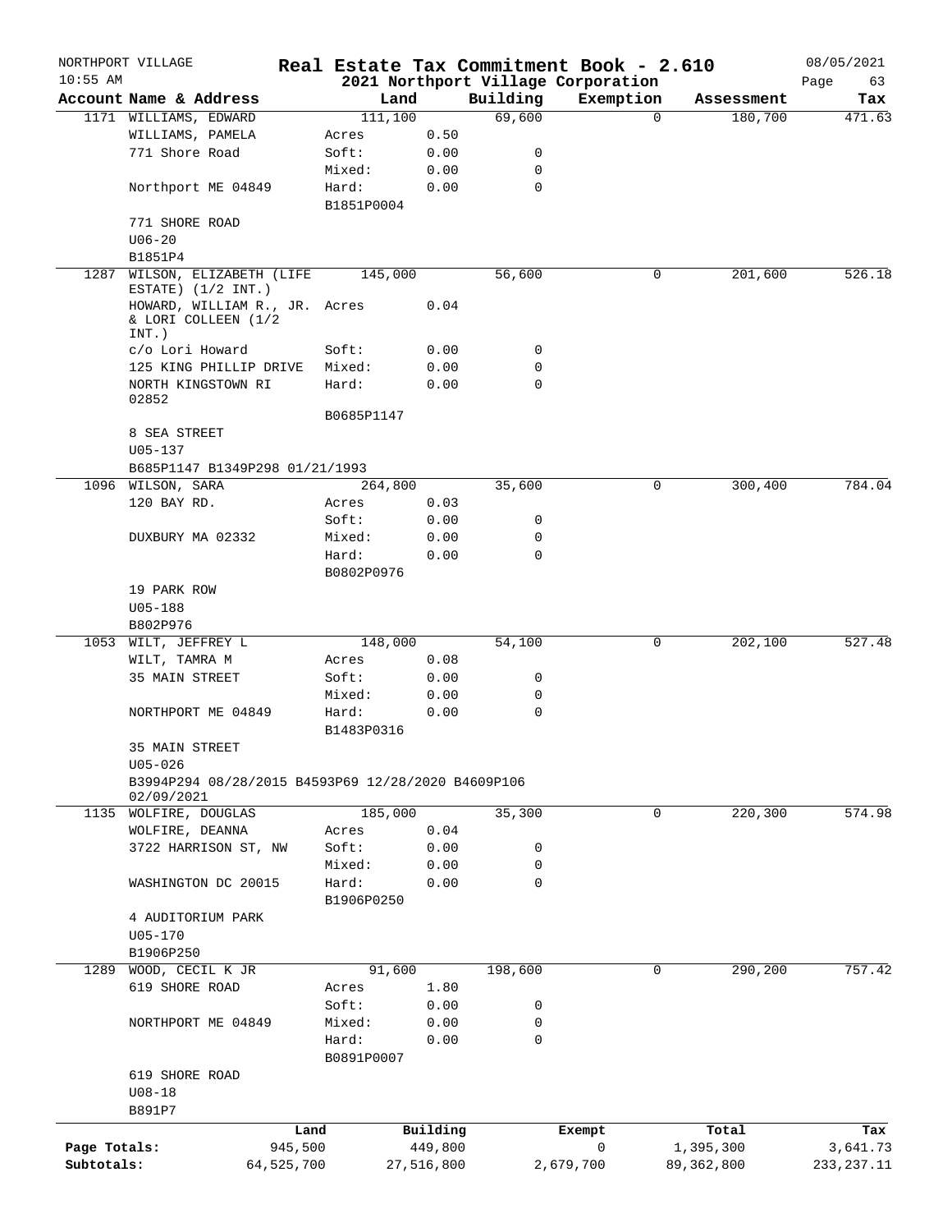NORTHPORT VILLAGE — Real Estate Tax Commitment Book - 2.610 — 08/05/2021

10:55 AM — 2021 Northport Village Corporation

| Account Name & Address | | Land | | Building | Exemption | Assessment | Tax |
|---|---|---|---|---|---|---|---|
| 1171 WILLIAMS, EDWARD | | 111,100 | | 69,600 | 0 | 180,700 | 471.63 |
| WILLIAMS, PAMELA | Acres | | 0.50 | | | | |
| 771 Shore Road | Soft: | | 0.00 | 0 | | | |
| | Mixed: | | 0.00 | 0 | | | |
| Northport ME 04849 | Hard: | | 0.00 | 0 | | | |
| | B1851P0004 | | | | | | |
| 771 SHORE ROAD | | | | | | | |
| U06-20 | | | | | | | |
| B1851P4 | | | | | | | |
| 1287 WILSON, ELIZABETH (LIFE ESTATE) (1/2 INT.) | | 145,000 | | 56,600 | 0 | 201,600 | 526.18 |
| HOWARD, WILLIAM R., JR. & LORI COLLEEN (1/2 INT.) | Acres | | 0.04 | | | | |
| c/o Lori Howard | Soft: | | 0.00 | 0 | | | |
| 125 KING PHILLIP DRIVE | Mixed: | | 0.00 | 0 | | | |
| NORTH KINGSTOWN RI 02852 | Hard: | | 0.00 | 0 | | | |
| | B0685P1147 | | | | | | |
| 8 SEA STREET | | | | | | | |
| U05-137 | | | | | | | |
| B685P1147 B1349P298 01/21/1993 | | | | | | | |
| 1096 WILSON, SARA | | 264,800 | | 35,600 | 0 | 300,400 | 784.04 |
| 120 BAY RD. | Acres | | 0.03 | | | | |
| | Soft: | | 0.00 | 0 | | | |
| DUXBURY MA 02332 | Mixed: | | 0.00 | 0 | | | |
| | Hard: | | 0.00 | 0 | | | |
| | B0802P0976 | | | | | | |
| 19 PARK ROW | | | | | | | |
| U05-188 | | | | | | | |
| B802P976 | | | | | | | |
| 1053 WILT, JEFFREY L | | 148,000 | | 54,100 | 0 | 202,100 | 527.48 |
| WILT, TAMRA M | Acres | | 0.08 | | | | |
| 35 MAIN STREET | Soft: | | 0.00 | 0 | | | |
| | Mixed: | | 0.00 | 0 | | | |
| NORTHPORT ME 04849 | Hard: | | 0.00 | 0 | | | |
| | B1483P0316 | | | | | | |
| 35 MAIN STREET | | | | | | | |
| U05-026 | | | | | | | |
| B3994P294 08/28/2015 B4593P69 12/28/2020 B4609P106 02/09/2021 | | | | | | | |
| 1135 WOLFIRE, DOUGLAS | | 185,000 | | 35,300 | 0 | 220,300 | 574.98 |
| WOLFIRE, DEANNA | Acres | | 0.04 | | | | |
| 3722 HARRISON ST, NW | Soft: | | 0.00 | 0 | | | |
| | Mixed: | | 0.00 | 0 | | | |
| WASHINGTON DC 20015 | Hard: | | 0.00 | 0 | | | |
| | B1906P0250 | | | | | | |
| 4 AUDITORIUM PARK | | | | | | | |
| U05-170 | | | | | | | |
| B1906P250 | | | | | | | |
| 1289 WOOD, CECIL K JR | | 91,600 | | 198,600 | 0 | 290,200 | 757.42 |
| 619 SHORE ROAD | Acres | | 1.80 | | | | |
| | Soft: | | 0.00 | 0 | | | |
| NORTHPORT ME 04849 | Mixed: | | 0.00 | 0 | | | |
| | Hard: | | 0.00 | 0 | | | |
| | B0891P0007 | | | | | | |
| 619 SHORE ROAD | | | | | | | |
| U08-18 | | | | | | | |
| B891P7 | | | | | | | |

| | Land | Building | Exempt | Total | Tax |
|---|---|---|---|---|---|
| Page Totals: | 945,500 | 449,800 | 0 | 1,395,300 | 3,641.73 |
| Subtotals: | 64,525,700 | 27,516,800 | 2,679,700 | 89,362,800 | 233,237.11 |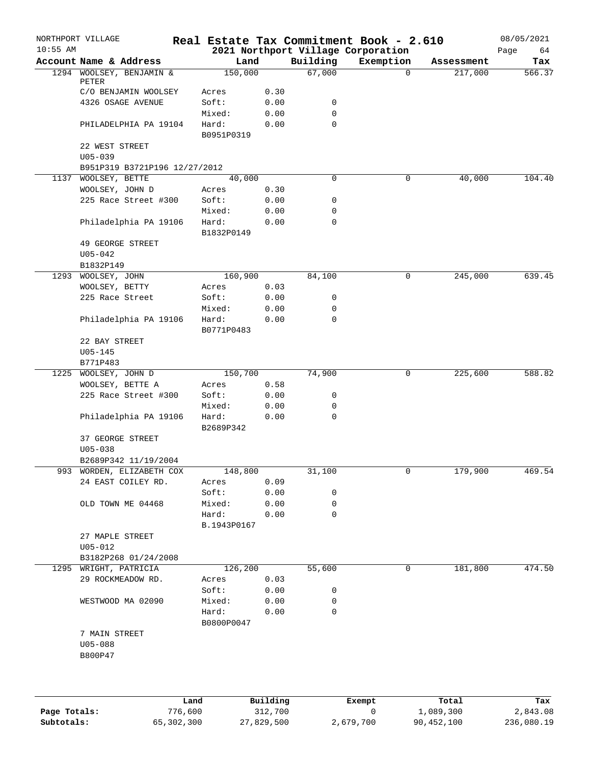NORTHPORT VILLAGE | Real Estate Tax Commitment Book - 2.610 | 08/05/2021
10:55 AM | 2021 Northport Village Corporation

| Account Name & Address | Land | | Building | Exemption | Assessment | Tax |
|---|---|---|---|---|---|---|
| 1294 WOOLSEY, BENJAMIN & PETER | 150,000 | | 67,000 | 0 | 217,000 | 566.37 |
| C/O BENJAMIN WOOLSEY | Acres | 0.30 | | | | |
| 4326 OSAGE AVENUE | Soft: | 0.00 | 0 | | | |
| | Mixed: | 0.00 | 0 | | | |
| PHILADELPHIA PA 19104 | Hard: | 0.00 | 0 | | | |
| | B0951P0319 | | | | | |
| 22 WEST STREET | | | | | | |
| U05-039 | | | | | | |
| B951P319 B3721P196 12/27/2012 | | | | | | |
| 1137 WOOLSEY, BETTE | 40,000 | | 0 | 0 | 40,000 | 104.40 |
| WOOLSEY, JOHN D | Acres | 0.30 | | | | |
| 225 Race Street #300 | Soft: | 0.00 | 0 | | | |
| | Mixed: | 0.00 | 0 | | | |
| Philadelphia PA 19106 | Hard: | 0.00 | 0 | | | |
| | B1832P0149 | | | | | |
| 49 GEORGE STREET | | | | | | |
| U05-042 | | | | | | |
| B1832P149 | | | | | | |
| 1293 WOOLSEY, JOHN | 160,900 | | 84,100 | 0 | 245,000 | 639.45 |
| WOOLSEY, BETTY | Acres | 0.03 | | | | |
| 225 Race Street | Soft: | 0.00 | 0 | | | |
| | Mixed: | 0.00 | 0 | | | |
| Philadelphia PA 19106 | Hard: | 0.00 | 0 | | | |
| | B0771P0483 | | | | | |
| 22 BAY STREET | | | | | | |
| U05-145 | | | | | | |
| B771P483 | | | | | | |
| 1225 WOOLSEY, JOHN D | 150,700 | | 74,900 | 0 | 225,600 | 588.82 |
| WOOLSEY, BETTE A | Acres | 0.58 | | | | |
| 225 Race Street #300 | Soft: | 0.00 | 0 | | | |
| | Mixed: | 0.00 | 0 | | | |
| Philadelphia PA 19106 | Hard: | 0.00 | 0 | | | |
| | B2689P342 | | | | | |
| 37 GEORGE STREET | | | | | | |
| U05-038 | | | | | | |
| B2689P342 11/19/2004 | | | | | | |
| 993 WORDEN, ELIZABETH COX | 148,800 | | 31,100 | 0 | 179,900 | 469.54 |
| 24 EAST COILEY RD. | Acres | 0.09 | | | | |
| | Soft: | 0.00 | 0 | | | |
| OLD TOWN ME 04468 | Mixed: | 0.00 | 0 | | | |
| | Hard: | 0.00 | 0 | | | |
| | B.1943P0167 | | | | | |
| 27 MAPLE STREET | | | | | | |
| U05-012 | | | | | | |
| B3182P268 01/24/2008 | | | | | | |
| 1295 WRIGHT, PATRICIA | 126,200 | | 55,600 | 0 | 181,800 | 474.50 |
| 29 ROCKMEADOW RD. | Acres | 0.03 | | | | |
| | Soft: | 0.00 | 0 | | | |
| WESTWOOD MA 02090 | Mixed: | 0.00 | 0 | | | |
| | Hard: | 0.00 | 0 | | | |
| | B0800P0047 | | | | | |
| 7 MAIN STREET | | | | | | |
| U05-088 | | | | | | |
| B800P47 | | | | | | |

| | Land | Building | Exempt | Total | Tax |
|---|---|---|---|---|---|
| Page Totals: | 776,600 | 312,700 | 0 | 1,089,300 | 2,843.08 |
| Subtotals: | 65,302,300 | 27,829,500 | 2,679,700 | 90,452,100 | 236,080.19 |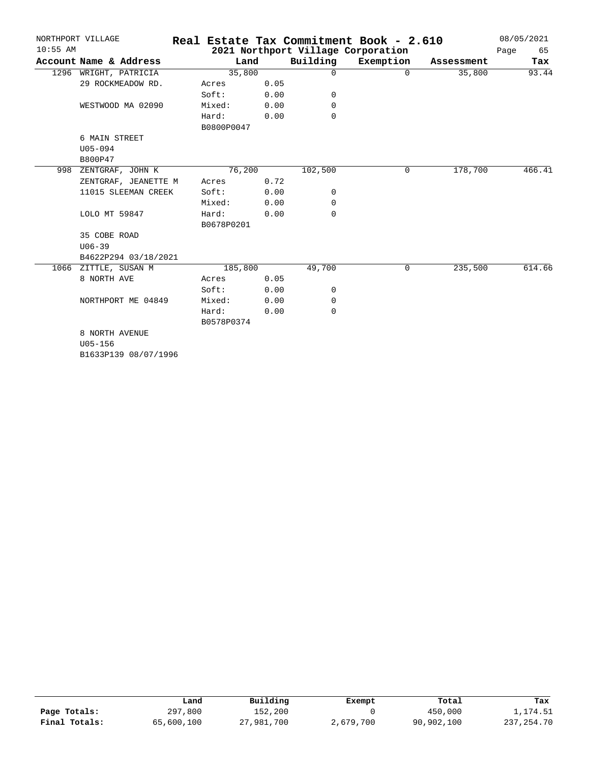NORTHPORT VILLAGE
10:55 AM

# Real Estate Tax Commitment Book - 2.610

## 2021 Northport Village Corporation

08/05/2021

| Account Name & Address | | Land | | Building | Exemption | Assessment | Tax |
|---|---|---|---|---|---|---|---|
| 1296 | WRIGHT, PATRICIA | 35,800 | | 0 | 0 | 35,800 | 93.44 |
| | 29 ROCKMEADOW RD. | Acres | 0.05 | | | | |
| | | Soft: | 0.00 | 0 | | | |
| | WESTWOOD MA 02090 | Mixed: | 0.00 | 0 | | | |
| | | Hard: | 0.00 | 0 | | | |
| | | B0800P0047 | | | | | |
| | 6 MAIN STREET | | | | | | |
| | U05-094 | | | | | | |
| | B800P47 | | | | | | |
| 998 | ZENTGRAF, JOHN K | 76,200 | | 102,500 | 0 | 178,700 | 466.41 |
| | ZENTGRAF, JEANETTE M | Acres | 0.72 | | | | |
| | 11015 SLEEMAN CREEK | Soft: | 0.00 | 0 | | | |
| | | Mixed: | 0.00 | 0 | | | |
| | LOLO MT 59847 | Hard: | 0.00 | 0 | | | |
| | | B0678P0201 | | | | | |
| | 35 COBE ROAD | | | | | | |
| | U06-39 | | | | | | |
| | B4622P294 03/18/2021 | | | | | | |
| 1066 | ZITTLE, SUSAN M | 185,800 | | 49,700 | 0 | 235,500 | 614.66 |
| | 8 NORTH AVE | Acres | 0.05 | | | | |
| | | Soft: | 0.00 | 0 | | | |
| | NORTHPORT ME 04849 | Mixed: | 0.00 | 0 | | | |
| | | Hard: | 0.00 | 0 | | | |
| | | B0578P0374 | | | | | |
| | 8 NORTH AVENUE | | | | | | |
| | U05-156 | | | | | | |
| | B1633P139 08/07/1996 | | | | | | |

| | Land | Building | Exempt | Total | Tax |
|---|---|---|---|---|---|
| Page Totals: | 297,800 | 152,200 | 0 | 450,000 | 1,174.51 |
| Final Totals: | 65,600,100 | 27,981,700 | 2,679,700 | 90,902,100 | 237,254.70 |